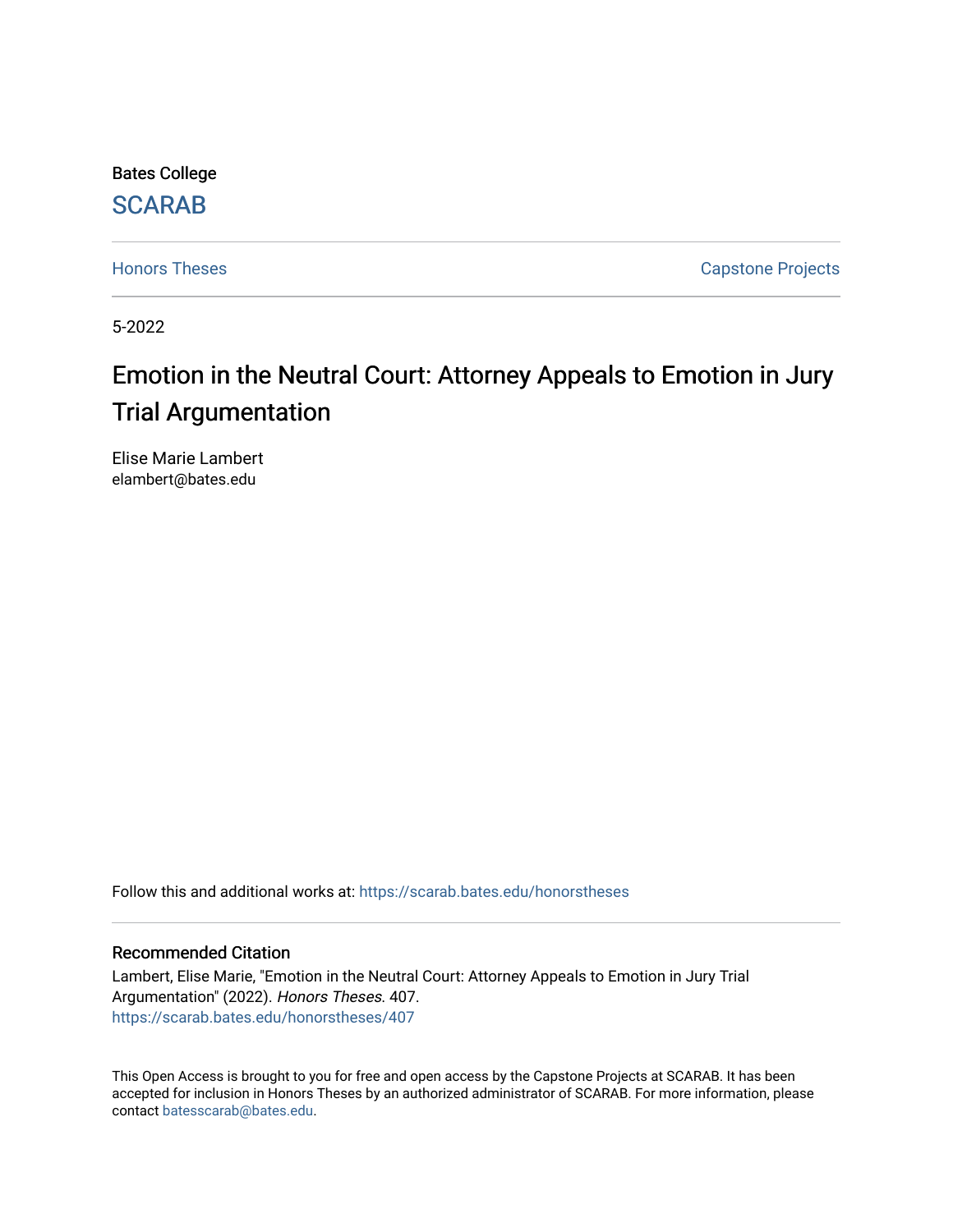Bates College

SCARAB

Honors Theses

Capstone Projects

5-2022

# Emotion in the Neutral Court: Attorney Appeals to Emotion in Jury Trial Argumentation

Elise Marie Lambert
elambert@bates.edu

Follow this and additional works at: https://scarab.bates.edu/honorstheses

## Recommended Citation

Lambert, Elise Marie, "Emotion in the Neutral Court: Attorney Appeals to Emotion in Jury Trial Argumentation" (2022). *Honors Theses*. 407.
https://scarab.bates.edu/honorstheses/407

This Open Access is brought to you for free and open access by the Capstone Projects at SCARAB. It has been accepted for inclusion in Honors Theses by an authorized administrator of SCARAB. For more information, please contact batesscarab@bates.edu.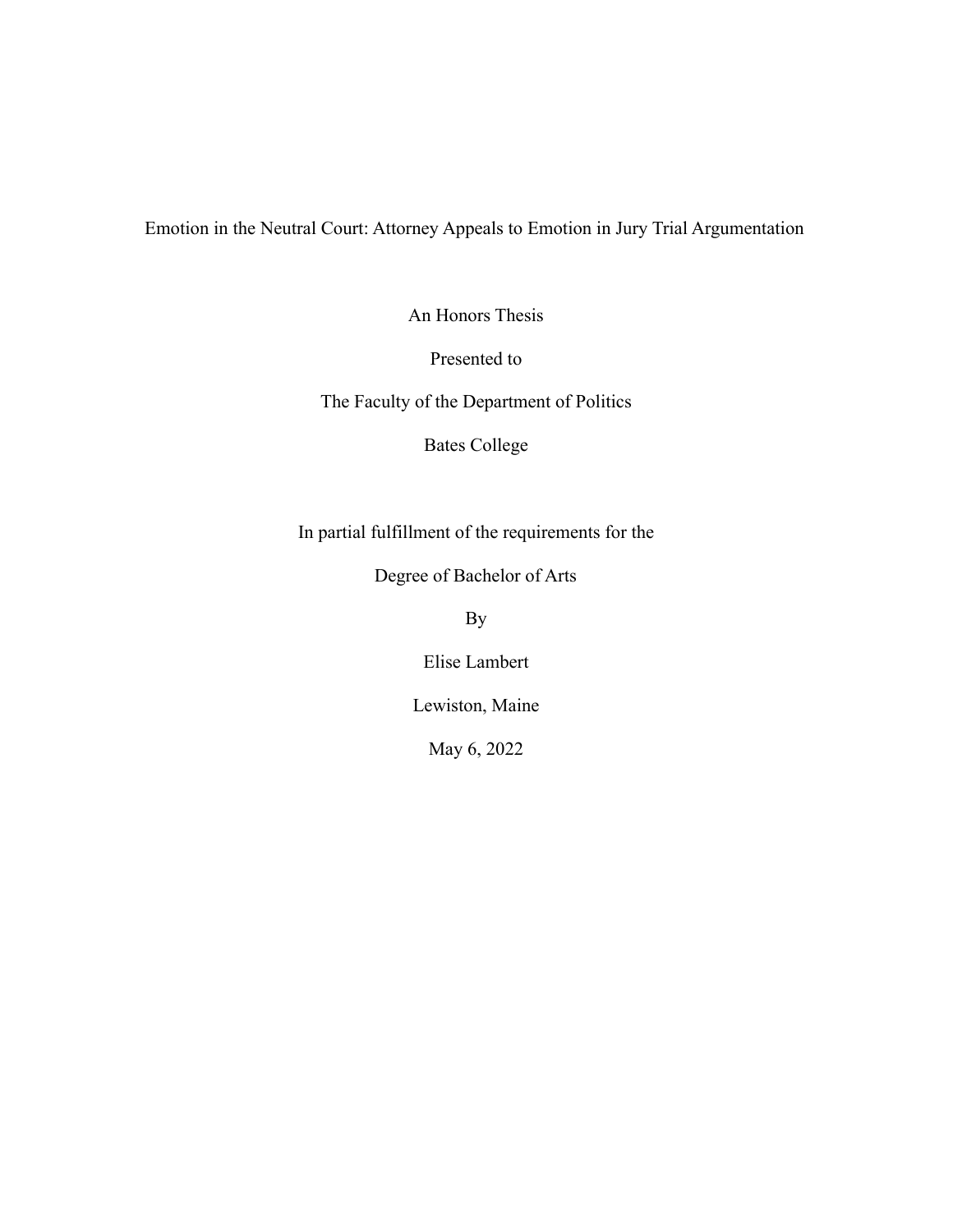# Emotion in the Neutral Court: Attorney Appeals to Emotion in Jury Trial Argumentation

An Honors Thesis

Presented to

The Faculty of the Department of Politics

Bates College

In partial fulfillment of the requirements for the

Degree of Bachelor of Arts

By

Elise Lambert

Lewiston, Maine

May 6, 2022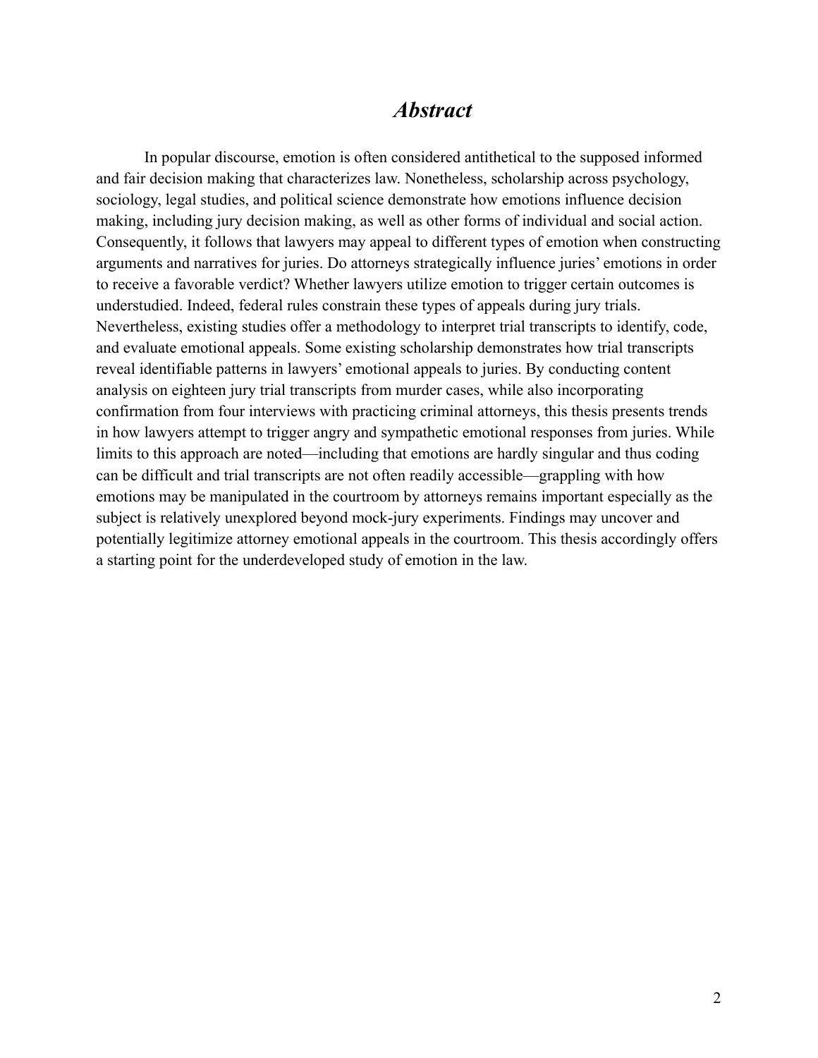## *Abstract*

In popular discourse, emotion is often considered antithetical to the supposed informed and fair decision making that characterizes law. Nonetheless, scholarship across psychology, sociology, legal studies, and political science demonstrate how emotions influence decision making, including jury decision making, as well as other forms of individual and social action. Consequently, it follows that lawyers may appeal to different types of emotion when constructing arguments and narratives for juries. Do attorneys strategically influence juries' emotions in order to receive a favorable verdict? Whether lawyers utilize emotion to trigger certain outcomes is understudied. Indeed, federal rules constrain these types of appeals during jury trials. Nevertheless, existing studies offer a methodology to interpret trial transcripts to identify, code, and evaluate emotional appeals. Some existing scholarship demonstrates how trial transcripts reveal identifiable patterns in lawyers' emotional appeals to juries. By conducting content analysis on eighteen jury trial transcripts from murder cases, while also incorporating confirmation from four interviews with practicing criminal attorneys, this thesis presents trends in how lawyers attempt to trigger angry and sympathetic emotional responses from juries. While limits to this approach are noted—including that emotions are hardly singular and thus coding can be difficult and trial transcripts are not often readily accessible—grappling with how emotions may be manipulated in the courtroom by attorneys remains important especially as the subject is relatively unexplored beyond mock-jury experiments. Findings may uncover and potentially legitimize attorney emotional appeals in the courtroom. This thesis accordingly offers a starting point for the underdeveloped study of emotion in the law.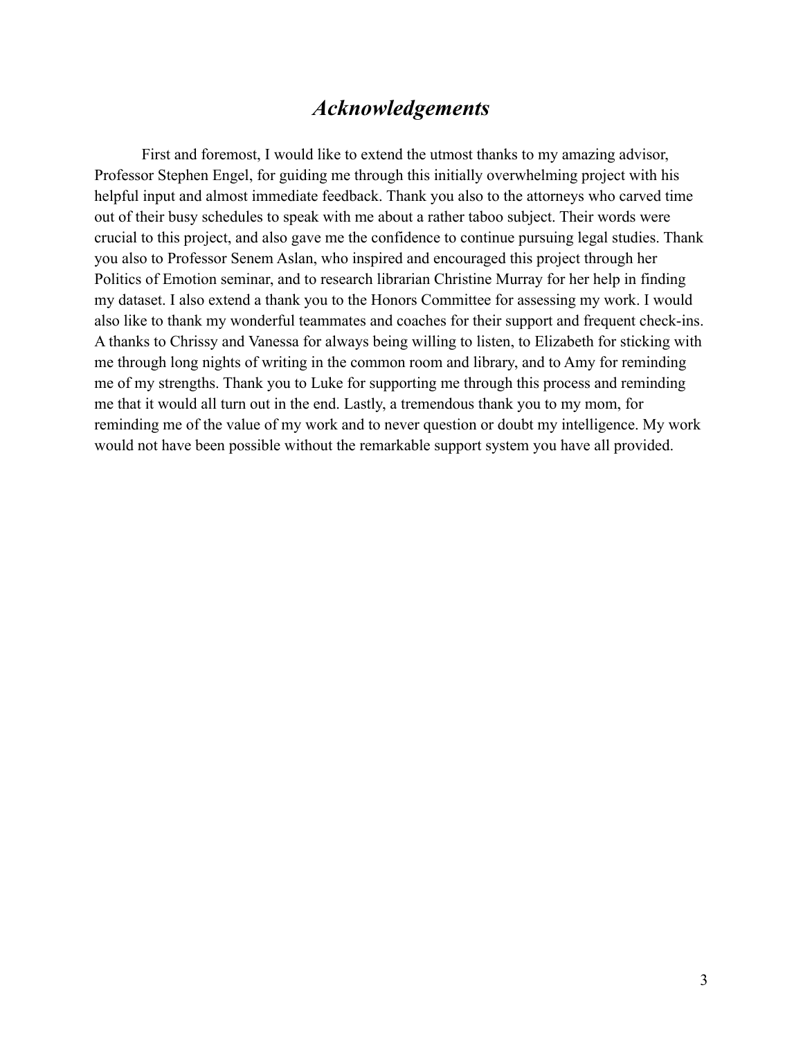# *Acknowledgements*

First and foremost, I would like to extend the utmost thanks to my amazing advisor, Professor Stephen Engel, for guiding me through this initially overwhelming project with his helpful input and almost immediate feedback. Thank you also to the attorneys who carved time out of their busy schedules to speak with me about a rather taboo subject. Their words were crucial to this project, and also gave me the confidence to continue pursuing legal studies. Thank you also to Professor Senem Aslan, who inspired and encouraged this project through her Politics of Emotion seminar, and to research librarian Christine Murray for her help in finding my dataset. I also extend a thank you to the Honors Committee for assessing my work. I would also like to thank my wonderful teammates and coaches for their support and frequent check-ins. A thanks to Chrissy and Vanessa for always being willing to listen, to Elizabeth for sticking with me through long nights of writing in the common room and library, and to Amy for reminding me of my strengths. Thank you to Luke for supporting me through this process and reminding me that it would all turn out in the end. Lastly, a tremendous thank you to my mom, for reminding me of the value of my work and to never question or doubt my intelligence. My work would not have been possible without the remarkable support system you have all provided.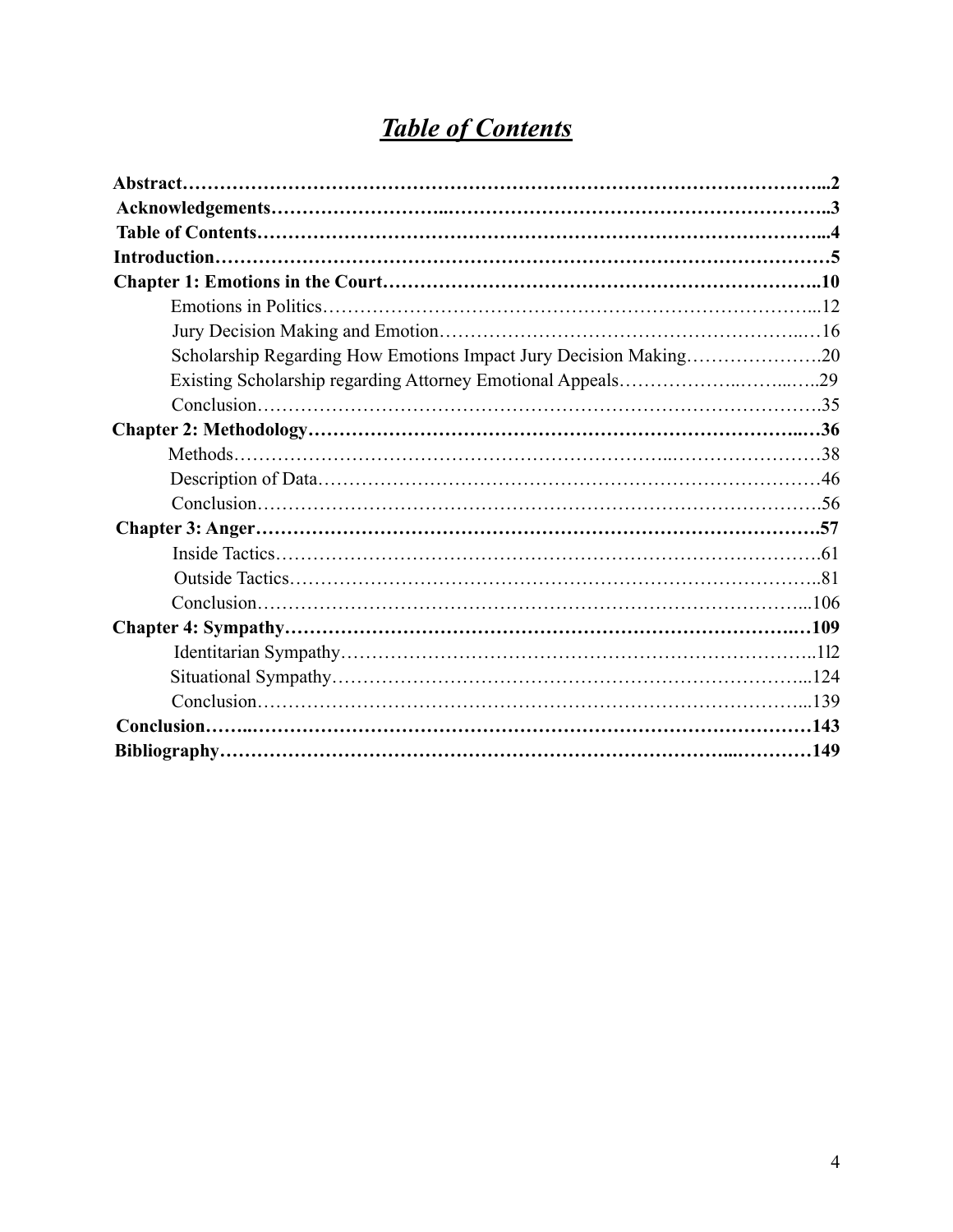# ***Table of Contents***

**Abstract**……………………………………………………………………………………...**2**
**Acknowledgements**……………………..…………………………………………………..**3**
**Table of Contents**…………………………………………………………………………...**4**
**Introduction**…………………………………………………………………………………**5**
**Chapter 1: Emotions in the Court**…………………………………………………………..**10**
- Emotions in Politics……………………………………………………………………...12
- Jury Decision Making and Emotion……………………………………………………..…16
- Scholarship Regarding How Emotions Impact Jury Decision Making………………….20
- Existing Scholarship regarding Attorney Emotional Appeals……………….……..…..29
- Conclusion…………………………………………………………………………….35

**Chapter 2: Methodology**……………………………………………………………………..…**36**
- Methods…………………………………………………………..……………………38
- Description of Data……………………………………………………………………46
- Conclusion…………………………………………………………………………….56

**Chapter 3: Anger**…………………………………………………………………………….**57**
- Inside Tactics………………………………………………………………………….61
- Outside Tactics………………………………………………………………………..81
- Conclusion…………………………………………………………………………...106

**Chapter 4: Sympathy**………………………………………………………………………..…**109**
- Identitarian Sympathy…………………………………………………………………..112
- Situational Sympathy………………………………………………………………...124
- Conclusion…………………………………………………………………………...139

**Conclusion**……..……………………………………………………………………………**143**
**Bibliography**……………………………………………………………………...…………**149**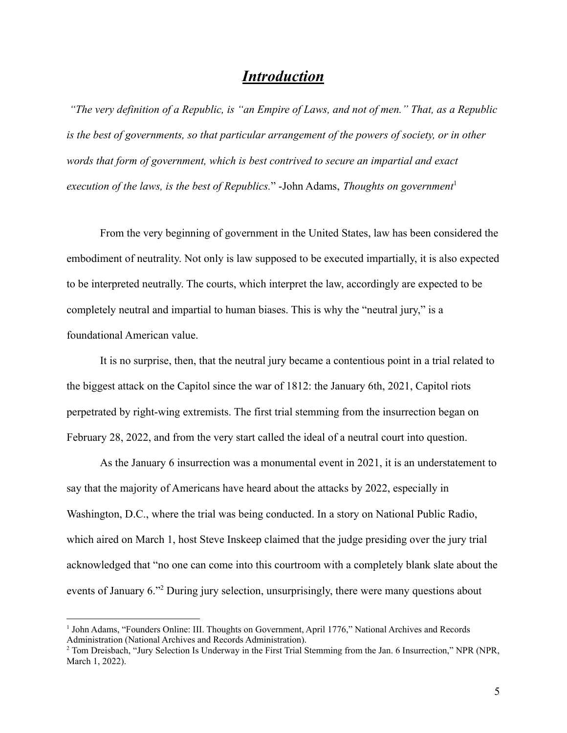# ***Introduction***

*"The very definition of a Republic, is "an Empire of Laws, and not of men." That, as a Republic is the best of governments, so that particular arrangement of the powers of society, or in other words that form of government, which is best contrived to secure an impartial and exact execution of the laws, is the best of Republics.*" -John Adams, *Thoughts on government*[1]

From the very beginning of government in the United States, law has been considered the embodiment of neutrality. Not only is law supposed to be executed impartially, it is also expected to be interpreted neutrally. The courts, which interpret the law, accordingly are expected to be completely neutral and impartial to human biases. This is why the "neutral jury," is a foundational American value.

It is no surprise, then, that the neutral jury became a contentious point in a trial related to the biggest attack on the Capitol since the war of 1812: the January 6th, 2021, Capitol riots perpetrated by right-wing extremists. The first trial stemming from the insurrection began on February 28, 2022, and from the very start called the ideal of a neutral court into question.

As the January 6 insurrection was a monumental event in 2021, it is an understatement to say that the majority of Americans have heard about the attacks by 2022, especially in Washington, D.C., where the trial was being conducted. In a story on National Public Radio, which aired on March 1, host Steve Inskeep claimed that the judge presiding over the jury trial acknowledged that "no one can come into this courtroom with a completely blank slate about the events of January 6."[2] During jury selection, unsurprisingly, there were many questions about

---

[1] John Adams, "Founders Online: III. Thoughts on Government, April 1776," National Archives and Records Administration (National Archives and Records Administration).

[2] Tom Dreisbach, "Jury Selection Is Underway in the First Trial Stemming from the Jan. 6 Insurrection," NPR (NPR, March 1, 2022).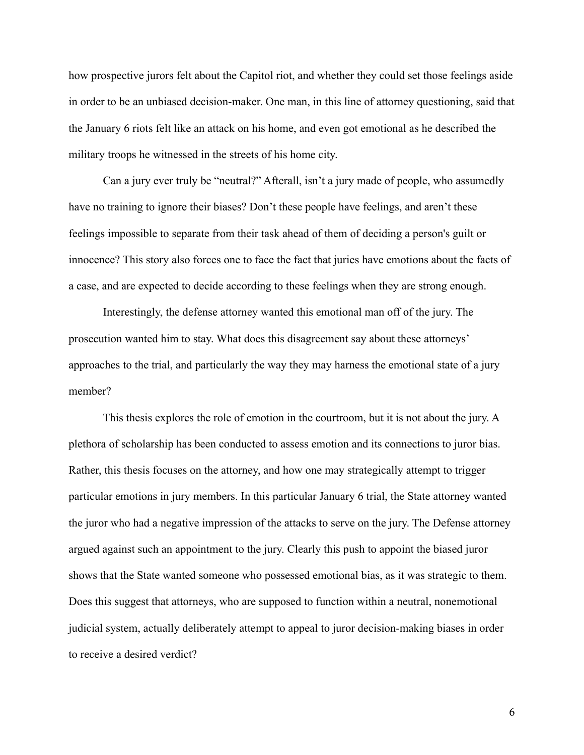how prospective jurors felt about the Capitol riot, and whether they could set those feelings aside in order to be an unbiased decision-maker. One man, in this line of attorney questioning, said that the January 6 riots felt like an attack on his home, and even got emotional as he described the military troops he witnessed in the streets of his home city.

Can a jury ever truly be "neutral?" Afterall, isn't a jury made of people, who assumedly have no training to ignore their biases? Don't these people have feelings, and aren't these feelings impossible to separate from their task ahead of them of deciding a person's guilt or innocence? This story also forces one to face the fact that juries have emotions about the facts of a case, and are expected to decide according to these feelings when they are strong enough.

Interestingly, the defense attorney wanted this emotional man off of the jury. The prosecution wanted him to stay. What does this disagreement say about these attorneys' approaches to the trial, and particularly the way they may harness the emotional state of a jury member?

This thesis explores the role of emotion in the courtroom, but it is not about the jury. A plethora of scholarship has been conducted to assess emotion and its connections to juror bias. Rather, this thesis focuses on the attorney, and how one may strategically attempt to trigger particular emotions in jury members. In this particular January 6 trial, the State attorney wanted the juror who had a negative impression of the attacks to serve on the jury. The Defense attorney argued against such an appointment to the jury. Clearly this push to appoint the biased juror shows that the State wanted someone who possessed emotional bias, as it was strategic to them. Does this suggest that attorneys, who are supposed to function within a neutral, nonemotional judicial system, actually deliberately attempt to appeal to juror decision-making biases in order to receive a desired verdict?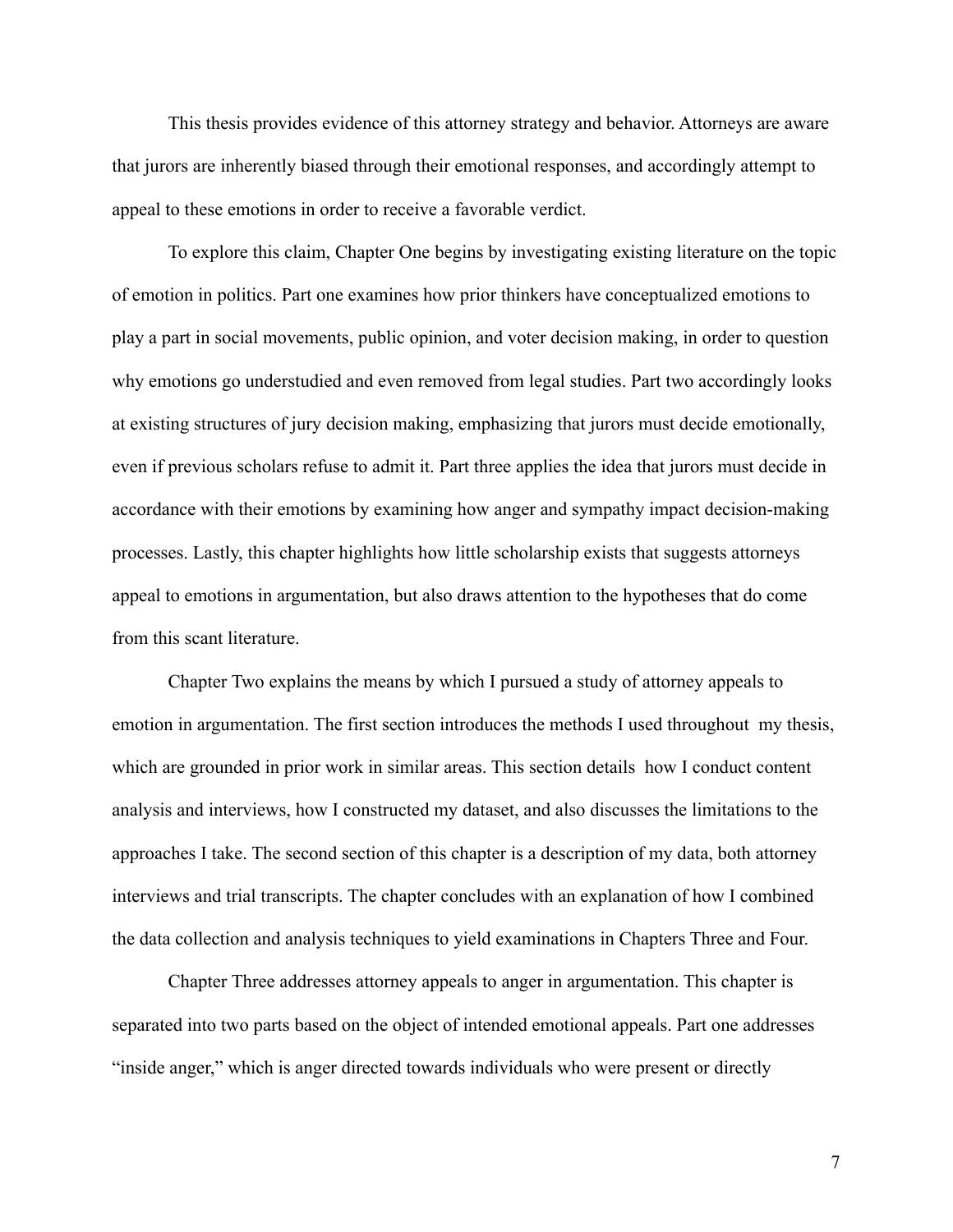This thesis provides evidence of this attorney strategy and behavior. Attorneys are aware that jurors are inherently biased through their emotional responses, and accordingly attempt to appeal to these emotions in order to receive a favorable verdict.

To explore this claim, Chapter One begins by investigating existing literature on the topic of emotion in politics. Part one examines how prior thinkers have conceptualized emotions to play a part in social movements, public opinion, and voter decision making, in order to question why emotions go understudied and even removed from legal studies. Part two accordingly looks at existing structures of jury decision making, emphasizing that jurors must decide emotionally, even if previous scholars refuse to admit it. Part three applies the idea that jurors must decide in accordance with their emotions by examining how anger and sympathy impact decision-making processes. Lastly, this chapter highlights how little scholarship exists that suggests attorneys appeal to emotions in argumentation, but also draws attention to the hypotheses that do come from this scant literature.

Chapter Two explains the means by which I pursued a study of attorney appeals to emotion in argumentation. The first section introduces the methods I used throughout my thesis, which are grounded in prior work in similar areas. This section details how I conduct content analysis and interviews, how I constructed my dataset, and also discusses the limitations to the approaches I take. The second section of this chapter is a description of my data, both attorney interviews and trial transcripts. The chapter concludes with an explanation of how I combined the data collection and analysis techniques to yield examinations in Chapters Three and Four.

Chapter Three addresses attorney appeals to anger in argumentation. This chapter is separated into two parts based on the object of intended emotional appeals. Part one addresses "inside anger," which is anger directed towards individuals who were present or directly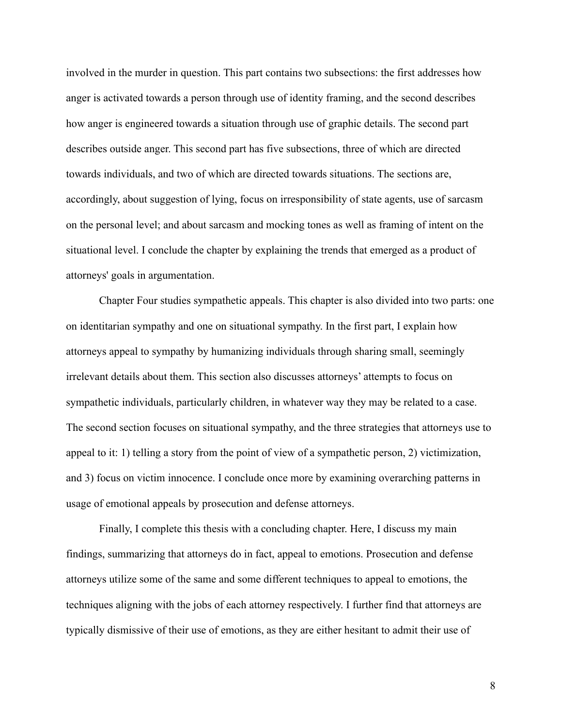involved in the murder in question. This part contains two subsections: the first addresses how anger is activated towards a person through use of identity framing, and the second describes how anger is engineered towards a situation through use of graphic details. The second part describes outside anger. This second part has five subsections, three of which are directed towards individuals, and two of which are directed towards situations. The sections are, accordingly, about suggestion of lying, focus on irresponsibility of state agents, use of sarcasm on the personal level; and about sarcasm and mocking tones as well as framing of intent on the situational level. I conclude the chapter by explaining the trends that emerged as a product of attorneys' goals in argumentation.

Chapter Four studies sympathetic appeals. This chapter is also divided into two parts: one on identitarian sympathy and one on situational sympathy. In the first part, I explain how attorneys appeal to sympathy by humanizing individuals through sharing small, seemingly irrelevant details about them. This section also discusses attorneys' attempts to focus on sympathetic individuals, particularly children, in whatever way they may be related to a case. The second section focuses on situational sympathy, and the three strategies that attorneys use to appeal to it: 1) telling a story from the point of view of a sympathetic person, 2) victimization, and 3) focus on victim innocence. I conclude once more by examining overarching patterns in usage of emotional appeals by prosecution and defense attorneys.

Finally, I complete this thesis with a concluding chapter. Here, I discuss my main findings, summarizing that attorneys do in fact, appeal to emotions. Prosecution and defense attorneys utilize some of the same and some different techniques to appeal to emotions, the techniques aligning with the jobs of each attorney respectively. I further find that attorneys are typically dismissive of their use of emotions, as they are either hesitant to admit their use of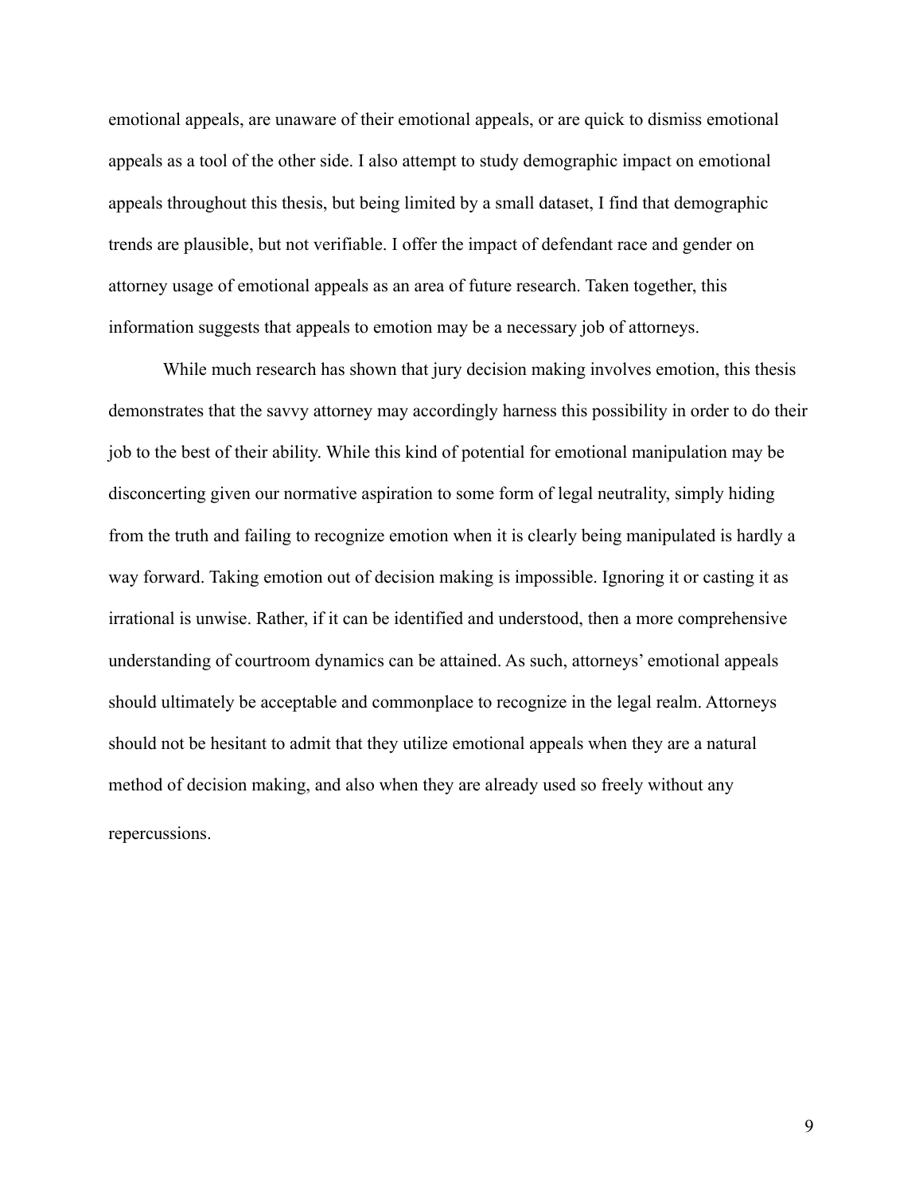emotional appeals, are unaware of their emotional appeals, or are quick to dismiss emotional appeals as a tool of the other side. I also attempt to study demographic impact on emotional appeals throughout this thesis, but being limited by a small dataset, I find that demographic trends are plausible, but not verifiable. I offer the impact of defendant race and gender on attorney usage of emotional appeals as an area of future research. Taken together, this information suggests that appeals to emotion may be a necessary job of attorneys.

While much research has shown that jury decision making involves emotion, this thesis demonstrates that the savvy attorney may accordingly harness this possibility in order to do their job to the best of their ability. While this kind of potential for emotional manipulation may be disconcerting given our normative aspiration to some form of legal neutrality, simply hiding from the truth and failing to recognize emotion when it is clearly being manipulated is hardly a way forward. Taking emotion out of decision making is impossible. Ignoring it or casting it as irrational is unwise. Rather, if it can be identified and understood, then a more comprehensive understanding of courtroom dynamics can be attained. As such, attorneys' emotional appeals should ultimately be acceptable and commonplace to recognize in the legal realm. Attorneys should not be hesitant to admit that they utilize emotional appeals when they are a natural method of decision making, and also when they are already used so freely without any repercussions.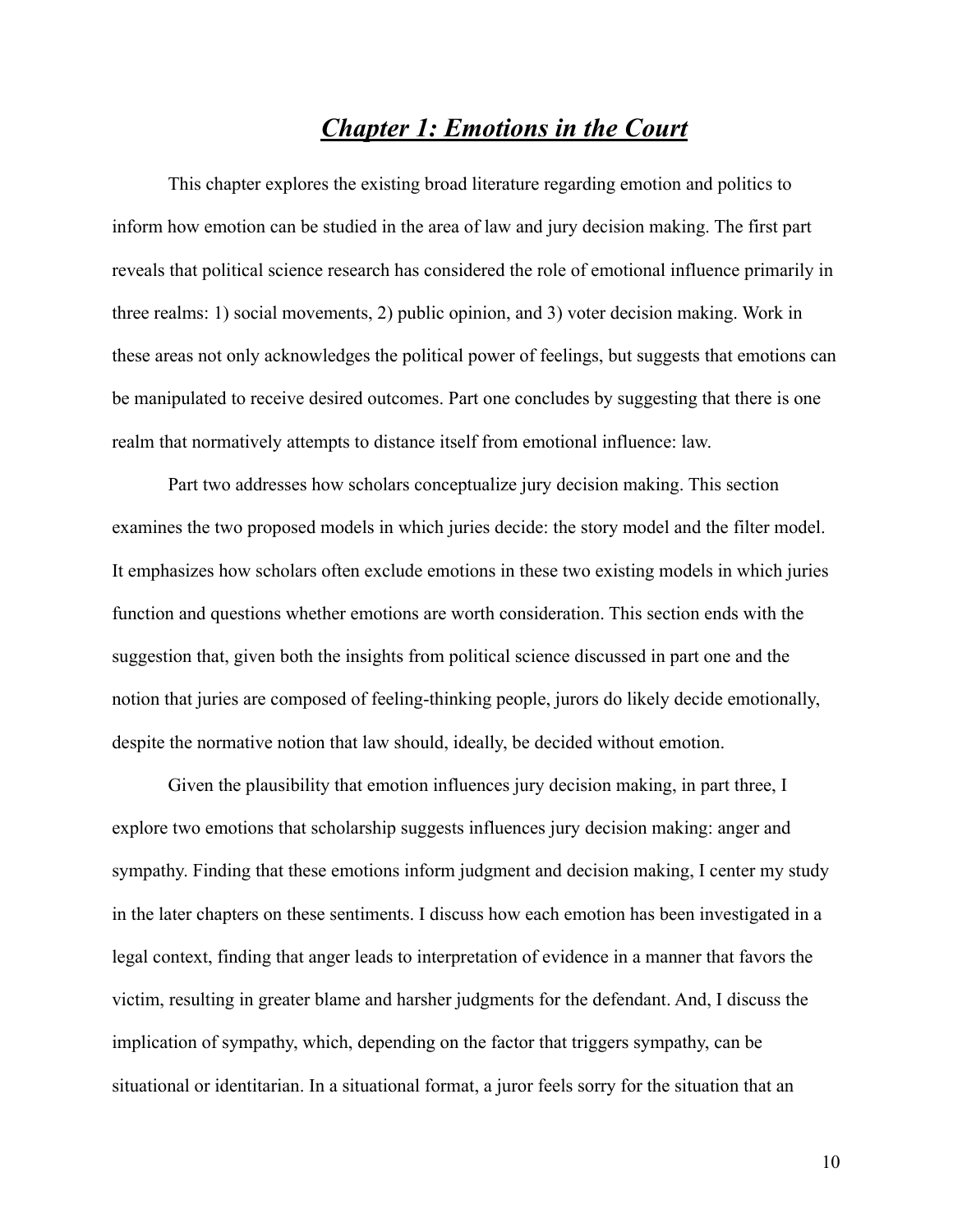# ***Chapter 1: Emotions in the Court***

This chapter explores the existing broad literature regarding emotion and politics to inform how emotion can be studied in the area of law and jury decision making. The first part reveals that political science research has considered the role of emotional influence primarily in three realms: 1) social movements, 2) public opinion, and 3) voter decision making. Work in these areas not only acknowledges the political power of feelings, but suggests that emotions can be manipulated to receive desired outcomes. Part one concludes by suggesting that there is one realm that normatively attempts to distance itself from emotional influence: law.

Part two addresses how scholars conceptualize jury decision making. This section examines the two proposed models in which juries decide: the story model and the filter model. It emphasizes how scholars often exclude emotions in these two existing models in which juries function and questions whether emotions are worth consideration. This section ends with the suggestion that, given both the insights from political science discussed in part one and the notion that juries are composed of feeling-thinking people, jurors do likely decide emotionally, despite the normative notion that law should, ideally, be decided without emotion.

Given the plausibility that emotion influences jury decision making, in part three, I explore two emotions that scholarship suggests influences jury decision making: anger and sympathy. Finding that these emotions inform judgment and decision making, I center my study in the later chapters on these sentiments. I discuss how each emotion has been investigated in a legal context, finding that anger leads to interpretation of evidence in a manner that favors the victim, resulting in greater blame and harsher judgments for the defendant. And, I discuss the implication of sympathy, which, depending on the factor that triggers sympathy, can be situational or identitarian. In a situational format, a juror feels sorry for the situation that an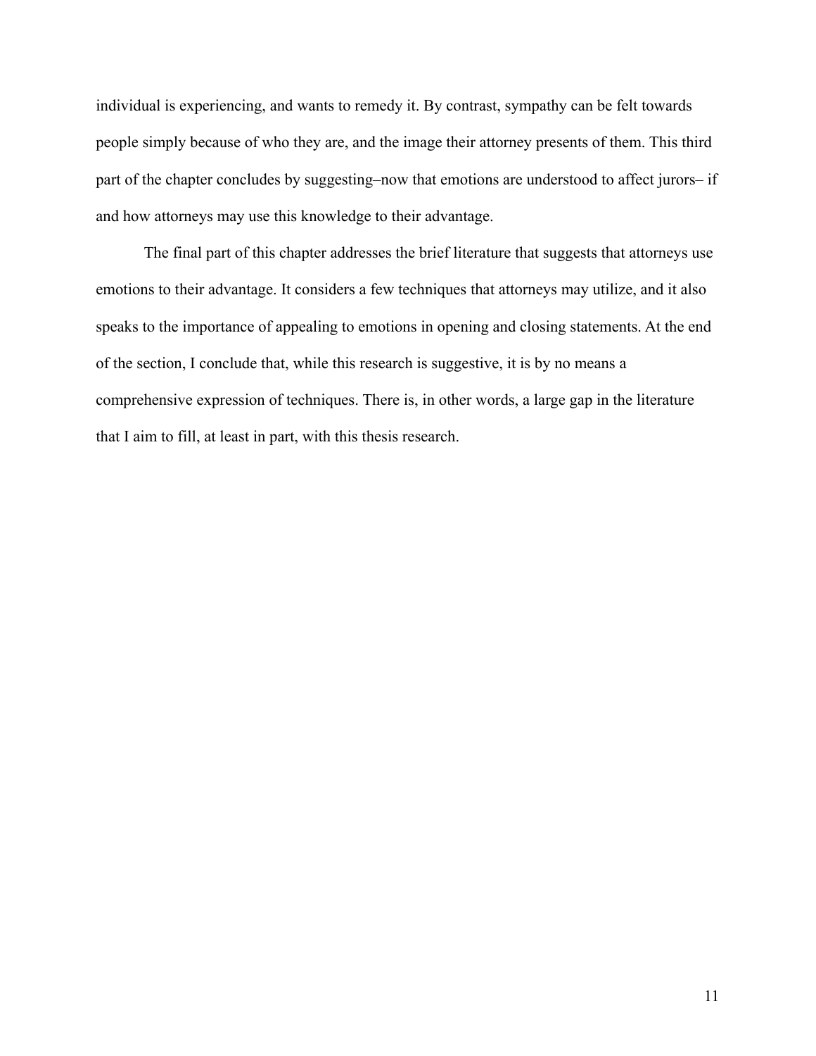individual is experiencing, and wants to remedy it. By contrast, sympathy can be felt towards people simply because of who they are, and the image their attorney presents of them. This third part of the chapter concludes by suggesting–now that emotions are understood to affect jurors– if and how attorneys may use this knowledge to their advantage.

The final part of this chapter addresses the brief literature that suggests that attorneys use emotions to their advantage. It considers a few techniques that attorneys may utilize, and it also speaks to the importance of appealing to emotions in opening and closing statements. At the end of the section, I conclude that, while this research is suggestive, it is by no means a comprehensive expression of techniques. There is, in other words, a large gap in the literature that I aim to fill, at least in part, with this thesis research.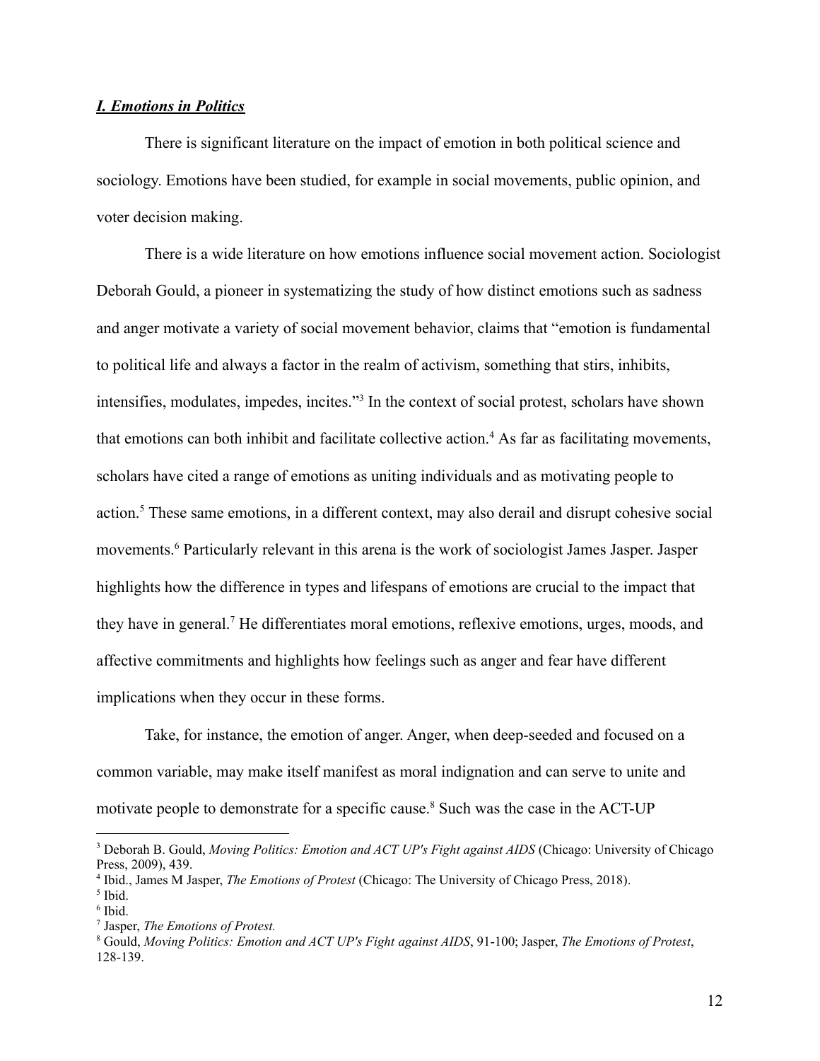### ***I. Emotions in Politics***

There is significant literature on the impact of emotion in both political science and sociology. Emotions have been studied, for example in social movements, public opinion, and voter decision making.

There is a wide literature on how emotions influence social movement action. Sociologist Deborah Gould, a pioneer in systematizing the study of how distinct emotions such as sadness and anger motivate a variety of social movement behavior, claims that "emotion is fundamental to political life and always a factor in the realm of activism, something that stirs, inhibits, intensifies, modulates, impedes, incites."[3] In the context of social protest, scholars have shown that emotions can both inhibit and facilitate collective action.[4] As far as facilitating movements, scholars have cited a range of emotions as uniting individuals and as motivating people to action.[5] These same emotions, in a different context, may also derail and disrupt cohesive social movements.[6] Particularly relevant in this arena is the work of sociologist James Jasper. Jasper highlights how the difference in types and lifespans of emotions are crucial to the impact that they have in general.[7] He differentiates moral emotions, reflexive emotions, urges, moods, and affective commitments and highlights how feelings such as anger and fear have different implications when they occur in these forms.

Take, for instance, the emotion of anger. Anger, when deep-seeded and focused on a common variable, may make itself manifest as moral indignation and can serve to unite and motivate people to demonstrate for a specific cause.[8] Such was the case in the ACT-UP

---

[3] Deborah B. Gould, *Moving Politics: Emotion and ACT UP's Fight against AIDS* (Chicago: University of Chicago Press, 2009), 439.

[4] Ibid., James M Jasper, *The Emotions of Protest* (Chicago: The University of Chicago Press, 2018).

[5] Ibid.

[6] Ibid.

[7] Jasper, *The Emotions of Protest.*

[8] Gould, *Moving Politics: Emotion and ACT UP's Fight against AIDS*, 91-100; Jasper, *The Emotions of Protest*, 128-139.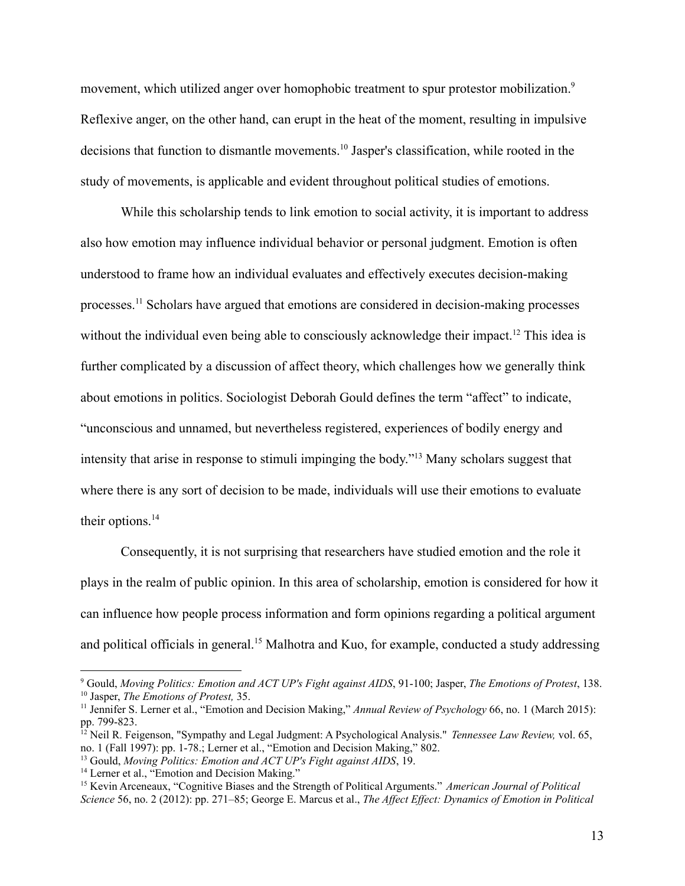movement, which utilized anger over homophobic treatment to spur protestor mobilization.[9] Reflexive anger, on the other hand, can erupt in the heat of the moment, resulting in impulsive decisions that function to dismantle movements.[10] Jasper's classification, while rooted in the study of movements, is applicable and evident throughout political studies of emotions.

While this scholarship tends to link emotion to social activity, it is important to address also how emotion may influence individual behavior or personal judgment. Emotion is often understood to frame how an individual evaluates and effectively executes decision-making processes.[11] Scholars have argued that emotions are considered in decision-making processes without the individual even being able to consciously acknowledge their impact.[12] This idea is further complicated by a discussion of affect theory, which challenges how we generally think about emotions in politics. Sociologist Deborah Gould defines the term "affect" to indicate, "unconscious and unnamed, but nevertheless registered, experiences of bodily energy and intensity that arise in response to stimuli impinging the body."[13] Many scholars suggest that where there is any sort of decision to be made, individuals will use their emotions to evaluate their options.[14]

Consequently, it is not surprising that researchers have studied emotion and the role it plays in the realm of public opinion. In this area of scholarship, emotion is considered for how it can influence how people process information and form opinions regarding a political argument and political officials in general.[15] Malhotra and Kuo, for example, conducted a study addressing

---

[9] Gould, *Moving Politics: Emotion and ACT UP's Fight against AIDS*, 91-100; Jasper, *The Emotions of Protest*, 138.

[10] Jasper, *The Emotions of Protest,* 35.

[11] Jennifer S. Lerner et al., "Emotion and Decision Making," *Annual Review of Psychology* 66, no. 1 (March 2015): pp. 799-823.

[12] Neil R. Feigenson, "Sympathy and Legal Judgment: A Psychological Analysis." *Tennessee Law Review,* vol. 65, no. 1 (Fall 1997): pp. 1-78.; Lerner et al., "Emotion and Decision Making," 802.

[13] Gould, *Moving Politics: Emotion and ACT UP's Fight against AIDS*, 19.

[14] Lerner et al., "Emotion and Decision Making."

[15] Kevin Arceneaux, "Cognitive Biases and the Strength of Political Arguments." *American Journal of Political Science* 56, no. 2 (2012): pp. 271–85; George E. Marcus et al., *The Affect Effect: Dynamics of Emotion in Political*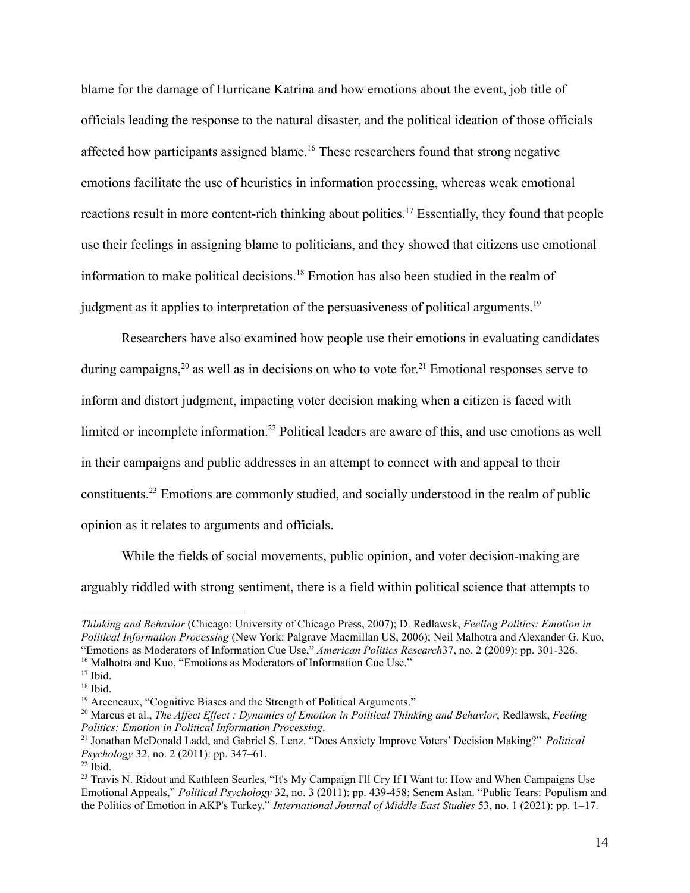blame for the damage of Hurricane Katrina and how emotions about the event, job title of officials leading the response to the natural disaster, and the political ideation of those officials affected how participants assigned blame.[16] These researchers found that strong negative emotions facilitate the use of heuristics in information processing, whereas weak emotional reactions result in more content-rich thinking about politics.[17] Essentially, they found that people use their feelings in assigning blame to politicians, and they showed that citizens use emotional information to make political decisions.[18] Emotion has also been studied in the realm of judgment as it applies to interpretation of the persuasiveness of political arguments.[19]

Researchers have also examined how people use their emotions in evaluating candidates during campaigns,[20] as well as in decisions on who to vote for.[21] Emotional responses serve to inform and distort judgment, impacting voter decision making when a citizen is faced with limited or incomplete information.[22] Political leaders are aware of this, and use emotions as well in their campaigns and public addresses in an attempt to connect with and appeal to their constituents.[23] Emotions are commonly studied, and socially understood in the realm of public opinion as it relates to arguments and officials.

While the fields of social movements, public opinion, and voter decision-making are arguably riddled with strong sentiment, there is a field within political science that attempts to

---

*Thinking and Behavior* (Chicago: University of Chicago Press, 2007); D. Redlawsk, *Feeling Politics: Emotion in Political Information Processing* (New York: Palgrave Macmillan US, 2006); Neil Malhotra and Alexander G. Kuo, "Emotions as Moderators of Information Cue Use," *American Politics Research*37, no. 2 (2009): pp. 301-326.

[16] Malhotra and Kuo, "Emotions as Moderators of Information Cue Use."

[17] Ibid.

[18] Ibid.

[19] Arceneaux, "Cognitive Biases and the Strength of Political Arguments."

[20] Marcus et al., *The Affect Effect : Dynamics of Emotion in Political Thinking and Behavior*; Redlawsk, *Feeling Politics: Emotion in Political Information Processing*.

[21] Jonathan McDonald Ladd, and Gabriel S. Lenz. "Does Anxiety Improve Voters' Decision Making?" *Political Psychology* 32, no. 2 (2011): pp. 347–61.

[22] Ibid.

[23] Travis N. Ridout and Kathleen Searles, "It's My Campaign I'll Cry If I Want to: How and When Campaigns Use Emotional Appeals," *Political Psychology* 32, no. 3 (2011): pp. 439-458; Senem Aslan. "Public Tears: Populism and the Politics of Emotion in AKP's Turkey." *International Journal of Middle East Studies* 53, no. 1 (2021): pp. 1–17.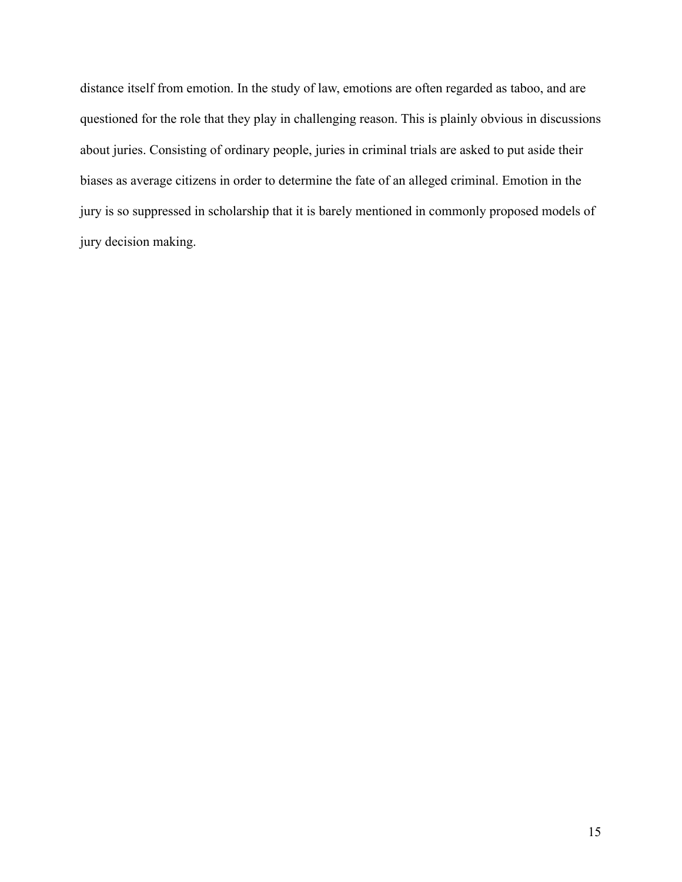distance itself from emotion. In the study of law, emotions are often regarded as taboo, and are questioned for the role that they play in challenging reason. This is plainly obvious in discussions about juries. Consisting of ordinary people, juries in criminal trials are asked to put aside their biases as average citizens in order to determine the fate of an alleged criminal. Emotion in the jury is so suppressed in scholarship that it is barely mentioned in commonly proposed models of jury decision making.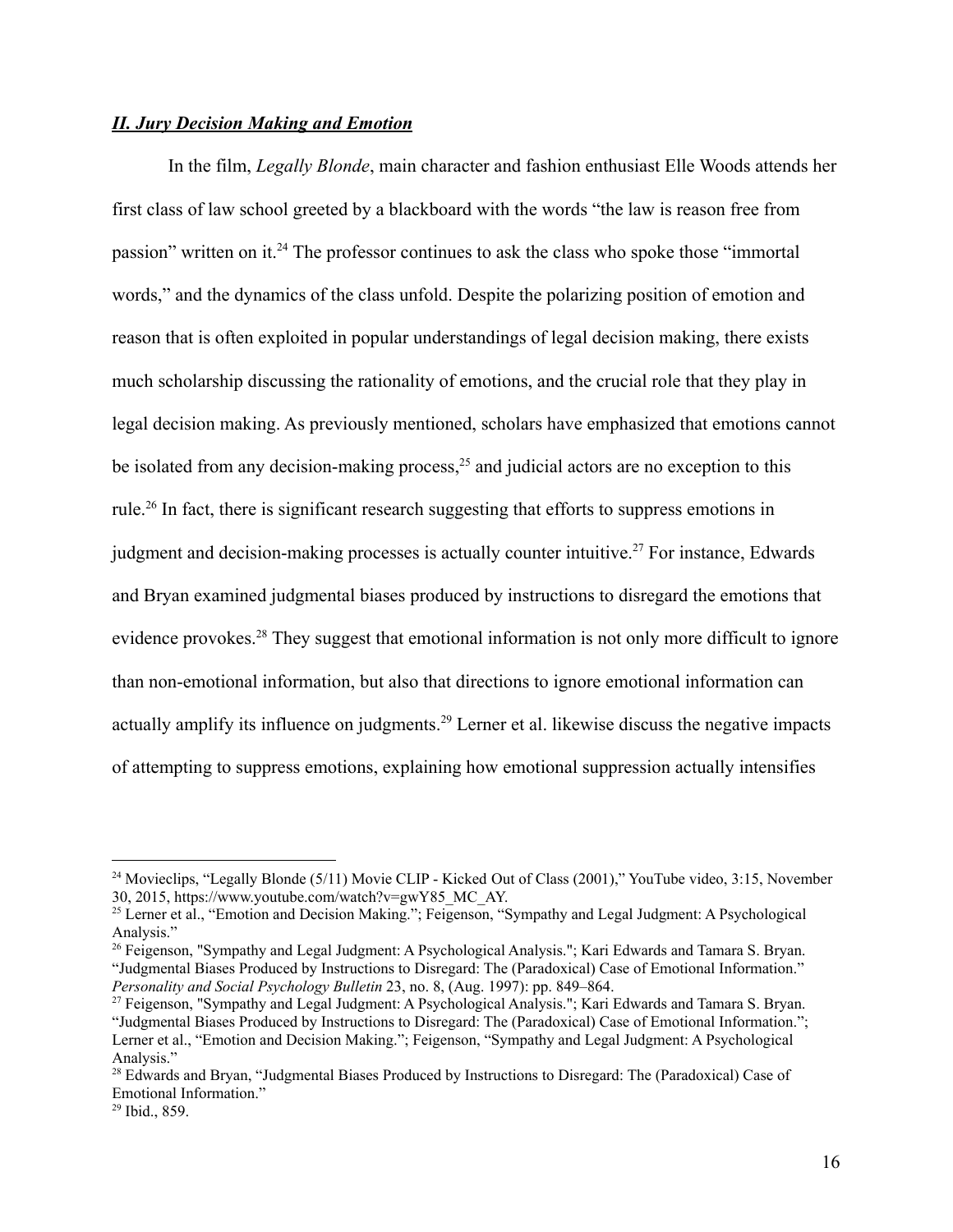## ***II. Jury Decision Making and Emotion***

In the film, *Legally Blonde*, main character and fashion enthusiast Elle Woods attends her first class of law school greeted by a blackboard with the words "the law is reason free from passion" written on it.[24] The professor continues to ask the class who spoke those "immortal words," and the dynamics of the class unfold. Despite the polarizing position of emotion and reason that is often exploited in popular understandings of legal decision making, there exists much scholarship discussing the rationality of emotions, and the crucial role that they play in legal decision making. As previously mentioned, scholars have emphasized that emotions cannot be isolated from any decision-making process,[25] and judicial actors are no exception to this rule.[26] In fact, there is significant research suggesting that efforts to suppress emotions in judgment and decision-making processes is actually counter intuitive.[27] For instance, Edwards and Bryan examined judgmental biases produced by instructions to disregard the emotions that evidence provokes.[28] They suggest that emotional information is not only more difficult to ignore than non-emotional information, but also that directions to ignore emotional information can actually amplify its influence on judgments.[29] Lerner et al. likewise discuss the negative impacts of attempting to suppress emotions, explaining how emotional suppression actually intensifies

---

[24] Movieclips, "Legally Blonde (5/11) Movie CLIP - Kicked Out of Class (2001)," YouTube video, 3:15, November 30, 2015, https://www.youtube.com/watch?v=gwY85_MC_AY.

[25] Lerner et al., "Emotion and Decision Making."; Feigenson, "Sympathy and Legal Judgment: A Psychological Analysis."

[26] Feigenson, "Sympathy and Legal Judgment: A Psychological Analysis."; Kari Edwards and Tamara S. Bryan. "Judgmental Biases Produced by Instructions to Disregard: The (Paradoxical) Case of Emotional Information." *Personality and Social Psychology Bulletin* 23, no. 8, (Aug. 1997): pp. 849–864.

[27] Feigenson, "Sympathy and Legal Judgment: A Psychological Analysis."; Kari Edwards and Tamara S. Bryan. "Judgmental Biases Produced by Instructions to Disregard: The (Paradoxical) Case of Emotional Information."; Lerner et al., "Emotion and Decision Making."; Feigenson, "Sympathy and Legal Judgment: A Psychological Analysis."

[28] Edwards and Bryan, "Judgmental Biases Produced by Instructions to Disregard: The (Paradoxical) Case of Emotional Information."

[29] Ibid., 859.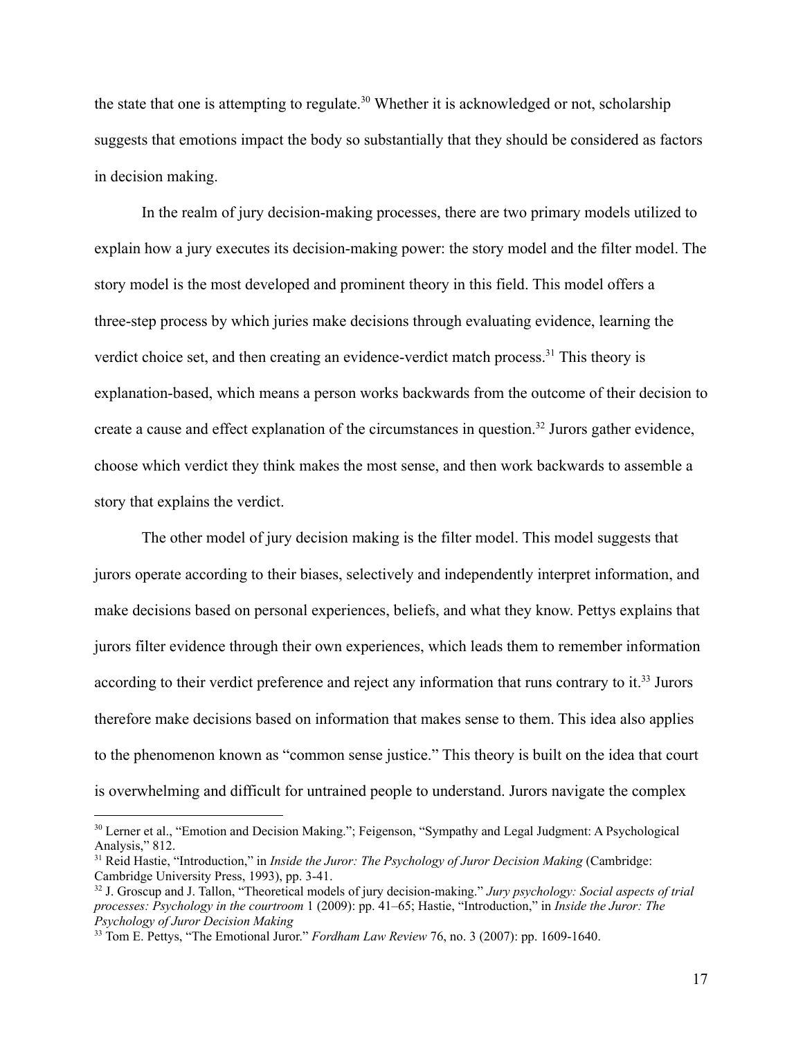the state that one is attempting to regulate.[30] Whether it is acknowledged or not, scholarship suggests that emotions impact the body so substantially that they should be considered as factors in decision making.

In the realm of jury decision-making processes, there are two primary models utilized to explain how a jury executes its decision-making power: the story model and the filter model. The story model is the most developed and prominent theory in this field. This model offers a three-step process by which juries make decisions through evaluating evidence, learning the verdict choice set, and then creating an evidence-verdict match process.[31] This theory is explanation-based, which means a person works backwards from the outcome of their decision to create a cause and effect explanation of the circumstances in question.[32] Jurors gather evidence, choose which verdict they think makes the most sense, and then work backwards to assemble a story that explains the verdict.

The other model of jury decision making is the filter model. This model suggests that jurors operate according to their biases, selectively and independently interpret information, and make decisions based on personal experiences, beliefs, and what they know. Pettys explains that jurors filter evidence through their own experiences, which leads them to remember information according to their verdict preference and reject any information that runs contrary to it.[33] Jurors therefore make decisions based on information that makes sense to them. This idea also applies to the phenomenon known as "common sense justice." This theory is built on the idea that court is overwhelming and difficult for untrained people to understand. Jurors navigate the complex

---

[30] Lerner et al., "Emotion and Decision Making."; Feigenson, "Sympathy and Legal Judgment: A Psychological Analysis," 812.

[31] Reid Hastie, "Introduction," in *Inside the Juror: The Psychology of Juror Decision Making* (Cambridge: Cambridge University Press, 1993), pp. 3-41.

[32] J. Groscup and J. Tallon, "Theoretical models of jury decision-making." *Jury psychology: Social aspects of trial processes: Psychology in the courtroom* 1 (2009): pp. 41–65; Hastie, "Introduction," in *Inside the Juror: The Psychology of Juror Decision Making*

[33] Tom E. Pettys, "The Emotional Juror." *Fordham Law Review* 76, no. 3 (2007): pp. 1609-1640.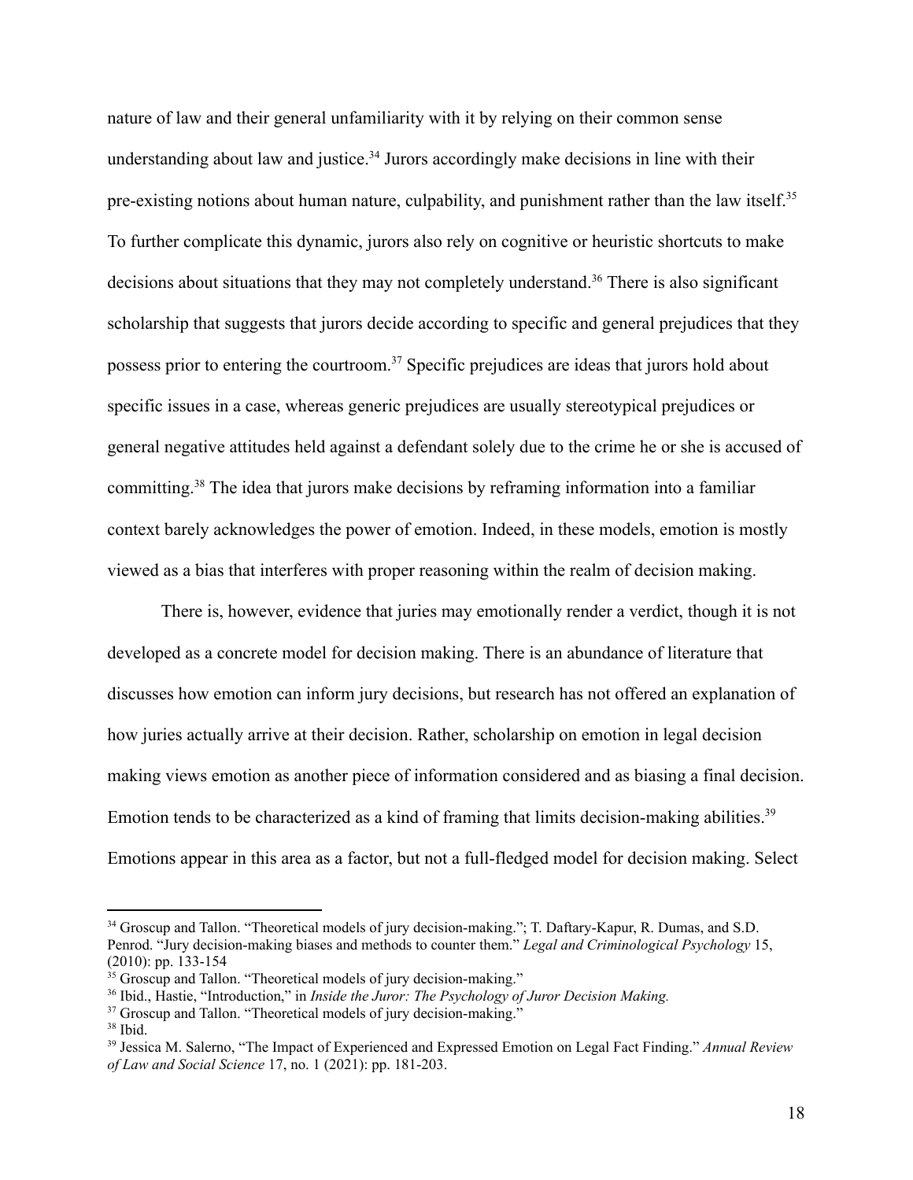nature of law and their general unfamiliarity with it by relying on their common sense understanding about law and justice.[34] Jurors accordingly make decisions in line with their pre-existing notions about human nature, culpability, and punishment rather than the law itself.[35] To further complicate this dynamic, jurors also rely on cognitive or heuristic shortcuts to make decisions about situations that they may not completely understand.[36] There is also significant scholarship that suggests that jurors decide according to specific and general prejudices that they possess prior to entering the courtroom.[37] Specific prejudices are ideas that jurors hold about specific issues in a case, whereas generic prejudices are usually stereotypical prejudices or general negative attitudes held against a defendant solely due to the crime he or she is accused of committing.[38] The idea that jurors make decisions by reframing information into a familiar context barely acknowledges the power of emotion. Indeed, in these models, emotion is mostly viewed as a bias that interferes with proper reasoning within the realm of decision making.

There is, however, evidence that juries may emotionally render a verdict, though it is not developed as a concrete model for decision making. There is an abundance of literature that discusses how emotion can inform jury decisions, but research has not offered an explanation of how juries actually arrive at their decision. Rather, scholarship on emotion in legal decision making views emotion as another piece of information considered and as biasing a final decision. Emotion tends to be characterized as a kind of framing that limits decision-making abilities.[39] Emotions appear in this area as a factor, but not a full-fledged model for decision making. Select

---

[34] Groscup and Tallon. "Theoretical models of jury decision-making."; T. Daftary-Kapur, R. Dumas, and S.D. Penrod. "Jury decision-making biases and methods to counter them." *Legal and Criminological Psychology* 15, (2010): pp. 133-154

[35] Groscup and Tallon. "Theoretical models of jury decision-making."

[36] Ibid., Hastie, "Introduction," in *Inside the Juror: The Psychology of Juror Decision Making.*

[37] Groscup and Tallon. "Theoretical models of jury decision-making."

[38] Ibid.

[39] Jessica M. Salerno, "The Impact of Experienced and Expressed Emotion on Legal Fact Finding." *Annual Review of Law and Social Science* 17, no. 1 (2021): pp. 181-203.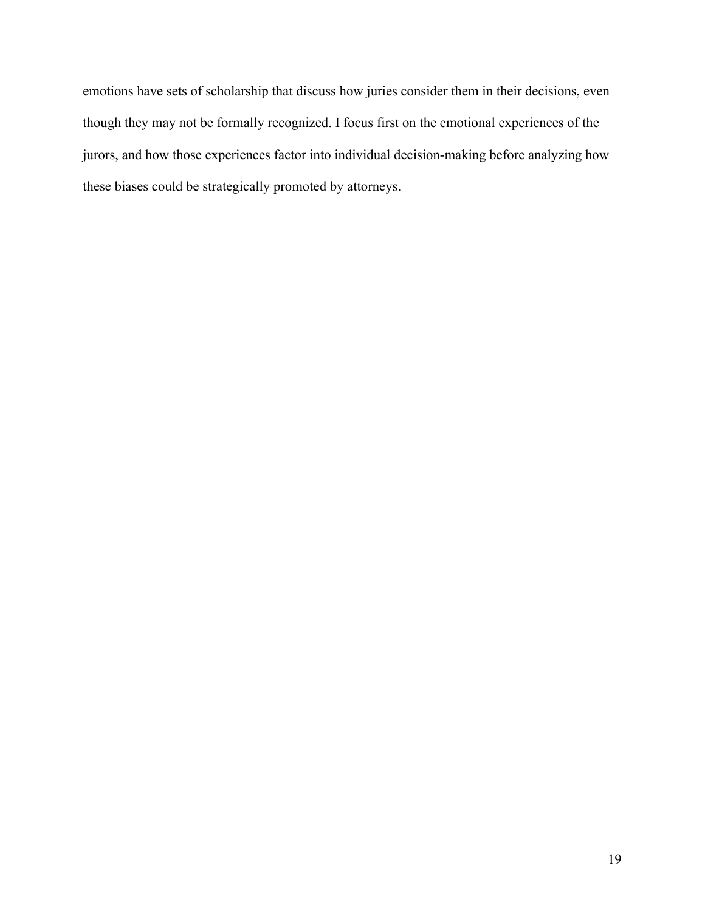emotions have sets of scholarship that discuss how juries consider them in their decisions, even though they may not be formally recognized. I focus first on the emotional experiences of the jurors, and how those experiences factor into individual decision-making before analyzing how these biases could be strategically promoted by attorneys.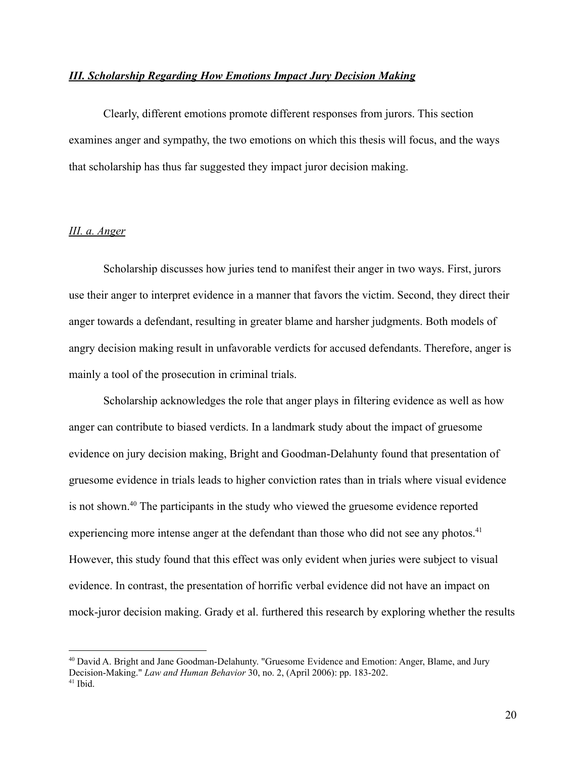## ***III. Scholarship Regarding How Emotions Impact Jury Decision Making***

Clearly, different emotions promote different responses from jurors. This section examines anger and sympathy, the two emotions on which this thesis will focus, and the ways that scholarship has thus far suggested they impact juror decision making.

### *III. a. Anger*

Scholarship discusses how juries tend to manifest their anger in two ways. First, jurors use their anger to interpret evidence in a manner that favors the victim. Second, they direct their anger towards a defendant, resulting in greater blame and harsher judgments. Both models of angry decision making result in unfavorable verdicts for accused defendants. Therefore, anger is mainly a tool of the prosecution in criminal trials.

Scholarship acknowledges the role that anger plays in filtering evidence as well as how anger can contribute to biased verdicts. In a landmark study about the impact of gruesome evidence on jury decision making, Bright and Goodman-Delahunty found that presentation of gruesome evidence in trials leads to higher conviction rates than in trials where visual evidence is not shown.[40] The participants in the study who viewed the gruesome evidence reported experiencing more intense anger at the defendant than those who did not see any photos.[41] However, this study found that this effect was only evident when juries were subject to visual evidence. In contrast, the presentation of horrific verbal evidence did not have an impact on mock-juror decision making. Grady et al. furthered this research by exploring whether the results

---

[40] David A. Bright and Jane Goodman-Delahunty. "Gruesome Evidence and Emotion: Anger, Blame, and Jury Decision-Making." *Law and Human Behavior* 30, no. 2, (April 2006): pp. 183-202.

[41] Ibid.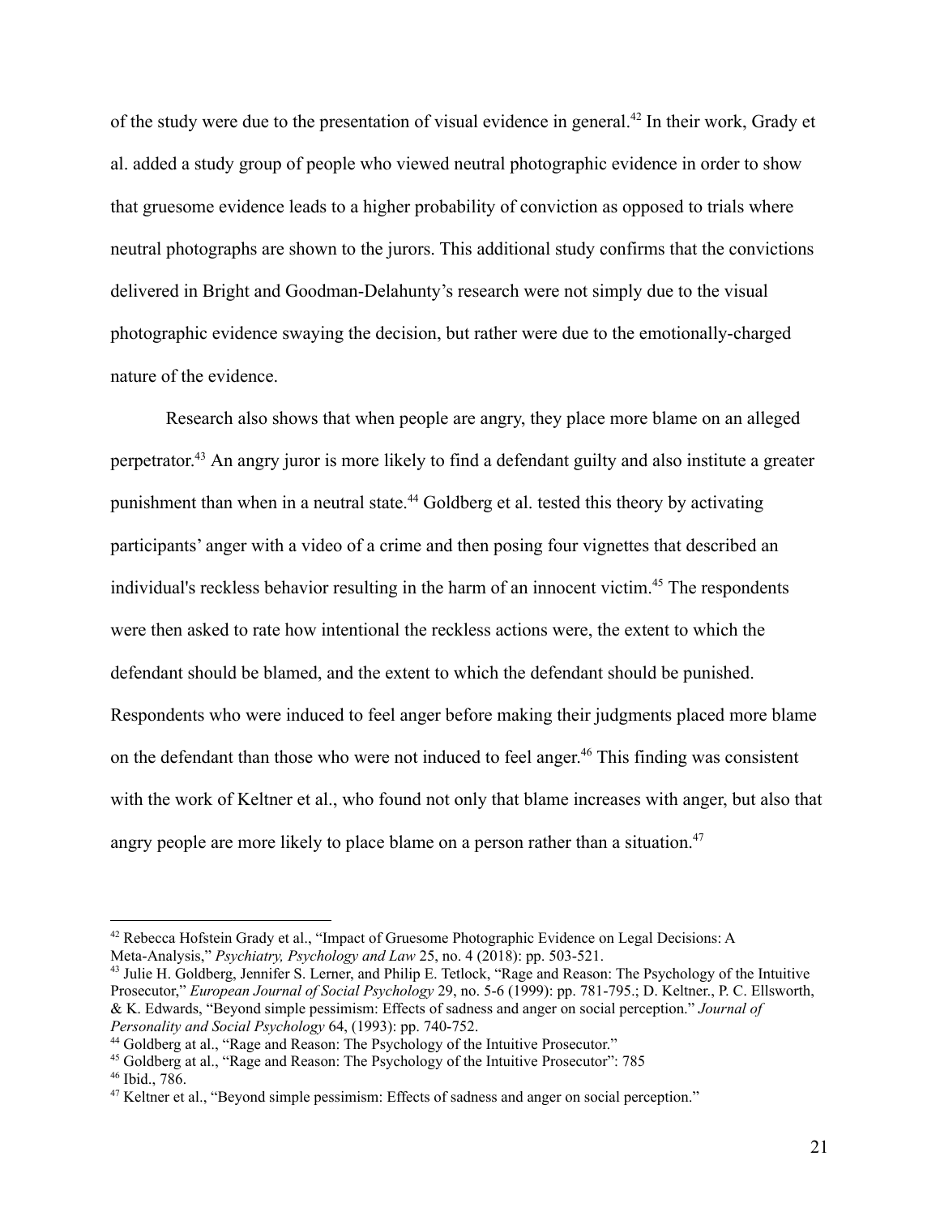of the study were due to the presentation of visual evidence in general.[42] In their work, Grady et al. added a study group of people who viewed neutral photographic evidence in order to show that gruesome evidence leads to a higher probability of conviction as opposed to trials where neutral photographs are shown to the jurors. This additional study confirms that the convictions delivered in Bright and Goodman-Delahunty's research were not simply due to the visual photographic evidence swaying the decision, but rather were due to the emotionally-charged nature of the evidence.

Research also shows that when people are angry, they place more blame on an alleged perpetrator.[43] An angry juror is more likely to find a defendant guilty and also institute a greater punishment than when in a neutral state.[44] Goldberg et al. tested this theory by activating participants' anger with a video of a crime and then posing four vignettes that described an individual's reckless behavior resulting in the harm of an innocent victim.[45] The respondents were then asked to rate how intentional the reckless actions were, the extent to which the defendant should be blamed, and the extent to which the defendant should be punished. Respondents who were induced to feel anger before making their judgments placed more blame on the defendant than those who were not induced to feel anger.[46] This finding was consistent with the work of Keltner et al., who found not only that blame increases with anger, but also that angry people are more likely to place blame on a person rather than a situation.[47]

---

[42] Rebecca Hofstein Grady et al., "Impact of Gruesome Photographic Evidence on Legal Decisions: A Meta-Analysis," *Psychiatry, Psychology and Law* 25, no. 4 (2018): pp. 503-521.

[43] Julie H. Goldberg, Jennifer S. Lerner, and Philip E. Tetlock, "Rage and Reason: The Psychology of the Intuitive Prosecutor," *European Journal of Social Psychology* 29, no. 5-6 (1999): pp. 781-795.; D. Keltner., P. C. Ellsworth, & K. Edwards, "Beyond simple pessimism: Effects of sadness and anger on social perception." *Journal of Personality and Social Psychology* 64, (1993): pp. 740-752.

[44] Goldberg at al., "Rage and Reason: The Psychology of the Intuitive Prosecutor."

[45] Goldberg at al., "Rage and Reason: The Psychology of the Intuitive Prosecutor": 785

[46] Ibid., 786.

[47] Keltner et al., "Beyond simple pessimism: Effects of sadness and anger on social perception."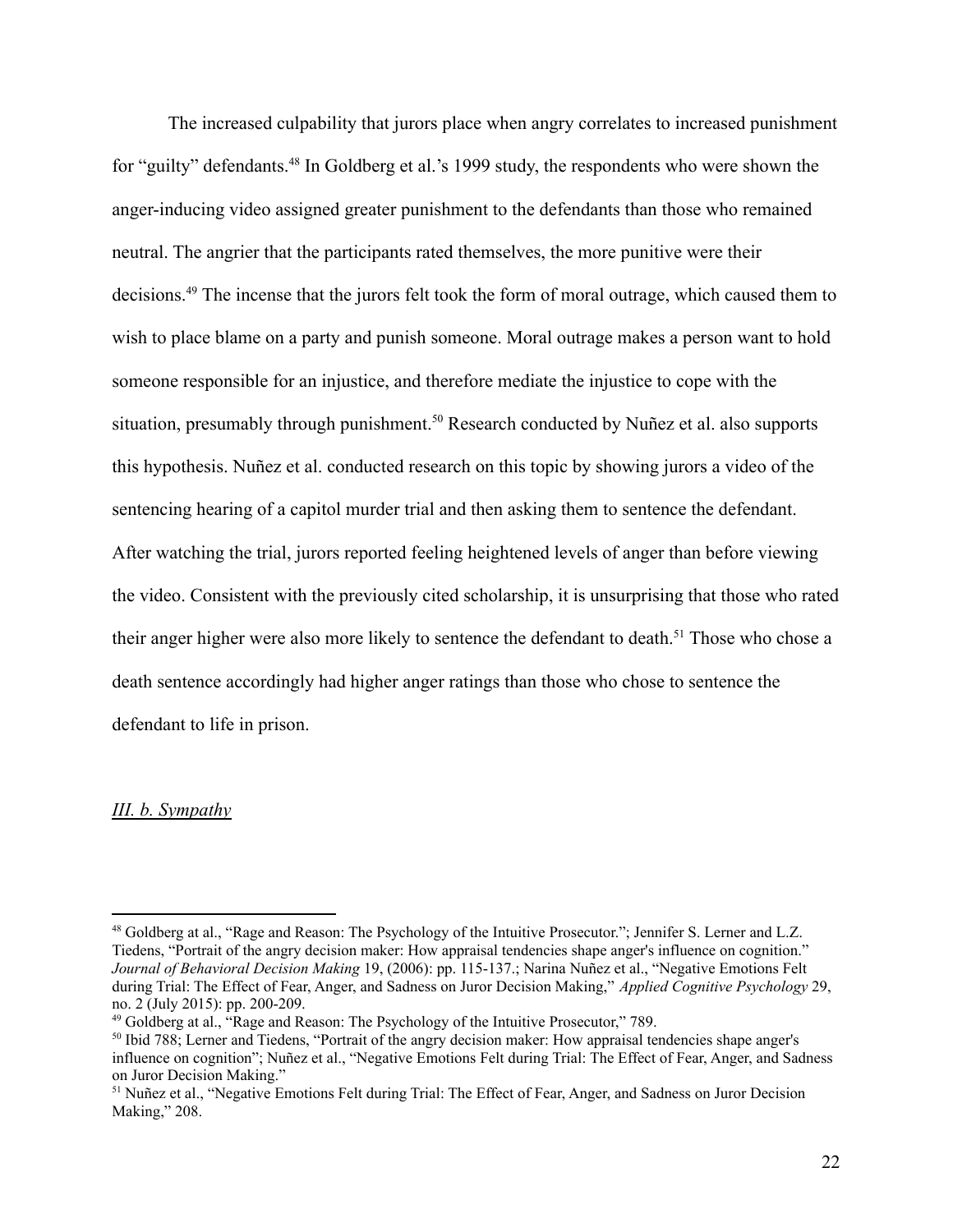The increased culpability that jurors place when angry correlates to increased punishment for "guilty" defendants.[48] In Goldberg et al.'s 1999 study, the respondents who were shown the anger-inducing video assigned greater punishment to the defendants than those who remained neutral. The angrier that the participants rated themselves, the more punitive were their decisions.[49] The incense that the jurors felt took the form of moral outrage, which caused them to wish to place blame on a party and punish someone. Moral outrage makes a person want to hold someone responsible for an injustice, and therefore mediate the injustice to cope with the situation, presumably through punishment.[50] Research conducted by Nuñez et al. also supports this hypothesis. Nuñez et al. conducted research on this topic by showing jurors a video of the sentencing hearing of a capitol murder trial and then asking them to sentence the defendant. After watching the trial, jurors reported feeling heightened levels of anger than before viewing the video. Consistent with the previously cited scholarship, it is unsurprising that those who rated their anger higher were also more likely to sentence the defendant to death.[51] Those who chose a death sentence accordingly had higher anger ratings than those who chose to sentence the defendant to life in prison.

### *III. b. Sympathy*

---

[48] Goldberg at al., "Rage and Reason: The Psychology of the Intuitive Prosecutor."; Jennifer S. Lerner and L.Z. Tiedens, "Portrait of the angry decision maker: How appraisal tendencies shape anger's influence on cognition." *Journal of Behavioral Decision Making* 19, (2006): pp. 115-137.; Narina Nuñez et al., "Negative Emotions Felt during Trial: The Effect of Fear, Anger, and Sadness on Juror Decision Making," *Applied Cognitive Psychology* 29, no. 2 (July 2015): pp. 200-209.

[49] Goldberg at al., "Rage and Reason: The Psychology of the Intuitive Prosecutor," 789.

[50] Ibid 788; Lerner and Tiedens, "Portrait of the angry decision maker: How appraisal tendencies shape anger's influence on cognition"; Nuñez et al., "Negative Emotions Felt during Trial: The Effect of Fear, Anger, and Sadness on Juror Decision Making."

[51] Nuñez et al., "Negative Emotions Felt during Trial: The Effect of Fear, Anger, and Sadness on Juror Decision Making," 208.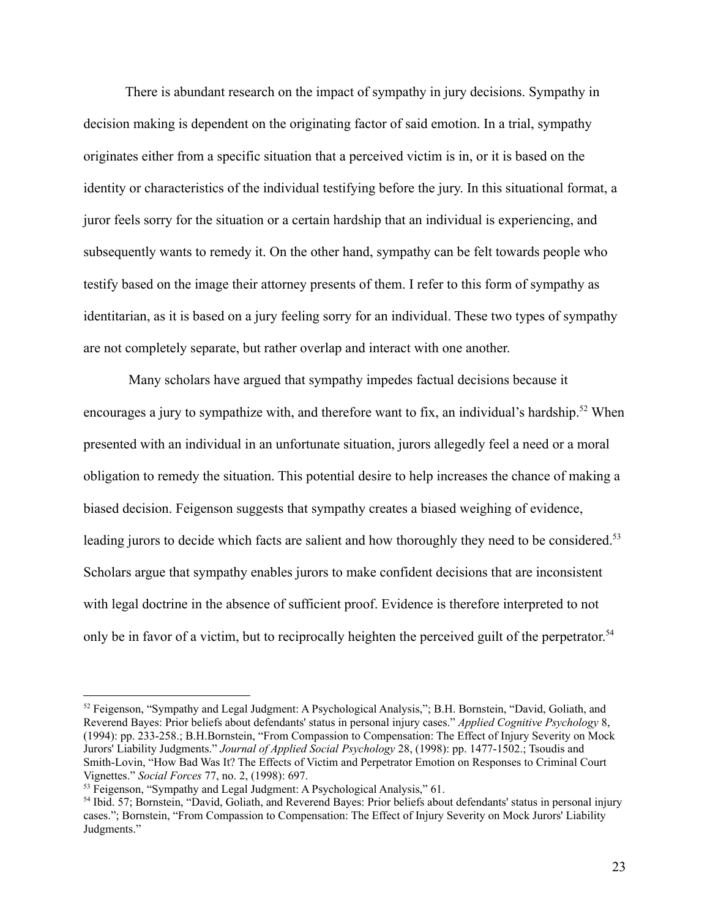There is abundant research on the impact of sympathy in jury decisions. Sympathy in decision making is dependent on the originating factor of said emotion. In a trial, sympathy originates either from a specific situation that a perceived victim is in, or it is based on the identity or characteristics of the individual testifying before the jury. In this situational format, a juror feels sorry for the situation or a certain hardship that an individual is experiencing, and subsequently wants to remedy it. On the other hand, sympathy can be felt towards people who testify based on the image their attorney presents of them. I refer to this form of sympathy as identitarian, as it is based on a jury feeling sorry for an individual. These two types of sympathy are not completely separate, but rather overlap and interact with one another.

Many scholars have argued that sympathy impedes factual decisions because it encourages a jury to sympathize with, and therefore want to fix, an individual's hardship.[52] When presented with an individual in an unfortunate situation, jurors allegedly feel a need or a moral obligation to remedy the situation. This potential desire to help increases the chance of making a biased decision. Feigenson suggests that sympathy creates a biased weighing of evidence, leading jurors to decide which facts are salient and how thoroughly they need to be considered.[53] Scholars argue that sympathy enables jurors to make confident decisions that are inconsistent with legal doctrine in the absence of sufficient proof. Evidence is therefore interpreted to not only be in favor of a victim, but to reciprocally heighten the perceived guilt of the perpetrator.[54]

---

[52] Feigenson, "Sympathy and Legal Judgment: A Psychological Analysis,"; B.H. Bornstein, "David, Goliath, and Reverend Bayes: Prior beliefs about defendants' status in personal injury cases." *Applied Cognitive Psychology* 8, (1994): pp. 233-258.; B.H.Bornstein, "From Compassion to Compensation: The Effect of Injury Severity on Mock Jurors' Liability Judgments." *Journal of Applied Social Psychology* 28, (1998): pp. 1477-1502.; Tsoudis and Smith-Lovin, "How Bad Was It? The Effects of Victim and Perpetrator Emotion on Responses to Criminal Court Vignettes." *Social Forces* 77, no. 2, (1998): 697.

[53] Feigenson, "Sympathy and Legal Judgment: A Psychological Analysis," 61.

[54] Ibid. 57; Bornstein, "David, Goliath, and Reverend Bayes: Prior beliefs about defendants' status in personal injury cases."; Bornstein, "From Compassion to Compensation: The Effect of Injury Severity on Mock Jurors' Liability Judgments."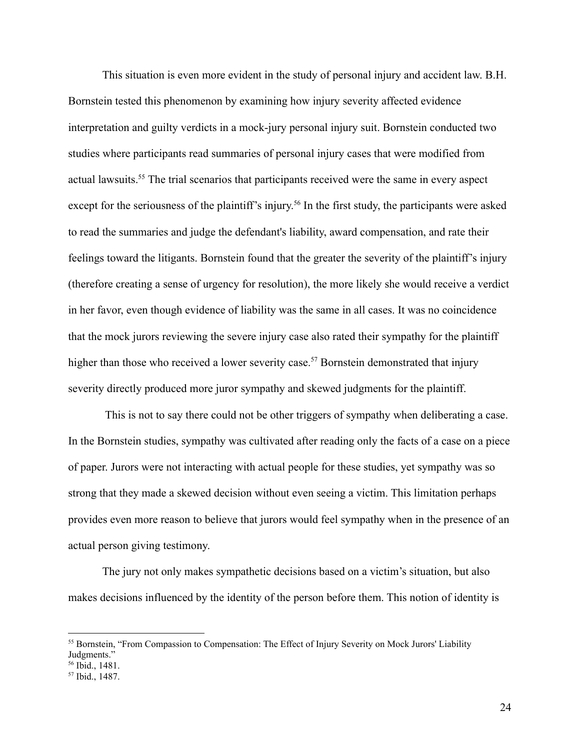This situation is even more evident in the study of personal injury and accident law. B.H. Bornstein tested this phenomenon by examining how injury severity affected evidence interpretation and guilty verdicts in a mock-jury personal injury suit. Bornstein conducted two studies where participants read summaries of personal injury cases that were modified from actual lawsuits.[55] The trial scenarios that participants received were the same in every aspect except for the seriousness of the plaintiff's injury.[56] In the first study, the participants were asked to read the summaries and judge the defendant's liability, award compensation, and rate their feelings toward the litigants. Bornstein found that the greater the severity of the plaintiff's injury (therefore creating a sense of urgency for resolution), the more likely she would receive a verdict in her favor, even though evidence of liability was the same in all cases. It was no coincidence that the mock jurors reviewing the severe injury case also rated their sympathy for the plaintiff higher than those who received a lower severity case.[57] Bornstein demonstrated that injury severity directly produced more juror sympathy and skewed judgments for the plaintiff.

This is not to say there could not be other triggers of sympathy when deliberating a case. In the Bornstein studies, sympathy was cultivated after reading only the facts of a case on a piece of paper. Jurors were not interacting with actual people for these studies, yet sympathy was so strong that they made a skewed decision without even seeing a victim. This limitation perhaps provides even more reason to believe that jurors would feel sympathy when in the presence of an actual person giving testimony.

The jury not only makes sympathetic decisions based on a victim's situation, but also makes decisions influenced by the identity of the person before them. This notion of identity is

---

[55] Bornstein, "From Compassion to Compensation: The Effect of Injury Severity on Mock Jurors' Liability Judgments."

[56] Ibid., 1481.

[57] Ibid., 1487.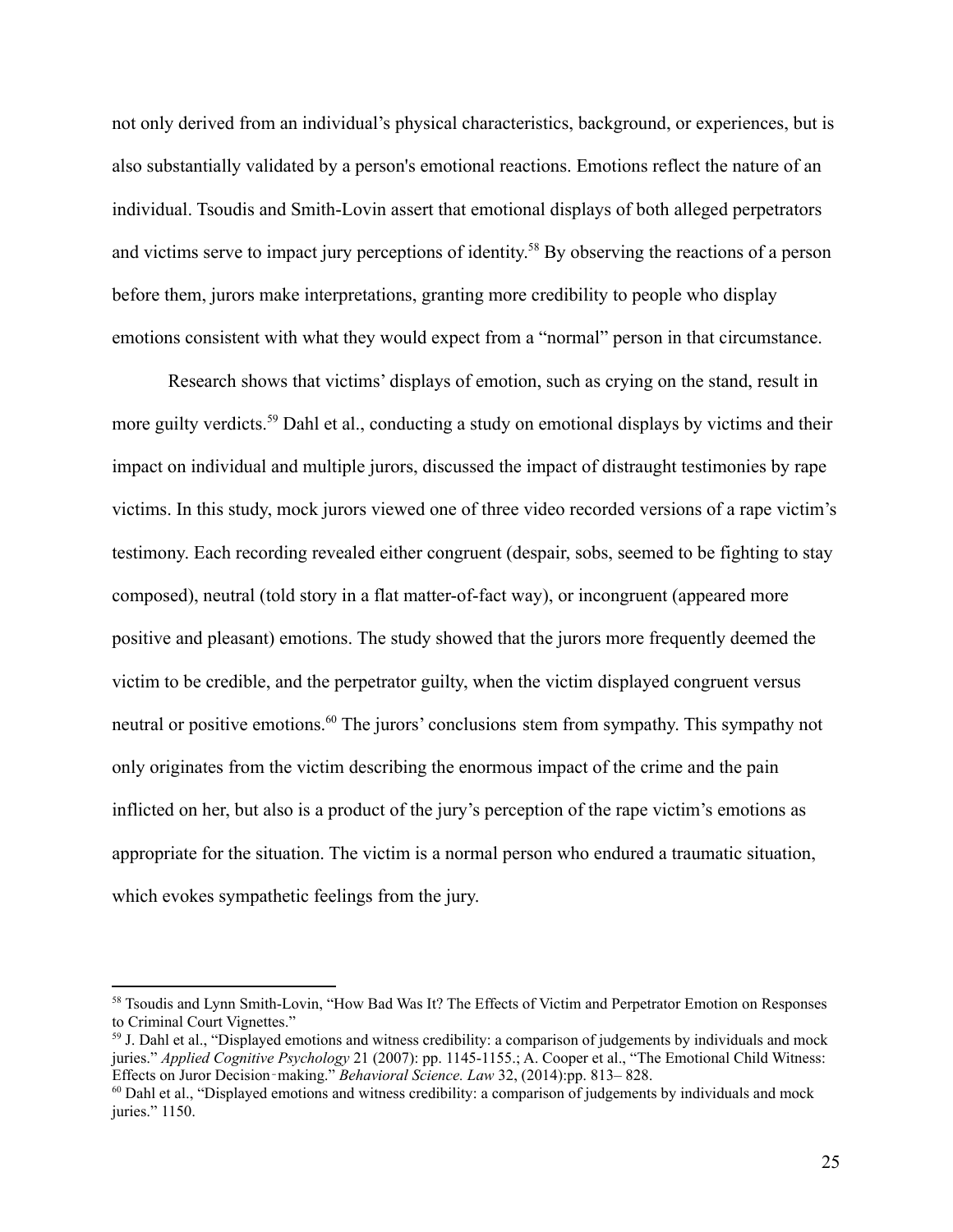not only derived from an individual's physical characteristics, background, or experiences, but is also substantially validated by a person's emotional reactions. Emotions reflect the nature of an individual. Tsoudis and Smith-Lovin assert that emotional displays of both alleged perpetrators and victims serve to impact jury perceptions of identity.[58] By observing the reactions of a person before them, jurors make interpretations, granting more credibility to people who display emotions consistent with what they would expect from a "normal" person in that circumstance.

Research shows that victims' displays of emotion, such as crying on the stand, result in more guilty verdicts.[59] Dahl et al., conducting a study on emotional displays by victims and their impact on individual and multiple jurors, discussed the impact of distraught testimonies by rape victims. In this study, mock jurors viewed one of three video recorded versions of a rape victim's testimony. Each recording revealed either congruent (despair, sobs, seemed to be fighting to stay composed), neutral (told story in a flat matter-of-fact way), or incongruent (appeared more positive and pleasant) emotions. The study showed that the jurors more frequently deemed the victim to be credible, and the perpetrator guilty, when the victim displayed congruent versus neutral or positive emotions.[60] The jurors' conclusions stem from sympathy. This sympathy not only originates from the victim describing the enormous impact of the crime and the pain inflicted on her, but also is a product of the jury's perception of the rape victim's emotions as appropriate for the situation. The victim is a normal person who endured a traumatic situation, which evokes sympathetic feelings from the jury.

---

[58] Tsoudis and Lynn Smith-Lovin, "How Bad Was It? The Effects of Victim and Perpetrator Emotion on Responses to Criminal Court Vignettes."

[59] J. Dahl et al., "Displayed emotions and witness credibility: a comparison of judgements by individuals and mock juries." *Applied Cognitive Psychology* 21 (2007): pp. 1145-1155.; A. Cooper et al., "The Emotional Child Witness: Effects on Juror Decision‐making." *Behavioral Science. Law* 32, (2014):pp. 813– 828.

[60] Dahl et al., "Displayed emotions and witness credibility: a comparison of judgements by individuals and mock juries." 1150.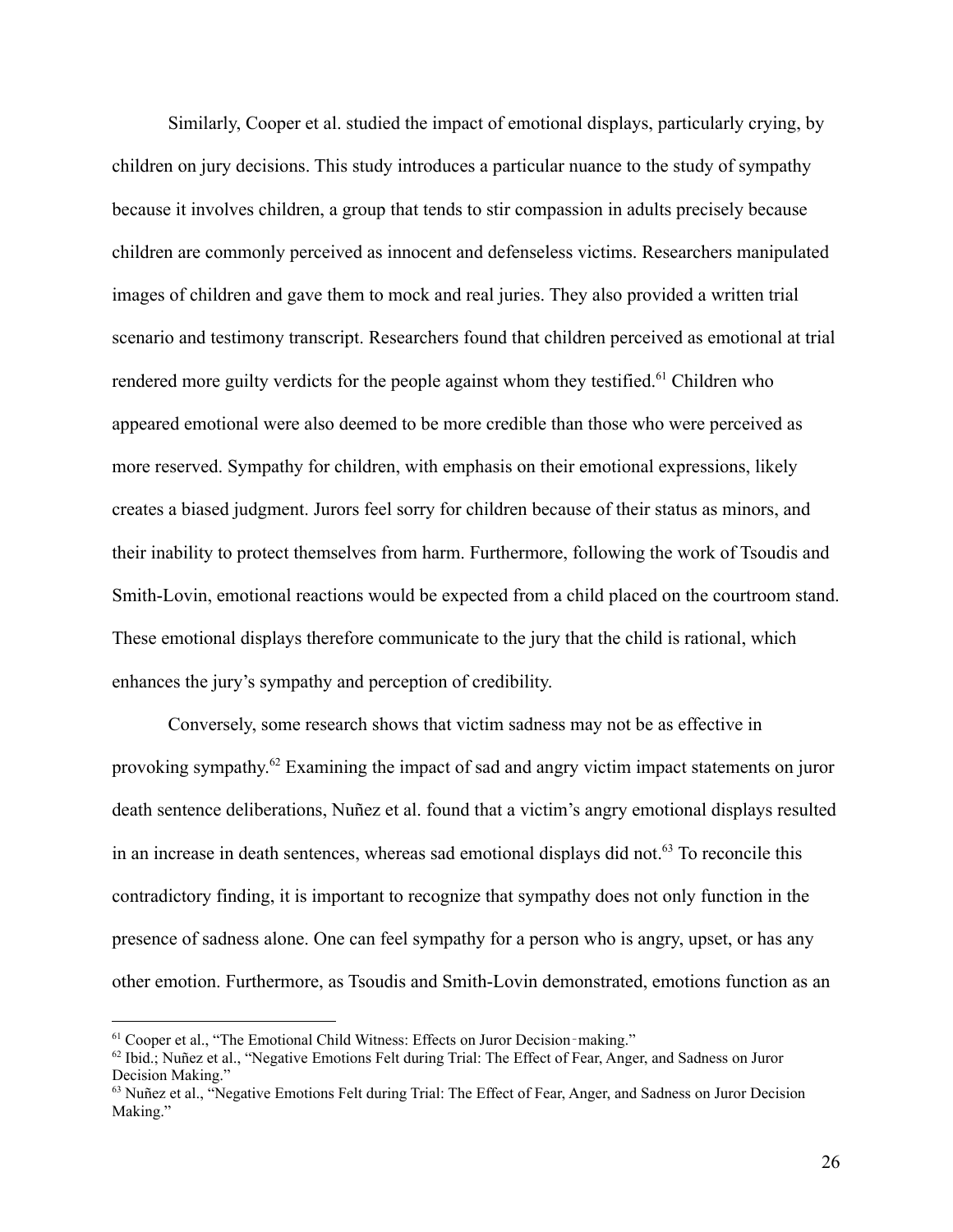Similarly, Cooper et al. studied the impact of emotional displays, particularly crying, by children on jury decisions. This study introduces a particular nuance to the study of sympathy because it involves children, a group that tends to stir compassion in adults precisely because children are commonly perceived as innocent and defenseless victims. Researchers manipulated images of children and gave them to mock and real juries. They also provided a written trial scenario and testimony transcript. Researchers found that children perceived as emotional at trial rendered more guilty verdicts for the people against whom they testified.[61] Children who appeared emotional were also deemed to be more credible than those who were perceived as more reserved. Sympathy for children, with emphasis on their emotional expressions, likely creates a biased judgment. Jurors feel sorry for children because of their status as minors, and their inability to protect themselves from harm. Furthermore, following the work of Tsoudis and Smith-Lovin, emotional reactions would be expected from a child placed on the courtroom stand. These emotional displays therefore communicate to the jury that the child is rational, which enhances the jury's sympathy and perception of credibility.

Conversely, some research shows that victim sadness may not be as effective in provoking sympathy.[62] Examining the impact of sad and angry victim impact statements on juror death sentence deliberations, Nuñez et al. found that a victim's angry emotional displays resulted in an increase in death sentences, whereas sad emotional displays did not.[63] To reconcile this contradictory finding, it is important to recognize that sympathy does not only function in the presence of sadness alone. One can feel sympathy for a person who is angry, upset, or has any other emotion. Furthermore, as Tsoudis and Smith-Lovin demonstrated, emotions function as an

---

[61] Cooper et al., "The Emotional Child Witness: Effects on Juror Decision‑making."

[62] Ibid.; Nuñez et al., "Negative Emotions Felt during Trial: The Effect of Fear, Anger, and Sadness on Juror Decision Making."

[63] Nuñez et al., "Negative Emotions Felt during Trial: The Effect of Fear, Anger, and Sadness on Juror Decision Making."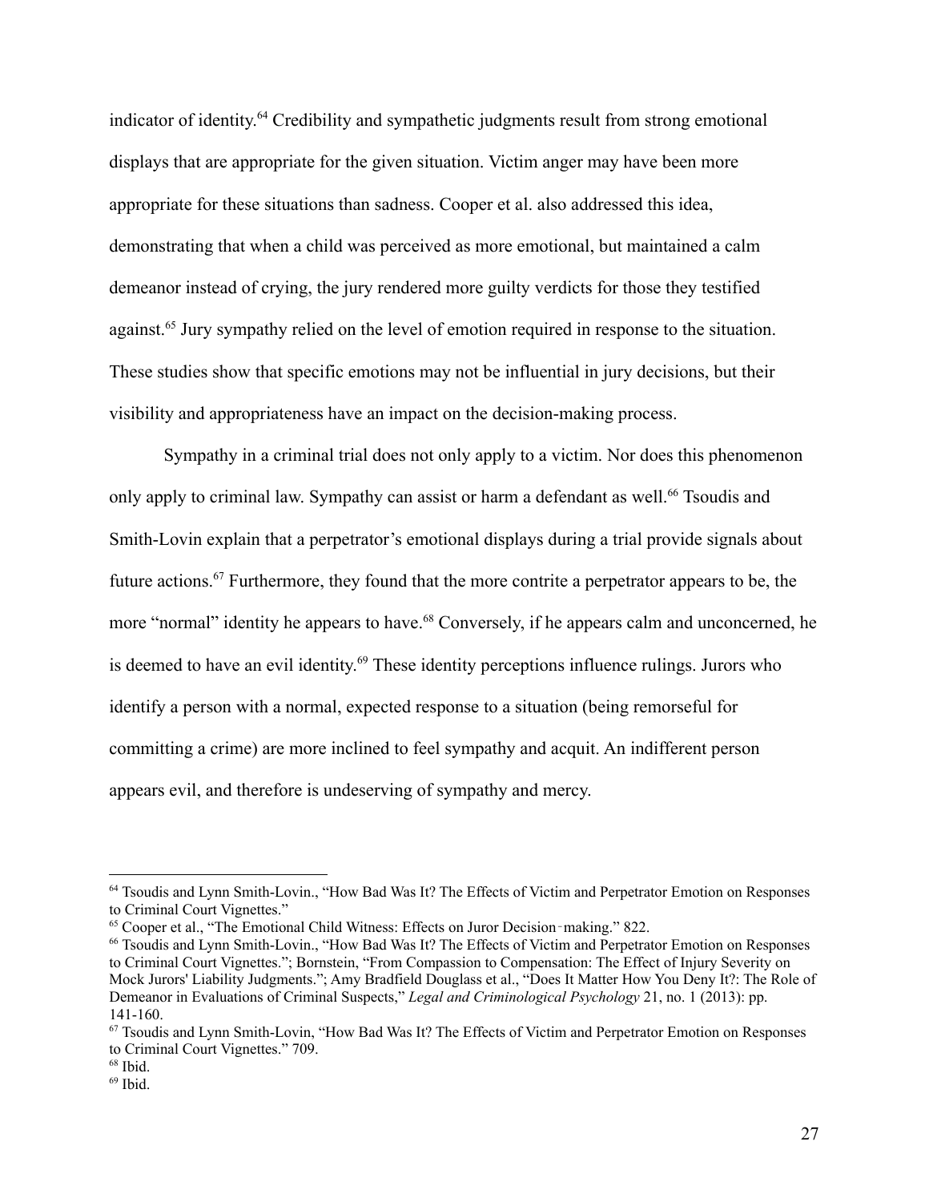indicator of identity.[64] Credibility and sympathetic judgments result from strong emotional displays that are appropriate for the given situation. Victim anger may have been more appropriate for these situations than sadness. Cooper et al. also addressed this idea, demonstrating that when a child was perceived as more emotional, but maintained a calm demeanor instead of crying, the jury rendered more guilty verdicts for those they testified against.[65] Jury sympathy relied on the level of emotion required in response to the situation. These studies show that specific emotions may not be influential in jury decisions, but their visibility and appropriateness have an impact on the decision-making process.

Sympathy in a criminal trial does not only apply to a victim. Nor does this phenomenon only apply to criminal law. Sympathy can assist or harm a defendant as well.[66] Tsoudis and Smith-Lovin explain that a perpetrator's emotional displays during a trial provide signals about future actions.[67] Furthermore, they found that the more contrite a perpetrator appears to be, the more "normal" identity he appears to have.[68] Conversely, if he appears calm and unconcerned, he is deemed to have an evil identity.[69] These identity perceptions influence rulings. Jurors who identify a person with a normal, expected response to a situation (being remorseful for committing a crime) are more inclined to feel sympathy and acquit. An indifferent person appears evil, and therefore is undeserving of sympathy and mercy.

---

[64] Tsoudis and Lynn Smith-Lovin., "How Bad Was It? The Effects of Victim and Perpetrator Emotion on Responses to Criminal Court Vignettes."

[65] Cooper et al., "The Emotional Child Witness: Effects on Juror Decision‐making." 822.

[66] Tsoudis and Lynn Smith-Lovin., "How Bad Was It? The Effects of Victim and Perpetrator Emotion on Responses to Criminal Court Vignettes."; Bornstein, "From Compassion to Compensation: The Effect of Injury Severity on Mock Jurors' Liability Judgments."; Amy Bradfield Douglass et al., "Does It Matter How You Deny It?: The Role of Demeanor in Evaluations of Criminal Suspects," *Legal and Criminological Psychology* 21, no. 1 (2013): pp. 141-160.

[67] Tsoudis and Lynn Smith-Lovin, "How Bad Was It? The Effects of Victim and Perpetrator Emotion on Responses to Criminal Court Vignettes." 709.

[68] Ibid.

[69] Ibid.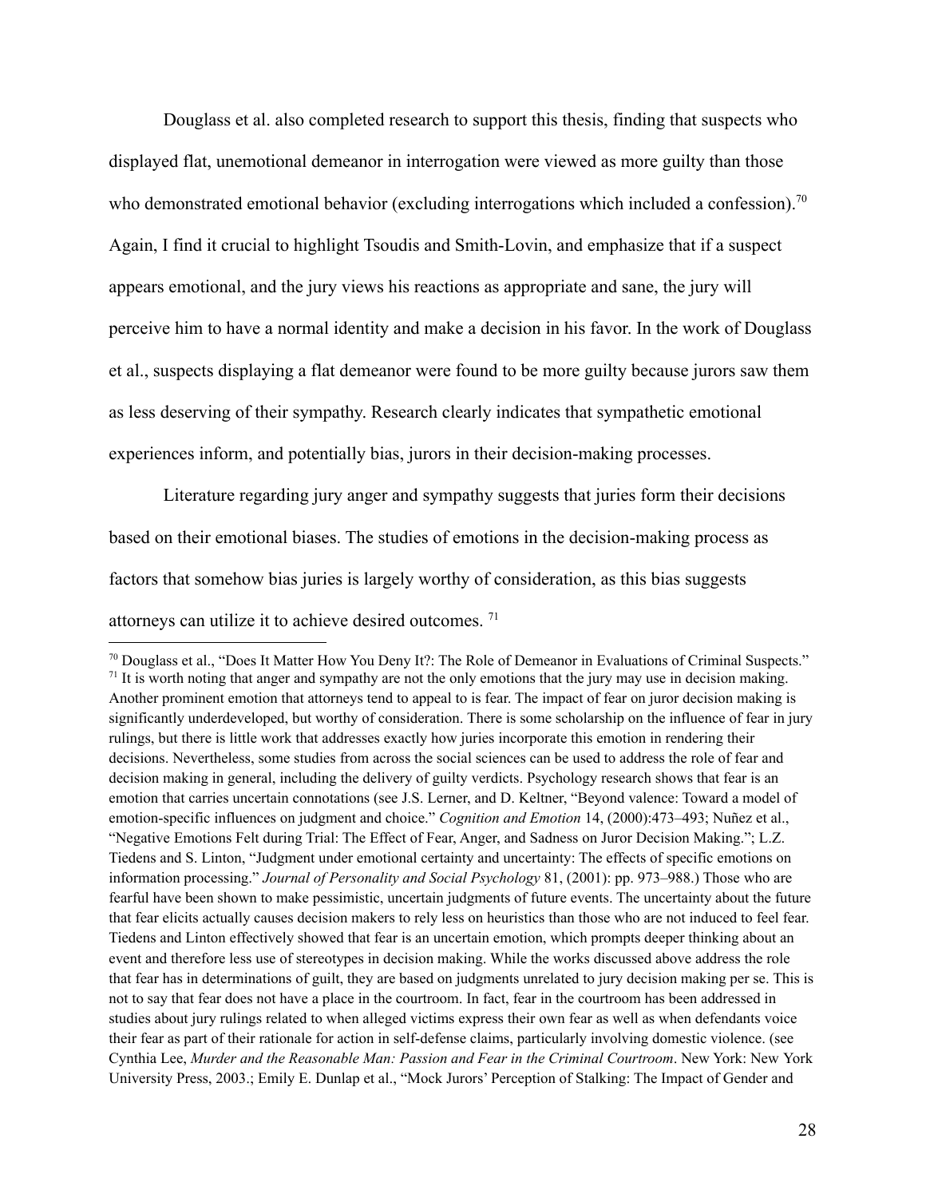Douglass et al. also completed research to support this thesis, finding that suspects who displayed flat, unemotional demeanor in interrogation were viewed as more guilty than those who demonstrated emotional behavior (excluding interrogations which included a confession).[70] Again, I find it crucial to highlight Tsoudis and Smith-Lovin, and emphasize that if a suspect appears emotional, and the jury views his reactions as appropriate and sane, the jury will perceive him to have a normal identity and make a decision in his favor. In the work of Douglass et al., suspects displaying a flat demeanor were found to be more guilty because jurors saw them as less deserving of their sympathy. Research clearly indicates that sympathetic emotional experiences inform, and potentially bias, jurors in their decision-making processes.

Literature regarding jury anger and sympathy suggests that juries form their decisions based on their emotional biases. The studies of emotions in the decision-making process as factors that somehow bias juries is largely worthy of consideration, as this bias suggests attorneys can utilize it to achieve desired outcomes. [71]

---

[70] Douglass et al., "Does It Matter How You Deny It?: The Role of Demeanor in Evaluations of Criminal Suspects."

[71] It is worth noting that anger and sympathy are not the only emotions that the jury may use in decision making. Another prominent emotion that attorneys tend to appeal to is fear. The impact of fear on juror decision making is significantly underdeveloped, but worthy of consideration. There is some scholarship on the influence of fear in jury rulings, but there is little work that addresses exactly how juries incorporate this emotion in rendering their decisions. Nevertheless, some studies from across the social sciences can be used to address the role of fear and decision making in general, including the delivery of guilty verdicts. Psychology research shows that fear is an emotion that carries uncertain connotations (see J.S. Lerner, and D. Keltner, "Beyond valence: Toward a model of emotion-specific influences on judgment and choice." *Cognition and Emotion* 14, (2000):473–493; Nuñez et al., "Negative Emotions Felt during Trial: The Effect of Fear, Anger, and Sadness on Juror Decision Making."; L.Z. Tiedens and S. Linton, "Judgment under emotional certainty and uncertainty: The effects of specific emotions on information processing." *Journal of Personality and Social Psychology* 81, (2001): pp. 973–988.) Those who are fearful have been shown to make pessimistic, uncertain judgments of future events. The uncertainty about the future that fear elicits actually causes decision makers to rely less on heuristics than those who are not induced to feel fear. Tiedens and Linton effectively showed that fear is an uncertain emotion, which prompts deeper thinking about an event and therefore less use of stereotypes in decision making. While the works discussed above address the role that fear has in determinations of guilt, they are based on judgments unrelated to jury decision making per se. This is not to say that fear does not have a place in the courtroom. In fact, fear in the courtroom has been addressed in studies about jury rulings related to when alleged victims express their own fear as well as when defendants voice their fear as part of their rationale for action in self-defense claims, particularly involving domestic violence. (see Cynthia Lee, *Murder and the Reasonable Man: Passion and Fear in the Criminal Courtroom*. New York: New York University Press, 2003.; Emily E. Dunlap et al., "Mock Jurors' Perception of Stalking: The Impact of Gender and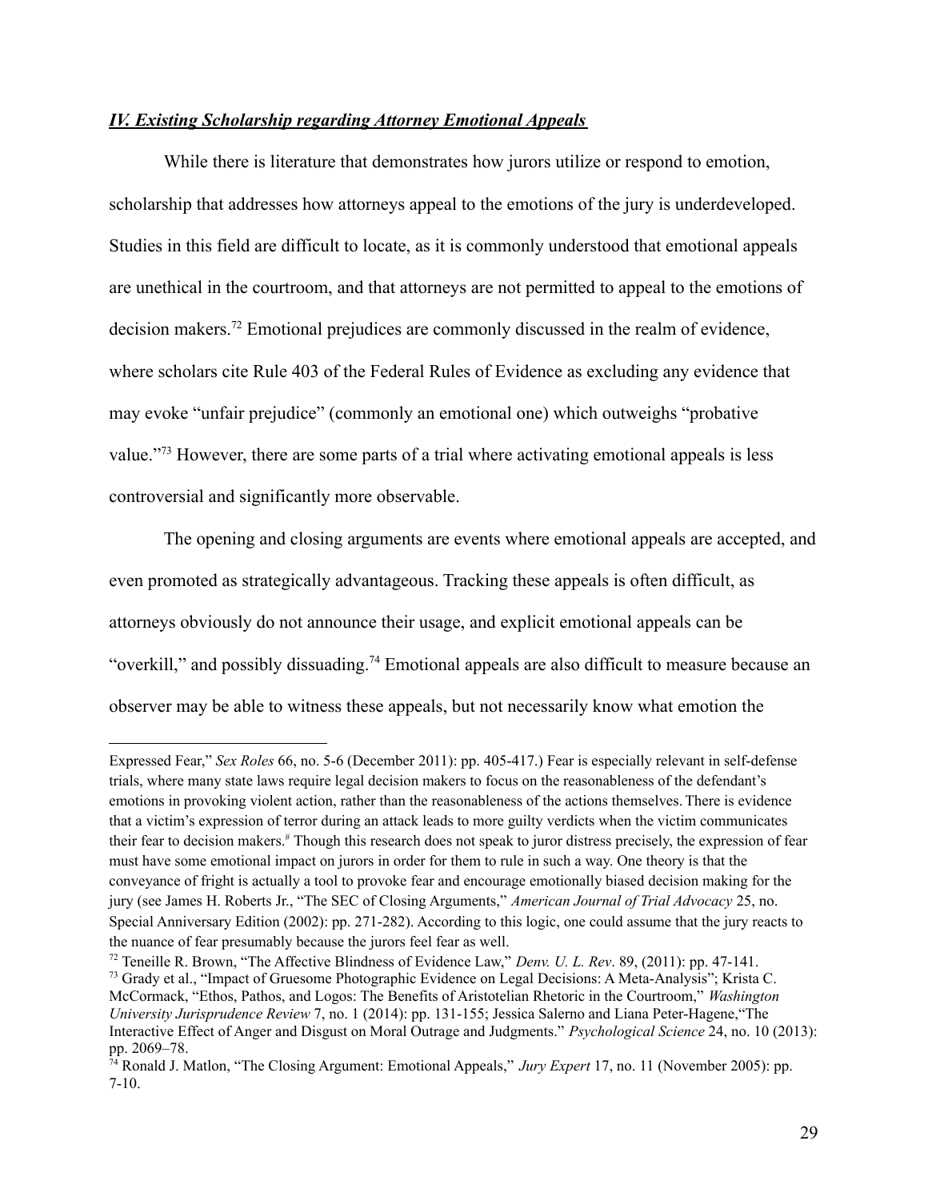***IV. Existing Scholarship regarding Attorney Emotional Appeals***

While there is literature that demonstrates how jurors utilize or respond to emotion, scholarship that addresses how attorneys appeal to the emotions of the jury is underdeveloped. Studies in this field are difficult to locate, as it is commonly understood that emotional appeals are unethical in the courtroom, and that attorneys are not permitted to appeal to the emotions of decision makers.[72] Emotional prejudices are commonly discussed in the realm of evidence, where scholars cite Rule 403 of the Federal Rules of Evidence as excluding any evidence that may evoke "unfair prejudice" (commonly an emotional one) which outweighs "probative value."[73] However, there are some parts of a trial where activating emotional appeals is less controversial and significantly more observable.

The opening and closing arguments are events where emotional appeals are accepted, and even promoted as strategically advantageous. Tracking these appeals is often difficult, as attorneys obviously do not announce their usage, and explicit emotional appeals can be "overkill," and possibly dissuading.[74] Emotional appeals are also difficult to measure because an observer may be able to witness these appeals, but not necessarily know what emotion the

---

Expressed Fear," *Sex Roles* 66, no. 5-6 (December 2011): pp. 405-417.) Fear is especially relevant in self-defense trials, where many state laws require legal decision makers to focus on the reasonableness of the defendant's emotions in provoking violent action, rather than the reasonableness of the actions themselves. There is evidence that a victim's expression of terror during an attack leads to more guilty verdicts when the victim communicates their fear to decision makers.[#] Though this research does not speak to juror distress precisely, the expression of fear must have some emotional impact on jurors in order for them to rule in such a way. One theory is that the conveyance of fright is actually a tool to provoke fear and encourage emotionally biased decision making for the jury (see James H. Roberts Jr., "The SEC of Closing Arguments," *American Journal of Trial Advocacy* 25, no. Special Anniversary Edition (2002): pp. 271-282). According to this logic, one could assume that the jury reacts to the nuance of fear presumably because the jurors feel fear as well.

[72] Teneille R. Brown, "The Affective Blindness of Evidence Law," *Denv. U. L. Rev*. 89, (2011): pp. 47-141.

[73] Grady et al., "Impact of Gruesome Photographic Evidence on Legal Decisions: A Meta-Analysis"; Krista C. McCormack, "Ethos, Pathos, and Logos: The Benefits of Aristotelian Rhetoric in the Courtroom," *Washington University Jurisprudence Review* 7, no. 1 (2014): pp. 131-155; Jessica Salerno and Liana Peter-Hagene,"The Interactive Effect of Anger and Disgust on Moral Outrage and Judgments." *Psychological Science* 24, no. 10 (2013): pp. 2069–78.

[74] Ronald J. Matlon, "The Closing Argument: Emotional Appeals," *Jury Expert* 17, no. 11 (November 2005): pp. 7-10.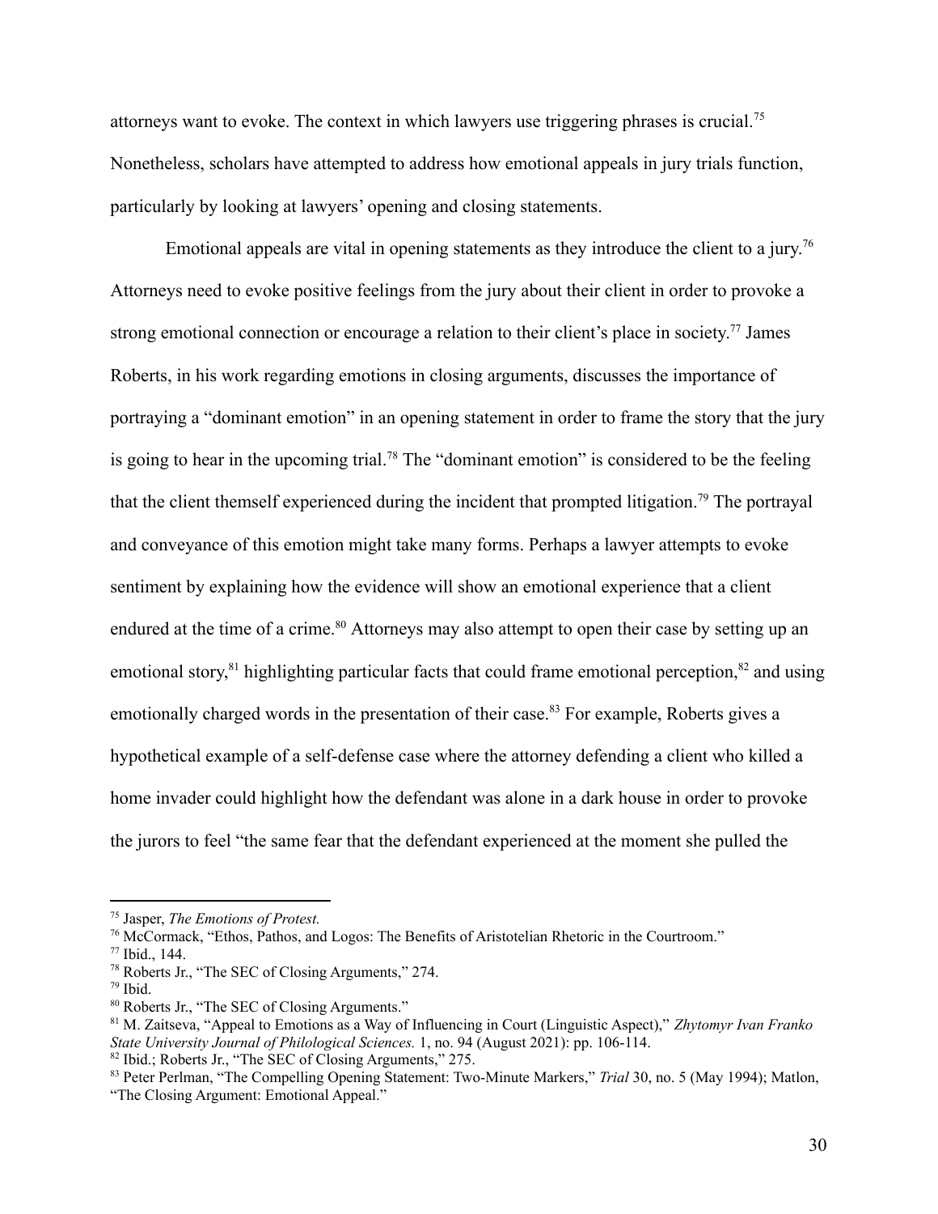attorneys want to evoke. The context in which lawyers use triggering phrases is crucial.[75] Nonetheless, scholars have attempted to address how emotional appeals in jury trials function, particularly by looking at lawyers' opening and closing statements.

Emotional appeals are vital in opening statements as they introduce the client to a jury.[76] Attorneys need to evoke positive feelings from the jury about their client in order to provoke a strong emotional connection or encourage a relation to their client's place in society.[77] James Roberts, in his work regarding emotions in closing arguments, discusses the importance of portraying a "dominant emotion" in an opening statement in order to frame the story that the jury is going to hear in the upcoming trial.[78] The "dominant emotion" is considered to be the feeling that the client themself experienced during the incident that prompted litigation.[79] The portrayal and conveyance of this emotion might take many forms. Perhaps a lawyer attempts to evoke sentiment by explaining how the evidence will show an emotional experience that a client endured at the time of a crime.[80] Attorneys may also attempt to open their case by setting up an emotional story,[81] highlighting particular facts that could frame emotional perception,[82] and using emotionally charged words in the presentation of their case.[83] For example, Roberts gives a hypothetical example of a self-defense case where the attorney defending a client who killed a home invader could highlight how the defendant was alone in a dark house in order to provoke the jurors to feel "the same fear that the defendant experienced at the moment she pulled the

---

[75] Jasper, *The Emotions of Protest.*

[76] McCormack, "Ethos, Pathos, and Logos: The Benefits of Aristotelian Rhetoric in the Courtroom."

[77] Ibid., 144.

[78] Roberts Jr., "The SEC of Closing Arguments," 274.

[79] Ibid.

[80] Roberts Jr., "The SEC of Closing Arguments."

[81] M. Zaitseva, "Appeal to Emotions as a Way of Influencing in Court (Linguistic Aspect)," *Zhytomyr Ivan Franko State University Journal of Philological Sciences.* 1, no. 94 (August 2021): pp. 106-114.

[82] Ibid.; Roberts Jr., "The SEC of Closing Arguments," 275.

[83] Peter Perlman, "The Compelling Opening Statement: Two-Minute Markers," *Trial* 30, no. 5 (May 1994); Matlon, "The Closing Argument: Emotional Appeal."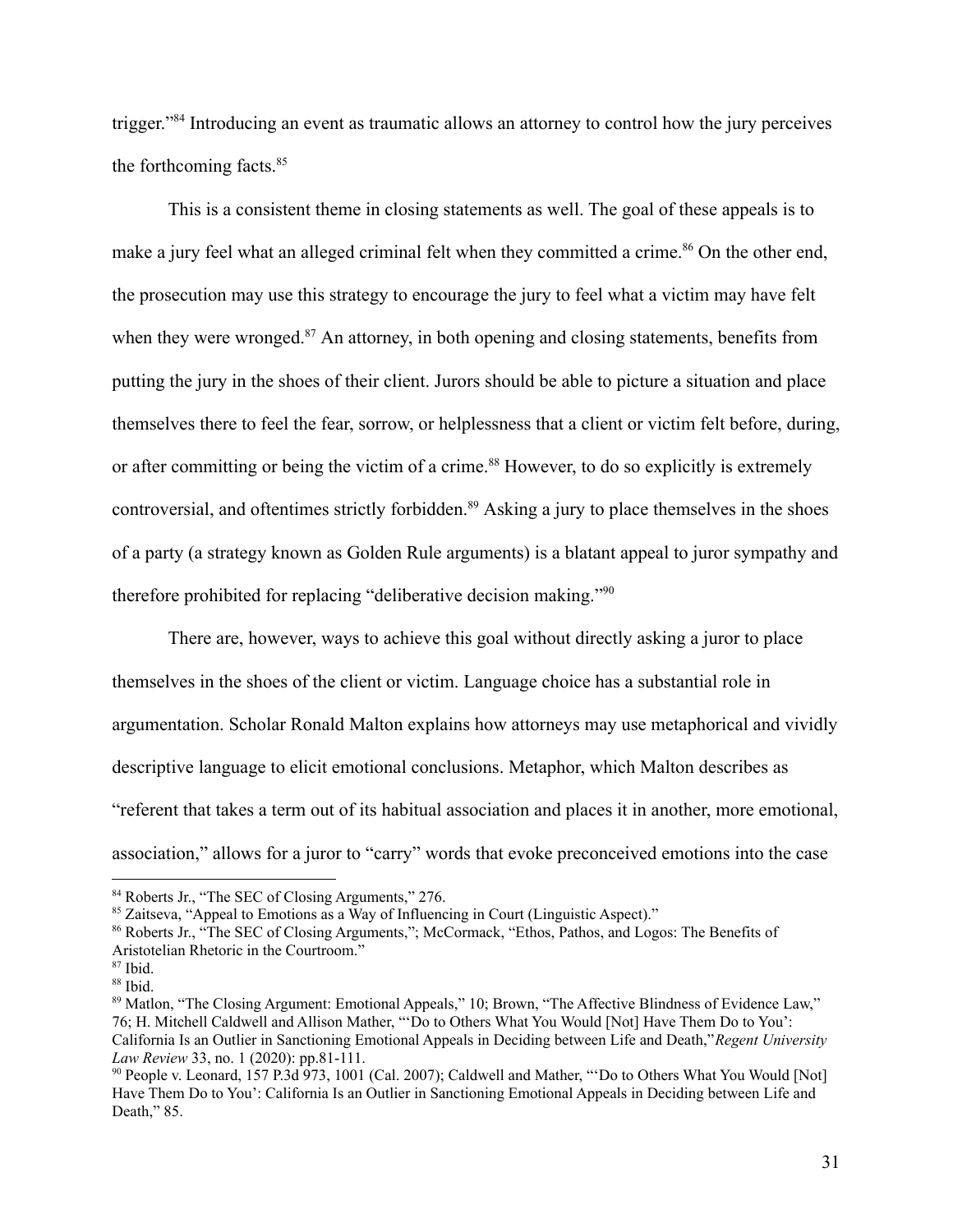trigger."[84] Introducing an event as traumatic allows an attorney to control how the jury perceives the forthcoming facts.[85]

This is a consistent theme in closing statements as well. The goal of these appeals is to make a jury feel what an alleged criminal felt when they committed a crime.[86] On the other end, the prosecution may use this strategy to encourage the jury to feel what a victim may have felt when they were wronged.[87] An attorney, in both opening and closing statements, benefits from putting the jury in the shoes of their client. Jurors should be able to picture a situation and place themselves there to feel the fear, sorrow, or helplessness that a client or victim felt before, during, or after committing or being the victim of a crime.[88] However, to do so explicitly is extremely controversial, and oftentimes strictly forbidden.[89] Asking a jury to place themselves in the shoes of a party (a strategy known as Golden Rule arguments) is a blatant appeal to juror sympathy and therefore prohibited for replacing "deliberative decision making."[90]

There are, however, ways to achieve this goal without directly asking a juror to place themselves in the shoes of the client or victim. Language choice has a substantial role in argumentation. Scholar Ronald Malton explains how attorneys may use metaphorical and vividly descriptive language to elicit emotional conclusions. Metaphor, which Malton describes as "referent that takes a term out of its habitual association and places it in another, more emotional, association," allows for a juror to "carry" words that evoke preconceived emotions into the case

---

[84] Roberts Jr., "The SEC of Closing Arguments," 276.

[85] Zaitseva, "Appeal to Emotions as a Way of Influencing in Court (Linguistic Aspect)."

[86] Roberts Jr., "The SEC of Closing Arguments,"; McCormack, "Ethos, Pathos, and Logos: The Benefits of Aristotelian Rhetoric in the Courtroom."

[87] Ibid.

[88] Ibid.

[89] Matlon, "The Closing Argument: Emotional Appeals," 10; Brown, "The Affective Blindness of Evidence Law," 76; H. Mitchell Caldwell and Allison Mather, "'Do to Others What You Would [Not] Have Them Do to You': California Is an Outlier in Sanctioning Emotional Appeals in Deciding between Life and Death," *Regent University Law Review* 33, no. 1 (2020): pp.81-111.

[90] People v. Leonard, 157 P.3d 973, 1001 (Cal. 2007); Caldwell and Mather, "'Do to Others What You Would [Not] Have Them Do to You': California Is an Outlier in Sanctioning Emotional Appeals in Deciding between Life and Death," 85.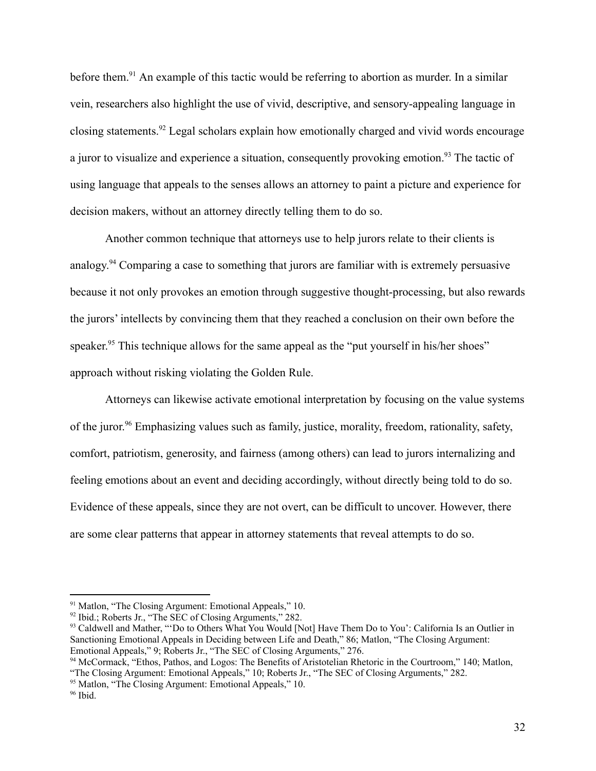before them.[91] An example of this tactic would be referring to abortion as murder. In a similar vein, researchers also highlight the use of vivid, descriptive, and sensory-appealing language in closing statements.[92] Legal scholars explain how emotionally charged and vivid words encourage a juror to visualize and experience a situation, consequently provoking emotion.[93] The tactic of using language that appeals to the senses allows an attorney to paint a picture and experience for decision makers, without an attorney directly telling them to do so.

Another common technique that attorneys use to help jurors relate to their clients is analogy.[94] Comparing a case to something that jurors are familiar with is extremely persuasive because it not only provokes an emotion through suggestive thought-processing, but also rewards the jurors' intellects by convincing them that they reached a conclusion on their own before the speaker.[95] This technique allows for the same appeal as the "put yourself in his/her shoes" approach without risking violating the Golden Rule.

Attorneys can likewise activate emotional interpretation by focusing on the value systems of the juror.[96] Emphasizing values such as family, justice, morality, freedom, rationality, safety, comfort, patriotism, generosity, and fairness (among others) can lead to jurors internalizing and feeling emotions about an event and deciding accordingly, without directly being told to do so. Evidence of these appeals, since they are not overt, can be difficult to uncover. However, there are some clear patterns that appear in attorney statements that reveal attempts to do so.

---

[91] Matlon, "The Closing Argument: Emotional Appeals," 10.

[92] Ibid.; Roberts Jr., "The SEC of Closing Arguments," 282.

[93] Caldwell and Mather, "'Do to Others What You Would [Not] Have Them Do to You': California Is an Outlier in Sanctioning Emotional Appeals in Deciding between Life and Death," 86; Matlon, "The Closing Argument: Emotional Appeals," 9; Roberts Jr., "The SEC of Closing Arguments," 276.

[94] McCormack, "Ethos, Pathos, and Logos: The Benefits of Aristotelian Rhetoric in the Courtroom," 140; Matlon, "The Closing Argument: Emotional Appeals," 10; Roberts Jr., "The SEC of Closing Arguments," 282.

[95] Matlon, "The Closing Argument: Emotional Appeals," 10.

[96] Ibid.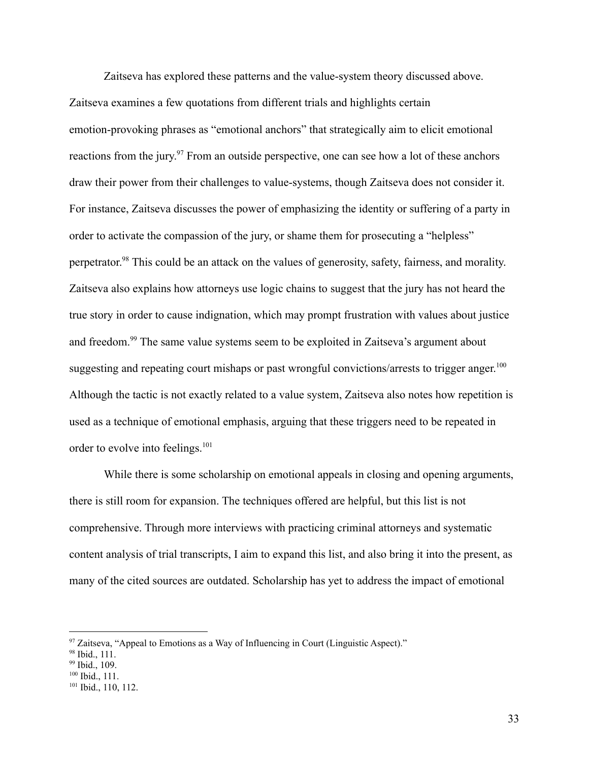Zaitseva has explored these patterns and the value-system theory discussed above. Zaitseva examines a few quotations from different trials and highlights certain emotion-provoking phrases as “emotional anchors” that strategically aim to elicit emotional reactions from the jury.[97] From an outside perspective, one can see how a lot of these anchors draw their power from their challenges to value-systems, though Zaitseva does not consider it. For instance, Zaitseva discusses the power of emphasizing the identity or suffering of a party in order to activate the compassion of the jury, or shame them for prosecuting a “helpless” perpetrator.[98] This could be an attack on the values of generosity, safety, fairness, and morality. Zaitseva also explains how attorneys use logic chains to suggest that the jury has not heard the true story in order to cause indignation, which may prompt frustration with values about justice and freedom.[99] The same value systems seem to be exploited in Zaitseva’s argument about suggesting and repeating court mishaps or past wrongful convictions/arrests to trigger anger.[100] Although the tactic is not exactly related to a value system, Zaitseva also notes how repetition is used as a technique of emotional emphasis, arguing that these triggers need to be repeated in order to evolve into feelings.[101]

While there is some scholarship on emotional appeals in closing and opening arguments, there is still room for expansion. The techniques offered are helpful, but this list is not comprehensive. Through more interviews with practicing criminal attorneys and systematic content analysis of trial transcripts, I aim to expand this list, and also bring it into the present, as many of the cited sources are outdated. Scholarship has yet to address the impact of emotional

[97] Zaitseva, “Appeal to Emotions as a Way of Influencing in Court (Linguistic Aspect).”
[98] Ibid., 111.
[99] Ibid., 109.
[100] Ibid., 111.
[101] Ibid., 110, 112.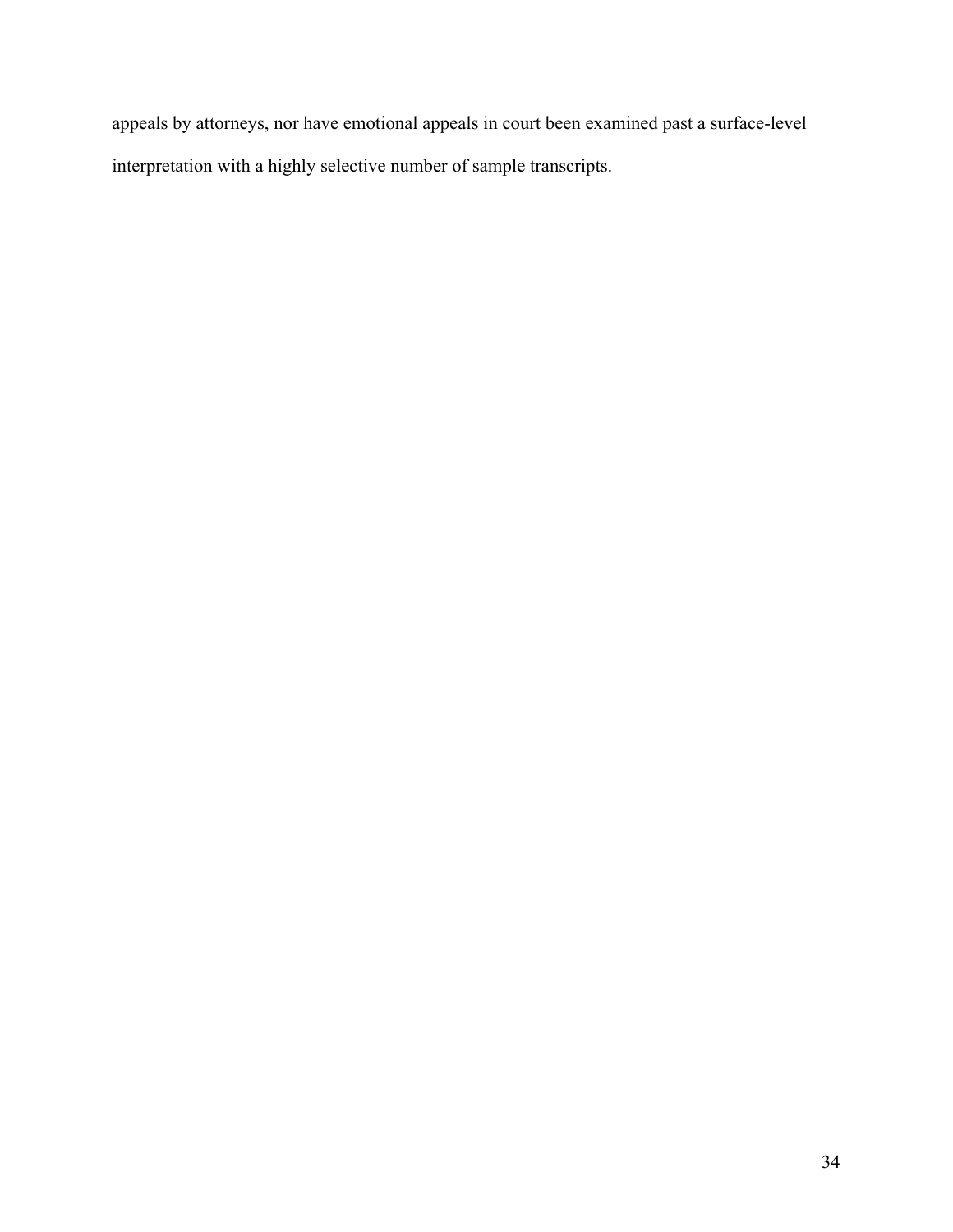appeals by attorneys, nor have emotional appeals in court been examined past a surface-level interpretation with a highly selective number of sample transcripts.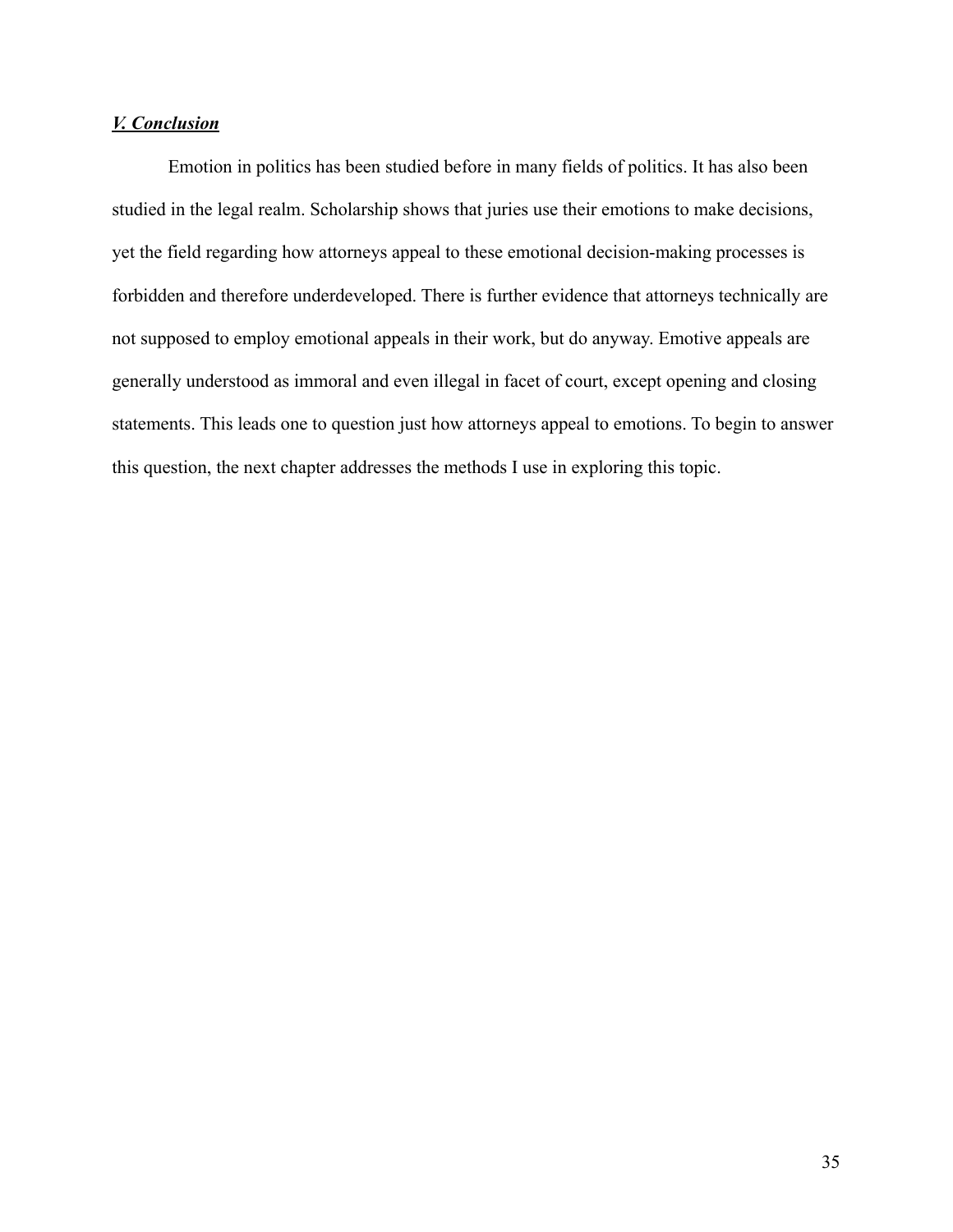### ***V. Conclusion***

Emotion in politics has been studied before in many fields of politics. It has also been studied in the legal realm. Scholarship shows that juries use their emotions to make decisions, yet the field regarding how attorneys appeal to these emotional decision-making processes is forbidden and therefore underdeveloped. There is further evidence that attorneys technically are not supposed to employ emotional appeals in their work, but do anyway. Emotive appeals are generally understood as immoral and even illegal in facet of court, except opening and closing statements. This leads one to question just how attorneys appeal to emotions. To begin to answer this question, the next chapter addresses the methods I use in exploring this topic.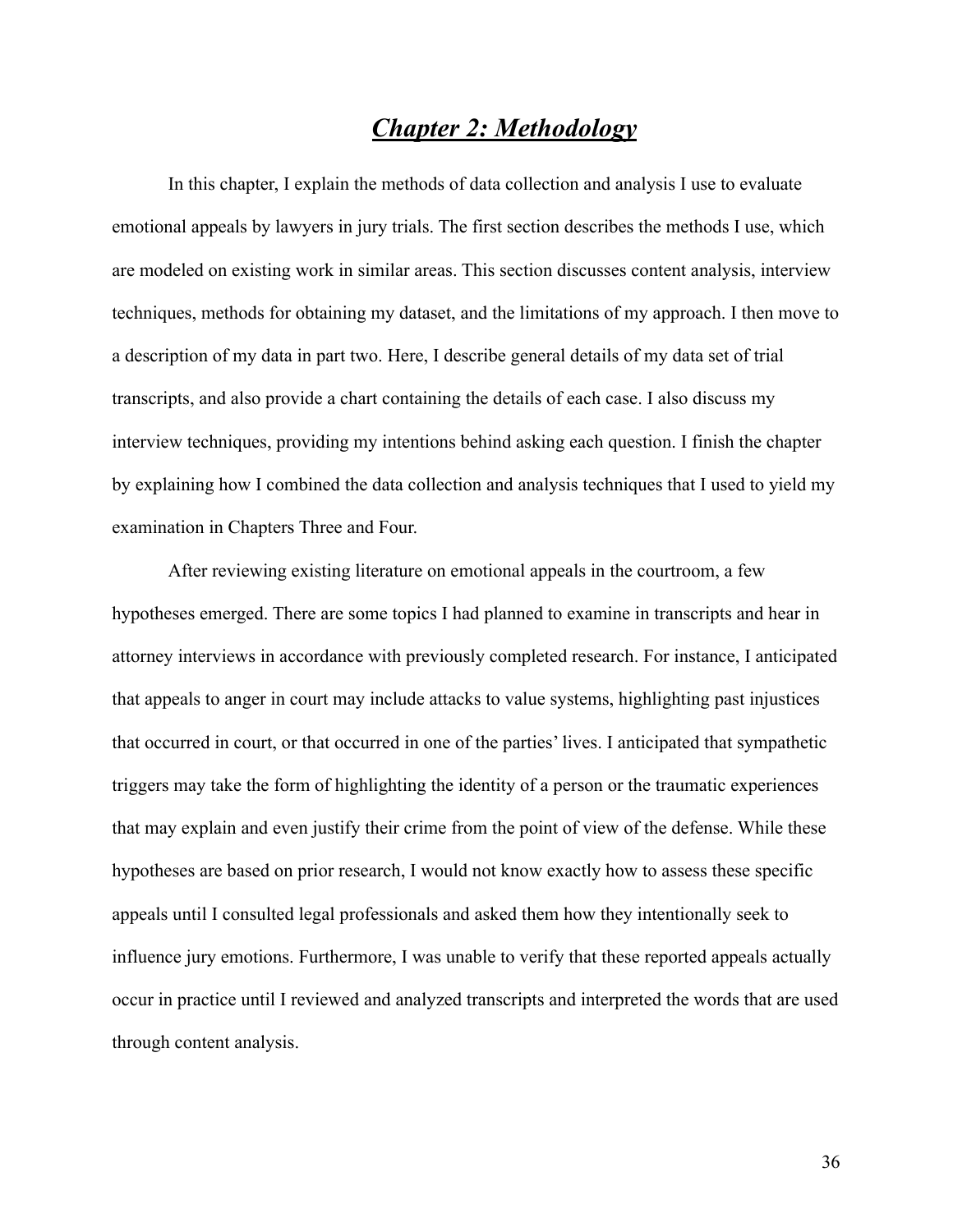# ***Chapter 2: Methodology***

In this chapter, I explain the methods of data collection and analysis I use to evaluate emotional appeals by lawyers in jury trials. The first section describes the methods I use, which are modeled on existing work in similar areas. This section discusses content analysis, interview techniques, methods for obtaining my dataset, and the limitations of my approach. I then move to a description of my data in part two. Here, I describe general details of my data set of trial transcripts, and also provide a chart containing the details of each case. I also discuss my interview techniques, providing my intentions behind asking each question. I finish the chapter by explaining how I combined the data collection and analysis techniques that I used to yield my examination in Chapters Three and Four.

After reviewing existing literature on emotional appeals in the courtroom, a few hypotheses emerged. There are some topics I had planned to examine in transcripts and hear in attorney interviews in accordance with previously completed research. For instance, I anticipated that appeals to anger in court may include attacks to value systems, highlighting past injustices that occurred in court, or that occurred in one of the parties' lives. I anticipated that sympathetic triggers may take the form of highlighting the identity of a person or the traumatic experiences that may explain and even justify their crime from the point of view of the defense. While these hypotheses are based on prior research, I would not know exactly how to assess these specific appeals until I consulted legal professionals and asked them how they intentionally seek to influence jury emotions. Furthermore, I was unable to verify that these reported appeals actually occur in practice until I reviewed and analyzed transcripts and interpreted the words that are used through content analysis.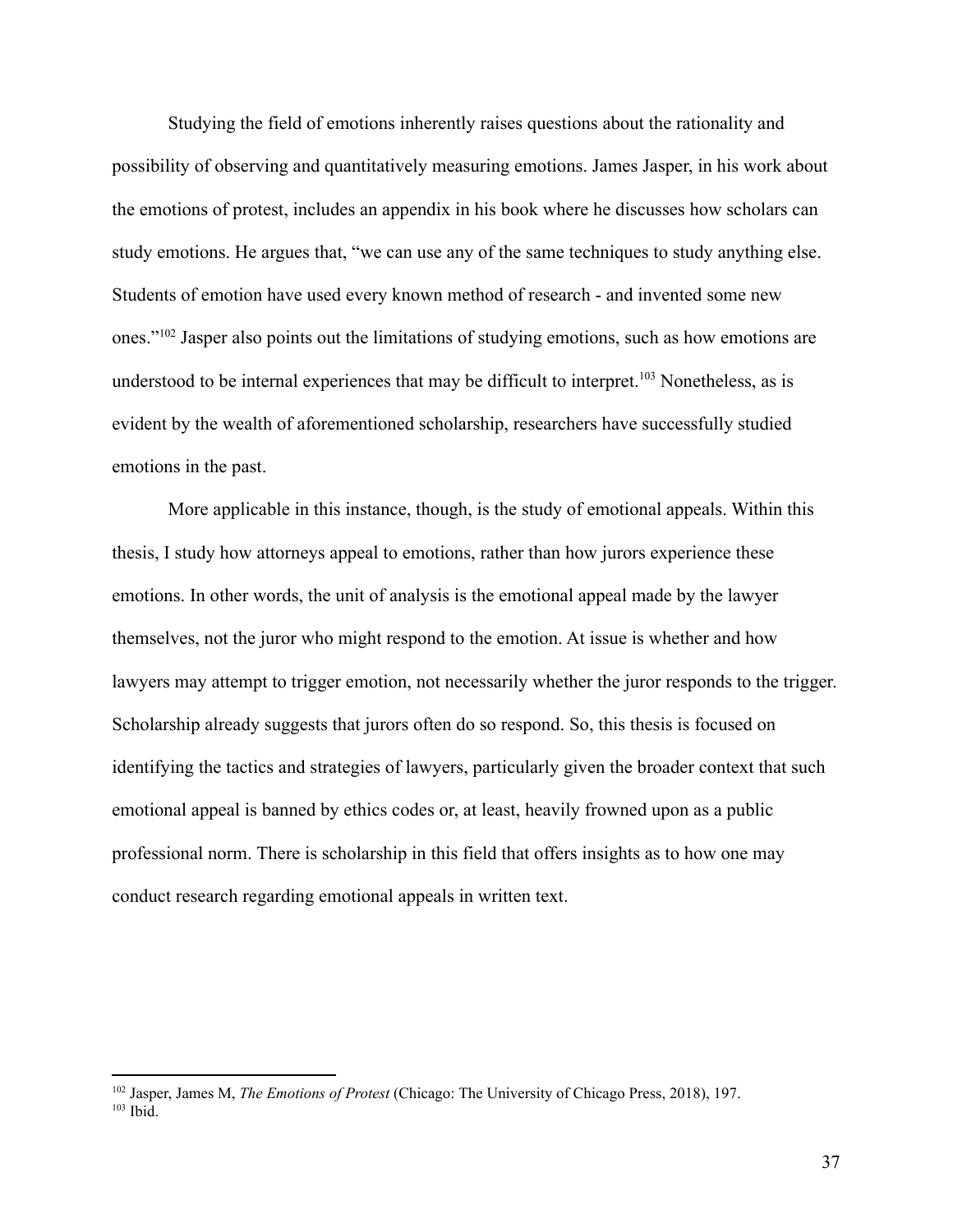Studying the field of emotions inherently raises questions about the rationality and possibility of observing and quantitatively measuring emotions. James Jasper, in his work about the emotions of protest, includes an appendix in his book where he discusses how scholars can study emotions. He argues that, "we can use any of the same techniques to study anything else. Students of emotion have used every known method of research - and invented some new ones."[102] Jasper also points out the limitations of studying emotions, such as how emotions are understood to be internal experiences that may be difficult to interpret.[103] Nonetheless, as is evident by the wealth of aforementioned scholarship, researchers have successfully studied emotions in the past.

More applicable in this instance, though, is the study of emotional appeals. Within this thesis, I study how attorneys appeal to emotions, rather than how jurors experience these emotions. In other words, the unit of analysis is the emotional appeal made by the lawyer themselves, not the juror who might respond to the emotion. At issue is whether and how lawyers may attempt to trigger emotion, not necessarily whether the juror responds to the trigger. Scholarship already suggests that jurors often do so respond. So, this thesis is focused on identifying the tactics and strategies of lawyers, particularly given the broader context that such emotional appeal is banned by ethics codes or, at least, heavily frowned upon as a public professional norm. There is scholarship in this field that offers insights as to how one may conduct research regarding emotional appeals in written text.

---

[102] Jasper, James M, *The Emotions of Protest* (Chicago: The University of Chicago Press, 2018), 197.

[103] Ibid.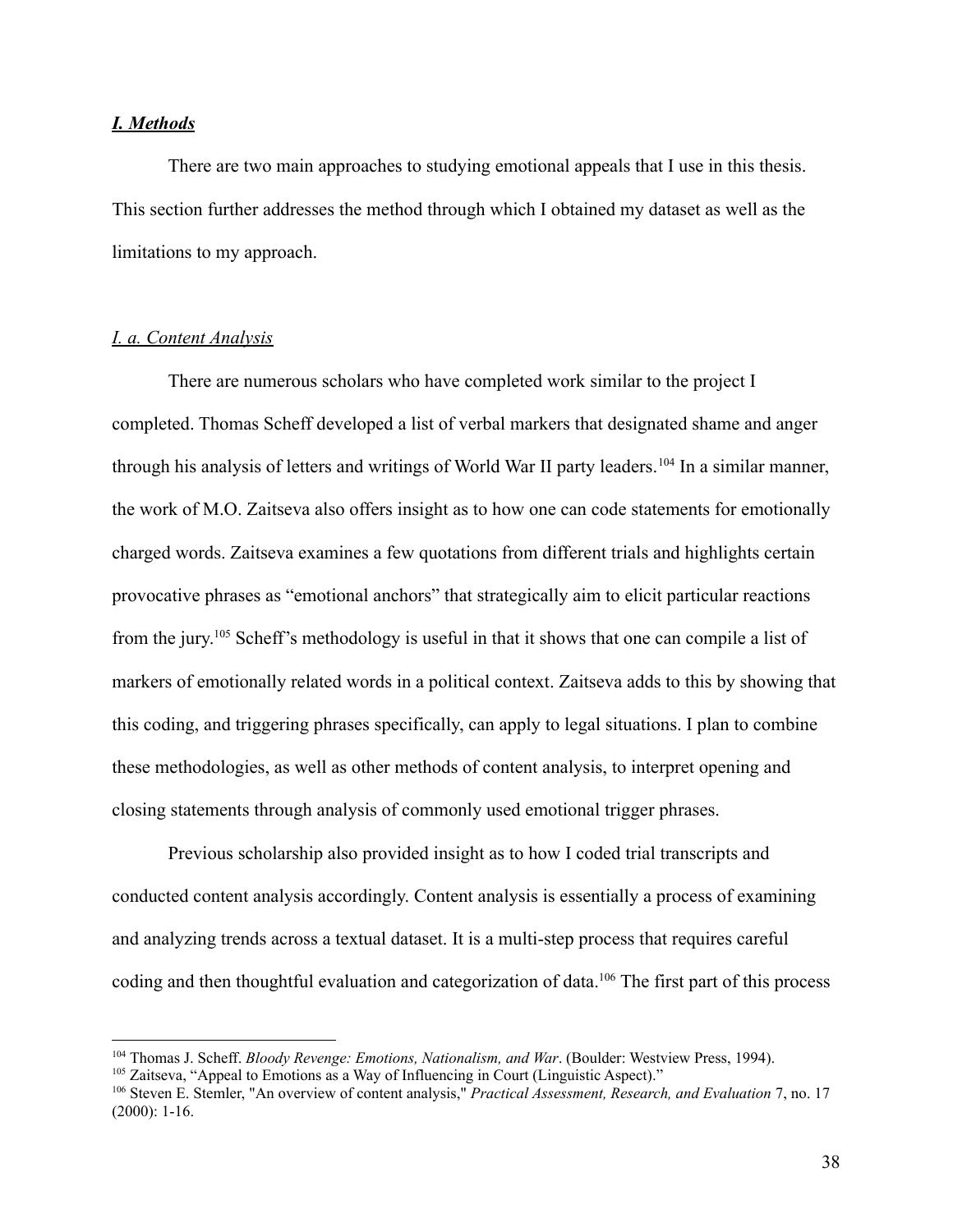### *I. Methods*

There are two main approaches to studying emotional appeals that I use in this thesis. This section further addresses the method through which I obtained my dataset as well as the limitations to my approach.

#### *I. a. Content Analysis*

There are numerous scholars who have completed work similar to the project I completed. Thomas Scheff developed a list of verbal markers that designated shame and anger through his analysis of letters and writings of World War II party leaders.[104] In a similar manner, the work of M.O. Zaitseva also offers insight as to how one can code statements for emotionally charged words. Zaitseva examines a few quotations from different trials and highlights certain provocative phrases as "emotional anchors" that strategically aim to elicit particular reactions from the jury.[105] Scheff's methodology is useful in that it shows that one can compile a list of markers of emotionally related words in a political context. Zaitseva adds to this by showing that this coding, and triggering phrases specifically, can apply to legal situations. I plan to combine these methodologies, as well as other methods of content analysis, to interpret opening and closing statements through analysis of commonly used emotional trigger phrases.

Previous scholarship also provided insight as to how I coded trial transcripts and conducted content analysis accordingly. Content analysis is essentially a process of examining and analyzing trends across a textual dataset. It is a multi-step process that requires careful coding and then thoughtful evaluation and categorization of data.[106] The first part of this process

---

[104] Thomas J. Scheff. *Bloody Revenge: Emotions, Nationalism, and War*. (Boulder: Westview Press, 1994).

[105] Zaitseva, "Appeal to Emotions as a Way of Influencing in Court (Linguistic Aspect)."

[106] Steven E. Stemler, "An overview of content analysis," *Practical Assessment, Research, and Evaluation* 7, no. 17 (2000): 1-16.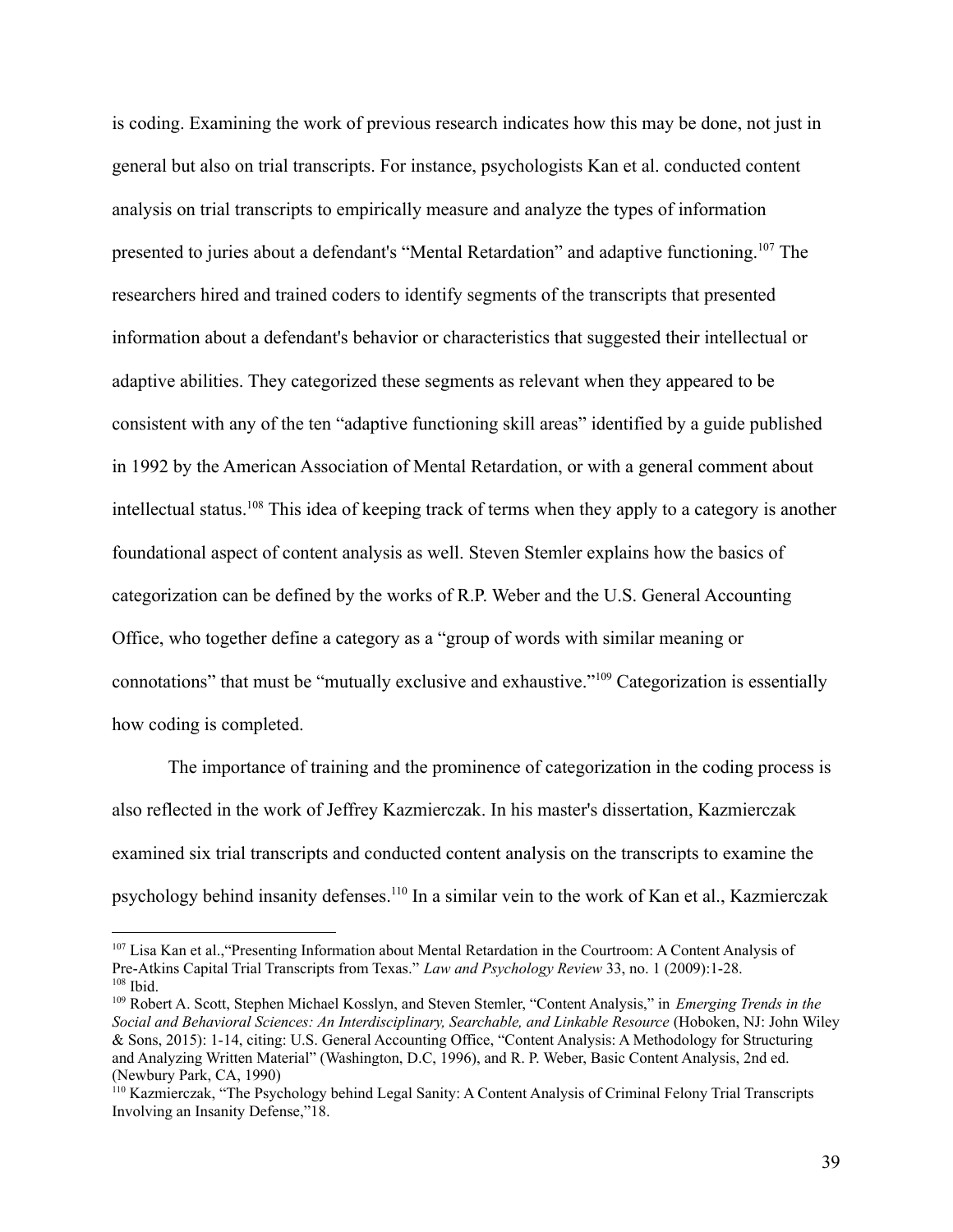is coding. Examining the work of previous research indicates how this may be done, not just in general but also on trial transcripts. For instance, psychologists Kan et al. conducted content analysis on trial transcripts to empirically measure and analyze the types of information presented to juries about a defendant's "Mental Retardation" and adaptive functioning.[107] The researchers hired and trained coders to identify segments of the transcripts that presented information about a defendant's behavior or characteristics that suggested their intellectual or adaptive abilities. They categorized these segments as relevant when they appeared to be consistent with any of the ten "adaptive functioning skill areas" identified by a guide published in 1992 by the American Association of Mental Retardation, or with a general comment about intellectual status.[108] This idea of keeping track of terms when they apply to a category is another foundational aspect of content analysis as well. Steven Stemler explains how the basics of categorization can be defined by the works of R.P. Weber and the U.S. General Accounting Office, who together define a category as a "group of words with similar meaning or connotations" that must be "mutually exclusive and exhaustive."[109] Categorization is essentially how coding is completed.

The importance of training and the prominence of categorization in the coding process is also reflected in the work of Jeffrey Kazmierczak. In his master's dissertation, Kazmierczak examined six trial transcripts and conducted content analysis on the transcripts to examine the psychology behind insanity defenses.[110] In a similar vein to the work of Kan et al., Kazmierczak

---

[107] Lisa Kan et al.,"Presenting Information about Mental Retardation in the Courtroom: A Content Analysis of Pre-Atkins Capital Trial Transcripts from Texas." *Law and Psychology Review* 33, no. 1 (2009):1-28.

[108] Ibid.

[109] Robert A. Scott, Stephen Michael Kosslyn, and Steven Stemler, "Content Analysis," in *Emerging Trends in the Social and Behavioral Sciences: An Interdisciplinary, Searchable, and Linkable Resource* (Hoboken, NJ: John Wiley & Sons, 2015): 1-14, citing: U.S. General Accounting Office, "Content Analysis: A Methodology for Structuring and Analyzing Written Material" (Washington, D.C, 1996), and R. P. Weber, Basic Content Analysis, 2nd ed. (Newbury Park, CA, 1990)

[110] Kazmierczak, "The Psychology behind Legal Sanity: A Content Analysis of Criminal Felony Trial Transcripts Involving an Insanity Defense,"18.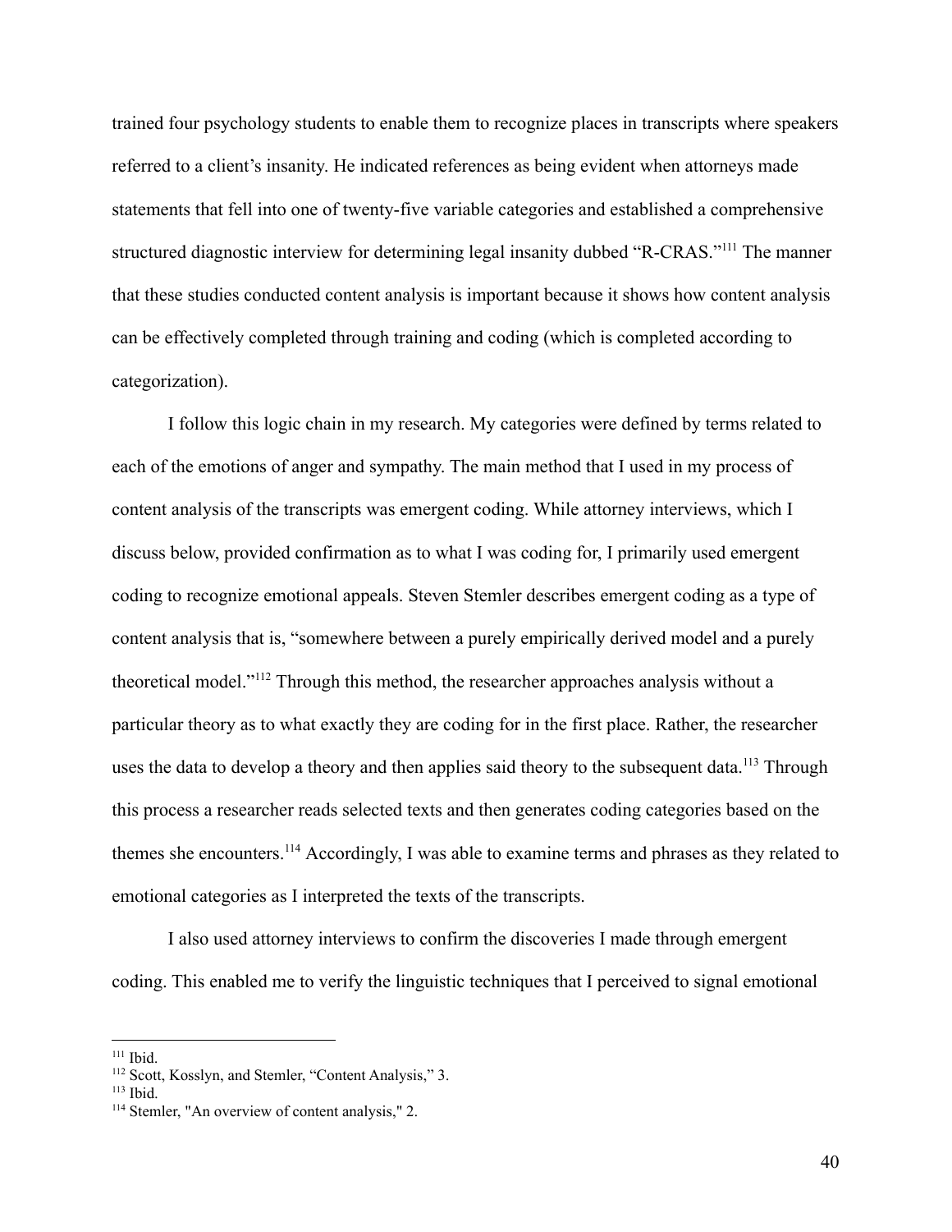trained four psychology students to enable them to recognize places in transcripts where speakers referred to a client's insanity. He indicated references as being evident when attorneys made statements that fell into one of twenty-five variable categories and established a comprehensive structured diagnostic interview for determining legal insanity dubbed "R-CRAS."[111] The manner that these studies conducted content analysis is important because it shows how content analysis can be effectively completed through training and coding (which is completed according to categorization).

I follow this logic chain in my research. My categories were defined by terms related to each of the emotions of anger and sympathy. The main method that I used in my process of content analysis of the transcripts was emergent coding. While attorney interviews, which I discuss below, provided confirmation as to what I was coding for, I primarily used emergent coding to recognize emotional appeals. Steven Stemler describes emergent coding as a type of content analysis that is, "somewhere between a purely empirically derived model and a purely theoretical model."[112] Through this method, the researcher approaches analysis without a particular theory as to what exactly they are coding for in the first place. Rather, the researcher uses the data to develop a theory and then applies said theory to the subsequent data.[113] Through this process a researcher reads selected texts and then generates coding categories based on the themes she encounters.[114] Accordingly, I was able to examine terms and phrases as they related to emotional categories as I interpreted the texts of the transcripts.

I also used attorney interviews to confirm the discoveries I made through emergent coding. This enabled me to verify the linguistic techniques that I perceived to signal emotional

[111] Ibid.

[112] Scott, Kosslyn, and Stemler, "Content Analysis," 3.

[113] Ibid.

[114] Stemler, "An overview of content analysis," 2.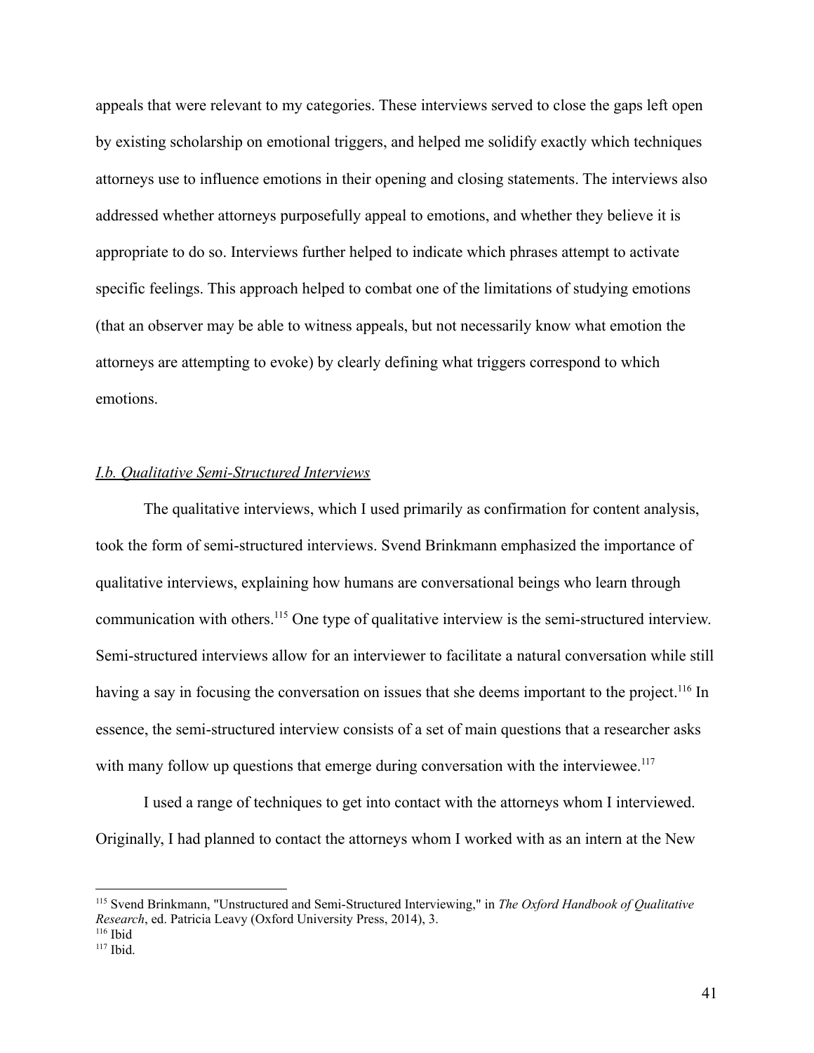appeals that were relevant to my categories. These interviews served to close the gaps left open by existing scholarship on emotional triggers, and helped me solidify exactly which techniques attorneys use to influence emotions in their opening and closing statements. The interviews also addressed whether attorneys purposefully appeal to emotions, and whether they believe it is appropriate to do so. Interviews further helped to indicate which phrases attempt to activate specific feelings. This approach helped to combat one of the limitations of studying emotions (that an observer may be able to witness appeals, but not necessarily know what emotion the attorneys are attempting to evoke) by clearly defining what triggers correspond to which emotions.

### *I.b. Qualitative Semi-Structured Interviews*

The qualitative interviews, which I used primarily as confirmation for content analysis, took the form of semi-structured interviews. Svend Brinkmann emphasized the importance of qualitative interviews, explaining how humans are conversational beings who learn through communication with others.[115] One type of qualitative interview is the semi-structured interview. Semi-structured interviews allow for an interviewer to facilitate a natural conversation while still having a say in focusing the conversation on issues that she deems important to the project.[116] In essence, the semi-structured interview consists of a set of main questions that a researcher asks with many follow up questions that emerge during conversation with the interviewee.[117]

I used a range of techniques to get into contact with the attorneys whom I interviewed. Originally, I had planned to contact the attorneys whom I worked with as an intern at the New

---

[115] Svend Brinkmann, "Unstructured and Semi-Structured Interviewing," in *The Oxford Handbook of Qualitative Research*, ed. Patricia Leavy (Oxford University Press, 2014), 3.

[116] Ibid

[117] Ibid.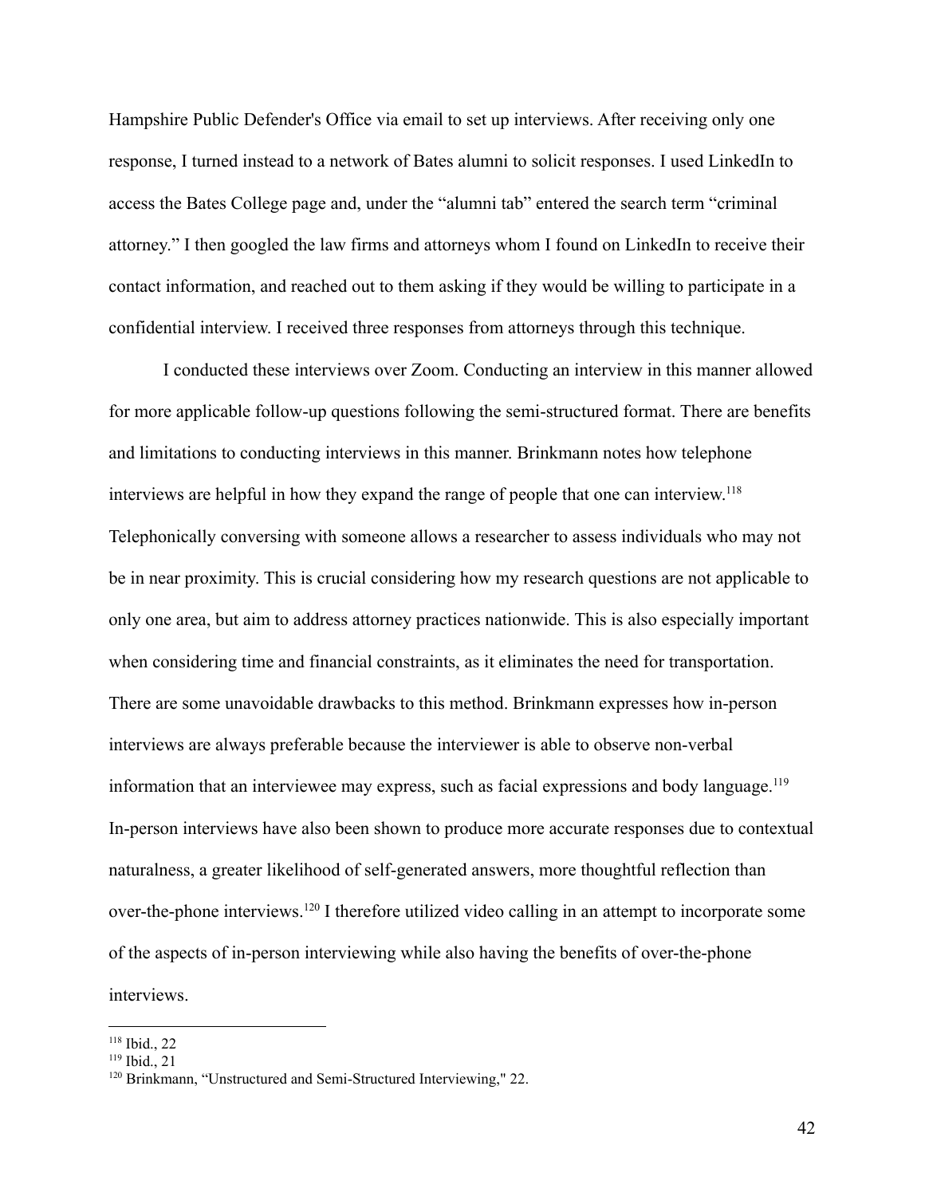Hampshire Public Defender's Office via email to set up interviews. After receiving only one response, I turned instead to a network of Bates alumni to solicit responses. I used LinkedIn to access the Bates College page and, under the "alumni tab" entered the search term "criminal attorney." I then googled the law firms and attorneys whom I found on LinkedIn to receive their contact information, and reached out to them asking if they would be willing to participate in a confidential interview. I received three responses from attorneys through this technique.

I conducted these interviews over Zoom. Conducting an interview in this manner allowed for more applicable follow-up questions following the semi-structured format. There are benefits and limitations to conducting interviews in this manner. Brinkmann notes how telephone interviews are helpful in how they expand the range of people that one can interview.[118] Telephonically conversing with someone allows a researcher to assess individuals who may not be in near proximity. This is crucial considering how my research questions are not applicable to only one area, but aim to address attorney practices nationwide. This is also especially important when considering time and financial constraints, as it eliminates the need for transportation. There are some unavoidable drawbacks to this method. Brinkmann expresses how in-person interviews are always preferable because the interviewer is able to observe non-verbal information that an interviewee may express, such as facial expressions and body language.[119] In-person interviews have also been shown to produce more accurate responses due to contextual naturalness, a greater likelihood of self-generated answers, more thoughtful reflection than over-the-phone interviews.[120] I therefore utilized video calling in an attempt to incorporate some of the aspects of in-person interviewing while also having the benefits of over-the-phone interviews.

---

[118] Ibid., 22

[119] Ibid., 21

[120] Brinkmann, "Unstructured and Semi-Structured Interviewing," 22.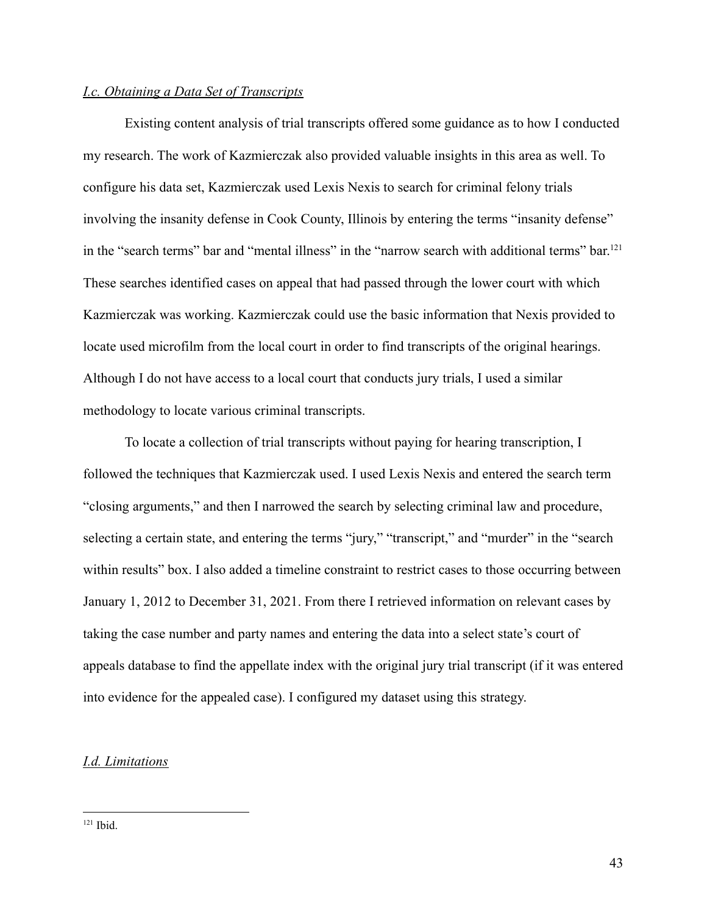### *I.c. Obtaining a Data Set of Transcripts*

Existing content analysis of trial transcripts offered some guidance as to how I conducted my research. The work of Kazmierczak also provided valuable insights in this area as well. To configure his data set, Kazmierczak used Lexis Nexis to search for criminal felony trials involving the insanity defense in Cook County, Illinois by entering the terms "insanity defense" in the "search terms" bar and "mental illness" in the "narrow search with additional terms" bar.[121] These searches identified cases on appeal that had passed through the lower court with which Kazmierczak was working. Kazmierczak could use the basic information that Nexis provided to locate used microfilm from the local court in order to find transcripts of the original hearings. Although I do not have access to a local court that conducts jury trials, I used a similar methodology to locate various criminal transcripts.

To locate a collection of trial transcripts without paying for hearing transcription, I followed the techniques that Kazmierczak used. I used Lexis Nexis and entered the search term "closing arguments," and then I narrowed the search by selecting criminal law and procedure, selecting a certain state, and entering the terms "jury," "transcript," and "murder" in the "search within results" box. I also added a timeline constraint to restrict cases to those occurring between January 1, 2012 to December 31, 2021. From there I retrieved information on relevant cases by taking the case number and party names and entering the data into a select state's court of appeals database to find the appellate index with the original jury trial transcript (if it was entered into evidence for the appealed case). I configured my dataset using this strategy.

### *I.d. Limitations*

[121] Ibid.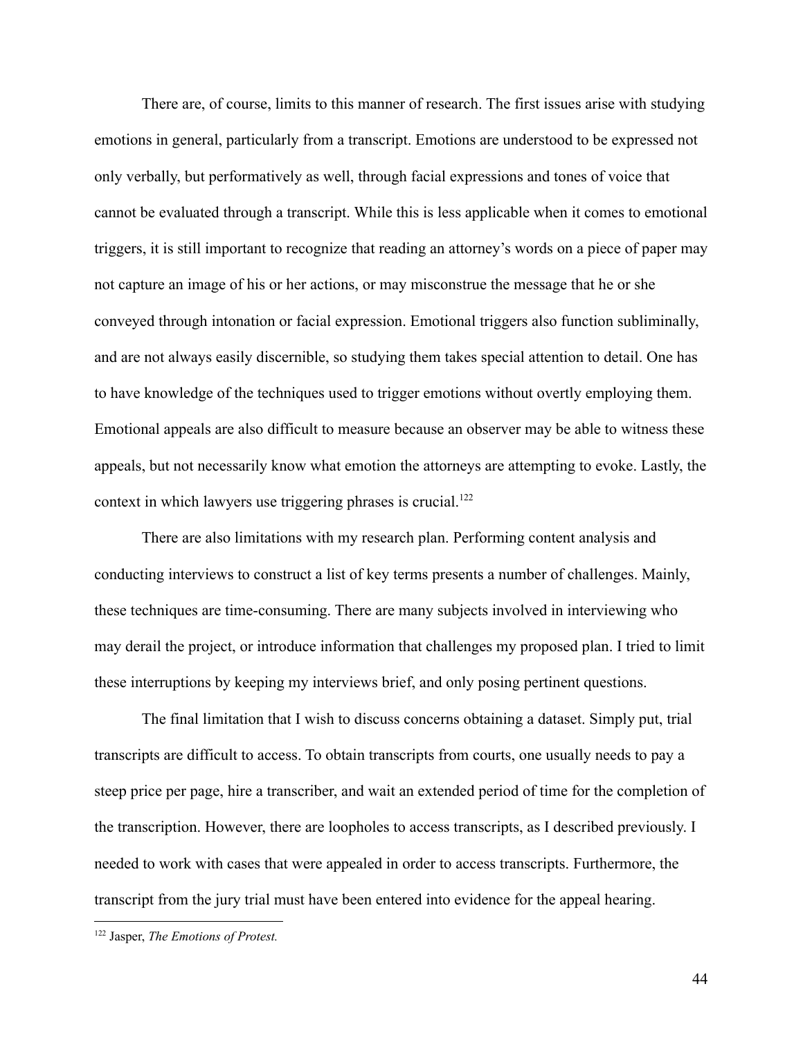There are, of course, limits to this manner of research. The first issues arise with studying emotions in general, particularly from a transcript. Emotions are understood to be expressed not only verbally, but performatively as well, through facial expressions and tones of voice that cannot be evaluated through a transcript. While this is less applicable when it comes to emotional triggers, it is still important to recognize that reading an attorney's words on a piece of paper may not capture an image of his or her actions, or may misconstrue the message that he or she conveyed through intonation or facial expression. Emotional triggers also function subliminally, and are not always easily discernible, so studying them takes special attention to detail. One has to have knowledge of the techniques used to trigger emotions without overtly employing them. Emotional appeals are also difficult to measure because an observer may be able to witness these appeals, but not necessarily know what emotion the attorneys are attempting to evoke. Lastly, the context in which lawyers use triggering phrases is crucial.[122]

There are also limitations with my research plan. Performing content analysis and conducting interviews to construct a list of key terms presents a number of challenges. Mainly, these techniques are time-consuming. There are many subjects involved in interviewing who may derail the project, or introduce information that challenges my proposed plan. I tried to limit these interruptions by keeping my interviews brief, and only posing pertinent questions.

The final limitation that I wish to discuss concerns obtaining a dataset. Simply put, trial transcripts are difficult to access. To obtain transcripts from courts, one usually needs to pay a steep price per page, hire a transcriber, and wait an extended period of time for the completion of the transcription. However, there are loopholes to access transcripts, as I described previously. I needed to work with cases that were appealed in order to access transcripts. Furthermore, the transcript from the jury trial must have been entered into evidence for the appeal hearing.

---

[122] Jasper, *The Emotions of Protest.*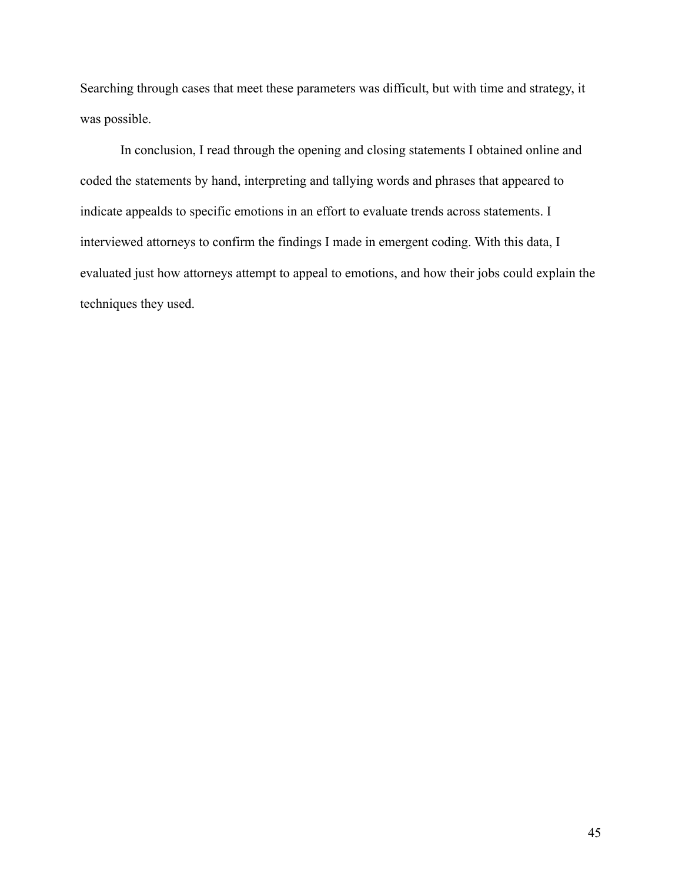Searching through cases that meet these parameters was difficult, but with time and strategy, it was possible.

In conclusion, I read through the opening and closing statements I obtained online and coded the statements by hand, interpreting and tallying words and phrases that appeared to indicate appealds to specific emotions in an effort to evaluate trends across statements. I interviewed attorneys to confirm the findings I made in emergent coding. With this data, I evaluated just how attorneys attempt to appeal to emotions, and how their jobs could explain the techniques they used.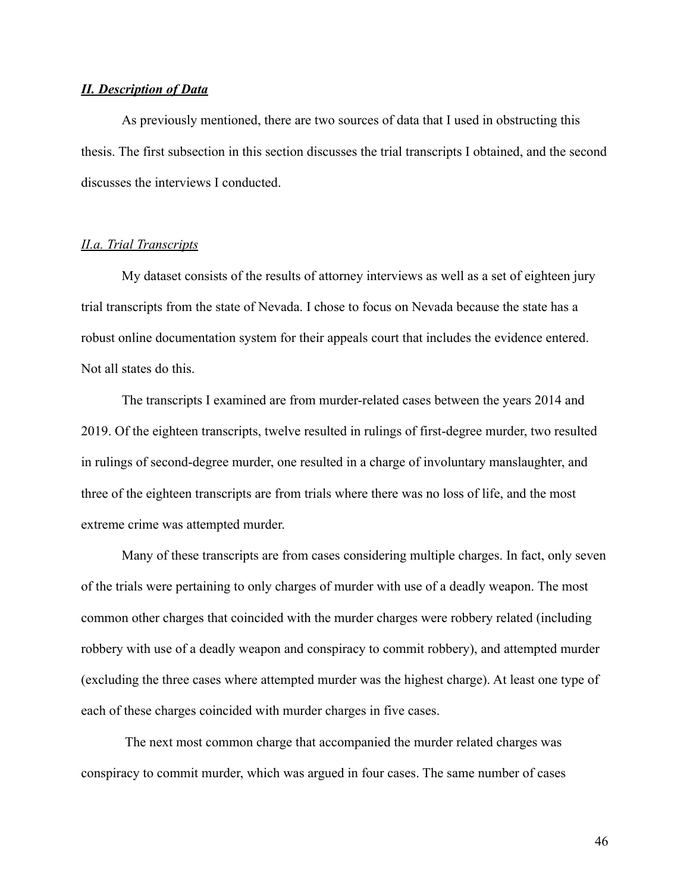### ***II. Description of Data***

As previously mentioned, there are two sources of data that I used in obstructing this thesis. The first subsection in this section discusses the trial transcripts I obtained, and the second discusses the interviews I conducted.

#### *II.a. Trial Transcripts*

My dataset consists of the results of attorney interviews as well as a set of eighteen jury trial transcripts from the state of Nevada. I chose to focus on Nevada because the state has a robust online documentation system for their appeals court that includes the evidence entered. Not all states do this.

The transcripts I examined are from murder-related cases between the years 2014 and 2019. Of the eighteen transcripts, twelve resulted in rulings of first-degree murder, two resulted in rulings of second-degree murder, one resulted in a charge of involuntary manslaughter, and three of the eighteen transcripts are from trials where there was no loss of life, and the most extreme crime was attempted murder.

Many of these transcripts are from cases considering multiple charges. In fact, only seven of the trials were pertaining to only charges of murder with use of a deadly weapon. The most common other charges that coincided with the murder charges were robbery related (including robbery with use of a deadly weapon and conspiracy to commit robbery), and attempted murder (excluding the three cases where attempted murder was the highest charge). At least one type of each of these charges coincided with murder charges in five cases.

The next most common charge that accompanied the murder related charges was conspiracy to commit murder, which was argued in four cases. The same number of cases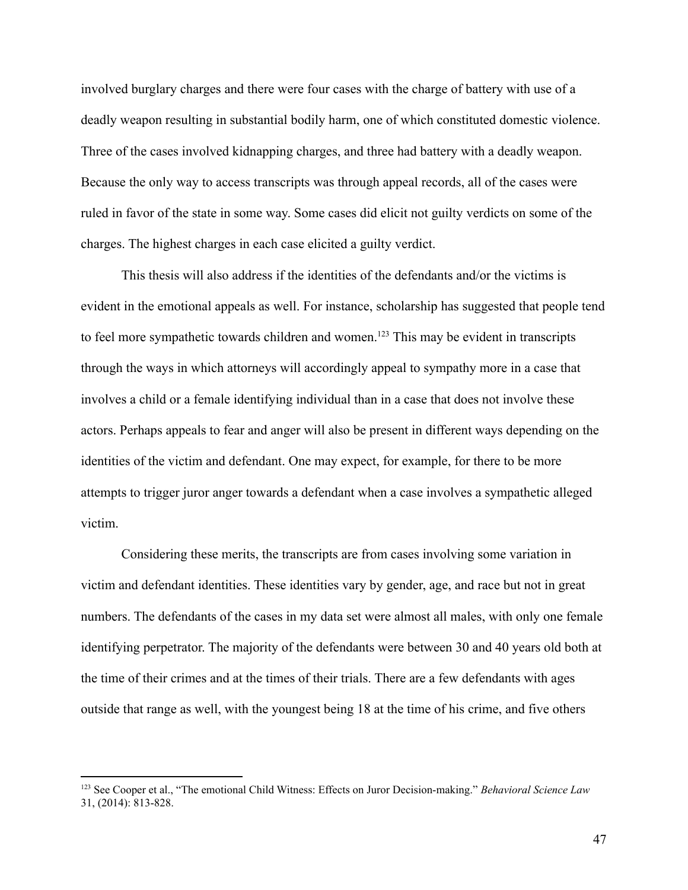involved burglary charges and there were four cases with the charge of battery with use of a deadly weapon resulting in substantial bodily harm, one of which constituted domestic violence. Three of the cases involved kidnapping charges, and three had battery with a deadly weapon. Because the only way to access transcripts was through appeal records, all of the cases were ruled in favor of the state in some way. Some cases did elicit not guilty verdicts on some of the charges. The highest charges in each case elicited a guilty verdict.

This thesis will also address if the identities of the defendants and/or the victims is evident in the emotional appeals as well. For instance, scholarship has suggested that people tend to feel more sympathetic towards children and women.[123] This may be evident in transcripts through the ways in which attorneys will accordingly appeal to sympathy more in a case that involves a child or a female identifying individual than in a case that does not involve these actors. Perhaps appeals to fear and anger will also be present in different ways depending on the identities of the victim and defendant. One may expect, for example, for there to be more attempts to trigger juror anger towards a defendant when a case involves a sympathetic alleged victim.

Considering these merits, the transcripts are from cases involving some variation in victim and defendant identities. These identities vary by gender, age, and race but not in great numbers. The defendants of the cases in my data set were almost all males, with only one female identifying perpetrator. The majority of the defendants were between 30 and 40 years old both at the time of their crimes and at the times of their trials. There are a few defendants with ages outside that range as well, with the youngest being 18 at the time of his crime, and five others

---

[123] See Cooper et al., "The emotional Child Witness: Effects on Juror Decision-making." *Behavioral Science Law* 31, (2014): 813-828.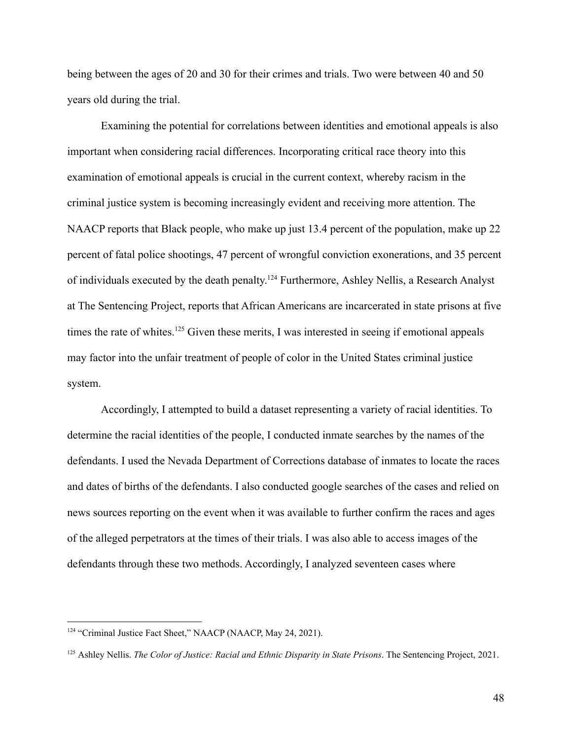being between the ages of 20 and 30 for their crimes and trials. Two were between 40 and 50 years old during the trial.

Examining the potential for correlations between identities and emotional appeals is also important when considering racial differences. Incorporating critical race theory into this examination of emotional appeals is crucial in the current context, whereby racism in the criminal justice system is becoming increasingly evident and receiving more attention. The NAACP reports that Black people, who make up just 13.4 percent of the population, make up 22 percent of fatal police shootings, 47 percent of wrongful conviction exonerations, and 35 percent of individuals executed by the death penalty.[124] Furthermore, Ashley Nellis, a Research Analyst at The Sentencing Project, reports that African Americans are incarcerated in state prisons at five times the rate of whites.[125] Given these merits, I was interested in seeing if emotional appeals may factor into the unfair treatment of people of color in the United States criminal justice system.

Accordingly, I attempted to build a dataset representing a variety of racial identities. To determine the racial identities of the people, I conducted inmate searches by the names of the defendants. I used the Nevada Department of Corrections database of inmates to locate the races and dates of births of the defendants. I also conducted google searches of the cases and relied on news sources reporting on the event when it was available to further confirm the races and ages of the alleged perpetrators at the times of their trials. I was also able to access images of the defendants through these two methods. Accordingly, I analyzed seventeen cases where

---

[124] "Criminal Justice Fact Sheet," NAACP (NAACP, May 24, 2021).

[125] Ashley Nellis. *The Color of Justice: Racial and Ethnic Disparity in State Prisons*. The Sentencing Project, 2021.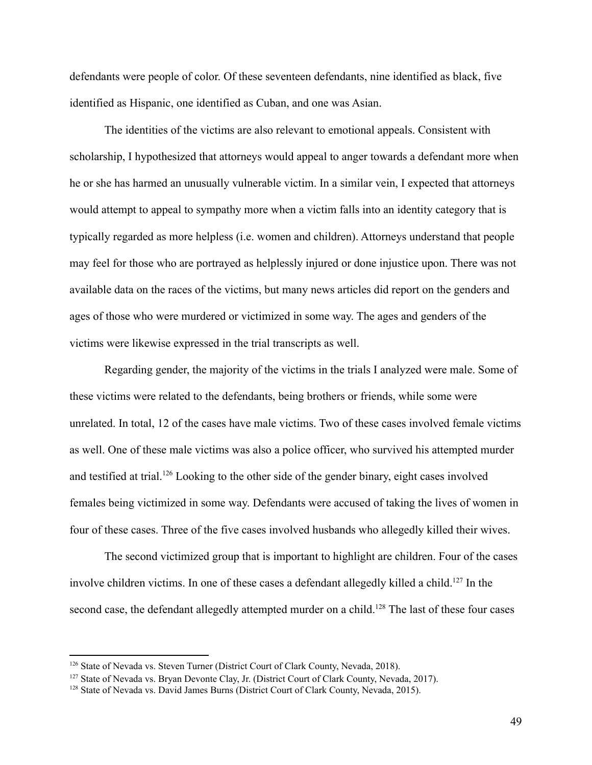defendants were people of color. Of these seventeen defendants, nine identified as black, five identified as Hispanic, one identified as Cuban, and one was Asian.

The identities of the victims are also relevant to emotional appeals. Consistent with scholarship, I hypothesized that attorneys would appeal to anger towards a defendant more when he or she has harmed an unusually vulnerable victim. In a similar vein, I expected that attorneys would attempt to appeal to sympathy more when a victim falls into an identity category that is typically regarded as more helpless (i.e. women and children). Attorneys understand that people may feel for those who are portrayed as helplessly injured or done injustice upon. There was not available data on the races of the victims, but many news articles did report on the genders and ages of those who were murdered or victimized in some way. The ages and genders of the victims were likewise expressed in the trial transcripts as well.

Regarding gender, the majority of the victims in the trials I analyzed were male. Some of these victims were related to the defendants, being brothers or friends, while some were unrelated. In total, 12 of the cases have male victims. Two of these cases involved female victims as well. One of these male victims was also a police officer, who survived his attempted murder and testified at trial.[126] Looking to the other side of the gender binary, eight cases involved females being victimized in some way. Defendants were accused of taking the lives of women in four of these cases. Three of the five cases involved husbands who allegedly killed their wives.

The second victimized group that is important to highlight are children. Four of the cases involve children victims. In one of these cases a defendant allegedly killed a child.[127] In the second case, the defendant allegedly attempted murder on a child.[128] The last of these four cases

---

[126] State of Nevada vs. Steven Turner (District Court of Clark County, Nevada, 2018).

[127] State of Nevada vs. Bryan Devonte Clay, Jr. (District Court of Clark County, Nevada, 2017).

[128] State of Nevada vs. David James Burns (District Court of Clark County, Nevada, 2015).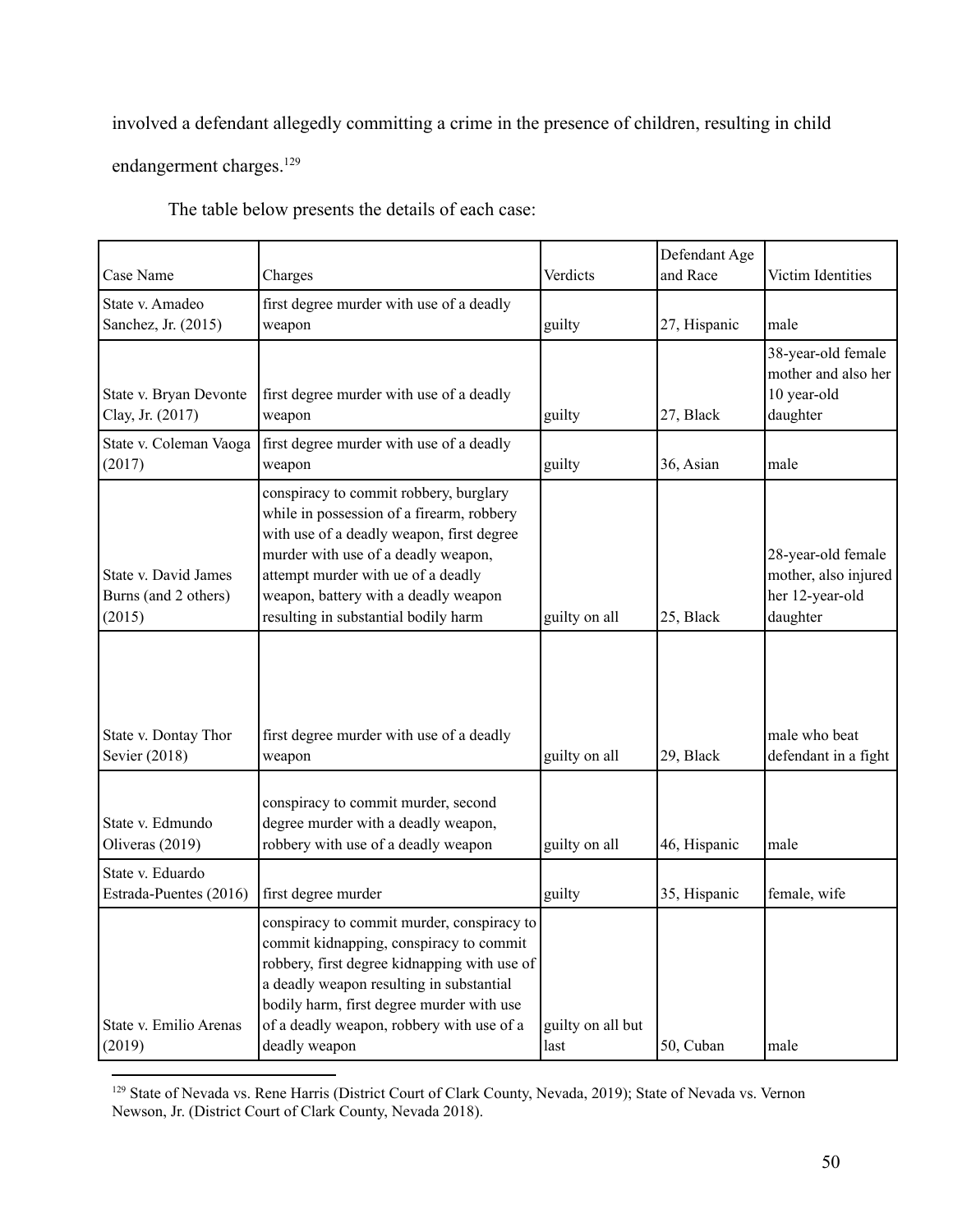involved a defendant allegedly committing a crime in the presence of children, resulting in child endangerment charges.[129]

The table below presents the details of each case:

| Case Name | Charges | Verdicts | Defendant Age and Race | Victim Identities |
|---|---|---|---|---|
| State v. Amadeo Sanchez, Jr. (2015) | first degree murder with use of a deadly weapon | guilty | 27, Hispanic | male |
| State v. Bryan Devonte Clay, Jr. (2017) | first degree murder with use of a deadly weapon | guilty | 27, Black | 38-year-old female mother and also her 10 year-old daughter |
| State v. Coleman Vaoga (2017) | first degree murder with use of a deadly weapon | guilty | 36, Asian | male |
| State v. David James Burns (and 2 others) (2015) | conspiracy to commit robbery, burglary while in possession of a firearm, robbery with use of a deadly weapon, first degree murder with use of a deadly weapon, attempt murder with ue of a deadly weapon, battery with a deadly weapon resulting in substantial bodily harm | guilty on all | 25, Black | 28-year-old female mother, also injured her 12-year-old daughter |
| State v. Dontay Thor Sevier (2018) | first degree murder with use of a deadly weapon | guilty on all | 29, Black | male who beat defendant in a fight |
| State v. Edmundo Oliveras (2019) | conspiracy to commit murder, second degree murder with a deadly weapon, robbery with use of a deadly weapon | guilty on all | 46, Hispanic | male |
| State v. Eduardo Estrada-Puentes (2016) | first degree murder | guilty | 35, Hispanic | female, wife |
| State v. Emilio Arenas (2019) | conspiracy to commit murder, conspiracy to commit kidnapping, conspiracy to commit robbery, first degree kidnapping with use of a deadly weapon resulting in substantial bodily harm, first degree murder with use of a deadly weapon, robbery with use of a deadly weapon | guilty on all but last | 50, Cuban | male |

[129] State of Nevada vs. Rene Harris (District Court of Clark County, Nevada, 2019); State of Nevada vs. Vernon Newson, Jr. (District Court of Clark County, Nevada 2018).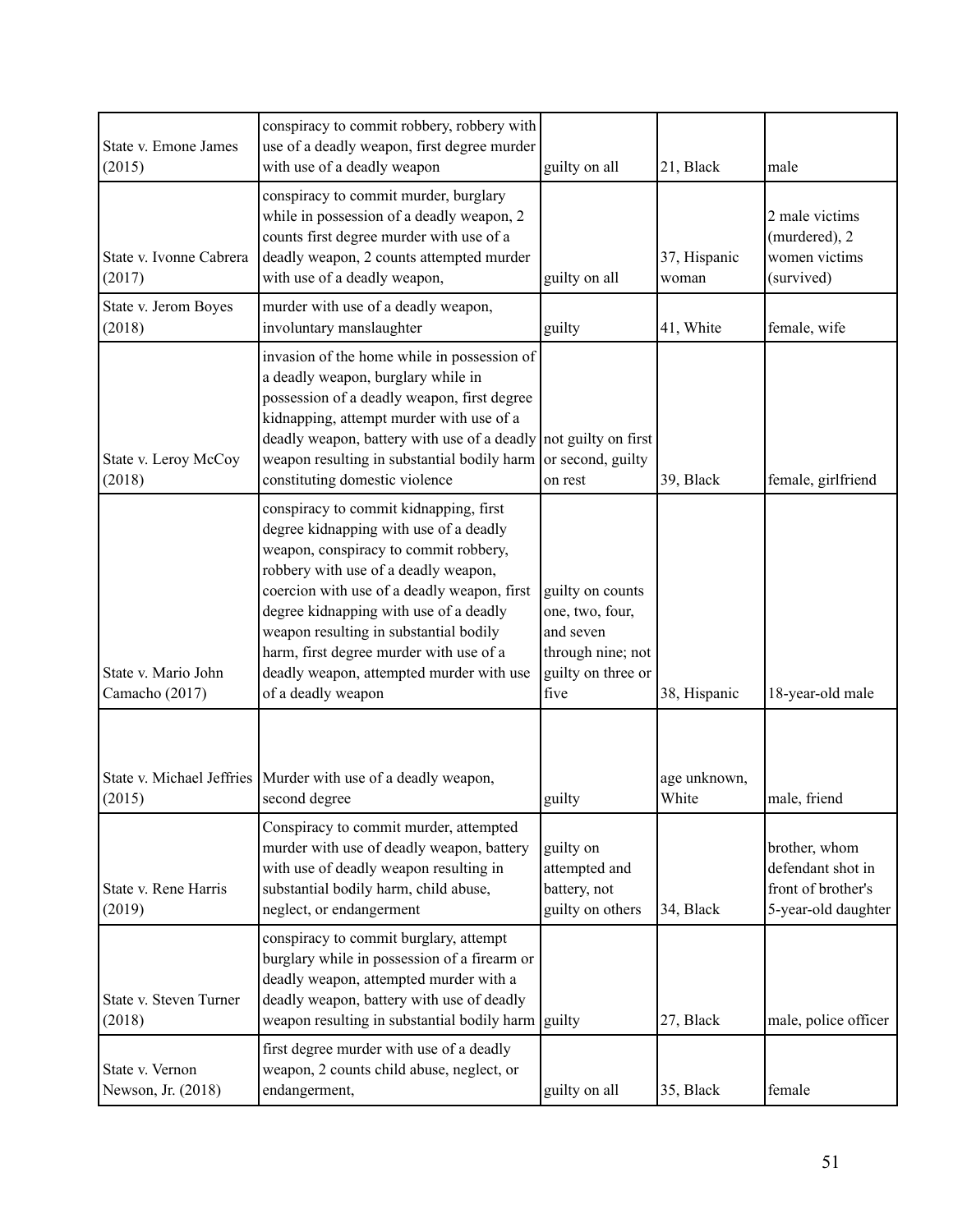| State v. Emone James (2015) | conspiracy to commit robbery, robbery with use of a deadly weapon, first degree murder with use of a deadly weapon | guilty on all | 21, Black | male |
|---|---|---|---|---|
| State v. Ivonne Cabrera (2017) | conspiracy to commit murder, burglary while in possession of a deadly weapon, 2 counts first degree murder with use of a deadly weapon, 2 counts attempted murder with use of a deadly weapon, | guilty on all | 37, Hispanic woman | 2 male victims (murdered), 2 women victims (survived) |
| State v. Jerom Boyes (2018) | murder with use of a deadly weapon, involuntary manslaughter | guilty | 41, White | female, wife |
| State v. Leroy McCoy (2018) | invasion of the home while in possession of a deadly weapon, burglary while in possession of a deadly weapon, first degree kidnapping, attempt murder with use of a deadly weapon, battery with use of a deadly weapon resulting in substantial bodily harm constituting domestic violence | not guilty on first or second, guilty on rest | 39, Black | female, girlfriend |
| State v. Mario John Camacho (2017) | conspiracy to commit kidnapping, first degree kidnapping with use of a deadly weapon, conspiracy to commit robbery, robbery with use of a deadly weapon, coercion with use of a deadly weapon, first degree kidnapping with use of a deadly weapon resulting in substantial bodily harm, first degree murder with use of a deadly weapon, attempted murder with use of a deadly weapon | guilty on counts one, two, four, and seven through nine; not guilty on three or five | 38, Hispanic | 18-year-old male |
| State v. Michael Jeffries (2015) | Murder with use of a deadly weapon, second degree | guilty | age unknown, White | male, friend |
| State v. Rene Harris (2019) | Conspiracy to commit murder, attempted murder with use of deadly weapon, battery with use of deadly weapon resulting in substantial bodily harm, child abuse, neglect, or endangerment | guilty on attempted and battery, not guilty on others | 34, Black | brother, whom defendant shot in front of brother's 5-year-old daughter |
| State v. Steven Turner (2018) | conspiracy to commit burglary, attempt burglary while in possession of a firearm or deadly weapon, attempted murder with a deadly weapon, battery with use of deadly weapon resulting in substantial bodily harm | guilty | 27, Black | male, police officer |
| State v. Vernon Newson, Jr. (2018) | first degree murder with use of a deadly weapon, 2 counts child abuse, neglect, or endangerment, | guilty on all | 35, Black | female |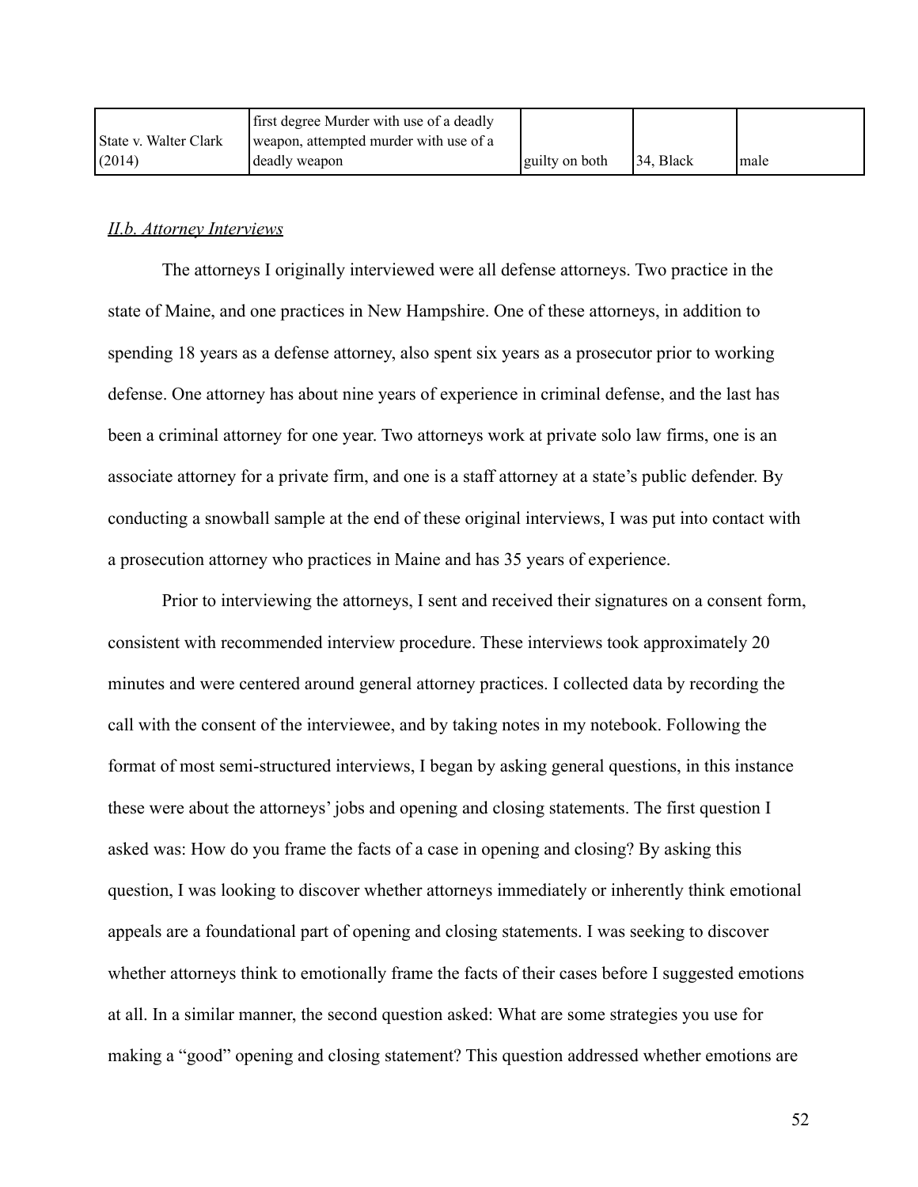| State v. Walter Clark (2014) | first degree Murder with use of a deadly weapon, attempted murder with use of a deadly weapon | guilty on both | 34, Black | male |
|---|---|---|---|---|

### *II.b. Attorney Interviews*

The attorneys I originally interviewed were all defense attorneys. Two practice in the state of Maine, and one practices in New Hampshire. One of these attorneys, in addition to spending 18 years as a defense attorney, also spent six years as a prosecutor prior to working defense. One attorney has about nine years of experience in criminal defense, and the last has been a criminal attorney for one year. Two attorneys work at private solo law firms, one is an associate attorney for a private firm, and one is a staff attorney at a state's public defender. By conducting a snowball sample at the end of these original interviews, I was put into contact with a prosecution attorney who practices in Maine and has 35 years of experience.

Prior to interviewing the attorneys, I sent and received their signatures on a consent form, consistent with recommended interview procedure. These interviews took approximately 20 minutes and were centered around general attorney practices. I collected data by recording the call with the consent of the interviewee, and by taking notes in my notebook. Following the format of most semi-structured interviews, I began by asking general questions, in this instance these were about the attorneys' jobs and opening and closing statements. The first question I asked was: How do you frame the facts of a case in opening and closing? By asking this question, I was looking to discover whether attorneys immediately or inherently think emotional appeals are a foundational part of opening and closing statements. I was seeking to discover whether attorneys think to emotionally frame the facts of their cases before I suggested emotions at all. In a similar manner, the second question asked: What are some strategies you use for making a "good" opening and closing statement? This question addressed whether emotions are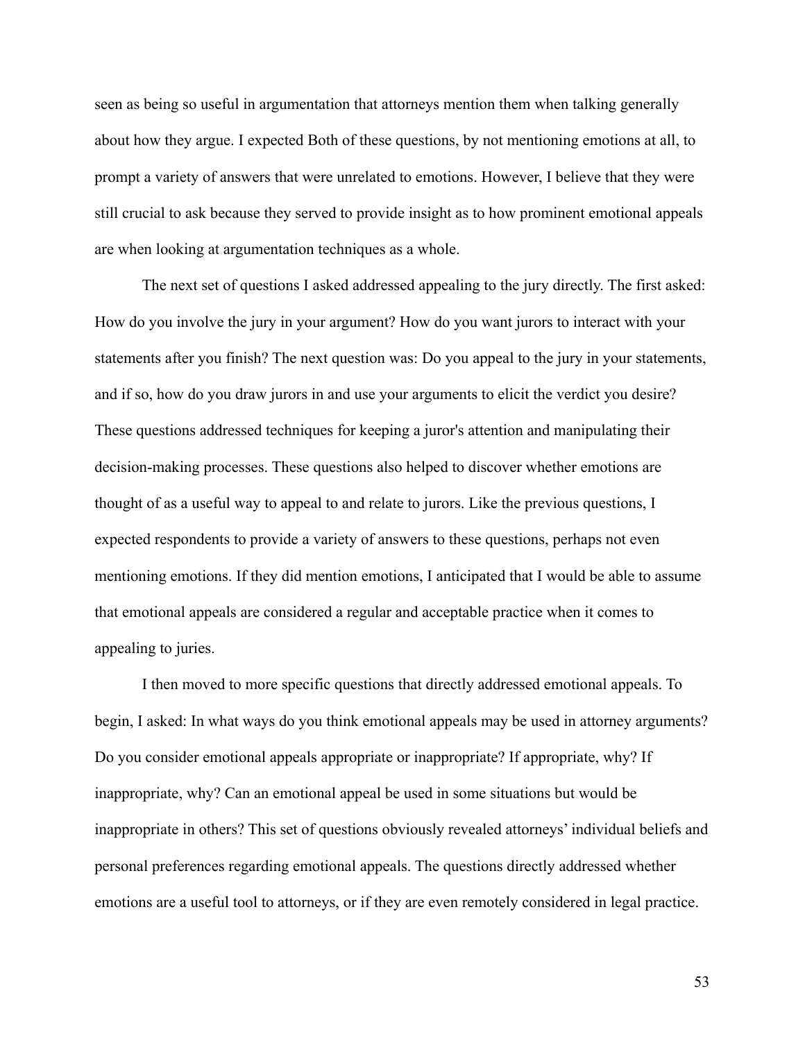seen as being so useful in argumentation that attorneys mention them when talking generally about how they argue. I expected Both of these questions, by not mentioning emotions at all, to prompt a variety of answers that were unrelated to emotions. However, I believe that they were still crucial to ask because they served to provide insight as to how prominent emotional appeals are when looking at argumentation techniques as a whole.

The next set of questions I asked addressed appealing to the jury directly. The first asked: How do you involve the jury in your argument? How do you want jurors to interact with your statements after you finish? The next question was: Do you appeal to the jury in your statements, and if so, how do you draw jurors in and use your arguments to elicit the verdict you desire? These questions addressed techniques for keeping a juror's attention and manipulating their decision-making processes. These questions also helped to discover whether emotions are thought of as a useful way to appeal to and relate to jurors. Like the previous questions, I expected respondents to provide a variety of answers to these questions, perhaps not even mentioning emotions. If they did mention emotions, I anticipated that I would be able to assume that emotional appeals are considered a regular and acceptable practice when it comes to appealing to juries.

I then moved to more specific questions that directly addressed emotional appeals. To begin, I asked: In what ways do you think emotional appeals may be used in attorney arguments? Do you consider emotional appeals appropriate or inappropriate? If appropriate, why? If inappropriate, why? Can an emotional appeal be used in some situations but would be inappropriate in others? This set of questions obviously revealed attorneys' individual beliefs and personal preferences regarding emotional appeals. The questions directly addressed whether emotions are a useful tool to attorneys, or if they are even remotely considered in legal practice.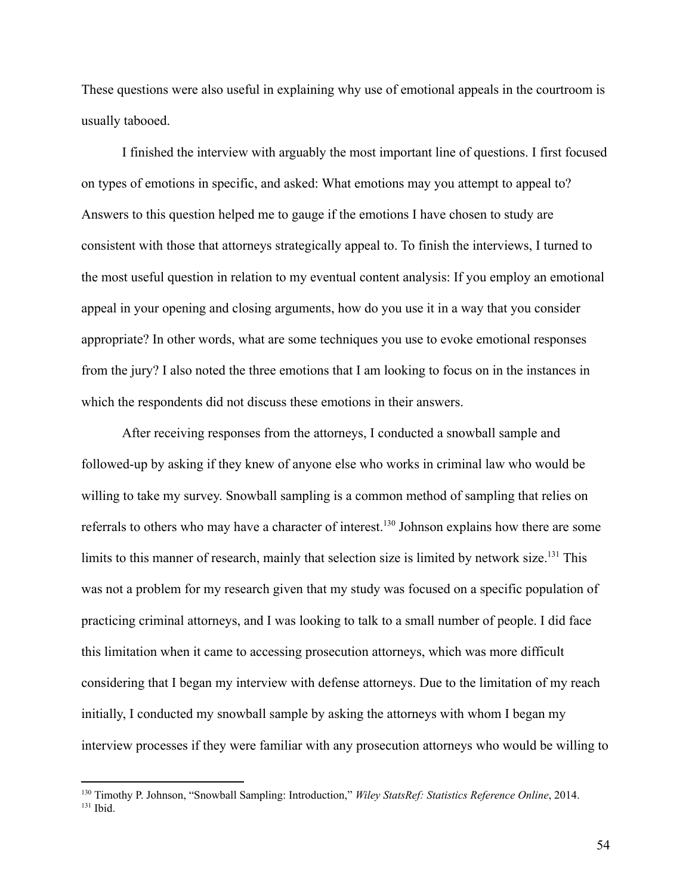These questions were also useful in explaining why use of emotional appeals in the courtroom is usually tabooed.

I finished the interview with arguably the most important line of questions. I first focused on types of emotions in specific, and asked: What emotions may you attempt to appeal to? Answers to this question helped me to gauge if the emotions I have chosen to study are consistent with those that attorneys strategically appeal to. To finish the interviews, I turned to the most useful question in relation to my eventual content analysis: If you employ an emotional appeal in your opening and closing arguments, how do you use it in a way that you consider appropriate? In other words, what are some techniques you use to evoke emotional responses from the jury? I also noted the three emotions that I am looking to focus on in the instances in which the respondents did not discuss these emotions in their answers.

After receiving responses from the attorneys, I conducted a snowball sample and followed-up by asking if they knew of anyone else who works in criminal law who would be willing to take my survey. Snowball sampling is a common method of sampling that relies on referrals to others who may have a character of interest.[130] Johnson explains how there are some limits to this manner of research, mainly that selection size is limited by network size.[131] This was not a problem for my research given that my study was focused on a specific population of practicing criminal attorneys, and I was looking to talk to a small number of people. I did face this limitation when it came to accessing prosecution attorneys, which was more difficult considering that I began my interview with defense attorneys. Due to the limitation of my reach initially, I conducted my snowball sample by asking the attorneys with whom I began my interview processes if they were familiar with any prosecution attorneys who would be willing to

---

[130] Timothy P. Johnson, "Snowball Sampling: Introduction," *Wiley StatsRef: Statistics Reference Online*, 2014.
[131] Ibid.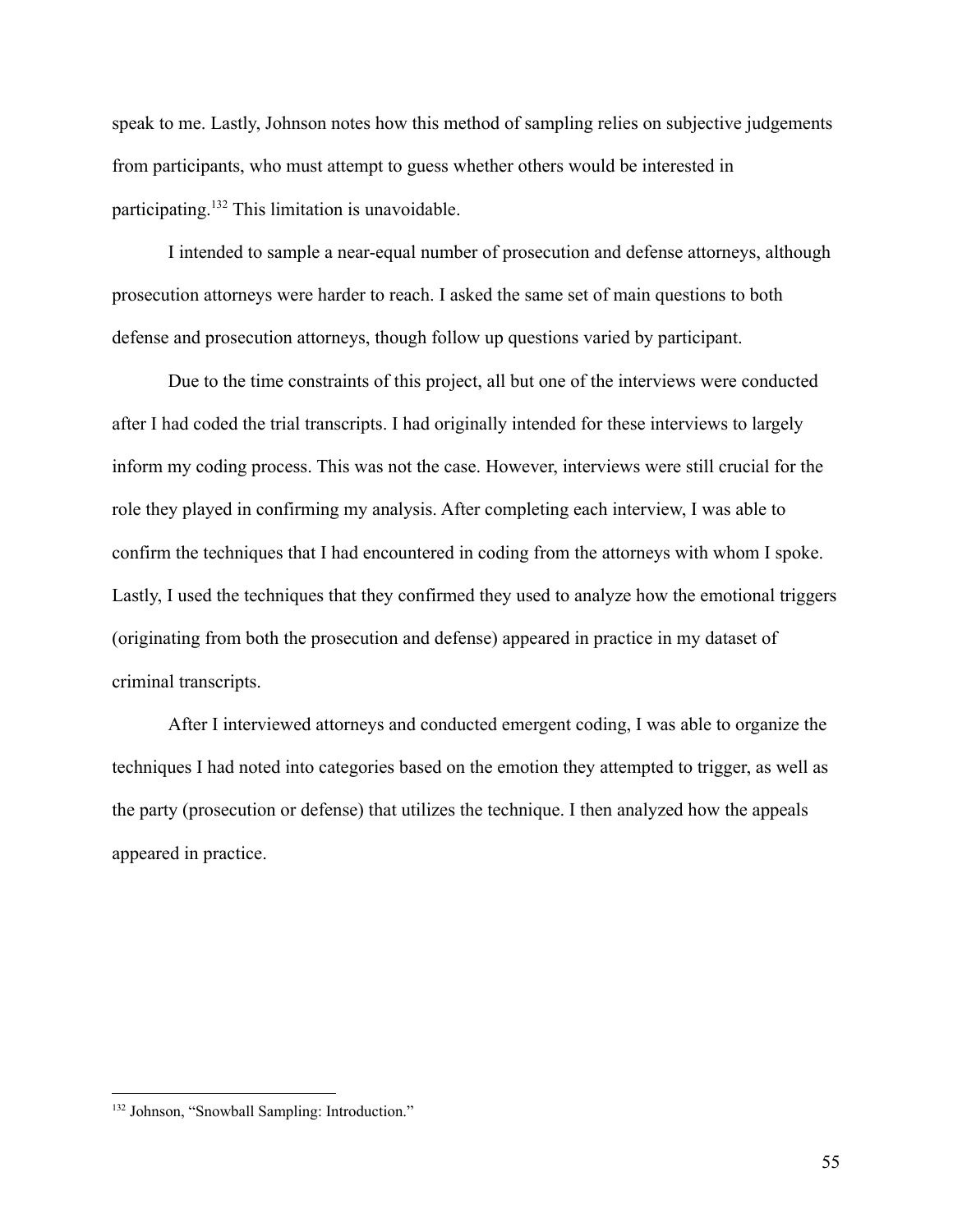speak to me. Lastly, Johnson notes how this method of sampling relies on subjective judgements from participants, who must attempt to guess whether others would be interested in participating.[132] This limitation is unavoidable.

I intended to sample a near-equal number of prosecution and defense attorneys, although prosecution attorneys were harder to reach. I asked the same set of main questions to both defense and prosecution attorneys, though follow up questions varied by participant.

Due to the time constraints of this project, all but one of the interviews were conducted after I had coded the trial transcripts. I had originally intended for these interviews to largely inform my coding process. This was not the case. However, interviews were still crucial for the role they played in confirming my analysis. After completing each interview, I was able to confirm the techniques that I had encountered in coding from the attorneys with whom I spoke. Lastly, I used the techniques that they confirmed they used to analyze how the emotional triggers (originating from both the prosecution and defense) appeared in practice in my dataset of criminal transcripts.

After I interviewed attorneys and conducted emergent coding, I was able to organize the techniques I had noted into categories based on the emotion they attempted to trigger, as well as the party (prosecution or defense) that utilizes the technique. I then analyzed how the appeals appeared in practice.

---

[132] Johnson, "Snowball Sampling: Introduction."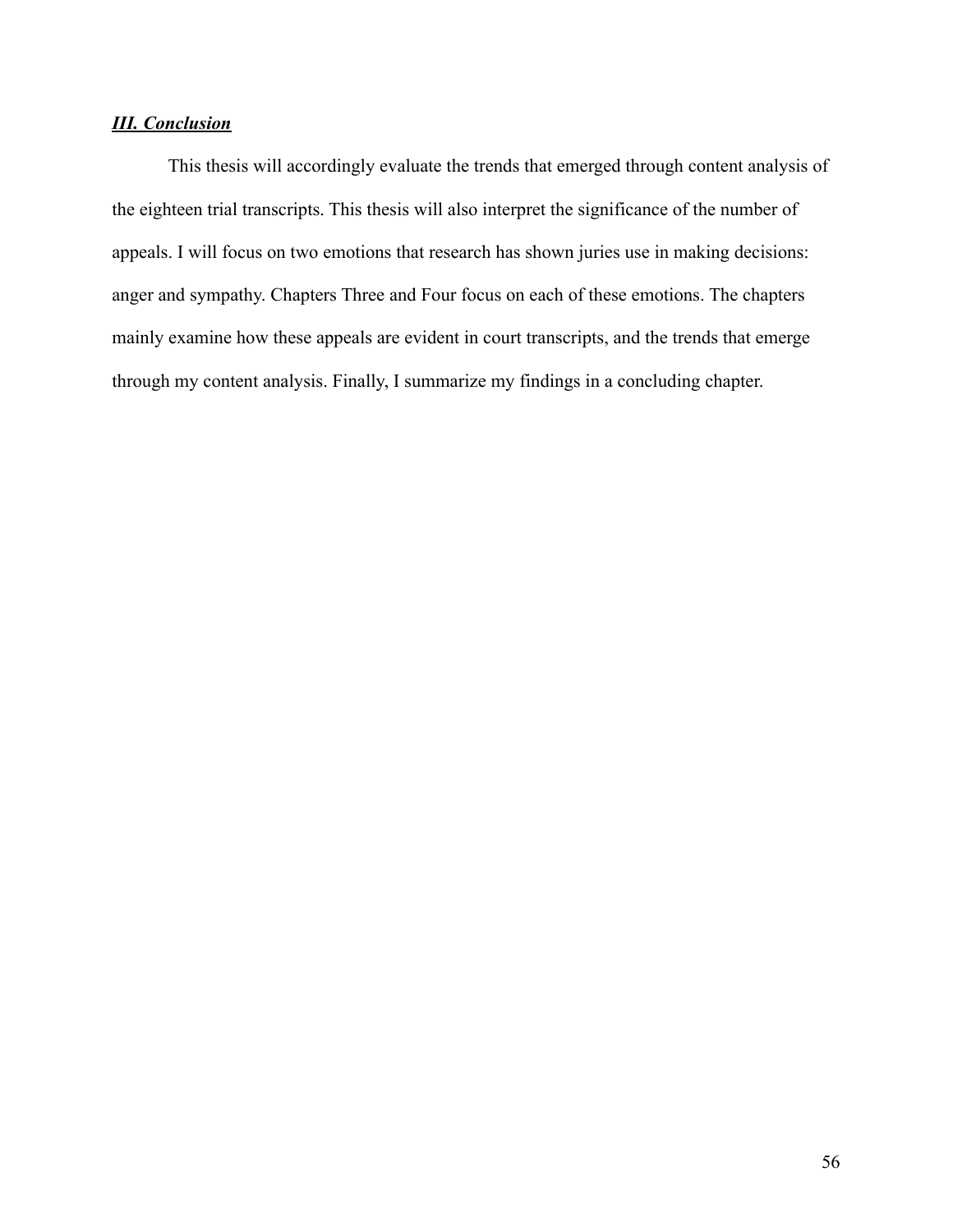### ***III. Conclusion***

This thesis will accordingly evaluate the trends that emerged through content analysis of the eighteen trial transcripts. This thesis will also interpret the significance of the number of appeals. I will focus on two emotions that research has shown juries use in making decisions: anger and sympathy. Chapters Three and Four focus on each of these emotions. The chapters mainly examine how these appeals are evident in court transcripts, and the trends that emerge through my content analysis. Finally, I summarize my findings in a concluding chapter.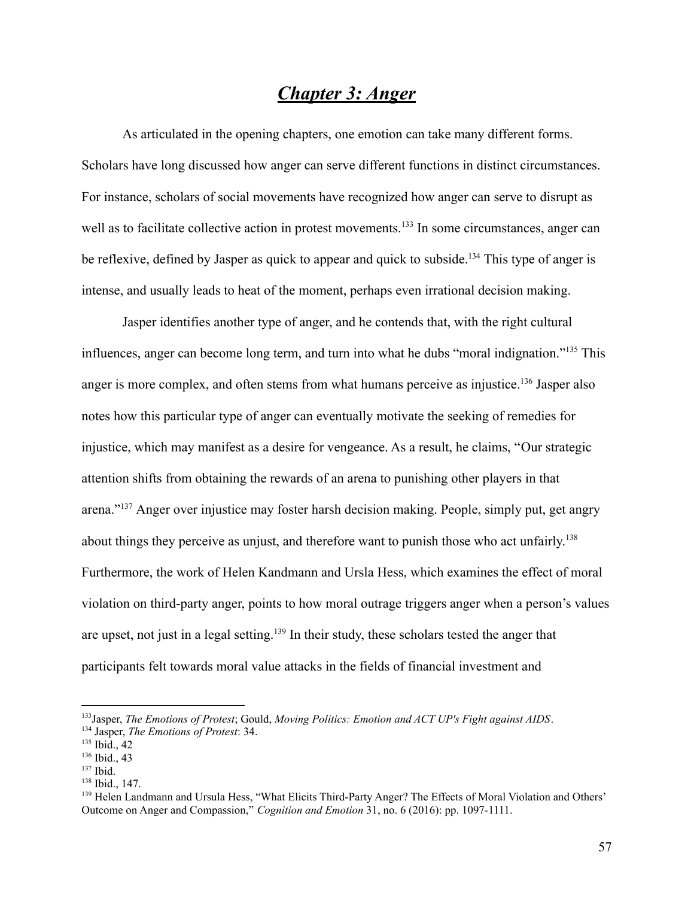# ***Chapter 3: Anger***

As articulated in the opening chapters, one emotion can take many different forms. Scholars have long discussed how anger can serve different functions in distinct circumstances. For instance, scholars of social movements have recognized how anger can serve to disrupt as well as to facilitate collective action in protest movements.[133] In some circumstances, anger can be reflexive, defined by Jasper as quick to appear and quick to subside.[134] This type of anger is intense, and usually leads to heat of the moment, perhaps even irrational decision making.

Jasper identifies another type of anger, and he contends that, with the right cultural influences, anger can become long term, and turn into what he dubs "moral indignation."[135] This anger is more complex, and often stems from what humans perceive as injustice.[136] Jasper also notes how this particular type of anger can eventually motivate the seeking of remedies for injustice, which may manifest as a desire for vengeance. As a result, he claims, "Our strategic attention shifts from obtaining the rewards of an arena to punishing other players in that arena."[137] Anger over injustice may foster harsh decision making. People, simply put, get angry about things they perceive as unjust, and therefore want to punish those who act unfairly.[138] Furthermore, the work of Helen Kandmann and Ursla Hess, which examines the effect of moral violation on third-party anger, points to how moral outrage triggers anger when a person's values are upset, not just in a legal setting.[139] In their study, these scholars tested the anger that participants felt towards moral value attacks in the fields of financial investment and

---

[133] Jasper, *The Emotions of Protest*; Gould, *Moving Politics: Emotion and ACT UP's Fight against AIDS*.
[134] Jasper, *The Emotions of Protest*: 34.
[135] Ibid., 42
[136] Ibid., 43
[137] Ibid.
[138] Ibid., 147.
[139] Helen Landmann and Ursula Hess, "What Elicits Third-Party Anger? The Effects of Moral Violation and Others' Outcome on Anger and Compassion," *Cognition and Emotion* 31, no. 6 (2016): pp. 1097-1111.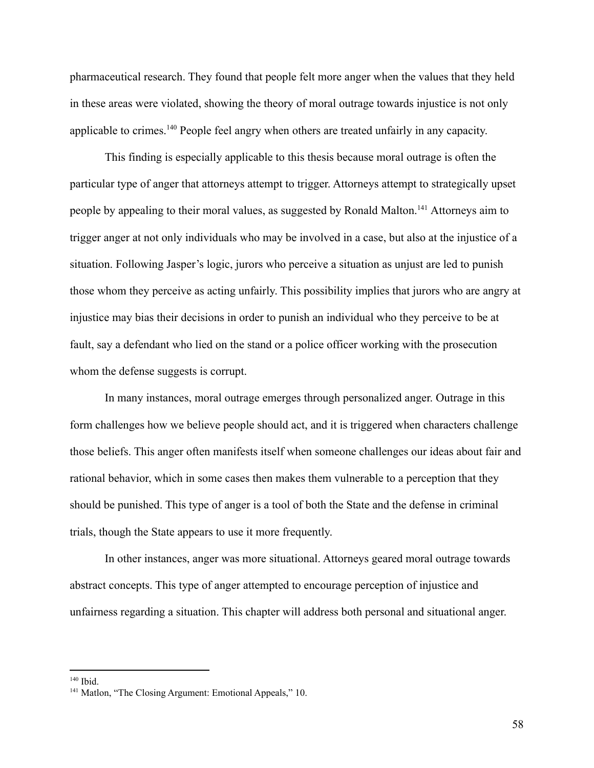pharmaceutical research. They found that people felt more anger when the values that they held in these areas were violated, showing the theory of moral outrage towards injustice is not only applicable to crimes.[140] People feel angry when others are treated unfairly in any capacity.

This finding is especially applicable to this thesis because moral outrage is often the particular type of anger that attorneys attempt to trigger. Attorneys attempt to strategically upset people by appealing to their moral values, as suggested by Ronald Malton.[141] Attorneys aim to trigger anger at not only individuals who may be involved in a case, but also at the injustice of a situation. Following Jasper's logic, jurors who perceive a situation as unjust are led to punish those whom they perceive as acting unfairly. This possibility implies that jurors who are angry at injustice may bias their decisions in order to punish an individual who they perceive to be at fault, say a defendant who lied on the stand or a police officer working with the prosecution whom the defense suggests is corrupt.

In many instances, moral outrage emerges through personalized anger. Outrage in this form challenges how we believe people should act, and it is triggered when characters challenge those beliefs. This anger often manifests itself when someone challenges our ideas about fair and rational behavior, which in some cases then makes them vulnerable to a perception that they should be punished. This type of anger is a tool of both the State and the defense in criminal trials, though the State appears to use it more frequently.

In other instances, anger was more situational. Attorneys geared moral outrage towards abstract concepts. This type of anger attempted to encourage perception of injustice and unfairness regarding a situation. This chapter will address both personal and situational anger.

---

[140] Ibid.

[141] Matlon, "The Closing Argument: Emotional Appeals," 10.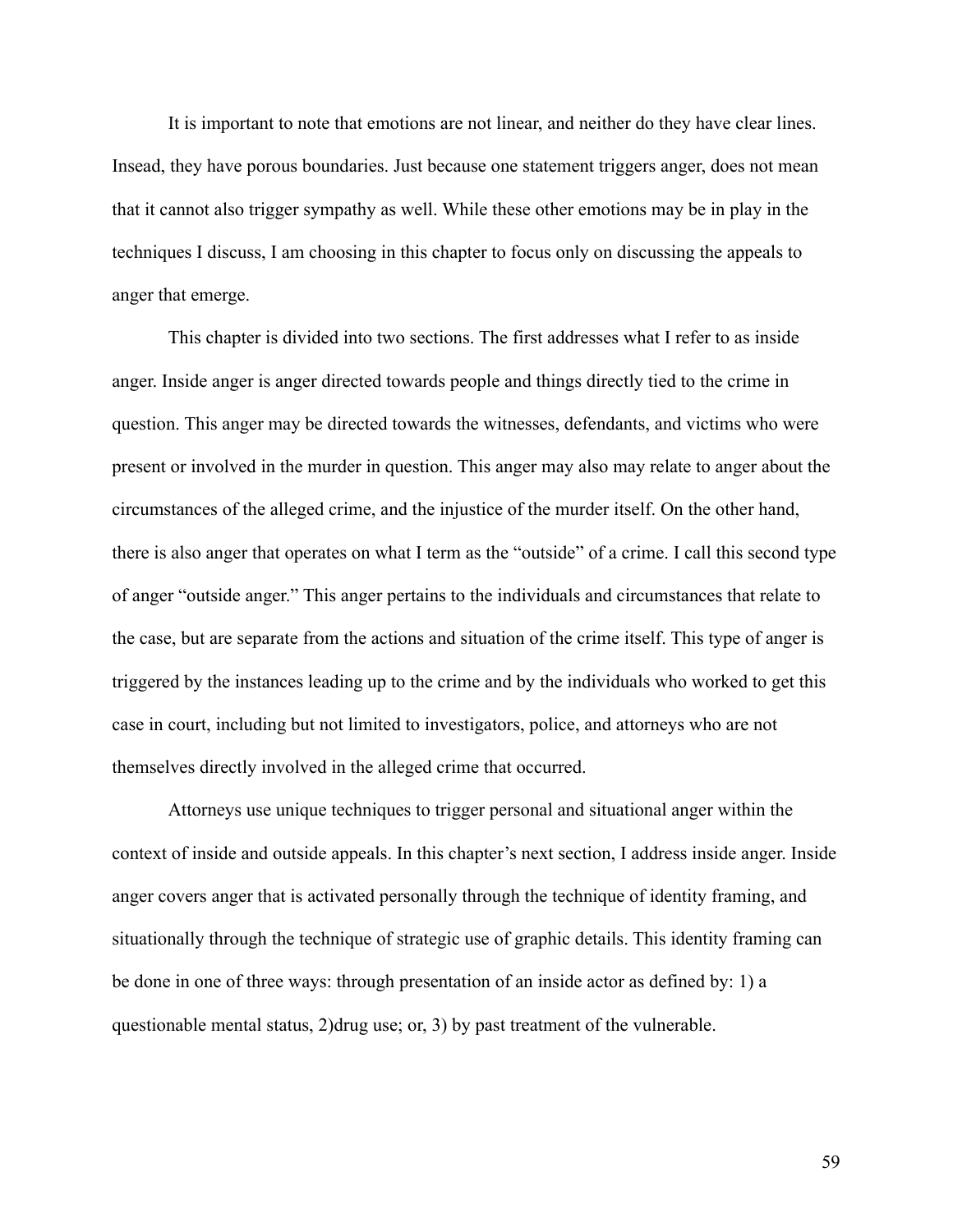It is important to note that emotions are not linear, and neither do they have clear lines. Insead, they have porous boundaries. Just because one statement triggers anger, does not mean that it cannot also trigger sympathy as well. While these other emotions may be in play in the techniques I discuss, I am choosing in this chapter to focus only on discussing the appeals to anger that emerge.

This chapter is divided into two sections. The first addresses what I refer to as inside anger. Inside anger is anger directed towards people and things directly tied to the crime in question. This anger may be directed towards the witnesses, defendants, and victims who were present or involved in the murder in question. This anger may also may relate to anger about the circumstances of the alleged crime, and the injustice of the murder itself. On the other hand, there is also anger that operates on what I term as the "outside" of a crime. I call this second type of anger "outside anger." This anger pertains to the individuals and circumstances that relate to the case, but are separate from the actions and situation of the crime itself. This type of anger is triggered by the instances leading up to the crime and by the individuals who worked to get this case in court, including but not limited to investigators, police, and attorneys who are not themselves directly involved in the alleged crime that occurred.

Attorneys use unique techniques to trigger personal and situational anger within the context of inside and outside appeals. In this chapter's next section, I address inside anger. Inside anger covers anger that is activated personally through the technique of identity framing, and situationally through the technique of strategic use of graphic details. This identity framing can be done in one of three ways: through presentation of an inside actor as defined by: 1) a questionable mental status, 2)drug use; or, 3) by past treatment of the vulnerable.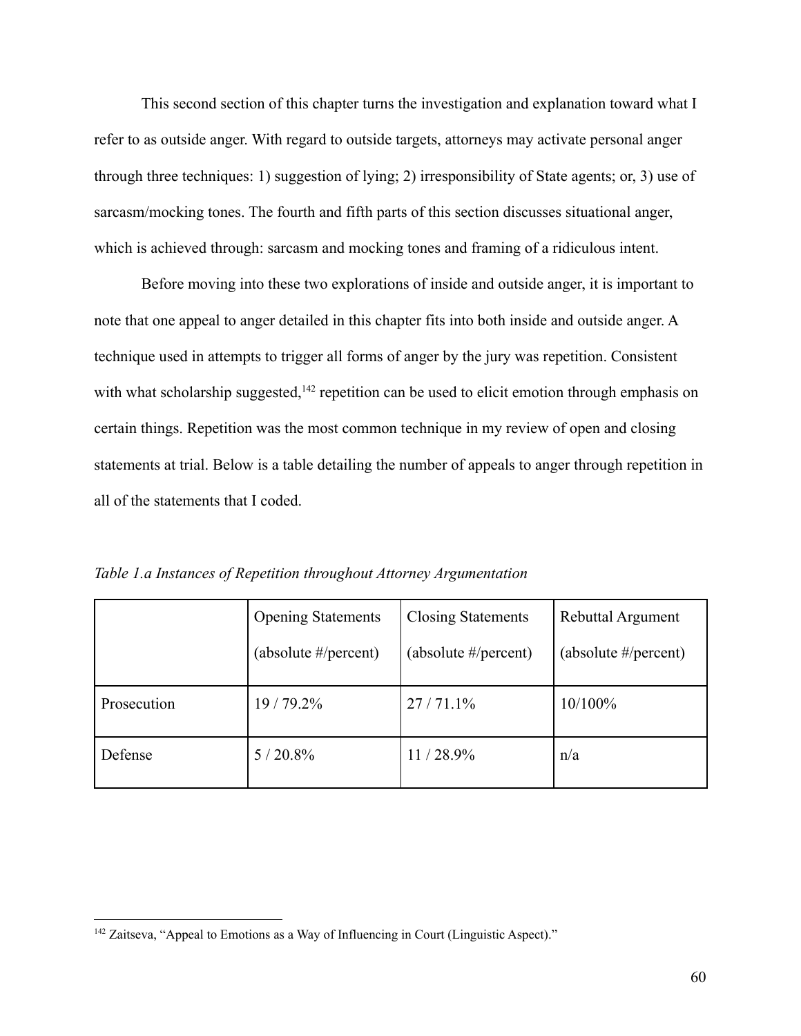This second section of this chapter turns the investigation and explanation toward what I refer to as outside anger. With regard to outside targets, attorneys may activate personal anger through three techniques: 1) suggestion of lying; 2) irresponsibility of State agents; or, 3) use of sarcasm/mocking tones. The fourth and fifth parts of this section discusses situational anger, which is achieved through: sarcasm and mocking tones and framing of a ridiculous intent.

Before moving into these two explorations of inside and outside anger, it is important to note that one appeal to anger detailed in this chapter fits into both inside and outside anger. A technique used in attempts to trigger all forms of anger by the jury was repetition. Consistent with what scholarship suggested,[142] repetition can be used to elicit emotion through emphasis on certain things. Repetition was the most common technique in my review of open and closing statements at trial. Below is a table detailing the number of appeals to anger through repetition in all of the statements that I coded.

*Table 1.a Instances of Repetition throughout Attorney Argumentation*

| | Opening Statements (absolute #/percent) | Closing Statements (absolute #/percent) | Rebuttal Argument (absolute #/percent) |
|---|---|---|---|
| Prosecution | 19 / 79.2% | 27 / 71.1% | 10/100% |
| Defense | 5 / 20.8% | 11 / 28.9% | n/a |

[142] Zaitseva, "Appeal to Emotions as a Way of Influencing in Court (Linguistic Aspect)."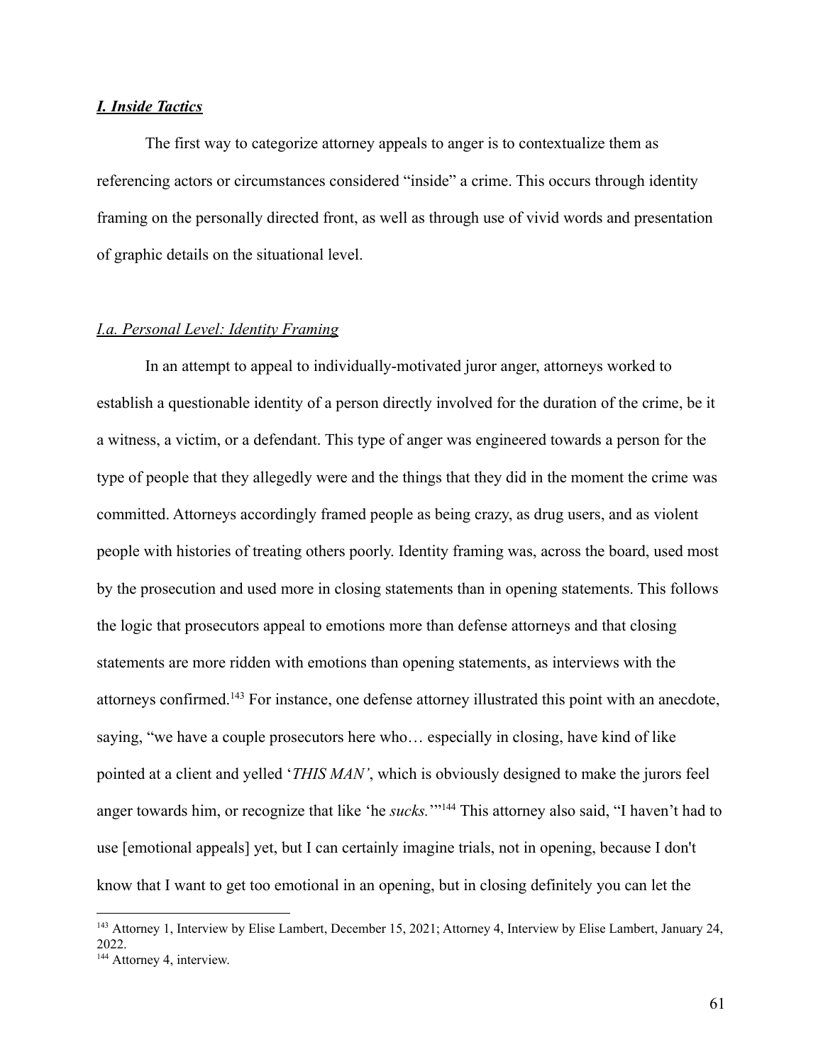***I. Inside Tactics***

The first way to categorize attorney appeals to anger is to contextualize them as referencing actors or circumstances considered "inside" a crime. This occurs through identity framing on the personally directed front, as well as through use of vivid words and presentation of graphic details on the situational level.

*I.a. Personal Level: Identity Framing*

In an attempt to appeal to individually-motivated juror anger, attorneys worked to establish a questionable identity of a person directly involved for the duration of the crime, be it a witness, a victim, or a defendant. This type of anger was engineered towards a person for the type of people that they allegedly were and the things that they did in the moment the crime was committed. Attorneys accordingly framed people as being crazy, as drug users, and as violent people with histories of treating others poorly. Identity framing was, across the board, used most by the prosecution and used more in closing statements than in opening statements. This follows the logic that prosecutors appeal to emotions more than defense attorneys and that closing statements are more ridden with emotions than opening statements, as interviews with the attorneys confirmed.[143] For instance, one defense attorney illustrated this point with an anecdote, saying, "we have a couple prosecutors here who… especially in closing, have kind of like pointed at a client and yelled '*THIS MAN'*, which is obviously designed to make the jurors feel anger towards him, or recognize that like 'he *sucks.*'"[144] This attorney also said, "I haven't had to use [emotional appeals] yet, but I can certainly imagine trials, not in opening, because I don't know that I want to get too emotional in an opening, but in closing definitely you can let the

---

[143] Attorney 1, Interview by Elise Lambert, December 15, 2021; Attorney 4, Interview by Elise Lambert, January 24, 2022.

[144] Attorney 4, interview.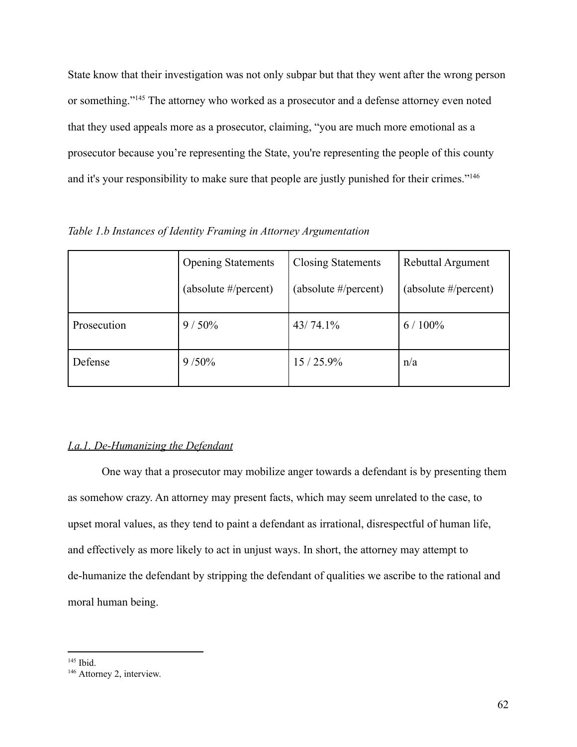State know that their investigation was not only subpar but that they went after the wrong person or something."[145] The attorney who worked as a prosecutor and a defense attorney even noted that they used appeals more as a prosecutor, claiming, "you are much more emotional as a prosecutor because you're representing the State, you're representing the people of this county and it's your responsibility to make sure that people are justly punished for their crimes."[146]

*Table 1.b Instances of Identity Framing in Attorney Argumentation*

| | Opening Statements (absolute #/percent) | Closing Statements (absolute #/percent) | Rebuttal Argument (absolute #/percent) |
|---|---|---|---|
| Prosecution | 9 / 50% | 43/ 74.1% | 6 / 100% |
| Defense | 9 /50% | 15 / 25.9% | n/a |

### *I.a.1. De-Humanizing the Defendant*

One way that a prosecutor may mobilize anger towards a defendant is by presenting them as somehow crazy. An attorney may present facts, which may seem unrelated to the case, to upset moral values, as they tend to paint a defendant as irrational, disrespectful of human life, and effectively as more likely to act in unjust ways. In short, the attorney may attempt to de-humanize the defendant by stripping the defendant of qualities we ascribe to the rational and moral human being.

---

[145] Ibid.

[146] Attorney 2, interview.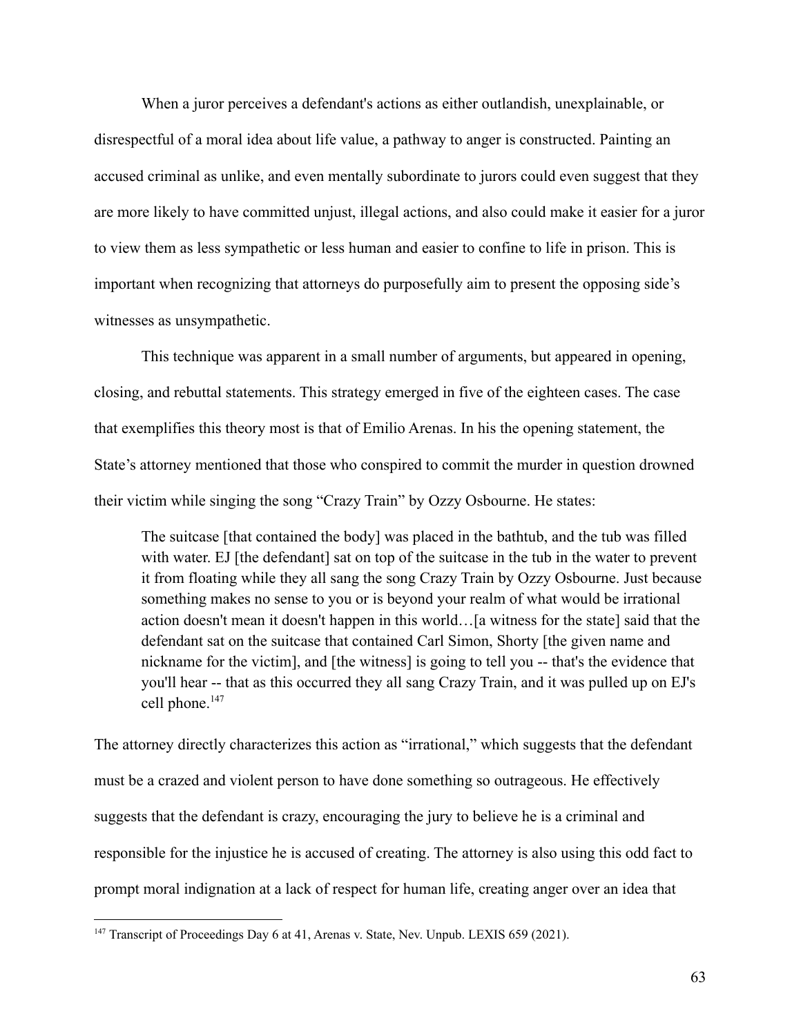When a juror perceives a defendant's actions as either outlandish, unexplainable, or disrespectful of a moral idea about life value, a pathway to anger is constructed. Painting an accused criminal as unlike, and even mentally subordinate to jurors could even suggest that they are more likely to have committed unjust, illegal actions, and also could make it easier for a juror to view them as less sympathetic or less human and easier to confine to life in prison. This is important when recognizing that attorneys do purposefully aim to present the opposing side's witnesses as unsympathetic.

This technique was apparent in a small number of arguments, but appeared in opening, closing, and rebuttal statements. This strategy emerged in five of the eighteen cases. The case that exemplifies this theory most is that of Emilio Arenas. In his the opening statement, the State's attorney mentioned that those who conspired to commit the murder in question drowned their victim while singing the song "Crazy Train" by Ozzy Osbourne. He states:

> The suitcase [that contained the body] was placed in the bathtub, and the tub was filled with water. EJ [the defendant] sat on top of the suitcase in the tub in the water to prevent it from floating while they all sang the song Crazy Train by Ozzy Osbourne. Just because something makes no sense to you or is beyond your realm of what would be irrational action doesn't mean it doesn't happen in this world…[a witness for the state] said that the defendant sat on the suitcase that contained Carl Simon, Shorty [the given name and nickname for the victim], and [the witness] is going to tell you -- that's the evidence that you'll hear -- that as this occurred they all sang Crazy Train, and it was pulled up on EJ's cell phone.[147]

The attorney directly characterizes this action as "irrational," which suggests that the defendant must be a crazed and violent person to have done something so outrageous. He effectively suggests that the defendant is crazy, encouraging the jury to believe he is a criminal and responsible for the injustice he is accused of creating. The attorney is also using this odd fact to prompt moral indignation at a lack of respect for human life, creating anger over an idea that

[147] Transcript of Proceedings Day 6 at 41, Arenas v. State, Nev. Unpub. LEXIS 659 (2021).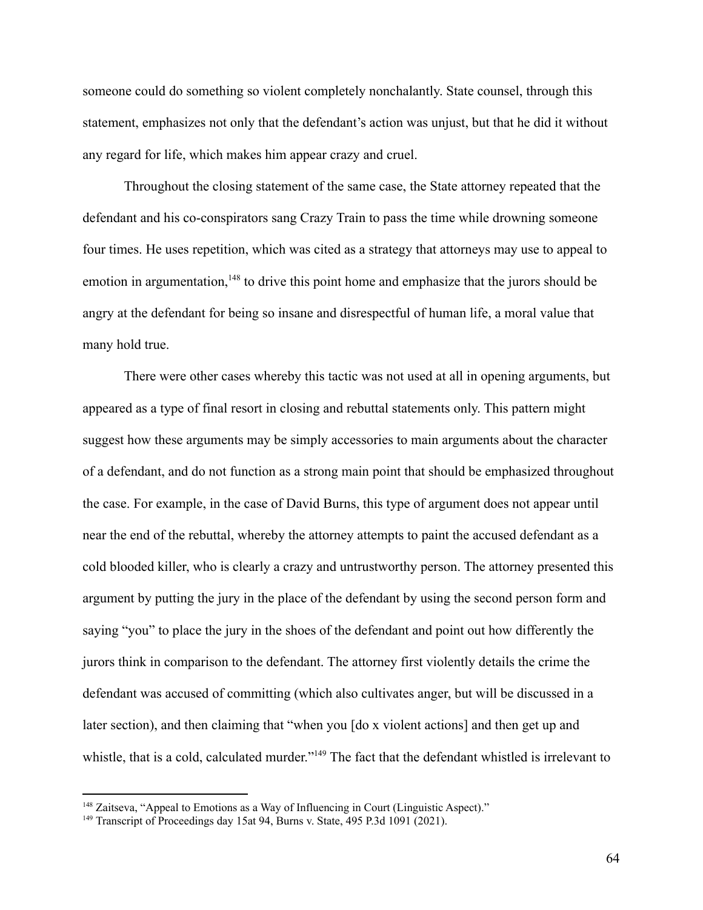someone could do something so violent completely nonchalantly. State counsel, through this statement, emphasizes not only that the defendant's action was unjust, but that he did it without any regard for life, which makes him appear crazy and cruel.

Throughout the closing statement of the same case, the State attorney repeated that the defendant and his co-conspirators sang Crazy Train to pass the time while drowning someone four times. He uses repetition, which was cited as a strategy that attorneys may use to appeal to emotion in argumentation,[148] to drive this point home and emphasize that the jurors should be angry at the defendant for being so insane and disrespectful of human life, a moral value that many hold true.

There were other cases whereby this tactic was not used at all in opening arguments, but appeared as a type of final resort in closing and rebuttal statements only. This pattern might suggest how these arguments may be simply accessories to main arguments about the character of a defendant, and do not function as a strong main point that should be emphasized throughout the case. For example, in the case of David Burns, this type of argument does not appear until near the end of the rebuttal, whereby the attorney attempts to paint the accused defendant as a cold blooded killer, who is clearly a crazy and untrustworthy person. The attorney presented this argument by putting the jury in the place of the defendant by using the second person form and saying "you" to place the jury in the shoes of the defendant and point out how differently the jurors think in comparison to the defendant. The attorney first violently details the crime the defendant was accused of committing (which also cultivates anger, but will be discussed in a later section), and then claiming that "when you [do x violent actions] and then get up and whistle, that is a cold, calculated murder."[149] The fact that the defendant whistled is irrelevant to

---

[148] Zaitseva, "Appeal to Emotions as a Way of Influencing in Court (Linguistic Aspect)."

[149] Transcript of Proceedings day 15at 94, Burns v. State, 495 P.3d 1091 (2021).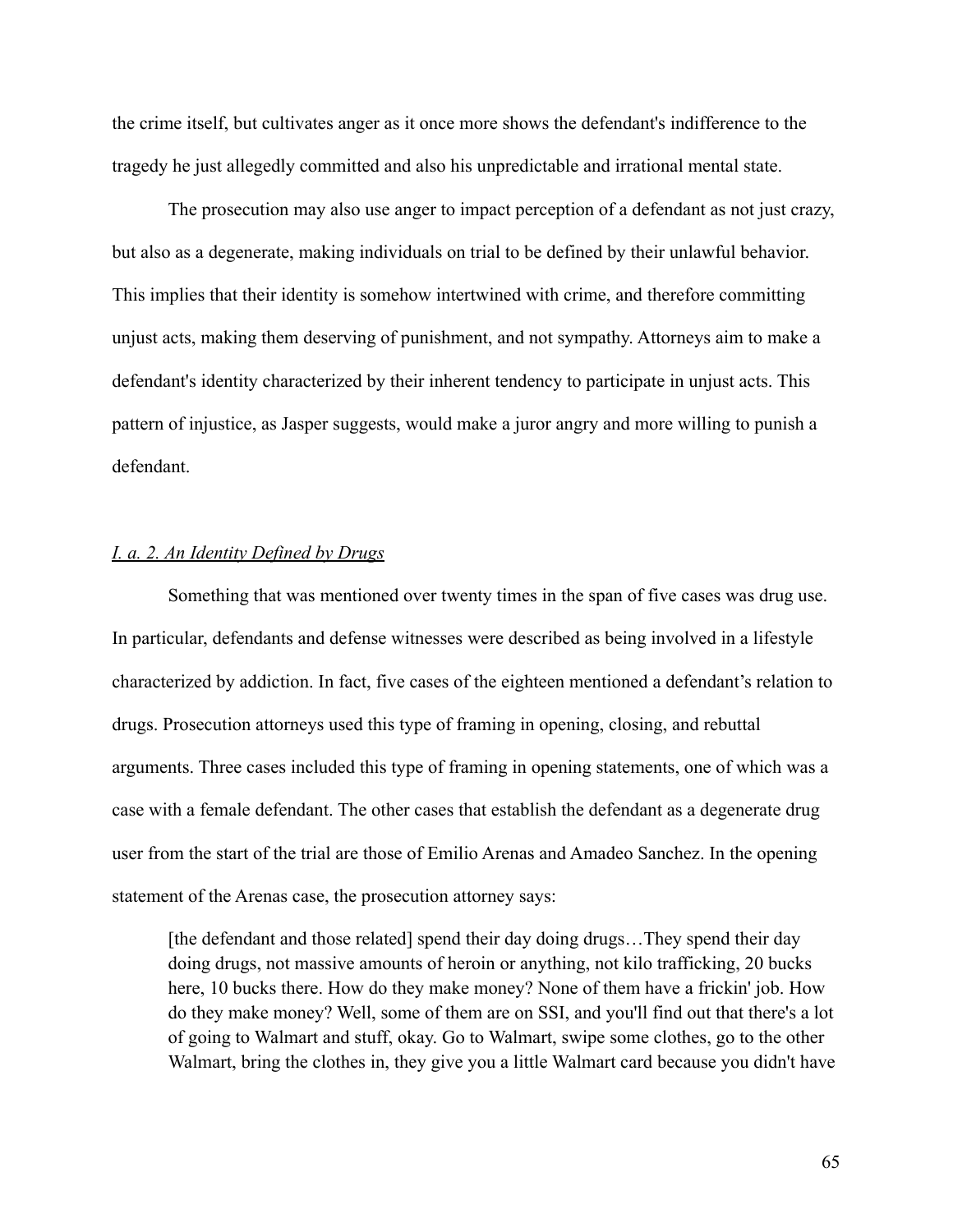the crime itself, but cultivates anger as it once more shows the defendant's indifference to the tragedy he just allegedly committed and also his unpredictable and irrational mental state.

The prosecution may also use anger to impact perception of a defendant as not just crazy, but also as a degenerate, making individuals on trial to be defined by their unlawful behavior. This implies that their identity is somehow intertwined with crime, and therefore committing unjust acts, making them deserving of punishment, and not sympathy. Attorneys aim to make a defendant's identity characterized by their inherent tendency to participate in unjust acts. This pattern of injustice, as Jasper suggests, would make a juror angry and more willing to punish a defendant.

#### *I. a. 2. An Identity Defined by Drugs*

Something that was mentioned over twenty times in the span of five cases was drug use. In particular, defendants and defense witnesses were described as being involved in a lifestyle characterized by addiction. In fact, five cases of the eighteen mentioned a defendant's relation to drugs. Prosecution attorneys used this type of framing in opening, closing, and rebuttal arguments. Three cases included this type of framing in opening statements, one of which was a case with a female defendant. The other cases that establish the defendant as a degenerate drug user from the start of the trial are those of Emilio Arenas and Amadeo Sanchez. In the opening statement of the Arenas case, the prosecution attorney says:

> [the defendant and those related] spend their day doing drugs…They spend their day doing drugs, not massive amounts of heroin or anything, not kilo trafficking, 20 bucks here, 10 bucks there. How do they make money? None of them have a frickin' job. How do they make money? Well, some of them are on SSI, and you'll find out that there's a lot of going to Walmart and stuff, okay. Go to Walmart, swipe some clothes, go to the other Walmart, bring the clothes in, they give you a little Walmart card because you didn't have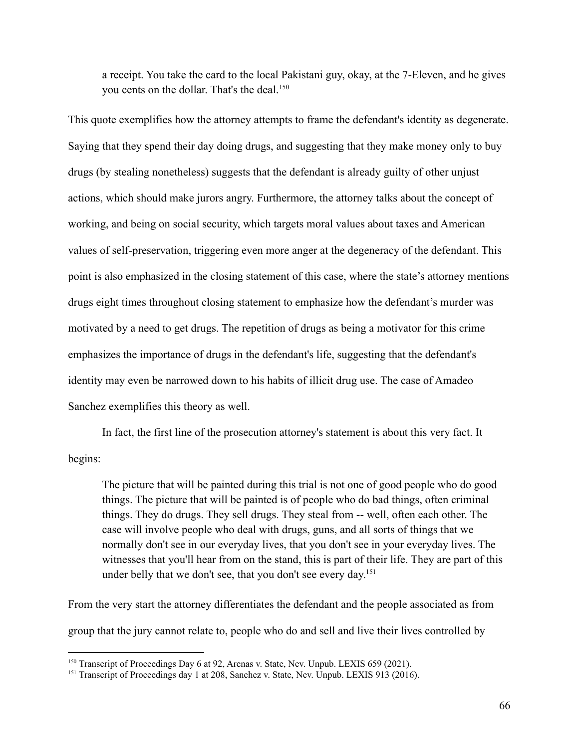> a receipt. You take the card to the local Pakistani guy, okay, at the 7-Eleven, and he gives you cents on the dollar. That's the deal.[150]

This quote exemplifies how the attorney attempts to frame the defendant's identity as degenerate. Saying that they spend their day doing drugs, and suggesting that they make money only to buy drugs (by stealing nonetheless) suggests that the defendant is already guilty of other unjust actions, which should make jurors angry. Furthermore, the attorney talks about the concept of working, and being on social security, which targets moral values about taxes and American values of self-preservation, triggering even more anger at the degeneracy of the defendant. This point is also emphasized in the closing statement of this case, where the state's attorney mentions drugs eight times throughout closing statement to emphasize how the defendant's murder was motivated by a need to get drugs. The repetition of drugs as being a motivator for this crime emphasizes the importance of drugs in the defendant's life, suggesting that the defendant's identity may even be narrowed down to his habits of illicit drug use. The case of Amadeo Sanchez exemplifies this theory as well.

In fact, the first line of the prosecution attorney's statement is about this very fact. It begins:

> The picture that will be painted during this trial is not one of good people who do good things. The picture that will be painted is of people who do bad things, often criminal things. They do drugs. They sell drugs. They steal from -- well, often each other. The case will involve people who deal with drugs, guns, and all sorts of things that we normally don't see in our everyday lives, that you don't see in your everyday lives. The witnesses that you'll hear from on the stand, this is part of their life. They are part of this under belly that we don't see, that you don't see every day.[151]

From the very start the attorney differentiates the defendant and the people associated as from group that the jury cannot relate to, people who do and sell and live their lives controlled by

---

[150] Transcript of Proceedings Day 6 at 92, Arenas v. State, Nev. Unpub. LEXIS 659 (2021).

[151] Transcript of Proceedings day 1 at 208, Sanchez v. State, Nev. Unpub. LEXIS 913 (2016).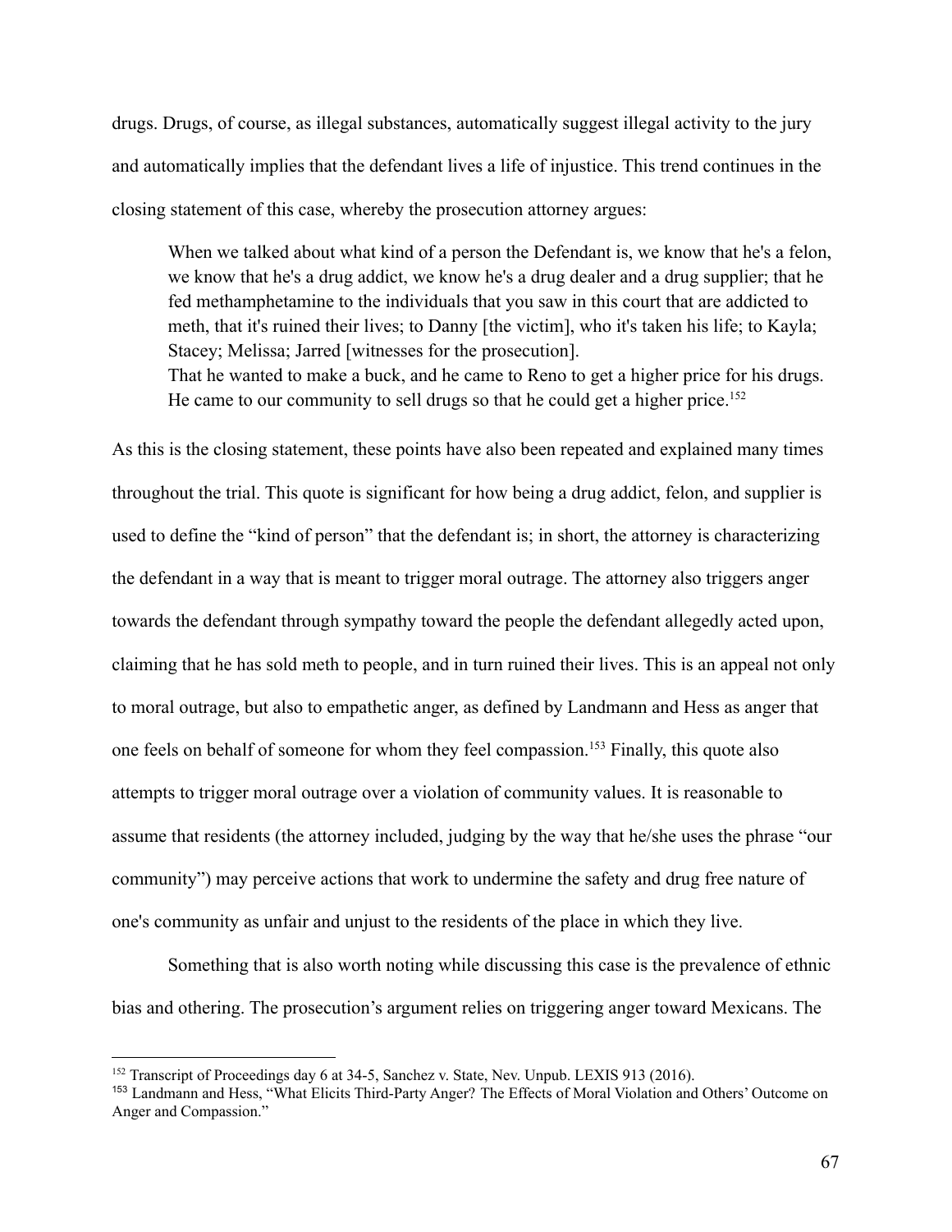drugs. Drugs, of course, as illegal substances, automatically suggest illegal activity to the jury and automatically implies that the defendant lives a life of injustice. This trend continues in the closing statement of this case, whereby the prosecution attorney argues:

> When we talked about what kind of a person the Defendant is, we know that he's a felon, we know that he's a drug addict, we know he's a drug dealer and a drug supplier; that he fed methamphetamine to the individuals that you saw in this court that are addicted to meth, that it's ruined their lives; to Danny [the victim], who it's taken his life; to Kayla; Stacey; Melissa; Jarred [witnesses for the prosecution].
> That he wanted to make a buck, and he came to Reno to get a higher price for his drugs. He came to our community to sell drugs so that he could get a higher price.[152]

As this is the closing statement, these points have also been repeated and explained many times throughout the trial. This quote is significant for how being a drug addict, felon, and supplier is used to define the "kind of person" that the defendant is; in short, the attorney is characterizing the defendant in a way that is meant to trigger moral outrage. The attorney also triggers anger towards the defendant through sympathy toward the people the defendant allegedly acted upon, claiming that he has sold meth to people, and in turn ruined their lives. This is an appeal not only to moral outrage, but also to empathetic anger, as defined by Landmann and Hess as anger that one feels on behalf of someone for whom they feel compassion.[153] Finally, this quote also attempts to trigger moral outrage over a violation of community values. It is reasonable to assume that residents (the attorney included, judging by the way that he/she uses the phrase "our community") may perceive actions that work to undermine the safety and drug free nature of one's community as unfair and unjust to the residents of the place in which they live.

Something that is also worth noting while discussing this case is the prevalence of ethnic bias and othering. The prosecution's argument relies on triggering anger toward Mexicans. The

---

[152] Transcript of Proceedings day 6 at 34-5, Sanchez v. State, Nev. Unpub. LEXIS 913 (2016).

[153] Landmann and Hess, "What Elicits Third-Party Anger? The Effects of Moral Violation and Others' Outcome on Anger and Compassion."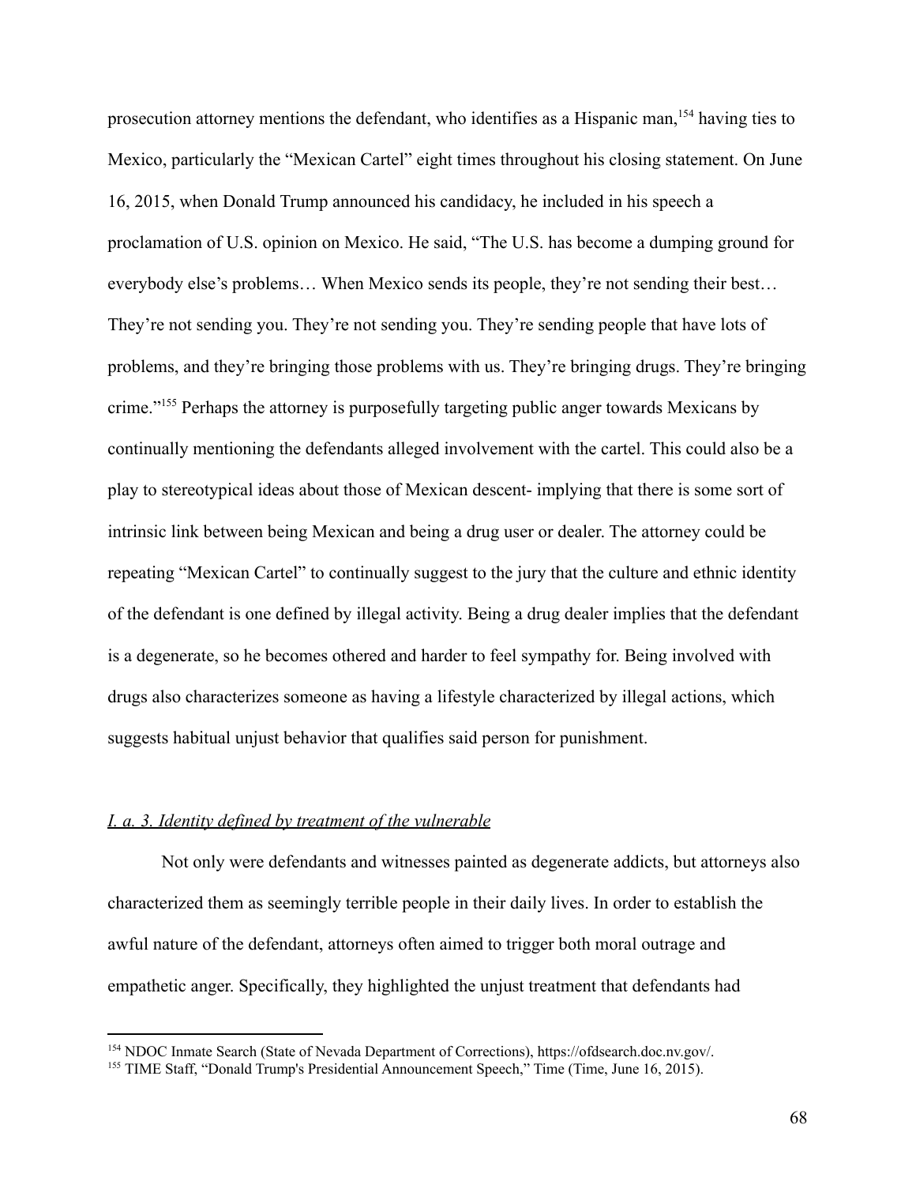prosecution attorney mentions the defendant, who identifies as a Hispanic man,[154] having ties to Mexico, particularly the "Mexican Cartel" eight times throughout his closing statement. On June 16, 2015, when Donald Trump announced his candidacy, he included in his speech a proclamation of U.S. opinion on Mexico. He said, "The U.S. has become a dumping ground for everybody else's problems… When Mexico sends its people, they're not sending their best… They're not sending you. They're not sending you. They're sending people that have lots of problems, and they're bringing those problems with us. They're bringing drugs. They're bringing crime."[155] Perhaps the attorney is purposefully targeting public anger towards Mexicans by continually mentioning the defendants alleged involvement with the cartel. This could also be a play to stereotypical ideas about those of Mexican descent- implying that there is some sort of intrinsic link between being Mexican and being a drug user or dealer. The attorney could be repeating "Mexican Cartel" to continually suggest to the jury that the culture and ethnic identity of the defendant is one defined by illegal activity. Being a drug dealer implies that the defendant is a degenerate, so he becomes othered and harder to feel sympathy for. Being involved with drugs also characterizes someone as having a lifestyle characterized by illegal actions, which suggests habitual unjust behavior that qualifies said person for punishment.

#### *I. a. 3. Identity defined by treatment of the vulnerable*

Not only were defendants and witnesses painted as degenerate addicts, but attorneys also characterized them as seemingly terrible people in their daily lives. In order to establish the awful nature of the defendant, attorneys often aimed to trigger both moral outrage and empathetic anger. Specifically, they highlighted the unjust treatment that defendants had

---

[154] NDOC Inmate Search (State of Nevada Department of Corrections), https://ofdsearch.doc.nv.gov/.

[155] TIME Staff, "Donald Trump's Presidential Announcement Speech," Time (Time, June 16, 2015).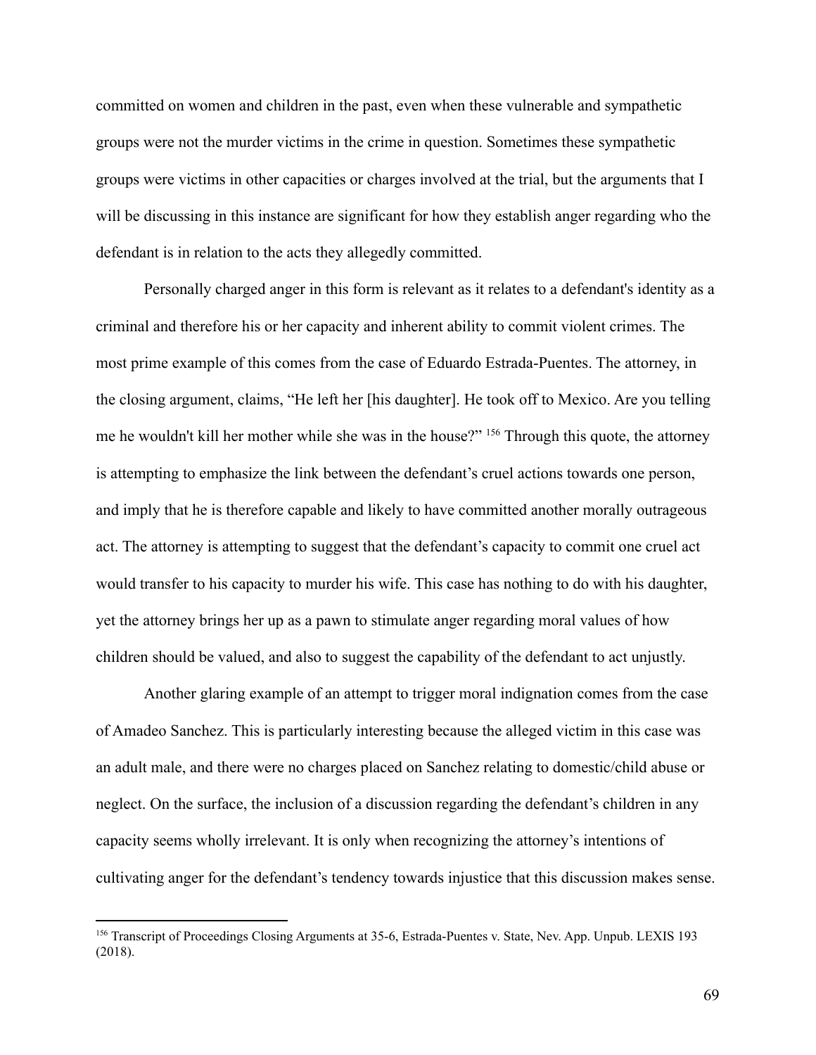committed on women and children in the past, even when these vulnerable and sympathetic groups were not the murder victims in the crime in question. Sometimes these sympathetic groups were victims in other capacities or charges involved at the trial, but the arguments that I will be discussing in this instance are significant for how they establish anger regarding who the defendant is in relation to the acts they allegedly committed.

Personally charged anger in this form is relevant as it relates to a defendant's identity as a criminal and therefore his or her capacity and inherent ability to commit violent crimes. The most prime example of this comes from the case of Eduardo Estrada-Puentes. The attorney, in the closing argument, claims, "He left her [his daughter]. He took off to Mexico. Are you telling me he wouldn't kill her mother while she was in the house?" [156] Through this quote, the attorney is attempting to emphasize the link between the defendant's cruel actions towards one person, and imply that he is therefore capable and likely to have committed another morally outrageous act. The attorney is attempting to suggest that the defendant's capacity to commit one cruel act would transfer to his capacity to murder his wife. This case has nothing to do with his daughter, yet the attorney brings her up as a pawn to stimulate anger regarding moral values of how children should be valued, and also to suggest the capability of the defendant to act unjustly.

Another glaring example of an attempt to trigger moral indignation comes from the case of Amadeo Sanchez. This is particularly interesting because the alleged victim in this case was an adult male, and there were no charges placed on Sanchez relating to domestic/child abuse or neglect. On the surface, the inclusion of a discussion regarding the defendant's children in any capacity seems wholly irrelevant. It is only when recognizing the attorney's intentions of cultivating anger for the defendant's tendency towards injustice that this discussion makes sense.

---

[156] Transcript of Proceedings Closing Arguments at 35-6, Estrada-Puentes v. State, Nev. App. Unpub. LEXIS 193 (2018).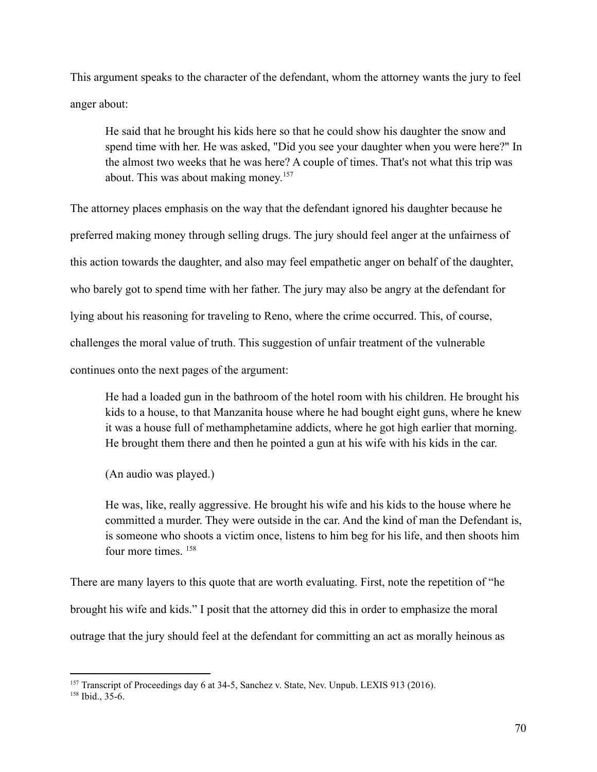This argument speaks to the character of the defendant, whom the attorney wants the jury to feel anger about:

> He said that he brought his kids here so that he could show his daughter the snow and spend time with her. He was asked, "Did you see your daughter when you were here?" In the almost two weeks that he was here? A couple of times. That's not what this trip was about. This was about making money.[157]

The attorney places emphasis on the way that the defendant ignored his daughter because he preferred making money through selling drugs. The jury should feel anger at the unfairness of this action towards the daughter, and also may feel empathetic anger on behalf of the daughter, who barely got to spend time with her father. The jury may also be angry at the defendant for lying about his reasoning for traveling to Reno, where the crime occurred. This, of course, challenges the moral value of truth. This suggestion of unfair treatment of the vulnerable continues onto the next pages of the argument:

> He had a loaded gun in the bathroom of the hotel room with his children. He brought his kids to a house, to that Manzanita house where he had bought eight guns, where he knew it was a house full of methamphetamine addicts, where he got high earlier that morning. He brought them there and then he pointed a gun at his wife with his kids in the car.
>
> (An audio was played.)
>
> He was, like, really aggressive. He brought his wife and his kids to the house where he committed a murder. They were outside in the car. And the kind of man the Defendant is, is someone who shoots a victim once, listens to him beg for his life, and then shoots him four more times. [158]

There are many layers to this quote that are worth evaluating. First, note the repetition of "he brought his wife and kids." I posit that the attorney did this in order to emphasize the moral outrage that the jury should feel at the defendant for committing an act as morally heinous as

---

[157] Transcript of Proceedings day 6 at 34-5, Sanchez v. State, Nev. Unpub. LEXIS 913 (2016).

[158] Ibid., 35-6.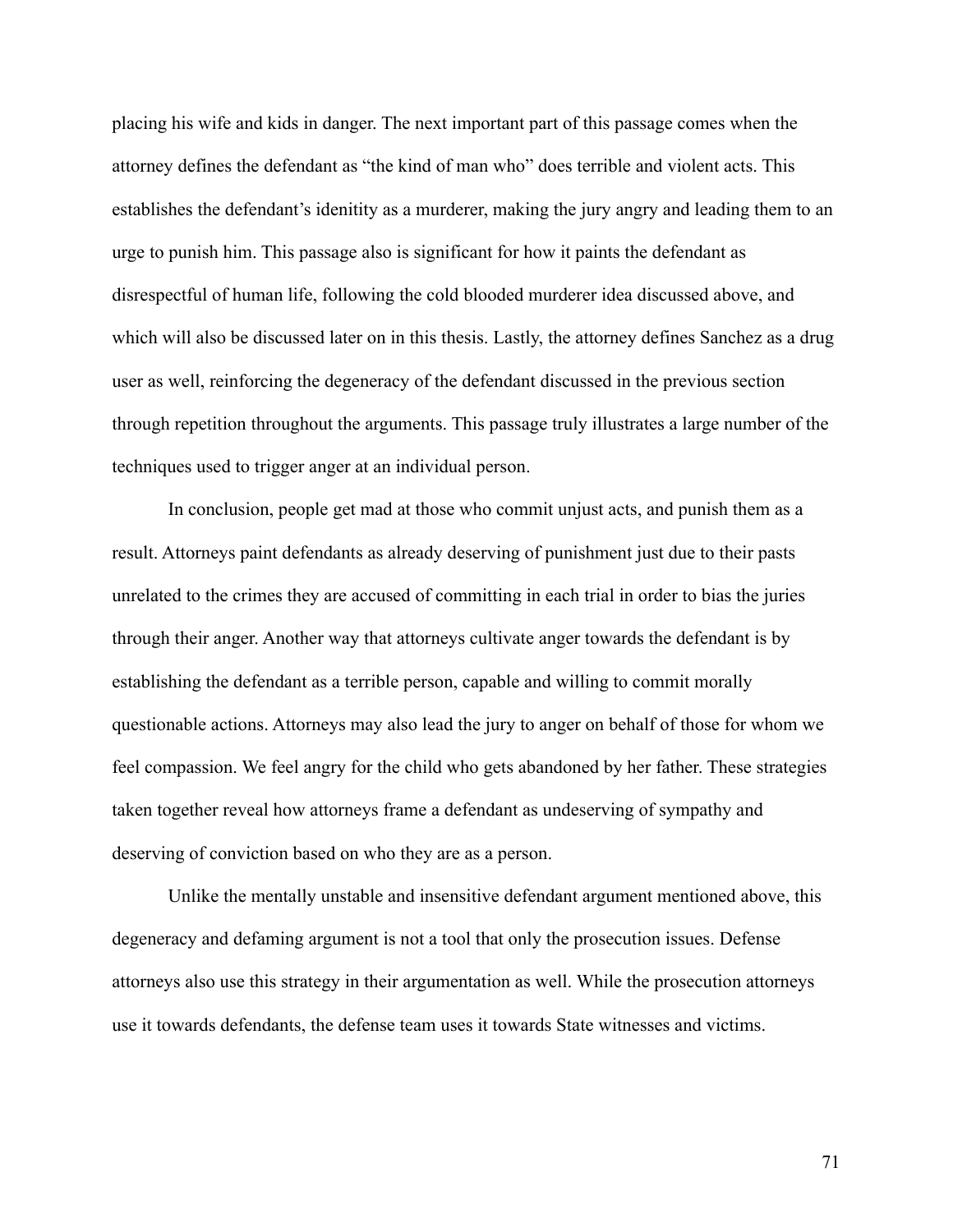placing his wife and kids in danger. The next important part of this passage comes when the attorney defines the defendant as "the kind of man who" does terrible and violent acts. This establishes the defendant's idenitity as a murderer, making the jury angry and leading them to an urge to punish him. This passage also is significant for how it paints the defendant as disrespectful of human life, following the cold blooded murderer idea discussed above, and which will also be discussed later on in this thesis. Lastly, the attorney defines Sanchez as a drug user as well, reinforcing the degeneracy of the defendant discussed in the previous section through repetition throughout the arguments. This passage truly illustrates a large number of the techniques used to trigger anger at an individual person.

In conclusion, people get mad at those who commit unjust acts, and punish them as a result. Attorneys paint defendants as already deserving of punishment just due to their pasts unrelated to the crimes they are accused of committing in each trial in order to bias the juries through their anger. Another way that attorneys cultivate anger towards the defendant is by establishing the defendant as a terrible person, capable and willing to commit morally questionable actions. Attorneys may also lead the jury to anger on behalf of those for whom we feel compassion. We feel angry for the child who gets abandoned by her father. These strategies taken together reveal how attorneys frame a defendant as undeserving of sympathy and deserving of conviction based on who they are as a person.

Unlike the mentally unstable and insensitive defendant argument mentioned above, this degeneracy and defaming argument is not a tool that only the prosecution issues. Defense attorneys also use this strategy in their argumentation as well. While the prosecution attorneys use it towards defendants, the defense team uses it towards State witnesses and victims.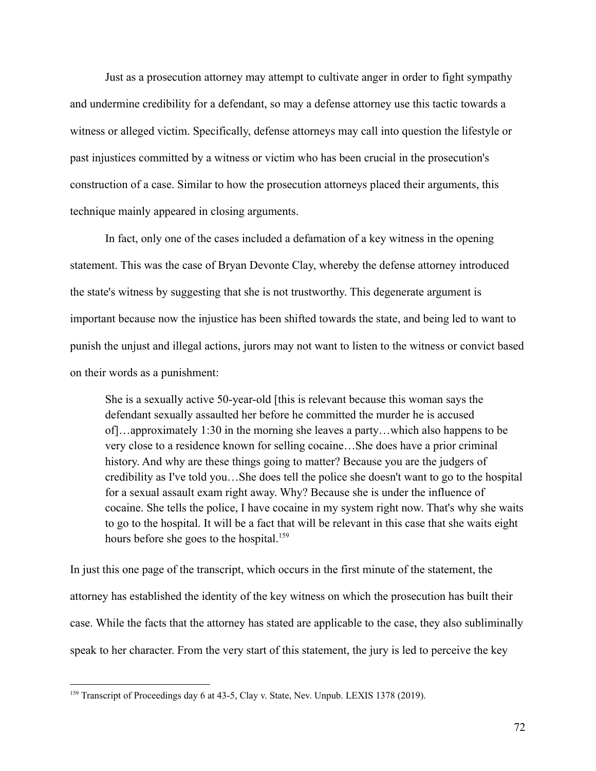Just as a prosecution attorney may attempt to cultivate anger in order to fight sympathy and undermine credibility for a defendant, so may a defense attorney use this tactic towards a witness or alleged victim. Specifically, defense attorneys may call into question the lifestyle or past injustices committed by a witness or victim who has been crucial in the prosecution's construction of a case. Similar to how the prosecution attorneys placed their arguments, this technique mainly appeared in closing arguments.

In fact, only one of the cases included a defamation of a key witness in the opening statement. This was the case of Bryan Devonte Clay, whereby the defense attorney introduced the state's witness by suggesting that she is not trustworthy. This degenerate argument is important because now the injustice has been shifted towards the state, and being led to want to punish the unjust and illegal actions, jurors may not want to listen to the witness or convict based on their words as a punishment:

> She is a sexually active 50-year-old [this is relevant because this woman says the defendant sexually assaulted her before he committed the murder he is accused of]…approximately 1:30 in the morning she leaves a party…which also happens to be very close to a residence known for selling cocaine…She does have a prior criminal history. And why are these things going to matter? Because you are the judgers of credibility as I've told you…She does tell the police she doesn't want to go to the hospital for a sexual assault exam right away. Why? Because she is under the influence of cocaine. She tells the police, I have cocaine in my system right now. That's why she waits to go to the hospital. It will be a fact that will be relevant in this case that she waits eight hours before she goes to the hospital.[159]

In just this one page of the transcript, which occurs in the first minute of the statement, the attorney has established the identity of the key witness on which the prosecution has built their case. While the facts that the attorney has stated are applicable to the case, they also subliminally speak to her character. From the very start of this statement, the jury is led to perceive the key

[159] Transcript of Proceedings day 6 at 43-5, Clay v. State, Nev. Unpub. LEXIS 1378 (2019).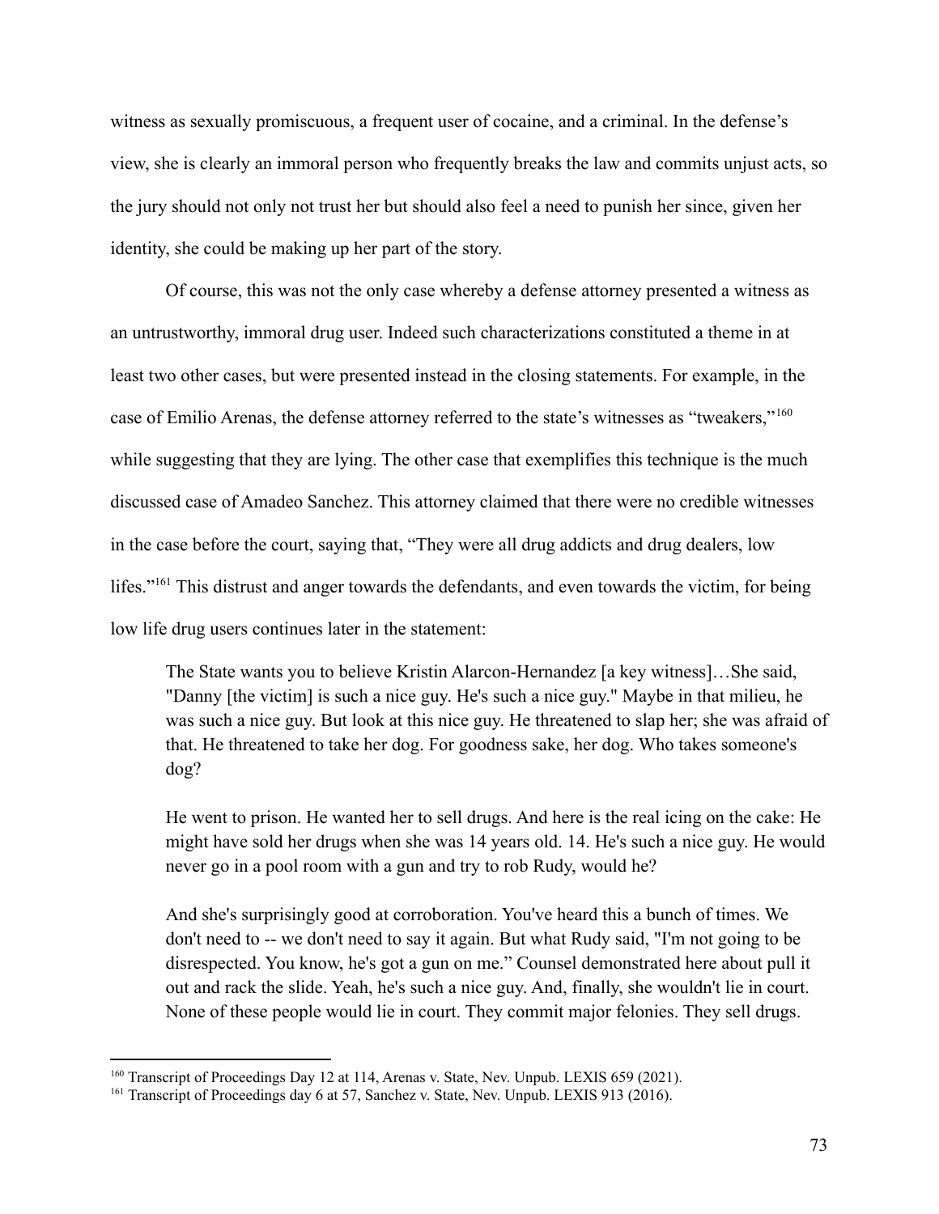witness as sexually promiscuous, a frequent user of cocaine, and a criminal. In the defense's view, she is clearly an immoral person who frequently breaks the law and commits unjust acts, so the jury should not only not trust her but should also feel a need to punish her since, given her identity, she could be making up her part of the story.

Of course, this was not the only case whereby a defense attorney presented a witness as an untrustworthy, immoral drug user. Indeed such characterizations constituted a theme in at least two other cases, but were presented instead in the closing statements. For example, in the case of Emilio Arenas, the defense attorney referred to the state's witnesses as "tweakers,"[160] while suggesting that they are lying. The other case that exemplifies this technique is the much discussed case of Amadeo Sanchez. This attorney claimed that there were no credible witnesses in the case before the court, saying that, "They were all drug addicts and drug dealers, low lifes."[161] This distrust and anger towards the defendants, and even towards the victim, for being low life drug users continues later in the statement:

> The State wants you to believe Kristin Alarcon-Hernandez [a key witness]…She said, "Danny [the victim] is such a nice guy. He's such a nice guy." Maybe in that milieu, he was such a nice guy. But look at this nice guy. He threatened to slap her; she was afraid of that. He threatened to take her dog. For goodness sake, her dog. Who takes someone's dog?
>
> He went to prison. He wanted her to sell drugs. And here is the real icing on the cake: He might have sold her drugs when she was 14 years old. 14. He's such a nice guy. He would never go in a pool room with a gun and try to rob Rudy, would he?
>
> And she's surprisingly good at corroboration. You've heard this a bunch of times. We don't need to -- we don't need to say it again. But what Rudy said, "I'm not going to be disrespected. You know, he's got a gun on me." Counsel demonstrated here about pull it out and rack the slide. Yeah, he's such a nice guy. And, finally, she wouldn't lie in court. None of these people would lie in court. They commit major felonies. They sell drugs.

---

[160] Transcript of Proceedings Day 12 at 114, Arenas v. State, Nev. Unpub. LEXIS 659 (2021).

[161] Transcript of Proceedings day 6 at 57, Sanchez v. State, Nev. Unpub. LEXIS 913 (2016).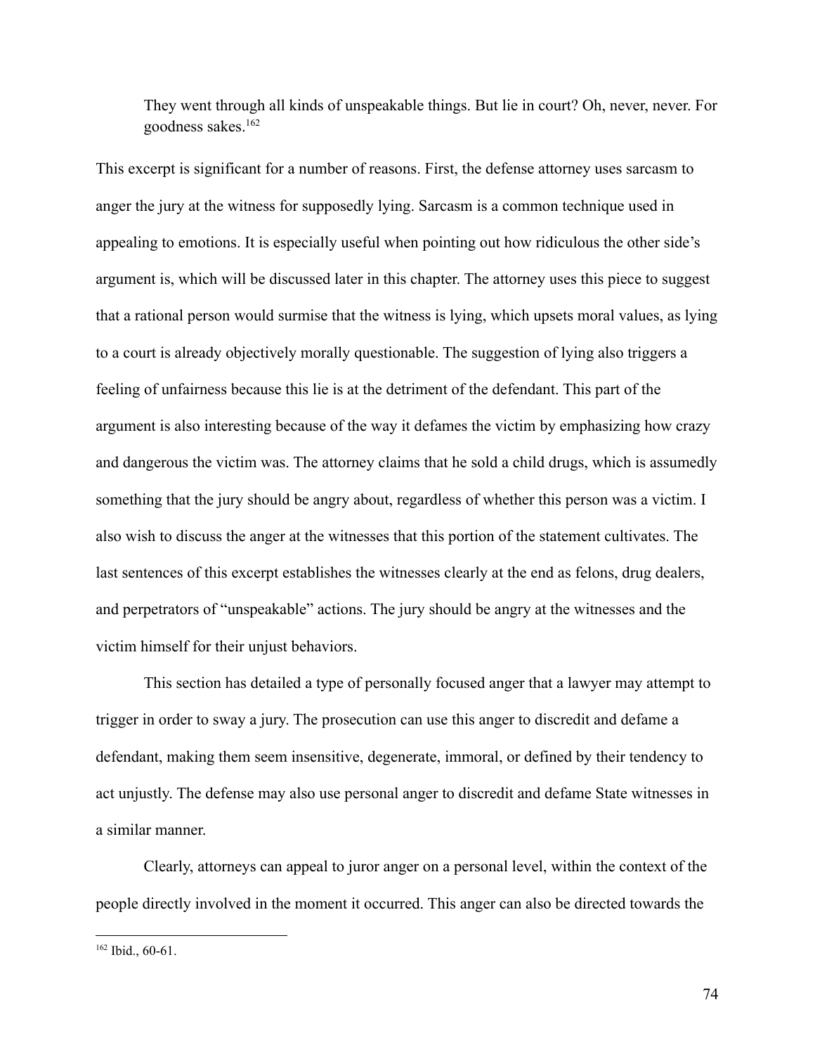> They went through all kinds of unspeakable things. But lie in court? Oh, never, never. For goodness sakes.[162]

This excerpt is significant for a number of reasons. First, the defense attorney uses sarcasm to anger the jury at the witness for supposedly lying. Sarcasm is a common technique used in appealing to emotions. It is especially useful when pointing out how ridiculous the other side's argument is, which will be discussed later in this chapter. The attorney uses this piece to suggest that a rational person would surmise that the witness is lying, which upsets moral values, as lying to a court is already objectively morally questionable. The suggestion of lying also triggers a feeling of unfairness because this lie is at the detriment of the defendant. This part of the argument is also interesting because of the way it defames the victim by emphasizing how crazy and dangerous the victim was. The attorney claims that he sold a child drugs, which is assumedly something that the jury should be angry about, regardless of whether this person was a victim. I also wish to discuss the anger at the witnesses that this portion of the statement cultivates. The last sentences of this excerpt establishes the witnesses clearly at the end as felons, drug dealers, and perpetrators of "unspeakable" actions. The jury should be angry at the witnesses and the victim himself for their unjust behaviors.

This section has detailed a type of personally focused anger that a lawyer may attempt to trigger in order to sway a jury. The prosecution can use this anger to discredit and defame a defendant, making them seem insensitive, degenerate, immoral, or defined by their tendency to act unjustly. The defense may also use personal anger to discredit and defame State witnesses in a similar manner.

Clearly, attorneys can appeal to juror anger on a personal level, within the context of the people directly involved in the moment it occurred. This anger can also be directed towards the

---

[162] Ibid., 60-61.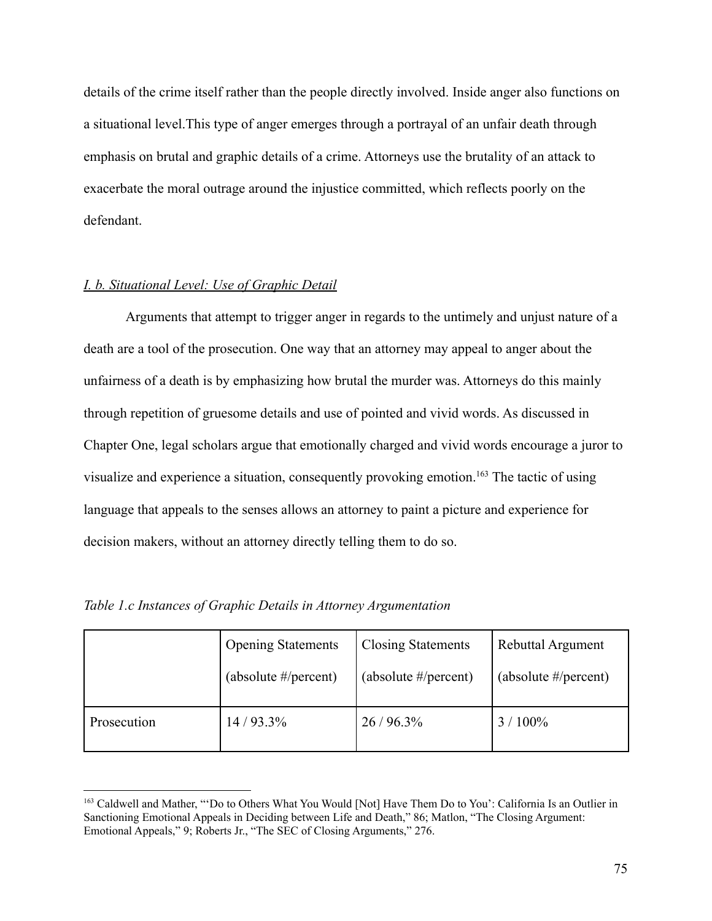details of the crime itself rather than the people directly involved. Inside anger also functions on a situational level.This type of anger emerges through a portrayal of an unfair death through emphasis on brutal and graphic details of a crime. Attorneys use the brutality of an attack to exacerbate the moral outrage around the injustice committed, which reflects poorly on the defendant.

### *I. b. Situational Level: Use of Graphic Detail*

Arguments that attempt to trigger anger in regards to the untimely and unjust nature of a death are a tool of the prosecution. One way that an attorney may appeal to anger about the unfairness of a death is by emphasizing how brutal the murder was. Attorneys do this mainly through repetition of gruesome details and use of pointed and vivid words. As discussed in Chapter One, legal scholars argue that emotionally charged and vivid words encourage a juror to visualize and experience a situation, consequently provoking emotion.[163] The tactic of using language that appeals to the senses allows an attorney to paint a picture and experience for decision makers, without an attorney directly telling them to do so.

*Table 1.c Instances of Graphic Details in Attorney Argumentation*

| | Opening Statements (absolute #/percent) | Closing Statements (absolute #/percent) | Rebuttal Argument (absolute #/percent) |
|---|---|---|---|
| Prosecution | 14 / 93.3% | 26 / 96.3% | 3 / 100% |

[163] Caldwell and Mather, "'Do to Others What You Would [Not] Have Them Do to You': California Is an Outlier in Sanctioning Emotional Appeals in Deciding between Life and Death," 86; Matlon, "The Closing Argument: Emotional Appeals," 9; Roberts Jr., "The SEC of Closing Arguments," 276.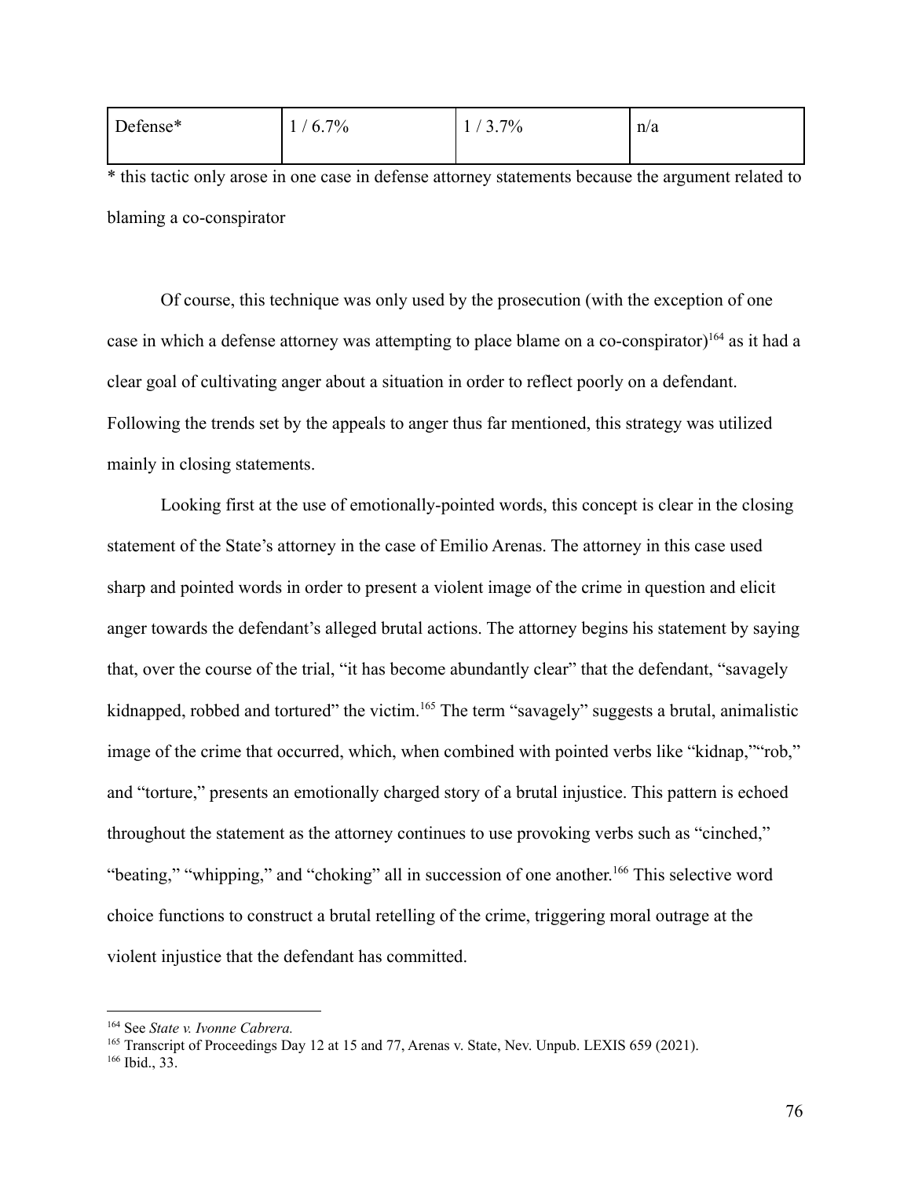| Defense* | 1 / 6.7% | 1 / 3.7% | n/a |
|---|---|---|---|

* this tactic only arose in one case in defense attorney statements because the argument related to blaming a co-conspirator

Of course, this technique was only used by the prosecution (with the exception of one case in which a defense attorney was attempting to place blame on a co-conspirator)[164] as it had a clear goal of cultivating anger about a situation in order to reflect poorly on a defendant. Following the trends set by the appeals to anger thus far mentioned, this strategy was utilized mainly in closing statements.

Looking first at the use of emotionally-pointed words, this concept is clear in the closing statement of the State's attorney in the case of Emilio Arenas. The attorney in this case used sharp and pointed words in order to present a violent image of the crime in question and elicit anger towards the defendant's alleged brutal actions. The attorney begins his statement by saying that, over the course of the trial, "it has become abundantly clear" that the defendant, "savagely kidnapped, robbed and tortured" the victim.[165] The term "savagely" suggests a brutal, animalistic image of the crime that occurred, which, when combined with pointed verbs like "kidnap,""rob," and "torture," presents an emotionally charged story of a brutal injustice. This pattern is echoed throughout the statement as the attorney continues to use provoking verbs such as "cinched," "beating," "whipping," and "choking" all in succession of one another.[166] This selective word choice functions to construct a brutal retelling of the crime, triggering moral outrage at the violent injustice that the defendant has committed.

[164] See *State v. Ivonne Cabrera.*

[165] Transcript of Proceedings Day 12 at 15 and 77, Arenas v. State, Nev. Unpub. LEXIS 659 (2021).

[166] Ibid., 33.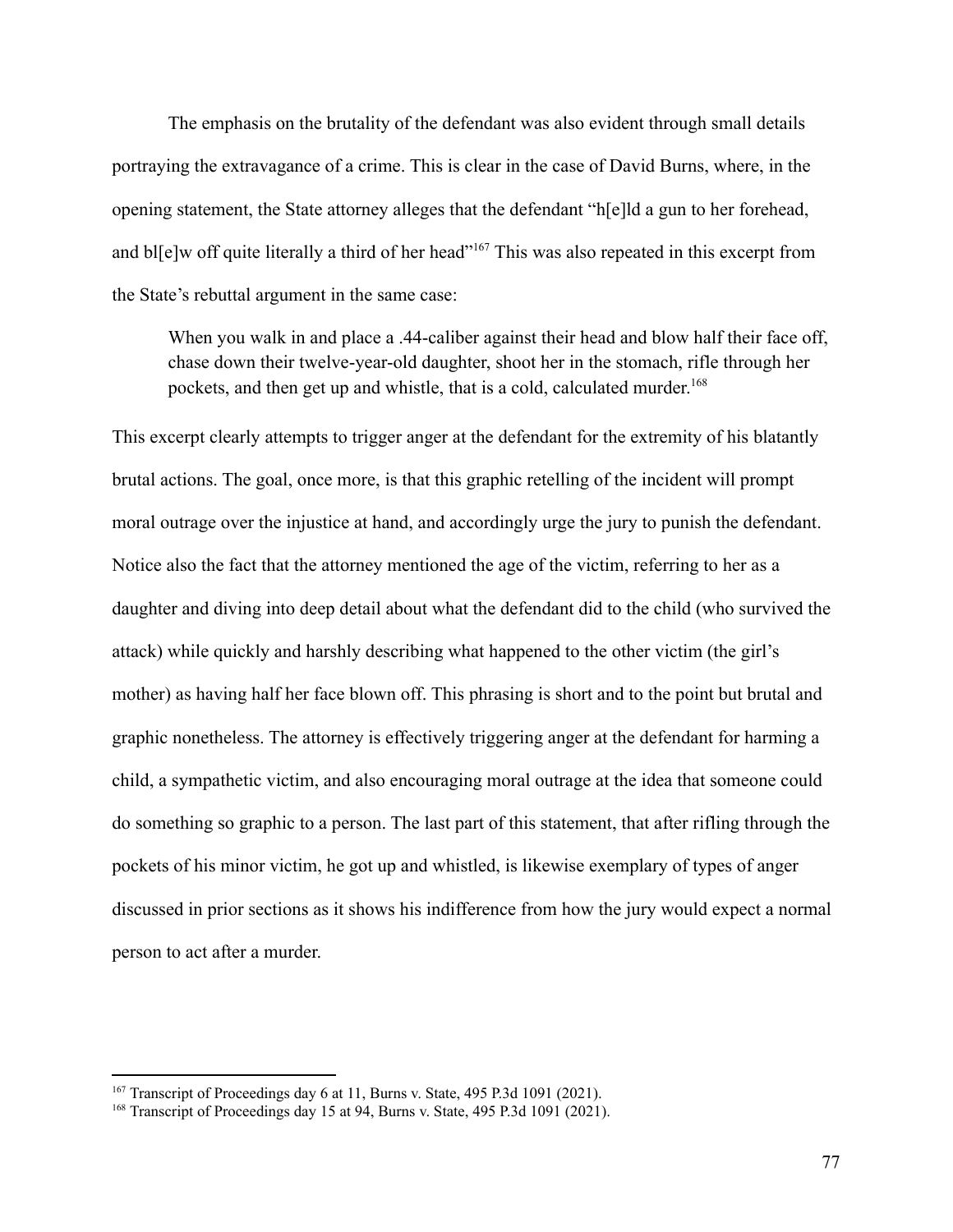The emphasis on the brutality of the defendant was also evident through small details portraying the extravagance of a crime. This is clear in the case of David Burns, where, in the opening statement, the State attorney alleges that the defendant "h[e]ld a gun to her forehead, and bl[e]w off quite literally a third of her head"[167] This was also repeated in this excerpt from the State's rebuttal argument in the same case:

> When you walk in and place a .44-caliber against their head and blow half their face off, chase down their twelve-year-old daughter, shoot her in the stomach, rifle through her pockets, and then get up and whistle, that is a cold, calculated murder.[168]

This excerpt clearly attempts to trigger anger at the defendant for the extremity of his blatantly brutal actions. The goal, once more, is that this graphic retelling of the incident will prompt moral outrage over the injustice at hand, and accordingly urge the jury to punish the defendant. Notice also the fact that the attorney mentioned the age of the victim, referring to her as a daughter and diving into deep detail about what the defendant did to the child (who survived the attack) while quickly and harshly describing what happened to the other victim (the girl's mother) as having half her face blown off. This phrasing is short and to the point but brutal and graphic nonetheless. The attorney is effectively triggering anger at the defendant for harming a child, a sympathetic victim, and also encouraging moral outrage at the idea that someone could do something so graphic to a person. The last part of this statement, that after rifling through the pockets of his minor victim, he got up and whistled, is likewise exemplary of types of anger discussed in prior sections as it shows his indifference from how the jury would expect a normal person to act after a murder.

---

[167] Transcript of Proceedings day 6 at 11, Burns v. State, 495 P.3d 1091 (2021).

[168] Transcript of Proceedings day 15 at 94, Burns v. State, 495 P.3d 1091 (2021).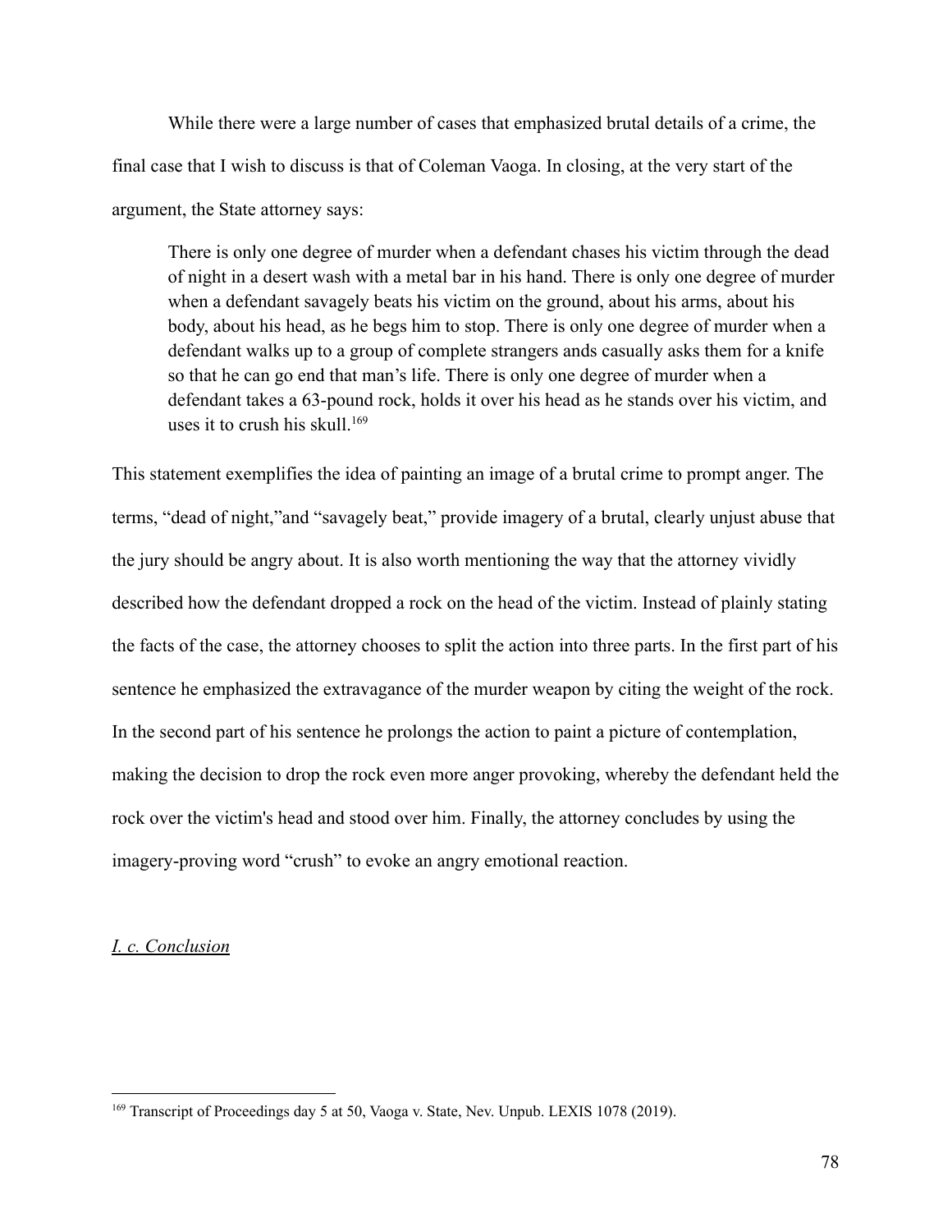While there were a large number of cases that emphasized brutal details of a crime, the final case that I wish to discuss is that of Coleman Vaoga. In closing, at the very start of the argument, the State attorney says:

> There is only one degree of murder when a defendant chases his victim through the dead of night in a desert wash with a metal bar in his hand. There is only one degree of murder when a defendant savagely beats his victim on the ground, about his arms, about his body, about his head, as he begs him to stop. There is only one degree of murder when a defendant walks up to a group of complete strangers ands casually asks them for a knife so that he can go end that man's life. There is only one degree of murder when a defendant takes a 63-pound rock, holds it over his head as he stands over his victim, and uses it to crush his skull.[169]

This statement exemplifies the idea of painting an image of a brutal crime to prompt anger. The terms, "dead of night,"and "savagely beat," provide imagery of a brutal, clearly unjust abuse that the jury should be angry about. It is also worth mentioning the way that the attorney vividly described how the defendant dropped a rock on the head of the victim. Instead of plainly stating the facts of the case, the attorney chooses to split the action into three parts. In the first part of his sentence he emphasized the extravagance of the murder weapon by citing the weight of the rock. In the second part of his sentence he prolongs the action to paint a picture of contemplation, making the decision to drop the rock even more anger provoking, whereby the defendant held the rock over the victim's head and stood over him. Finally, the attorney concludes by using the imagery-proving word "crush" to evoke an angry emotional reaction.

*I. c. Conclusion*

---

[169] Transcript of Proceedings day 5 at 50, Vaoga v. State, Nev. Unpub. LEXIS 1078 (2019).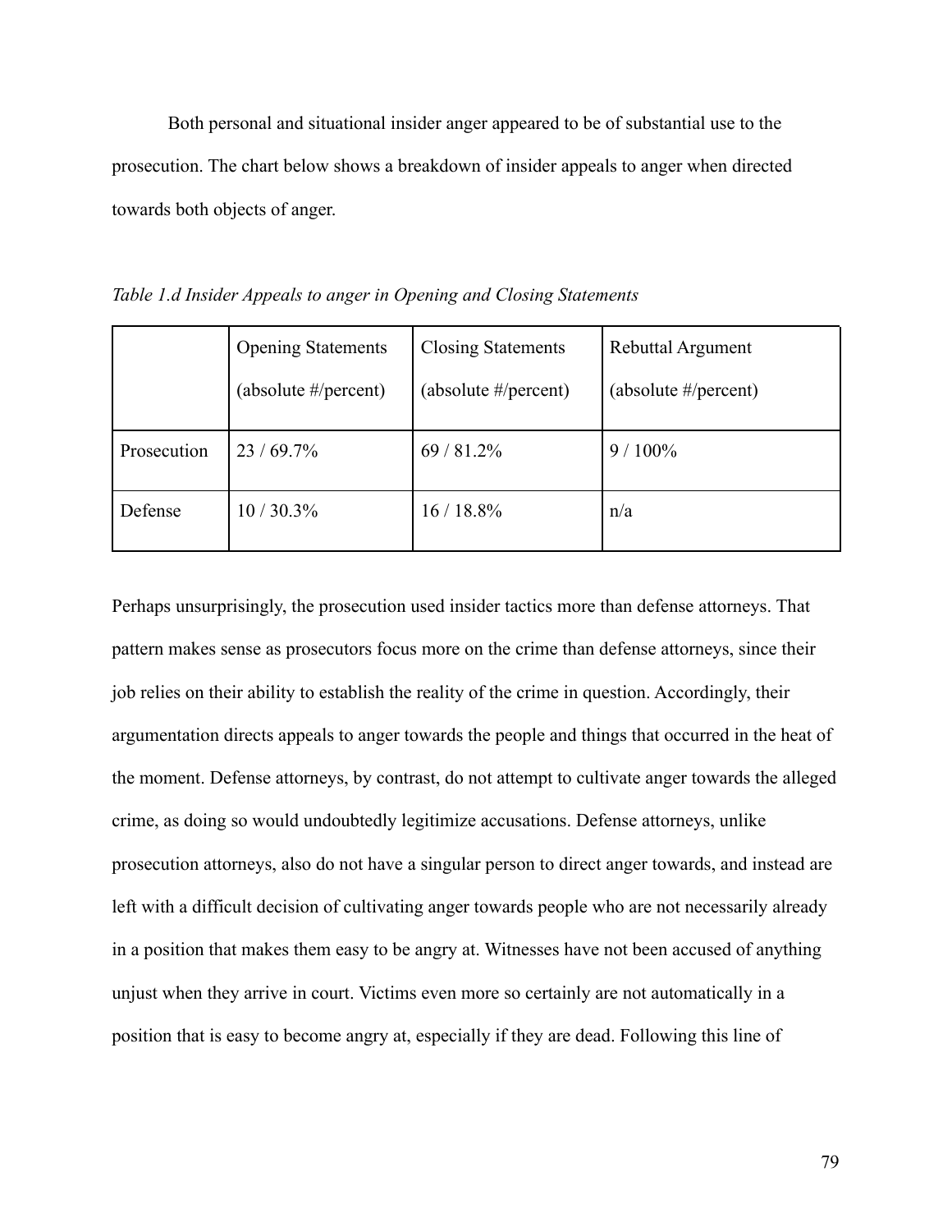Both personal and situational insider anger appeared to be of substantial use to the prosecution. The chart below shows a breakdown of insider appeals to anger when directed towards both objects of anger.

*Table 1.d Insider Appeals to anger in Opening and Closing Statements*

| | Opening Statements (absolute #/percent) | Closing Statements (absolute #/percent) | Rebuttal Argument (absolute #/percent) |
|---|---|---|---|
| Prosecution | 23 / 69.7% | 69 / 81.2% | 9 / 100% |
| Defense | 10 / 30.3% | 16 / 18.8% | n/a |

Perhaps unsurprisingly, the prosecution used insider tactics more than defense attorneys. That pattern makes sense as prosecutors focus more on the crime than defense attorneys, since their job relies on their ability to establish the reality of the crime in question. Accordingly, their argumentation directs appeals to anger towards the people and things that occurred in the heat of the moment. Defense attorneys, by contrast, do not attempt to cultivate anger towards the alleged crime, as doing so would undoubtedly legitimize accusations. Defense attorneys, unlike prosecution attorneys, also do not have a singular person to direct anger towards, and instead are left with a difficult decision of cultivating anger towards people who are not necessarily already in a position that makes them easy to be angry at. Witnesses have not been accused of anything unjust when they arrive in court. Victims even more so certainly are not automatically in a position that is easy to become angry at, especially if they are dead. Following this line of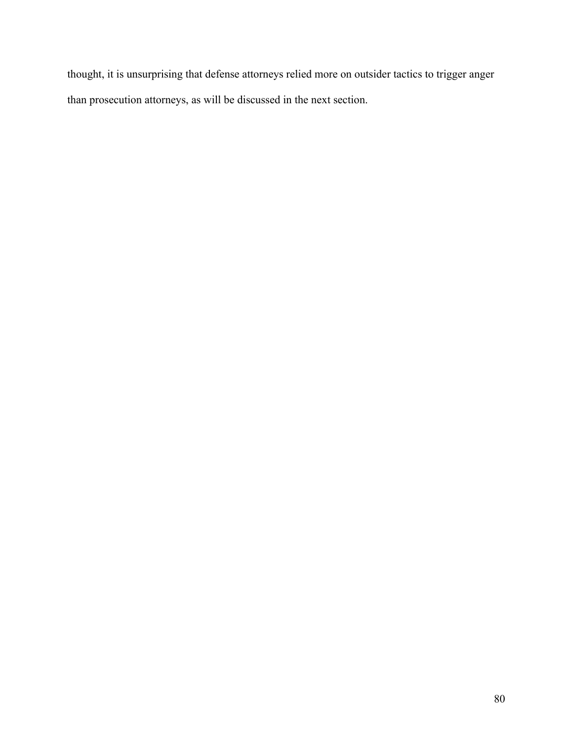thought, it is unsurprising that defense attorneys relied more on outsider tactics to trigger anger than prosecution attorneys, as will be discussed in the next section.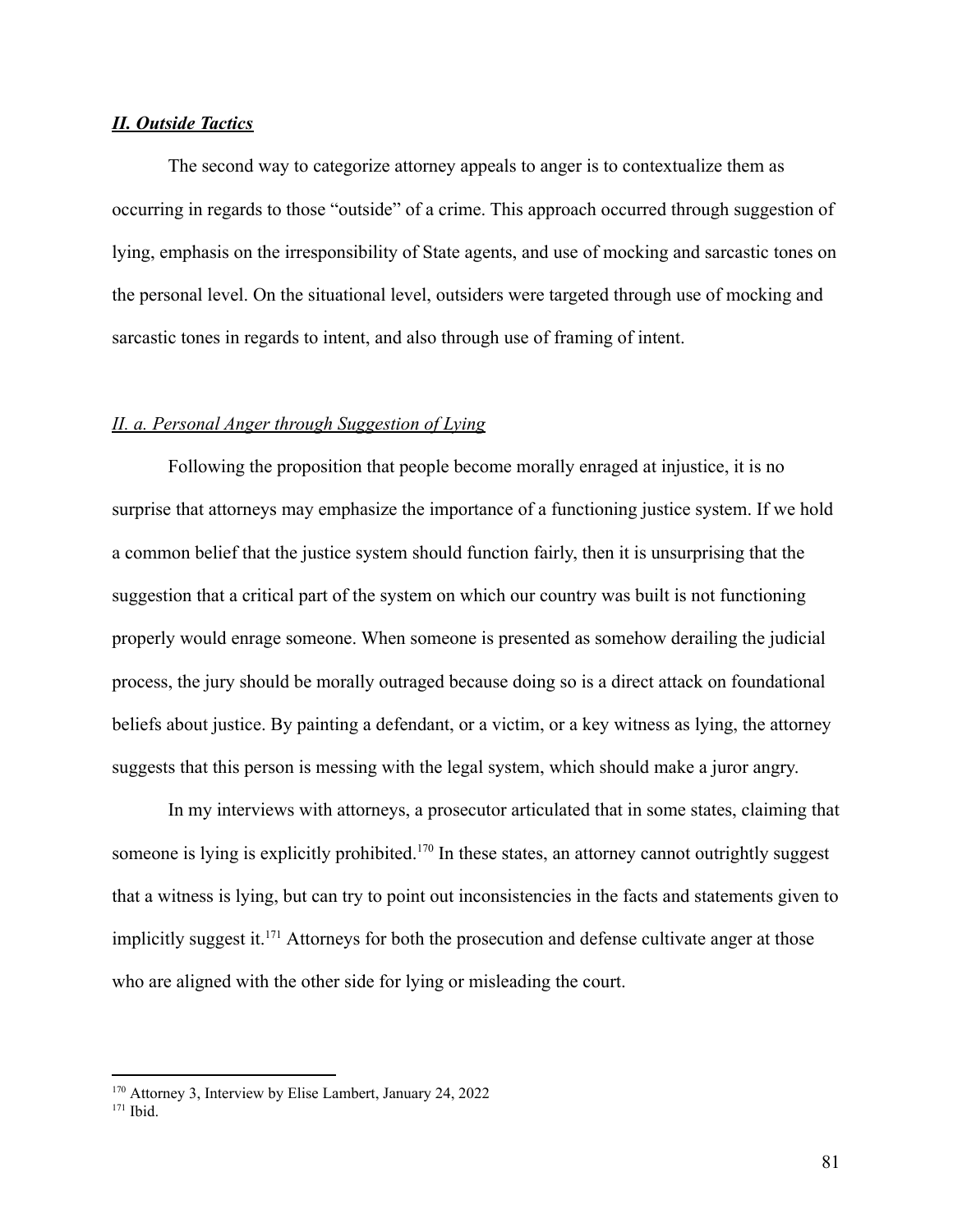## *II. Outside Tactics*

The second way to categorize attorney appeals to anger is to contextualize them as occurring in regards to those "outside" of a crime. This approach occurred through suggestion of lying, emphasis on the irresponsibility of State agents, and use of mocking and sarcastic tones on the personal level. On the situational level, outsiders were targeted through use of mocking and sarcastic tones in regards to intent, and also through use of framing of intent.

### *II. a. Personal Anger through Suggestion of Lying*

Following the proposition that people become morally enraged at injustice, it is no surprise that attorneys may emphasize the importance of a functioning justice system. If we hold a common belief that the justice system should function fairly, then it is unsurprising that the suggestion that a critical part of the system on which our country was built is not functioning properly would enrage someone. When someone is presented as somehow derailing the judicial process, the jury should be morally outraged because doing so is a direct attack on foundational beliefs about justice. By painting a defendant, or a victim, or a key witness as lying, the attorney suggests that this person is messing with the legal system, which should make a juror angry.

In my interviews with attorneys, a prosecutor articulated that in some states, claiming that someone is lying is explicitly prohibited.[170] In these states, an attorney cannot outrightly suggest that a witness is lying, but can try to point out inconsistencies in the facts and statements given to implicitly suggest it.[171] Attorneys for both the prosecution and defense cultivate anger at those who are aligned with the other side for lying or misleading the court.

---

[170] Attorney 3, Interview by Elise Lambert, January 24, 2022

[171] Ibid.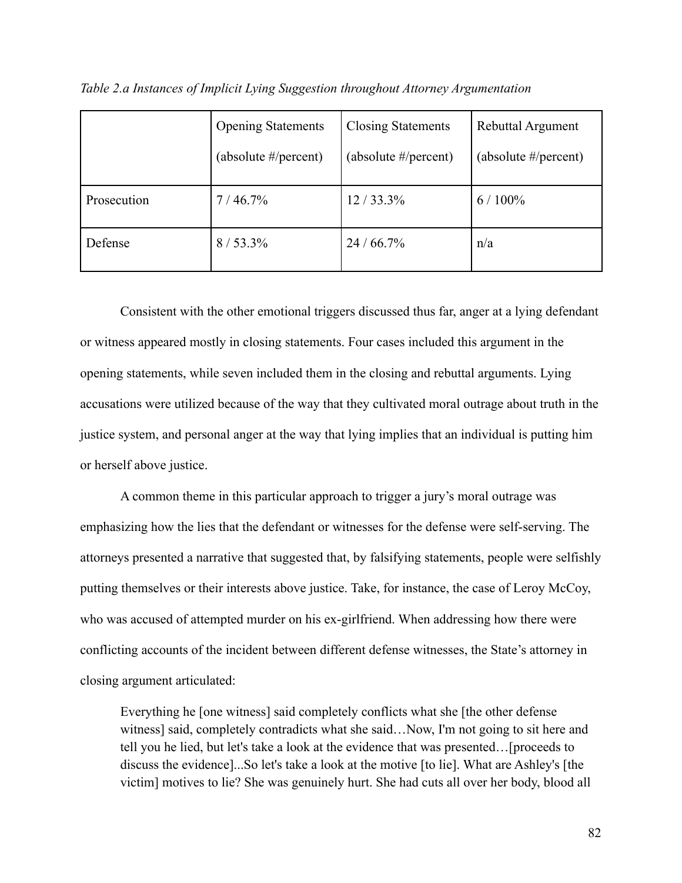*Table 2.a Instances of Implicit Lying Suggestion throughout Attorney Argumentation*

| | Opening Statements (absolute #/percent) | Closing Statements (absolute #/percent) | Rebuttal Argument (absolute #/percent) |
|---|---|---|---|
| Prosecution | 7 / 46.7% | 12 / 33.3% | 6 / 100% |
| Defense | 8 / 53.3% | 24 / 66.7% | n/a |

Consistent with the other emotional triggers discussed thus far, anger at a lying defendant or witness appeared mostly in closing statements. Four cases included this argument in the opening statements, while seven included them in the closing and rebuttal arguments. Lying accusations were utilized because of the way that they cultivated moral outrage about truth in the justice system, and personal anger at the way that lying implies that an individual is putting him or herself above justice.

A common theme in this particular approach to trigger a jury's moral outrage was emphasizing how the lies that the defendant or witnesses for the defense were self-serving. The attorneys presented a narrative that suggested that, by falsifying statements, people were selfishly putting themselves or their interests above justice. Take, for instance, the case of Leroy McCoy, who was accused of attempted murder on his ex-girlfriend. When addressing how there were conflicting accounts of the incident between different defense witnesses, the State's attorney in closing argument articulated:

> Everything he [one witness] said completely conflicts what she [the other defense witness] said, completely contradicts what she said…Now, I'm not going to sit here and tell you he lied, but let's take a look at the evidence that was presented…[proceeds to discuss the evidence]...So let's take a look at the motive [to lie]. What are Ashley's [the victim] motives to lie? She was genuinely hurt. She had cuts all over her body, blood all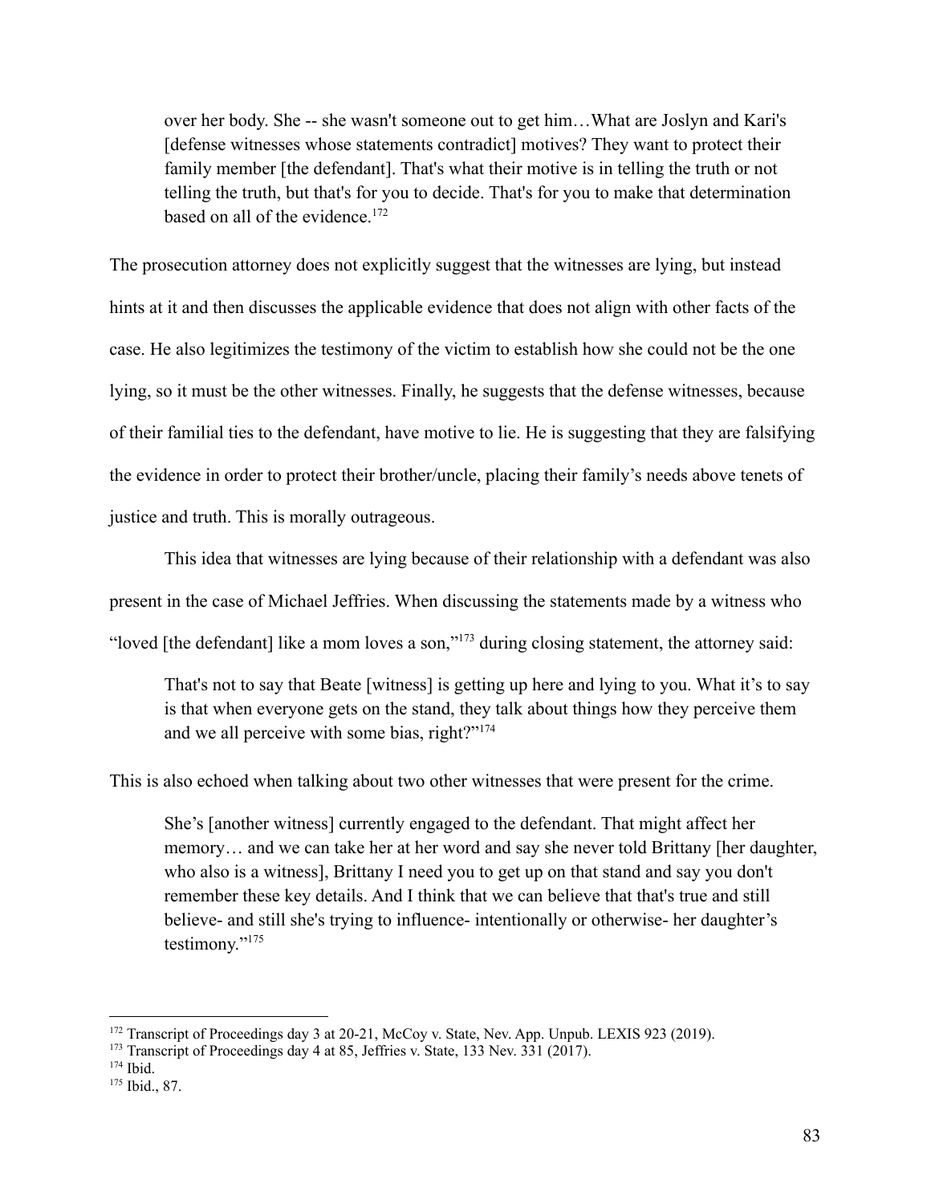> over her body. She -- she wasn't someone out to get him…What are Joslyn and Kari's [defense witnesses whose statements contradict] motives? They want to protect their family member [the defendant]. That's what their motive is in telling the truth or not telling the truth, but that's for you to decide. That's for you to make that determination based on all of the evidence.[172]

The prosecution attorney does not explicitly suggest that the witnesses are lying, but instead hints at it and then discusses the applicable evidence that does not align with other facts of the case. He also legitimizes the testimony of the victim to establish how she could not be the one lying, so it must be the other witnesses. Finally, he suggests that the defense witnesses, because of their familial ties to the defendant, have motive to lie. He is suggesting that they are falsifying the evidence in order to protect their brother/uncle, placing their family's needs above tenets of justice and truth. This is morally outrageous.

This idea that witnesses are lying because of their relationship with a defendant was also present in the case of Michael Jeffries. When discussing the statements made by a witness who "loved [the defendant] like a mom loves a son,"[173] during closing statement, the attorney said:

> That's not to say that Beate [witness] is getting up here and lying to you. What it's to say is that when everyone gets on the stand, they talk about things how they perceive them and we all perceive with some bias, right?"[174]

This is also echoed when talking about two other witnesses that were present for the crime.

> She's [another witness] currently engaged to the defendant. That might affect her memory… and we can take her at her word and say she never told Brittany [her daughter, who also is a witness], Brittany I need you to get up on that stand and say you don't remember these key details. And I think that we can believe that that's true and still believe- and still she's trying to influence- intentionally or otherwise- her daughter's testimony."[175]

---

[172] Transcript of Proceedings day 3 at 20-21, McCoy v. State, Nev. App. Unpub. LEXIS 923 (2019).

[173] Transcript of Proceedings day 4 at 85, Jeffries v. State, 133 Nev. 331 (2017).

[174] Ibid.

[175] Ibid., 87.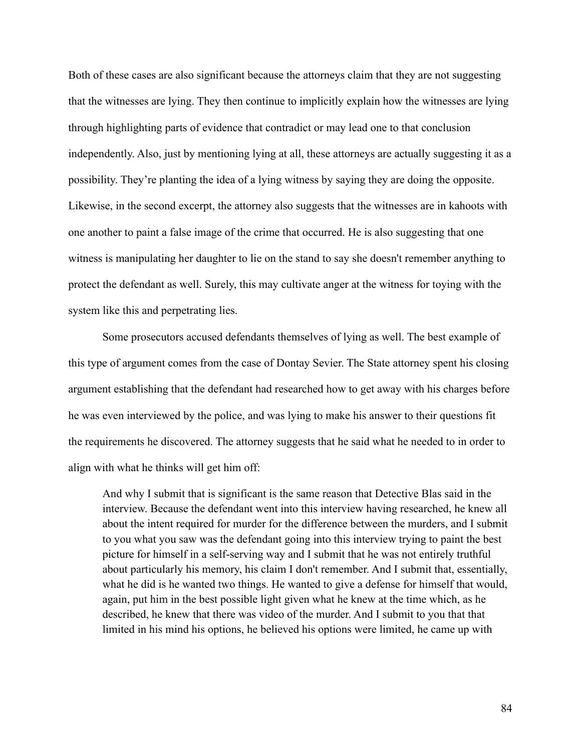Both of these cases are also significant because the attorneys claim that they are not suggesting that the witnesses are lying. They then continue to implicitly explain how the witnesses are lying through highlighting parts of evidence that contradict or may lead one to that conclusion independently. Also, just by mentioning lying at all, these attorneys are actually suggesting it as a possibility. They're planting the idea of a lying witness by saying they are doing the opposite. Likewise, in the second excerpt, the attorney also suggests that the witnesses are in kahoots with one another to paint a false image of the crime that occurred. He is also suggesting that one witness is manipulating her daughter to lie on the stand to say she doesn't remember anything to protect the defendant as well. Surely, this may cultivate anger at the witness for toying with the system like this and perpetrating lies.

Some prosecutors accused defendants themselves of lying as well. The best example of this type of argument comes from the case of Dontay Sevier. The State attorney spent his closing argument establishing that the defendant had researched how to get away with his charges before he was even interviewed by the police, and was lying to make his answer to their questions fit the requirements he discovered. The attorney suggests that he said what he needed to in order to align with what he thinks will get him off:

> And why I submit that is significant is the same reason that Detective Blas said in the interview. Because the defendant went into this interview having researched, he knew all about the intent required for murder for the difference between the murders, and I submit to you what you saw was the defendant going into this interview trying to paint the best picture for himself in a self-serving way and I submit that he was not entirely truthful about particularly his memory, his claim I don't remember. And I submit that, essentially, what he did is he wanted two things. He wanted to give a defense for himself that would, again, put him in the best possible light given what he knew at the time which, as he described, he knew that there was video of the murder. And I submit to you that that limited in his mind his options, he believed his options were limited, he came up with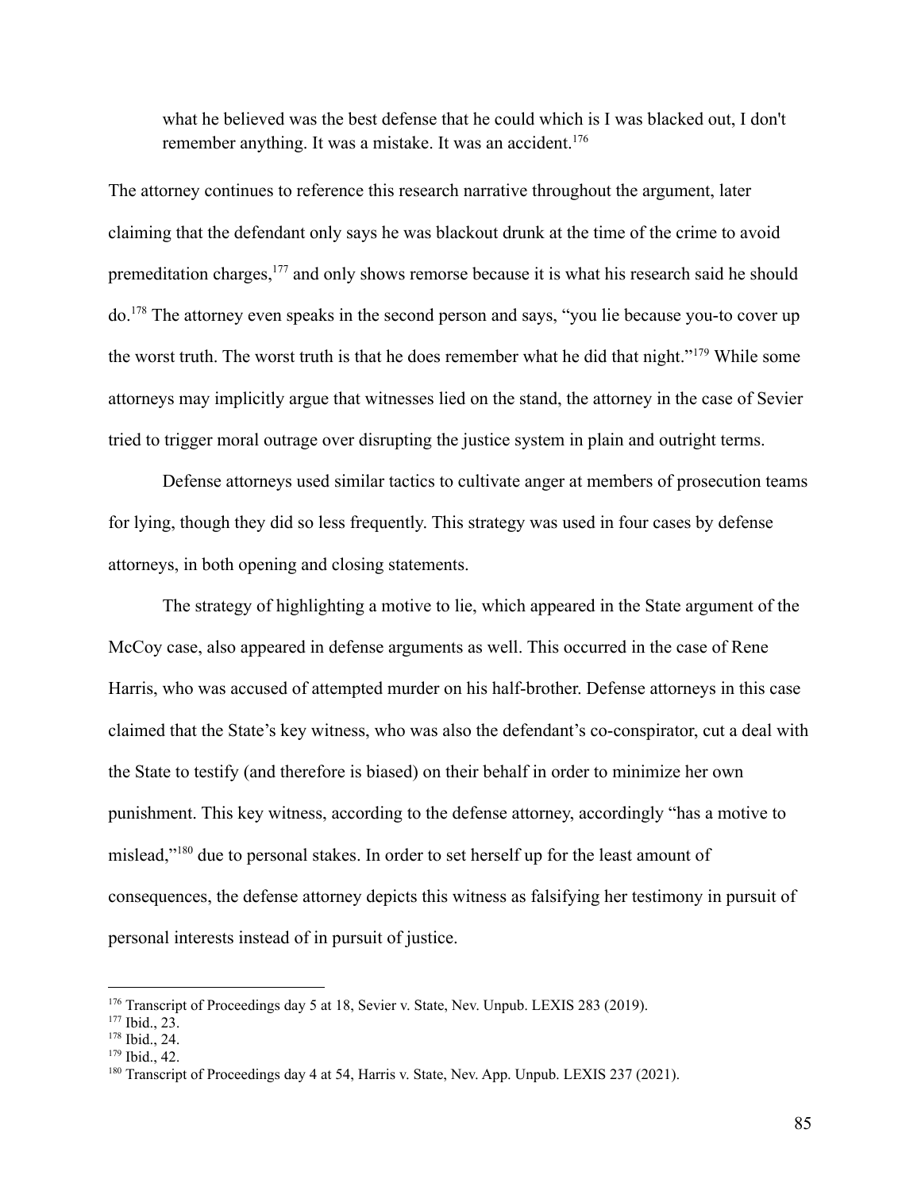> what he believed was the best defense that he could which is I was blacked out, I don't remember anything. It was a mistake. It was an accident.[176]

The attorney continues to reference this research narrative throughout the argument, later claiming that the defendant only says he was blackout drunk at the time of the crime to avoid premeditation charges,[177] and only shows remorse because it is what his research said he should do.[178] The attorney even speaks in the second person and says, "you lie because you-to cover up the worst truth. The worst truth is that he does remember what he did that night."[179] While some attorneys may implicitly argue that witnesses lied on the stand, the attorney in the case of Sevier tried to trigger moral outrage over disrupting the justice system in plain and outright terms.

Defense attorneys used similar tactics to cultivate anger at members of prosecution teams for lying, though they did so less frequently. This strategy was used in four cases by defense attorneys, in both opening and closing statements.

The strategy of highlighting a motive to lie, which appeared in the State argument of the McCoy case, also appeared in defense arguments as well. This occurred in the case of Rene Harris, who was accused of attempted murder on his half-brother. Defense attorneys in this case claimed that the State's key witness, who was also the defendant's co-conspirator, cut a deal with the State to testify (and therefore is biased) on their behalf in order to minimize her own punishment. This key witness, according to the defense attorney, accordingly "has a motive to mislead,"[180] due to personal stakes. In order to set herself up for the least amount of consequences, the defense attorney depicts this witness as falsifying her testimony in pursuit of personal interests instead of in pursuit of justice.

---

[176] Transcript of Proceedings day 5 at 18, Sevier v. State, Nev. Unpub. LEXIS 283 (2019).
[177] Ibid., 23.
[178] Ibid., 24.
[179] Ibid., 42.
[180] Transcript of Proceedings day 4 at 54, Harris v. State, Nev. App. Unpub. LEXIS 237 (2021).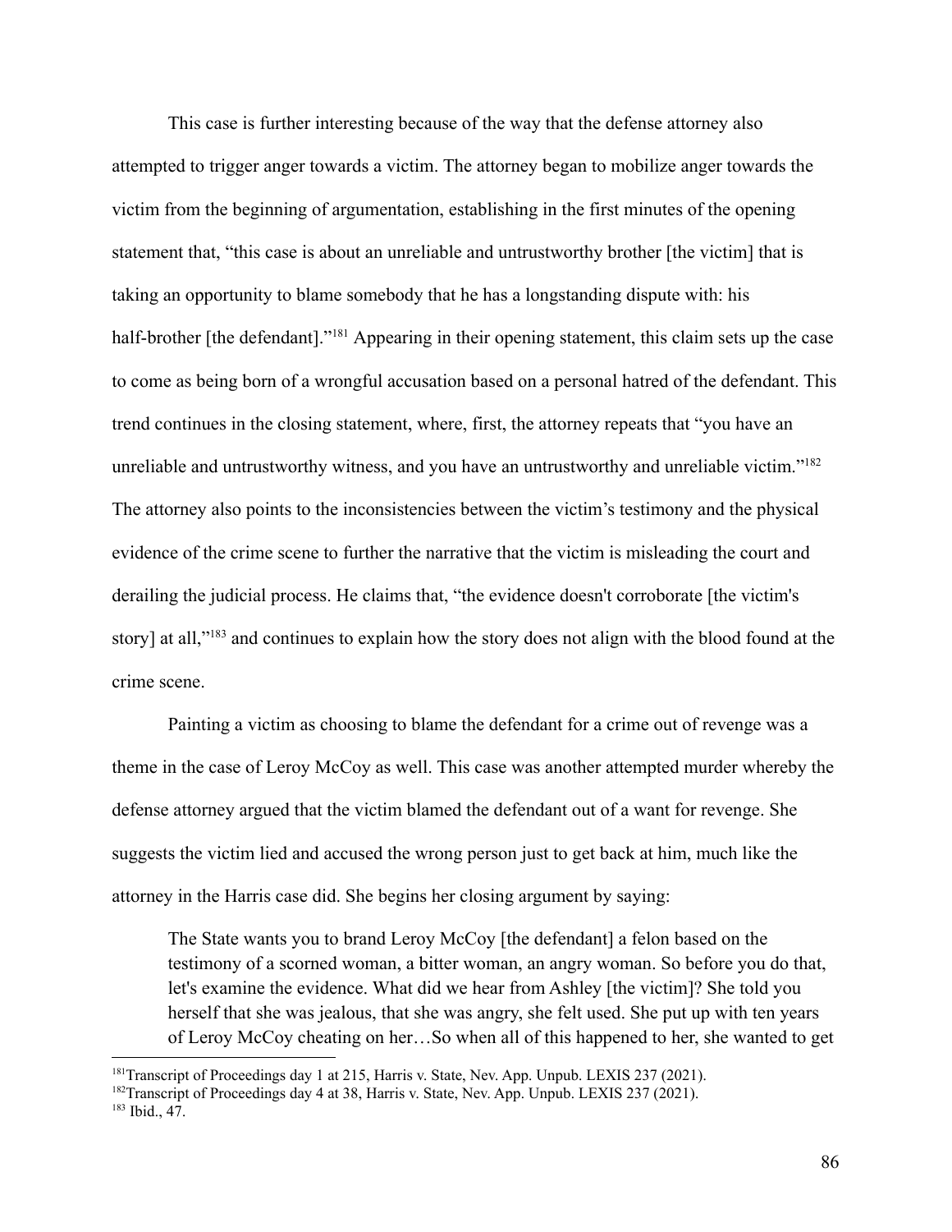This case is further interesting because of the way that the defense attorney also attempted to trigger anger towards a victim. The attorney began to mobilize anger towards the victim from the beginning of argumentation, establishing in the first minutes of the opening statement that, "this case is about an unreliable and untrustworthy brother [the victim] that is taking an opportunity to blame somebody that he has a longstanding dispute with: his half-brother [the defendant]."[181] Appearing in their opening statement, this claim sets up the case to come as being born of a wrongful accusation based on a personal hatred of the defendant. This trend continues in the closing statement, where, first, the attorney repeats that "you have an unreliable and untrustworthy witness, and you have an untrustworthy and unreliable victim."[182] The attorney also points to the inconsistencies between the victim's testimony and the physical evidence of the crime scene to further the narrative that the victim is misleading the court and derailing the judicial process. He claims that, "the evidence doesn't corroborate [the victim's story] at all,"[183] and continues to explain how the story does not align with the blood found at the crime scene.

Painting a victim as choosing to blame the defendant for a crime out of revenge was a theme in the case of Leroy McCoy as well. This case was another attempted murder whereby the defense attorney argued that the victim blamed the defendant out of a want for revenge. She suggests the victim lied and accused the wrong person just to get back at him, much like the attorney in the Harris case did. She begins her closing argument by saying:

> The State wants you to brand Leroy McCoy [the defendant] a felon based on the testimony of a scorned woman, a bitter woman, an angry woman. So before you do that, let's examine the evidence. What did we hear from Ashley [the victim]? She told you herself that she was jealous, that she was angry, she felt used. She put up with ten years of Leroy McCoy cheating on her…So when all of this happened to her, she wanted to get

---

[181] Transcript of Proceedings day 1 at 215, Harris v. State, Nev. App. Unpub. LEXIS 237 (2021).

[182] Transcript of Proceedings day 4 at 38, Harris v. State, Nev. App. Unpub. LEXIS 237 (2021).

[183] Ibid., 47.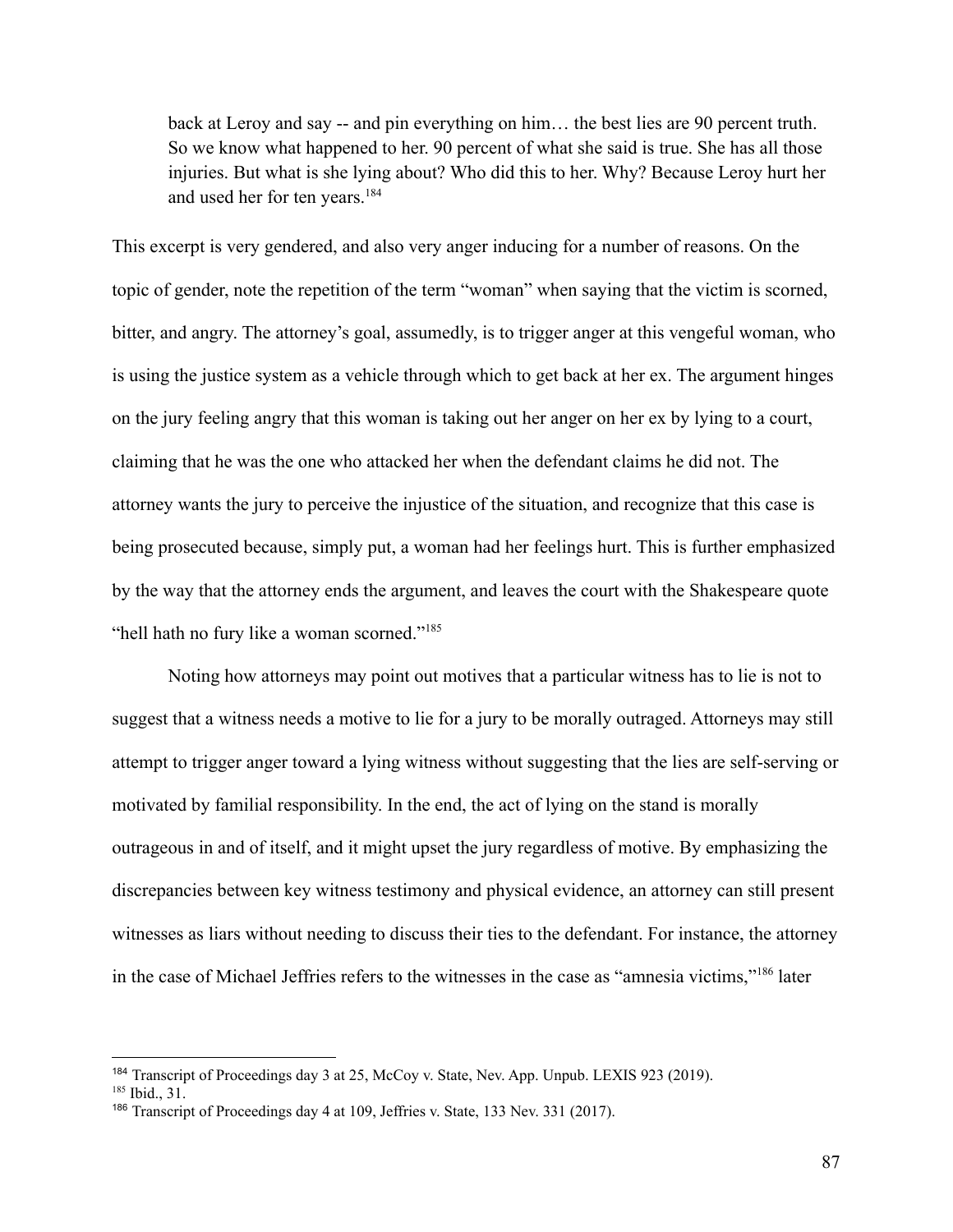> back at Leroy and say -- and pin everything on him… the best lies are 90 percent truth. So we know what happened to her. 90 percent of what she said is true. She has all those injuries. But what is she lying about? Who did this to her. Why? Because Leroy hurt her and used her for ten years.[184]

This excerpt is very gendered, and also very anger inducing for a number of reasons. On the topic of gender, note the repetition of the term "woman" when saying that the victim is scorned, bitter, and angry. The attorney's goal, assumedly, is to trigger anger at this vengeful woman, who is using the justice system as a vehicle through which to get back at her ex. The argument hinges on the jury feeling angry that this woman is taking out her anger on her ex by lying to a court, claiming that he was the one who attacked her when the defendant claims he did not. The attorney wants the jury to perceive the injustice of the situation, and recognize that this case is being prosecuted because, simply put, a woman had her feelings hurt. This is further emphasized by the way that the attorney ends the argument, and leaves the court with the Shakespeare quote "hell hath no fury like a woman scorned."[185]

Noting how attorneys may point out motives that a particular witness has to lie is not to suggest that a witness needs a motive to lie for a jury to be morally outraged. Attorneys may still attempt to trigger anger toward a lying witness without suggesting that the lies are self-serving or motivated by familial responsibility. In the end, the act of lying on the stand is morally outrageous in and of itself, and it might upset the jury regardless of motive. By emphasizing the discrepancies between key witness testimony and physical evidence, an attorney can still present witnesses as liars without needing to discuss their ties to the defendant. For instance, the attorney in the case of Michael Jeffries refers to the witnesses in the case as "amnesia victims,"[186] later

---

[184] Transcript of Proceedings day 3 at 25, McCoy v. State, Nev. App. Unpub. LEXIS 923 (2019).
[185] Ibid., 31.
[186] Transcript of Proceedings day 4 at 109, Jeffries v. State, 133 Nev. 331 (2017).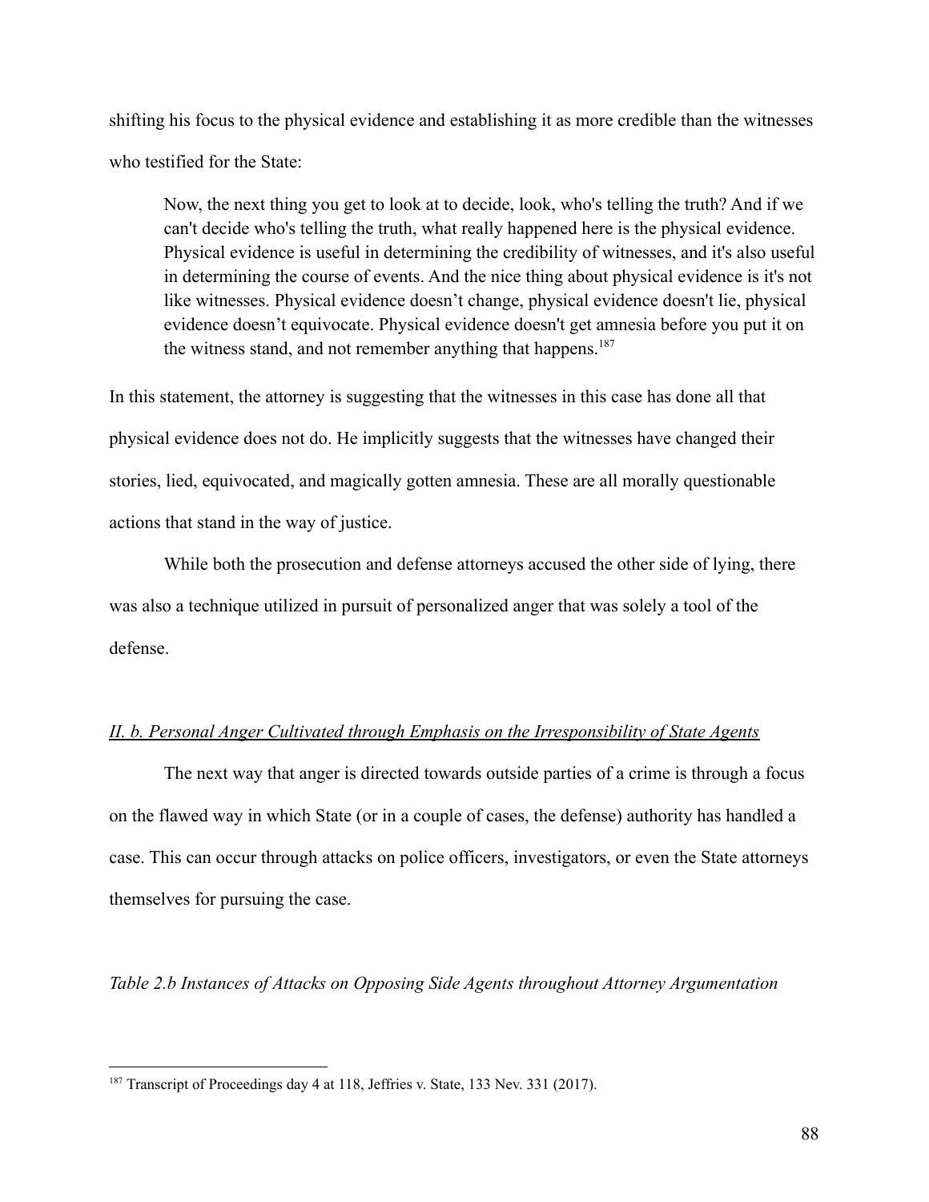shifting his focus to the physical evidence and establishing it as more credible than the witnesses who testified for the State:

> Now, the next thing you get to look at to decide, look, who's telling the truth? And if we can't decide who's telling the truth, what really happened here is the physical evidence. Physical evidence is useful in determining the credibility of witnesses, and it's also useful in determining the course of events. And the nice thing about physical evidence is it's not like witnesses. Physical evidence doesn't change, physical evidence doesn't lie, physical evidence doesn't equivocate. Physical evidence doesn't get amnesia before you put it on the witness stand, and not remember anything that happens.[187]

In this statement, the attorney is suggesting that the witnesses in this case has done all that physical evidence does not do. He implicitly suggests that the witnesses have changed their stories, lied, equivocated, and magically gotten amnesia. These are all morally questionable actions that stand in the way of justice.

While both the prosecution and defense attorneys accused the other side of lying, there was also a technique utilized in pursuit of personalized anger that was solely a tool of the defense.

*II. b. Personal Anger Cultivated through Emphasis on the Irresponsibility of State Agents*

The next way that anger is directed towards outside parties of a crime is through a focus on the flawed way in which State (or in a couple of cases, the defense) authority has handled a case. This can occur through attacks on police officers, investigators, or even the State attorneys themselves for pursuing the case.

*Table 2.b Instances of Attacks on Opposing Side Agents throughout Attorney Argumentation*

[187] Transcript of Proceedings day 4 at 118, Jeffries v. State, 133 Nev. 331 (2017).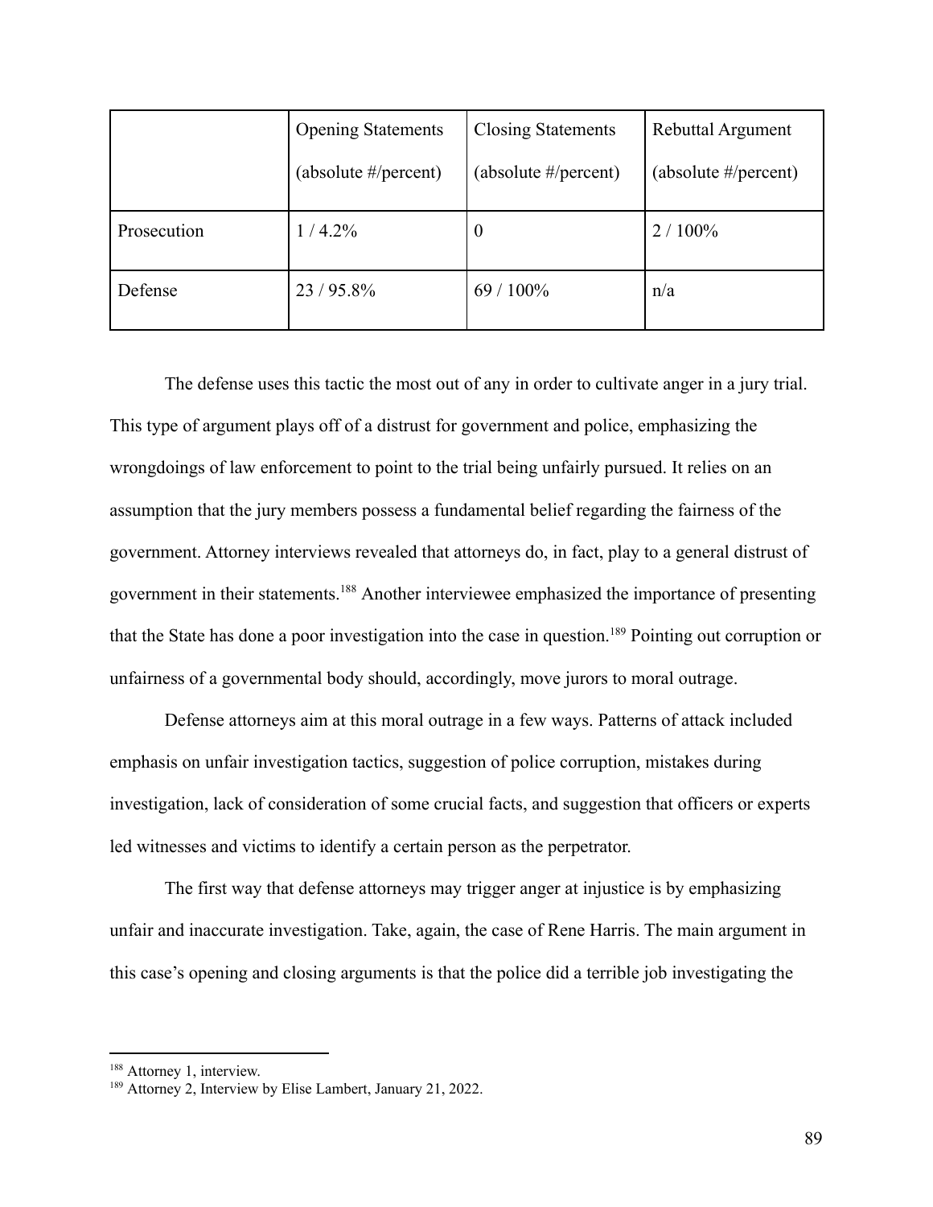| | Opening Statements (absolute #/percent) | Closing Statements (absolute #/percent) | Rebuttal Argument (absolute #/percent) |
|---|---|---|---|
| Prosecution | 1 / 4.2% | 0 | 2 / 100% |
| Defense | 23 / 95.8% | 69 / 100% | n/a |

The defense uses this tactic the most out of any in order to cultivate anger in a jury trial. This type of argument plays off of a distrust for government and police, emphasizing the wrongdoings of law enforcement to point to the trial being unfairly pursued. It relies on an assumption that the jury members possess a fundamental belief regarding the fairness of the government. Attorney interviews revealed that attorneys do, in fact, play to a general distrust of government in their statements.[188] Another interviewee emphasized the importance of presenting that the State has done a poor investigation into the case in question.[189] Pointing out corruption or unfairness of a governmental body should, accordingly, move jurors to moral outrage.

Defense attorneys aim at this moral outrage in a few ways. Patterns of attack included emphasis on unfair investigation tactics, suggestion of police corruption, mistakes during investigation, lack of consideration of some crucial facts, and suggestion that officers or experts led witnesses and victims to identify a certain person as the perpetrator.

The first way that defense attorneys may trigger anger at injustice is by emphasizing unfair and inaccurate investigation. Take, again, the case of Rene Harris. The main argument in this case's opening and closing arguments is that the police did a terrible job investigating the

[188] Attorney 1, interview.

[189] Attorney 2, Interview by Elise Lambert, January 21, 2022.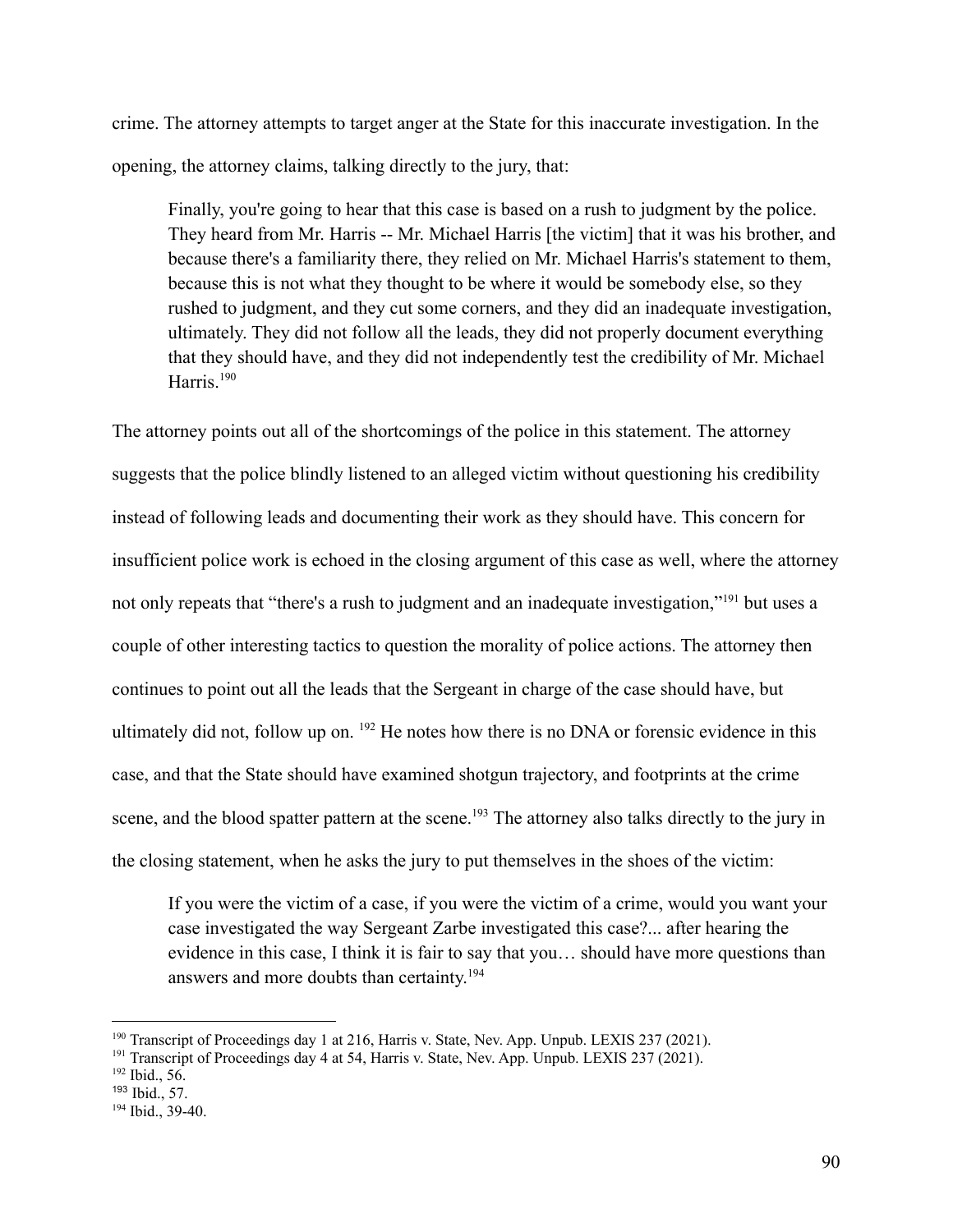crime. The attorney attempts to target anger at the State for this inaccurate investigation. In the opening, the attorney claims, talking directly to the jury, that:

> Finally, you're going to hear that this case is based on a rush to judgment by the police. They heard from Mr. Harris -- Mr. Michael Harris [the victim] that it was his brother, and because there's a familiarity there, they relied on Mr. Michael Harris's statement to them, because this is not what they thought to be where it would be somebody else, so they rushed to judgment, and they cut some corners, and they did an inadequate investigation, ultimately. They did not follow all the leads, they did not properly document everything that they should have, and they did not independently test the credibility of Mr. Michael Harris.[190]

The attorney points out all of the shortcomings of the police in this statement. The attorney suggests that the police blindly listened to an alleged victim without questioning his credibility instead of following leads and documenting their work as they should have. This concern for insufficient police work is echoed in the closing argument of this case as well, where the attorney not only repeats that "there's a rush to judgment and an inadequate investigation,"[191] but uses a couple of other interesting tactics to question the morality of police actions. The attorney then continues to point out all the leads that the Sergeant in charge of the case should have, but ultimately did not, follow up on. [192] He notes how there is no DNA or forensic evidence in this case, and that the State should have examined shotgun trajectory, and footprints at the crime scene, and the blood spatter pattern at the scene.[193] The attorney also talks directly to the jury in the closing statement, when he asks the jury to put themselves in the shoes of the victim:

> If you were the victim of a case, if you were the victim of a crime, would you want your case investigated the way Sergeant Zarbe investigated this case?... after hearing the evidence in this case, I think it is fair to say that you… should have more questions than answers and more doubts than certainty.[194]

---

[190] Transcript of Proceedings day 1 at 216, Harris v. State, Nev. App. Unpub. LEXIS 237 (2021).

[191] Transcript of Proceedings day 4 at 54, Harris v. State, Nev. App. Unpub. LEXIS 237 (2021).

[192] Ibid., 56.

[193] Ibid., 57.

[194] Ibid., 39-40.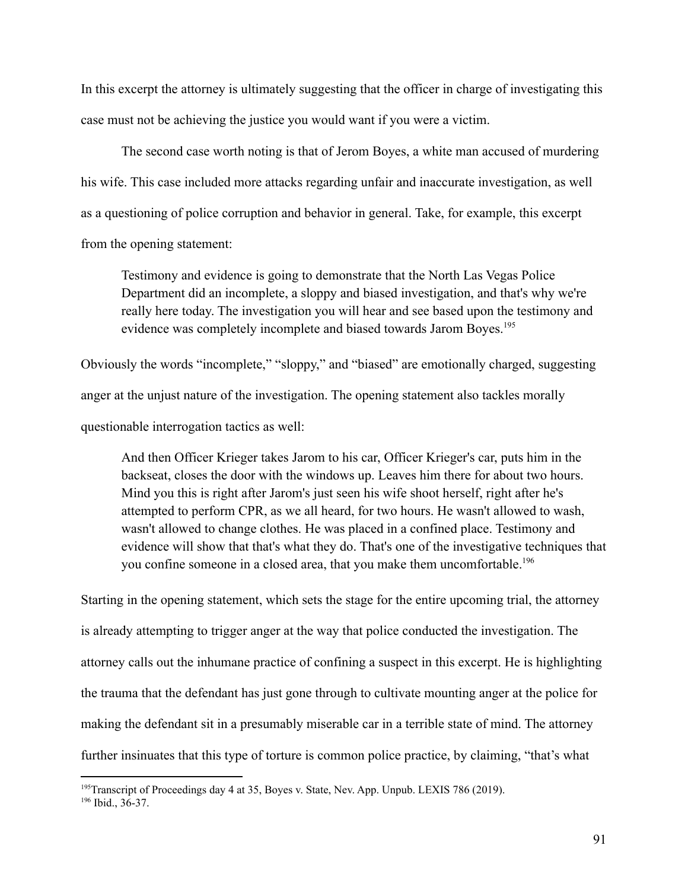In this excerpt the attorney is ultimately suggesting that the officer in charge of investigating this case must not be achieving the justice you would want if you were a victim.

The second case worth noting is that of Jerom Boyes, a white man accused of murdering his wife. This case included more attacks regarding unfair and inaccurate investigation, as well as a questioning of police corruption and behavior in general. Take, for example, this excerpt from the opening statement:

> Testimony and evidence is going to demonstrate that the North Las Vegas Police Department did an incomplete, a sloppy and biased investigation, and that's why we're really here today. The investigation you will hear and see based upon the testimony and evidence was completely incomplete and biased towards Jarom Boyes.[195]

Obviously the words "incomplete," "sloppy," and "biased" are emotionally charged, suggesting anger at the unjust nature of the investigation. The opening statement also tackles morally questionable interrogation tactics as well:

> And then Officer Krieger takes Jarom to his car, Officer Krieger's car, puts him in the backseat, closes the door with the windows up. Leaves him there for about two hours. Mind you this is right after Jarom's just seen his wife shoot herself, right after he's attempted to perform CPR, as we all heard, for two hours. He wasn't allowed to wash, wasn't allowed to change clothes. He was placed in a confined place. Testimony and evidence will show that that's what they do. That's one of the investigative techniques that you confine someone in a closed area, that you make them uncomfortable.[196]

Starting in the opening statement, which sets the stage for the entire upcoming trial, the attorney is already attempting to trigger anger at the way that police conducted the investigation. The attorney calls out the inhumane practice of confining a suspect in this excerpt. He is highlighting the trauma that the defendant has just gone through to cultivate mounting anger at the police for making the defendant sit in a presumably miserable car in a terrible state of mind. The attorney further insinuates that this type of torture is common police practice, by claiming, "that's what

---

[195] Transcript of Proceedings day 4 at 35, Boyes v. State, Nev. App. Unpub. LEXIS 786 (2019).

[196] Ibid., 36-37.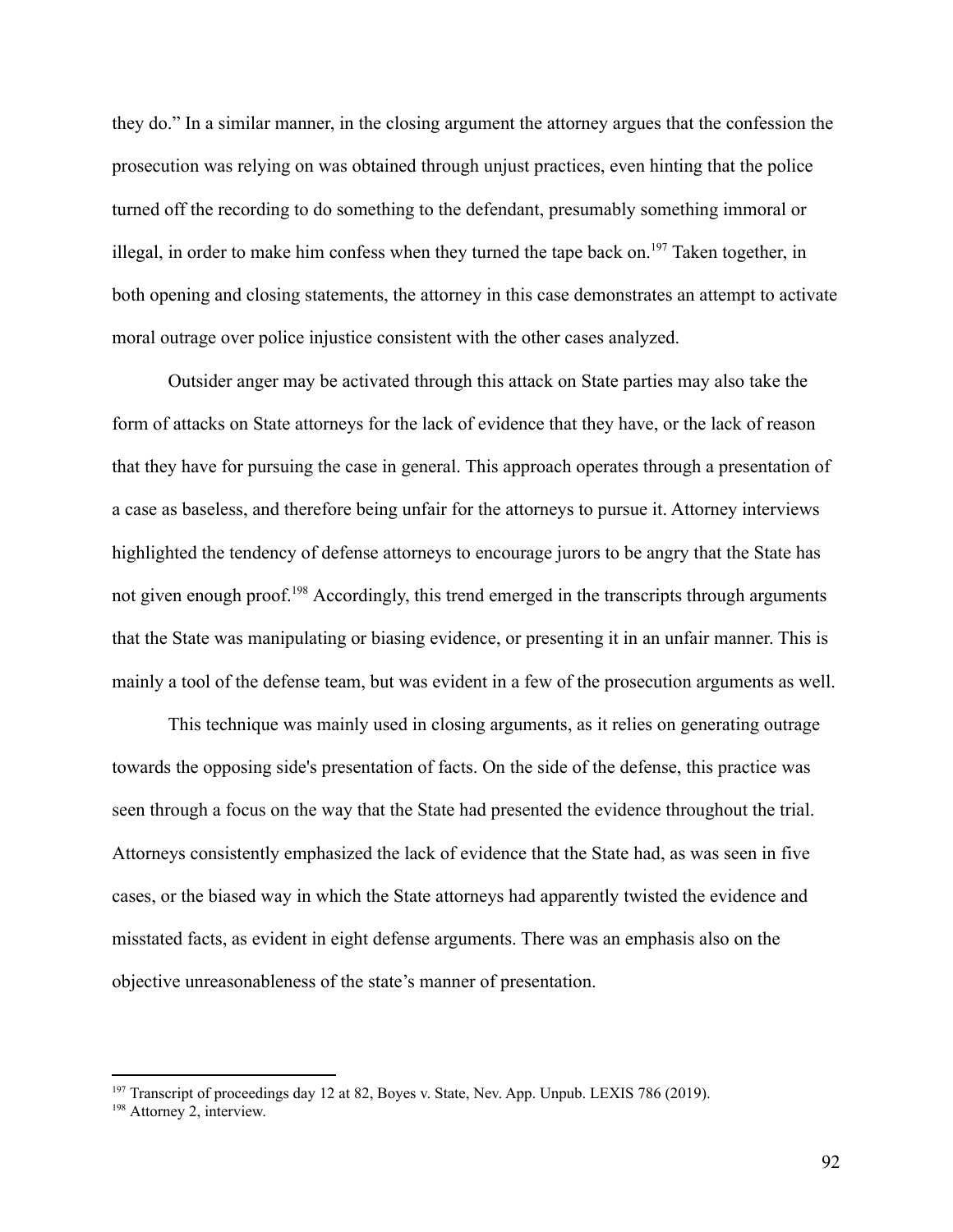they do." In a similar manner, in the closing argument the attorney argues that the confession the prosecution was relying on was obtained through unjust practices, even hinting that the police turned off the recording to do something to the defendant, presumably something immoral or illegal, in order to make him confess when they turned the tape back on.[197] Taken together, in both opening and closing statements, the attorney in this case demonstrates an attempt to activate moral outrage over police injustice consistent with the other cases analyzed.

Outsider anger may be activated through this attack on State parties may also take the form of attacks on State attorneys for the lack of evidence that they have, or the lack of reason that they have for pursuing the case in general. This approach operates through a presentation of a case as baseless, and therefore being unfair for the attorneys to pursue it. Attorney interviews highlighted the tendency of defense attorneys to encourage jurors to be angry that the State has not given enough proof.[198] Accordingly, this trend emerged in the transcripts through arguments that the State was manipulating or biasing evidence, or presenting it in an unfair manner. This is mainly a tool of the defense team, but was evident in a few of the prosecution arguments as well.

This technique was mainly used in closing arguments, as it relies on generating outrage towards the opposing side's presentation of facts. On the side of the defense, this practice was seen through a focus on the way that the State had presented the evidence throughout the trial. Attorneys consistently emphasized the lack of evidence that the State had, as was seen in five cases, or the biased way in which the State attorneys had apparently twisted the evidence and misstated facts, as evident in eight defense arguments. There was an emphasis also on the objective unreasonableness of the state's manner of presentation.

---

[197] Transcript of proceedings day 12 at 82, Boyes v. State, Nev. App. Unpub. LEXIS 786 (2019).

[198] Attorney 2, interview.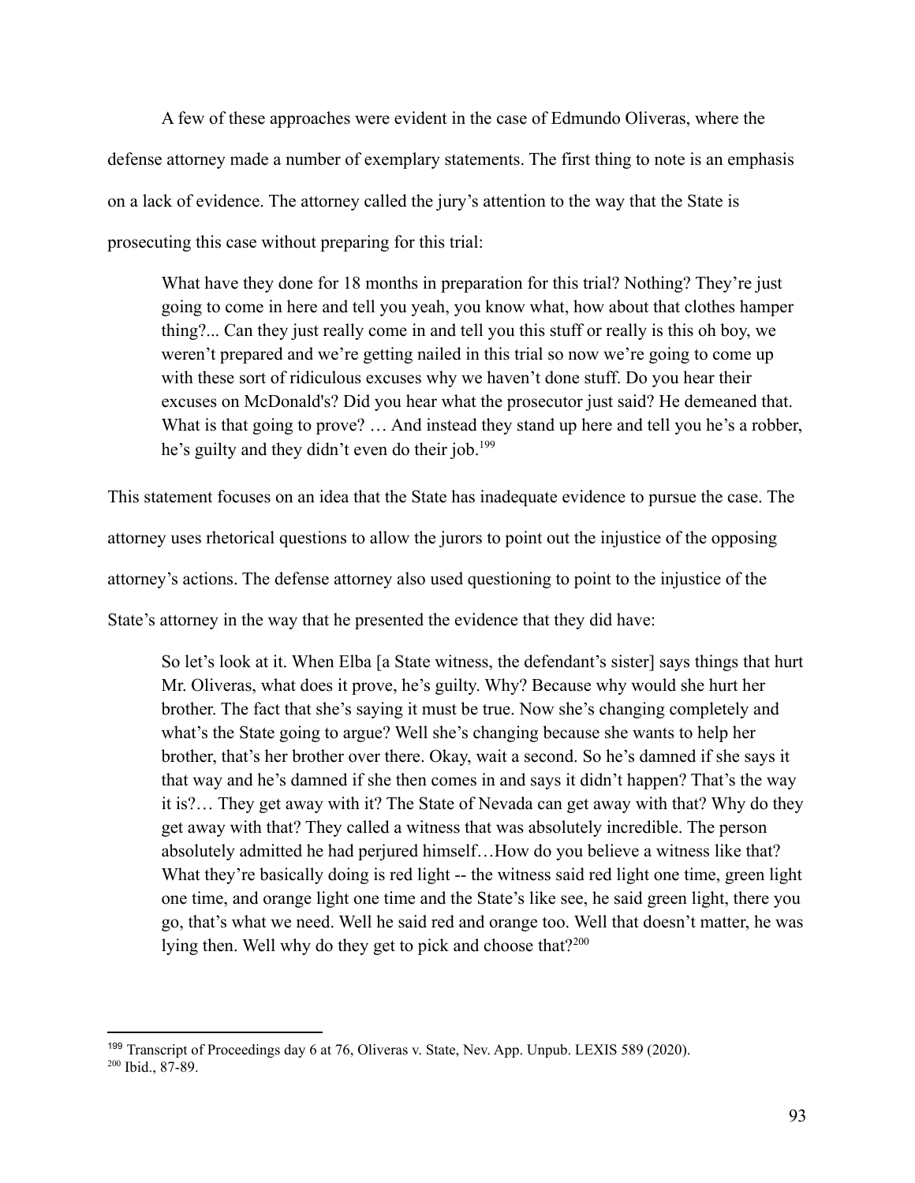A few of these approaches were evident in the case of Edmundo Oliveras, where the defense attorney made a number of exemplary statements. The first thing to note is an emphasis on a lack of evidence. The attorney called the jury's attention to the way that the State is prosecuting this case without preparing for this trial:

> What have they done for 18 months in preparation for this trial? Nothing? They're just going to come in here and tell you yeah, you know what, how about that clothes hamper thing?... Can they just really come in and tell you this stuff or really is this oh boy, we weren't prepared and we're getting nailed in this trial so now we're going to come up with these sort of ridiculous excuses why we haven't done stuff. Do you hear their excuses on McDonald's? Did you hear what the prosecutor just said? He demeaned that. What is that going to prove? … And instead they stand up here and tell you he's a robber, he's guilty and they didn't even do their job.[199]

This statement focuses on an idea that the State has inadequate evidence to pursue the case. The attorney uses rhetorical questions to allow the jurors to point out the injustice of the opposing attorney's actions. The defense attorney also used questioning to point to the injustice of the State's attorney in the way that he presented the evidence that they did have:

> So let's look at it. When Elba [a State witness, the defendant's sister] says things that hurt Mr. Oliveras, what does it prove, he's guilty. Why? Because why would she hurt her brother. The fact that she's saying it must be true. Now she's changing completely and what's the State going to argue? Well she's changing because she wants to help her brother, that's her brother over there. Okay, wait a second. So he's damned if she says it that way and he's damned if she then comes in and says it didn't happen? That's the way it is?… They get away with it? The State of Nevada can get away with that? Why do they get away with that? They called a witness that was absolutely incredible. The person absolutely admitted he had perjured himself…How do you believe a witness like that? What they're basically doing is red light -- the witness said red light one time, green light one time, and orange light one time and the State's like see, he said green light, there you go, that's what we need. Well he said red and orange too. Well that doesn't matter, he was lying then. Well why do they get to pick and choose that?[200]

---

[199] Transcript of Proceedings day 6 at 76, Oliveras v. State, Nev. App. Unpub. LEXIS 589 (2020).

[200] Ibid., 87-89.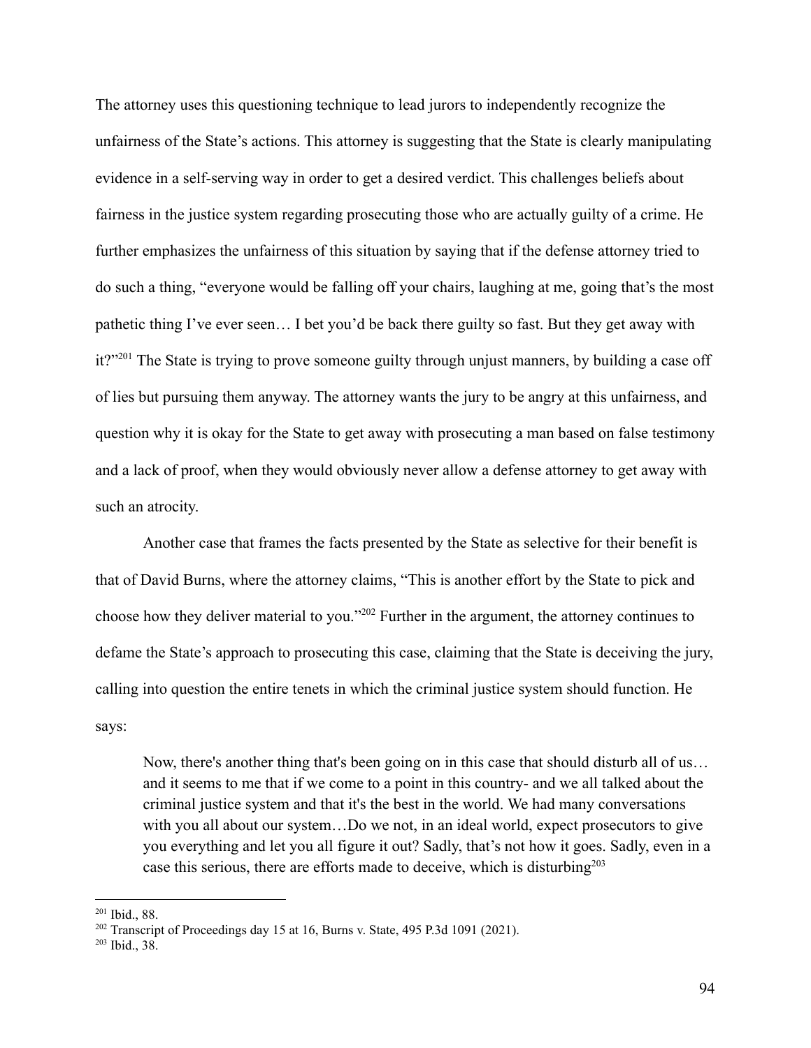The attorney uses this questioning technique to lead jurors to independently recognize the unfairness of the State's actions. This attorney is suggesting that the State is clearly manipulating evidence in a self-serving way in order to get a desired verdict. This challenges beliefs about fairness in the justice system regarding prosecuting those who are actually guilty of a crime. He further emphasizes the unfairness of this situation by saying that if the defense attorney tried to do such a thing, "everyone would be falling off your chairs, laughing at me, going that's the most pathetic thing I've ever seen… I bet you'd be back there guilty so fast. But they get away with it?"[201] The State is trying to prove someone guilty through unjust manners, by building a case off of lies but pursuing them anyway. The attorney wants the jury to be angry at this unfairness, and question why it is okay for the State to get away with prosecuting a man based on false testimony and a lack of proof, when they would obviously never allow a defense attorney to get away with such an atrocity.

Another case that frames the facts presented by the State as selective for their benefit is that of David Burns, where the attorney claims, "This is another effort by the State to pick and choose how they deliver material to you."[202] Further in the argument, the attorney continues to defame the State's approach to prosecuting this case, claiming that the State is deceiving the jury, calling into question the entire tenets in which the criminal justice system should function. He says:

> Now, there's another thing that's been going on in this case that should disturb all of us… and it seems to me that if we come to a point in this country- and we all talked about the criminal justice system and that it's the best in the world. We had many conversations with you all about our system…Do we not, in an ideal world, expect prosecutors to give you everything and let you all figure it out? Sadly, that's not how it goes. Sadly, even in a case this serious, there are efforts made to deceive, which is disturbing[203]

---

[201] Ibid., 88.

[202] Transcript of Proceedings day 15 at 16, Burns v. State, 495 P.3d 1091 (2021).

[203] Ibid., 38.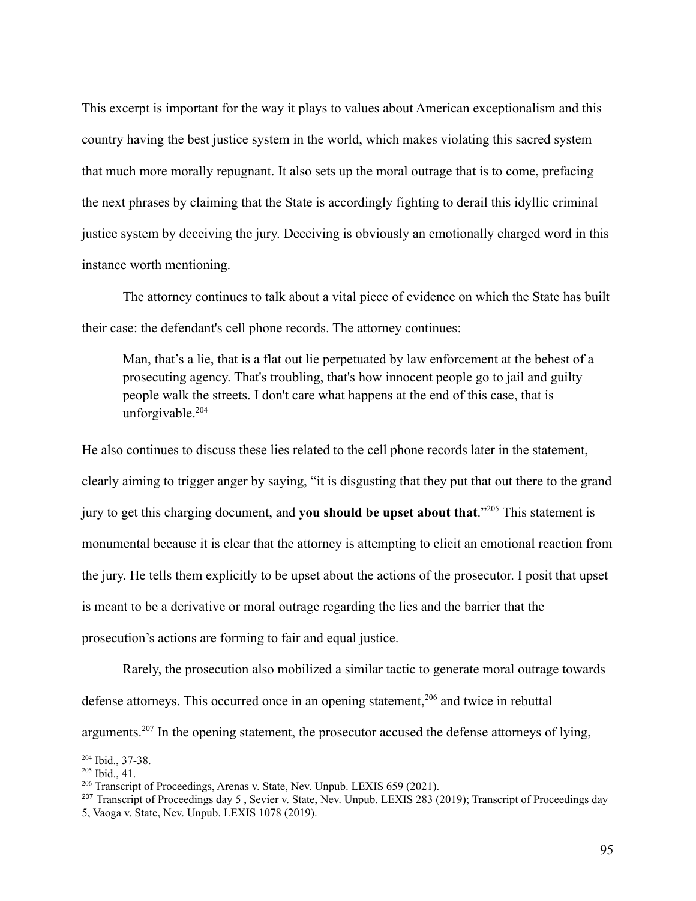This excerpt is important for the way it plays to values about American exceptionalism and this country having the best justice system in the world, which makes violating this sacred system that much more morally repugnant. It also sets up the moral outrage that is to come, prefacing the next phrases by claiming that the State is accordingly fighting to derail this idyllic criminal justice system by deceiving the jury. Deceiving is obviously an emotionally charged word in this instance worth mentioning.

The attorney continues to talk about a vital piece of evidence on which the State has built their case: the defendant's cell phone records. The attorney continues:

> Man, that's a lie, that is a flat out lie perpetuated by law enforcement at the behest of a prosecuting agency. That's troubling, that's how innocent people go to jail and guilty people walk the streets. I don't care what happens at the end of this case, that is unforgivable.[204]

He also continues to discuss these lies related to the cell phone records later in the statement, clearly aiming to trigger anger by saying, "it is disgusting that they put that out there to the grand jury to get this charging document, and **you should be upset about that**."[205] This statement is monumental because it is clear that the attorney is attempting to elicit an emotional reaction from the jury. He tells them explicitly to be upset about the actions of the prosecutor. I posit that upset is meant to be a derivative or moral outrage regarding the lies and the barrier that the prosecution's actions are forming to fair and equal justice.

Rarely, the prosecution also mobilized a similar tactic to generate moral outrage towards defense attorneys. This occurred once in an opening statement,[206] and twice in rebuttal arguments.[207] In the opening statement, the prosecutor accused the defense attorneys of lying,

---

[204] Ibid., 37-38.

[205] Ibid., 41.

[206] Transcript of Proceedings, Arenas v. State, Nev. Unpub. LEXIS 659 (2021).

[207] Transcript of Proceedings day 5 , Sevier v. State, Nev. Unpub. LEXIS 283 (2019); Transcript of Proceedings day 5, Vaoga v. State, Nev. Unpub. LEXIS 1078 (2019).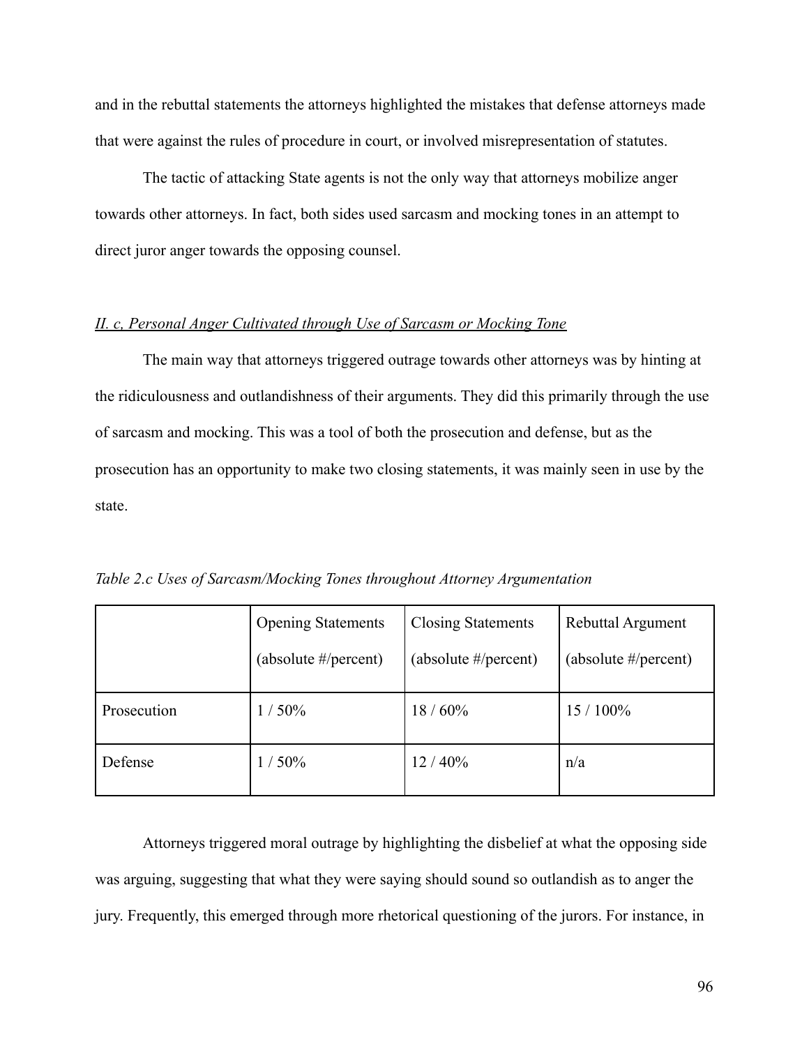and in the rebuttal statements the attorneys highlighted the mistakes that defense attorneys made that were against the rules of procedure in court, or involved misrepresentation of statutes.

The tactic of attacking State agents is not the only way that attorneys mobilize anger towards other attorneys. In fact, both sides used sarcasm and mocking tones in an attempt to direct juror anger towards the opposing counsel.

### *II. c, Personal Anger Cultivated through Use of Sarcasm or Mocking Tone*

The main way that attorneys triggered outrage towards other attorneys was by hinting at the ridiculousness and outlandishness of their arguments. They did this primarily through the use of sarcasm and mocking. This was a tool of both the prosecution and defense, but as the prosecution has an opportunity to make two closing statements, it was mainly seen in use by the state.

*Table 2.c Uses of Sarcasm/Mocking Tones throughout Attorney Argumentation*

| | Opening Statements (absolute #/percent) | Closing Statements (absolute #/percent) | Rebuttal Argument (absolute #/percent) |
|---|---|---|---|
| Prosecution | 1 / 50% | 18 / 60% | 15 / 100% |
| Defense | 1 / 50% | 12 / 40% | n/a |

Attorneys triggered moral outrage by highlighting the disbelief at what the opposing side was arguing, suggesting that what they were saying should sound so outlandish as to anger the jury. Frequently, this emerged through more rhetorical questioning of the jurors. For instance, in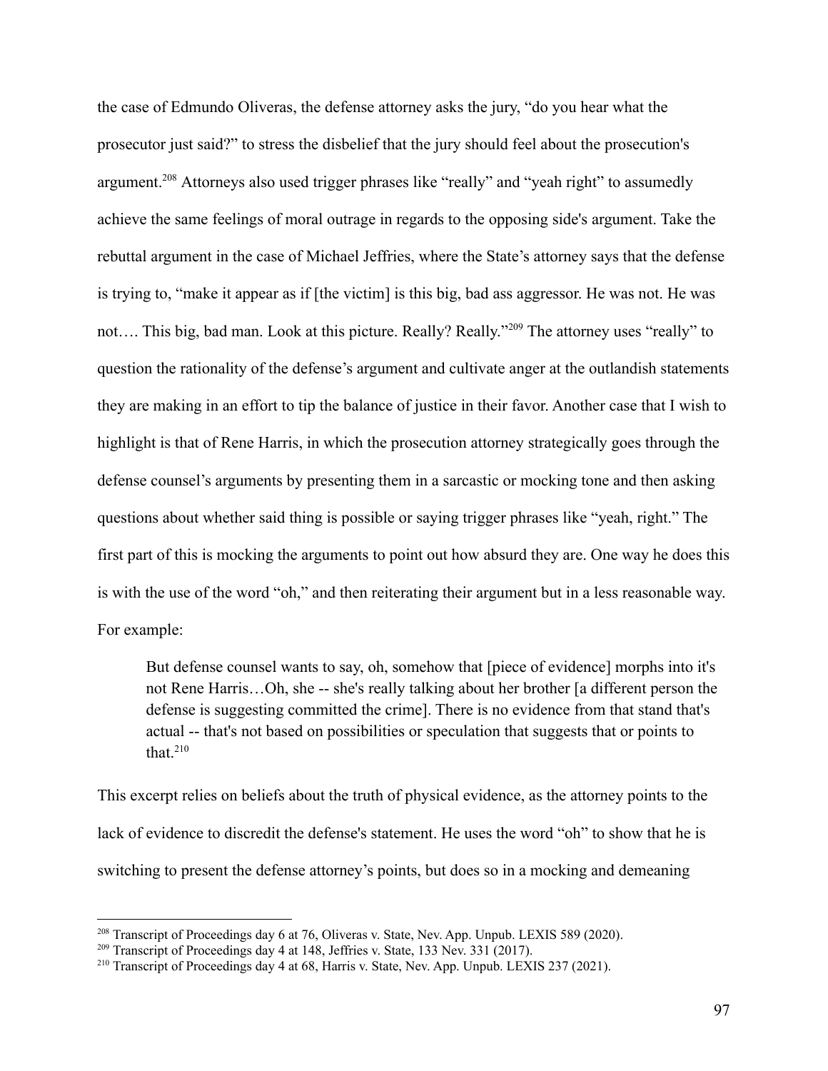the case of Edmundo Oliveras, the defense attorney asks the jury, "do you hear what the prosecutor just said?" to stress the disbelief that the jury should feel about the prosecution's argument.[208] Attorneys also used trigger phrases like "really" and "yeah right" to assumedly achieve the same feelings of moral outrage in regards to the opposing side's argument. Take the rebuttal argument in the case of Michael Jeffries, where the State's attorney says that the defense is trying to, "make it appear as if [the victim] is this big, bad ass aggressor. He was not. He was not…. This big, bad man. Look at this picture. Really? Really."[209] The attorney uses "really" to question the rationality of the defense's argument and cultivate anger at the outlandish statements they are making in an effort to tip the balance of justice in their favor. Another case that I wish to highlight is that of Rene Harris, in which the prosecution attorney strategically goes through the defense counsel's arguments by presenting them in a sarcastic or mocking tone and then asking questions about whether said thing is possible or saying trigger phrases like "yeah, right." The first part of this is mocking the arguments to point out how absurd they are. One way he does this is with the use of the word "oh," and then reiterating their argument but in a less reasonable way. For example:

> But defense counsel wants to say, oh, somehow that [piece of evidence] morphs into it's not Rene Harris…Oh, she -- she's really talking about her brother [a different person the defense is suggesting committed the crime]. There is no evidence from that stand that's actual -- that's not based on possibilities or speculation that suggests that or points to that.[210]

This excerpt relies on beliefs about the truth of physical evidence, as the attorney points to the lack of evidence to discredit the defense's statement. He uses the word "oh" to show that he is switching to present the defense attorney's points, but does so in a mocking and demeaning

---

[208] Transcript of Proceedings day 6 at 76, Oliveras v. State, Nev. App. Unpub. LEXIS 589 (2020).

[209] Transcript of Proceedings day 4 at 148, Jeffries v. State, 133 Nev. 331 (2017).

[210] Transcript of Proceedings day 4 at 68, Harris v. State, Nev. App. Unpub. LEXIS 237 (2021).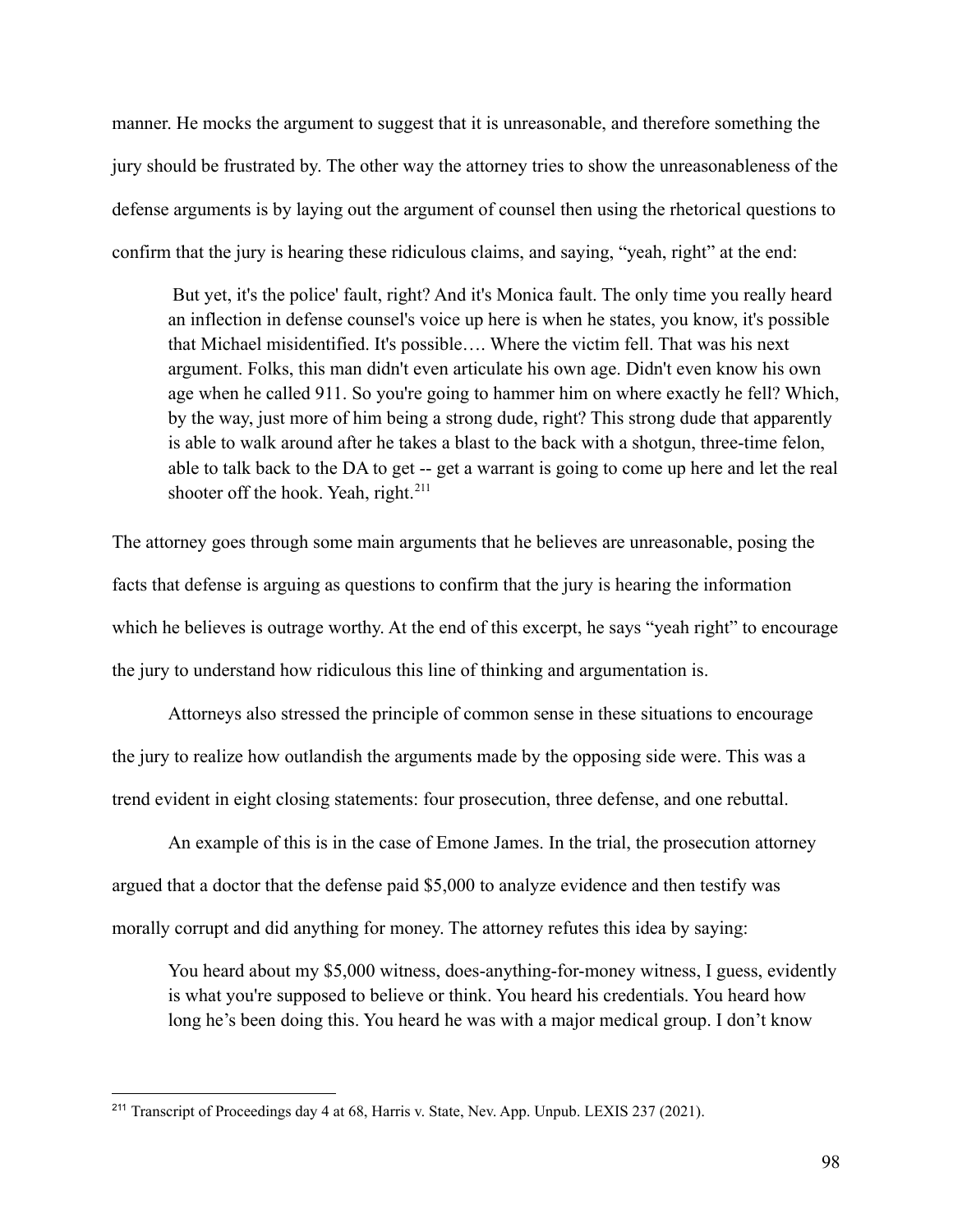manner. He mocks the argument to suggest that it is unreasonable, and therefore something the jury should be frustrated by. The other way the attorney tries to show the unreasonableness of the defense arguments is by laying out the argument of counsel then using the rhetorical questions to confirm that the jury is hearing these ridiculous claims, and saying, "yeah, right" at the end:

> But yet, it's the police' fault, right? And it's Monica fault. The only time you really heard an inflection in defense counsel's voice up here is when he states, you know, it's possible that Michael misidentified. It's possible…. Where the victim fell. That was his next argument. Folks, this man didn't even articulate his own age. Didn't even know his own age when he called 911. So you're going to hammer him on where exactly he fell? Which, by the way, just more of him being a strong dude, right? This strong dude that apparently is able to walk around after he takes a blast to the back with a shotgun, three-time felon, able to talk back to the DA to get -- get a warrant is going to come up here and let the real shooter off the hook. Yeah, right.[211]

The attorney goes through some main arguments that he believes are unreasonable, posing the facts that defense is arguing as questions to confirm that the jury is hearing the information which he believes is outrage worthy. At the end of this excerpt, he says "yeah right" to encourage the jury to understand how ridiculous this line of thinking and argumentation is.

Attorneys also stressed the principle of common sense in these situations to encourage the jury to realize how outlandish the arguments made by the opposing side were. This was a trend evident in eight closing statements: four prosecution, three defense, and one rebuttal.

An example of this is in the case of Emone James. In the trial, the prosecution attorney argued that a doctor that the defense paid $5,000 to analyze evidence and then testify was morally corrupt and did anything for money. The attorney refutes this idea by saying:

> You heard about my $5,000 witness, does-anything-for-money witness, I guess, evidently is what you're supposed to believe or think. You heard his credentials. You heard how long he's been doing this. You heard he was with a major medical group. I don't know

[211] Transcript of Proceedings day 4 at 68, Harris v. State, Nev. App. Unpub. LEXIS 237 (2021).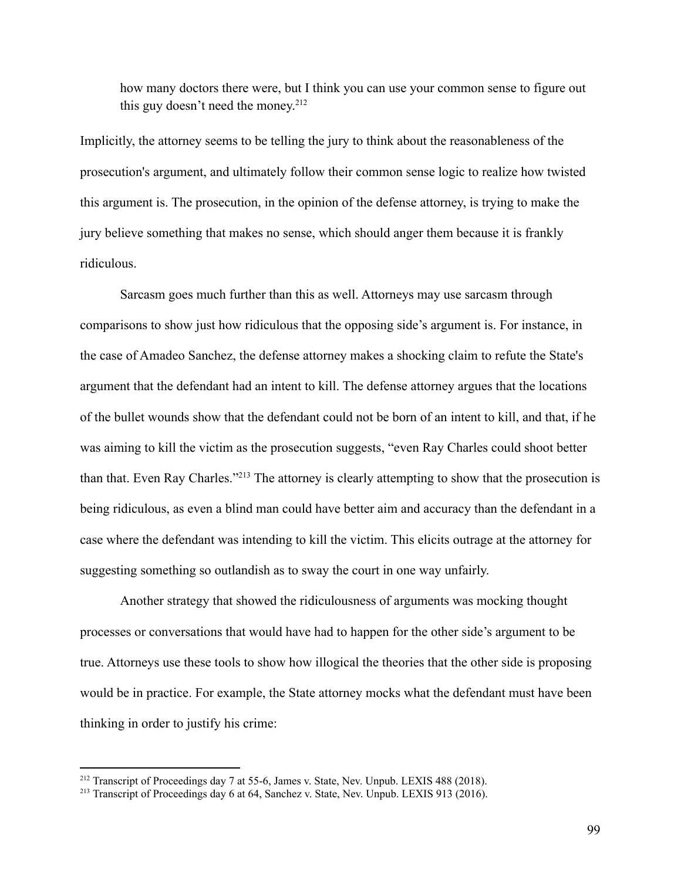> how many doctors there were, but I think you can use your common sense to figure out this guy doesn't need the money.[212]

Implicitly, the attorney seems to be telling the jury to think about the reasonableness of the prosecution's argument, and ultimately follow their common sense logic to realize how twisted this argument is. The prosecution, in the opinion of the defense attorney, is trying to make the jury believe something that makes no sense, which should anger them because it is frankly ridiculous.

Sarcasm goes much further than this as well. Attorneys may use sarcasm through comparisons to show just how ridiculous that the opposing side's argument is. For instance, in the case of Amadeo Sanchez, the defense attorney makes a shocking claim to refute the State's argument that the defendant had an intent to kill. The defense attorney argues that the locations of the bullet wounds show that the defendant could not be born of an intent to kill, and that, if he was aiming to kill the victim as the prosecution suggests, "even Ray Charles could shoot better than that. Even Ray Charles."[213] The attorney is clearly attempting to show that the prosecution is being ridiculous, as even a blind man could have better aim and accuracy than the defendant in a case where the defendant was intending to kill the victim. This elicits outrage at the attorney for suggesting something so outlandish as to sway the court in one way unfairly.

Another strategy that showed the ridiculousness of arguments was mocking thought processes or conversations that would have had to happen for the other side's argument to be true. Attorneys use these tools to show how illogical the theories that the other side is proposing would be in practice. For example, the State attorney mocks what the defendant must have been thinking in order to justify his crime:

---

[212] Transcript of Proceedings day 7 at 55-6, James v. State, Nev. Unpub. LEXIS 488 (2018).

[213] Transcript of Proceedings day 6 at 64, Sanchez v. State, Nev. Unpub. LEXIS 913 (2016).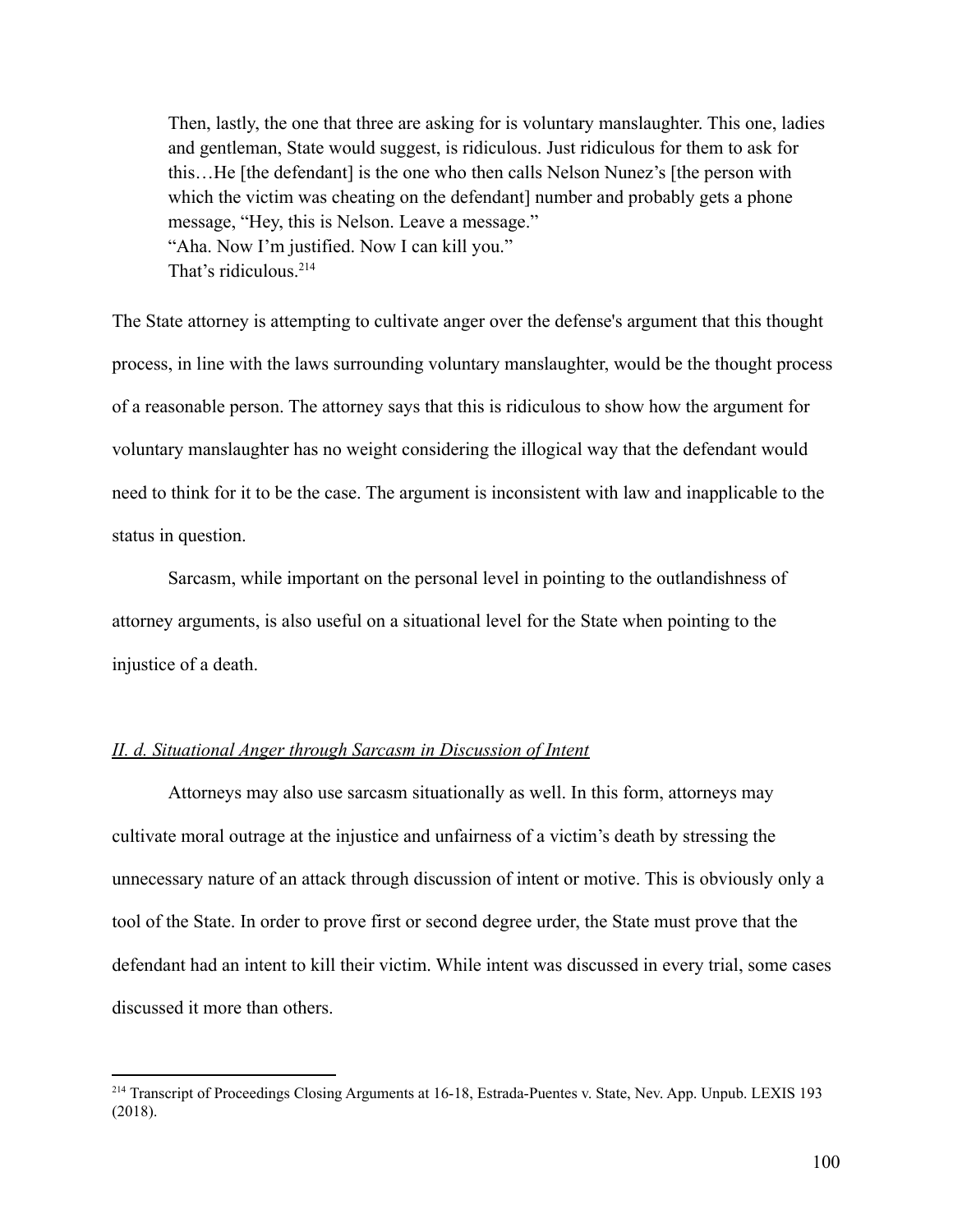> Then, lastly, the one that three are asking for is voluntary manslaughter. This one, ladies and gentleman, State would suggest, is ridiculous. Just ridiculous for them to ask for this…He [the defendant] is the one who then calls Nelson Nunez's [the person with which the victim was cheating on the defendant] number and probably gets a phone message, "Hey, this is Nelson. Leave a message."
> "Aha. Now I'm justified. Now I can kill you."
> That's ridiculous.[214]

The State attorney is attempting to cultivate anger over the defense's argument that this thought process, in line with the laws surrounding voluntary manslaughter, would be the thought process of a reasonable person. The attorney says that this is ridiculous to show how the argument for voluntary manslaughter has no weight considering the illogical way that the defendant would need to think for it to be the case. The argument is inconsistent with law and inapplicable to the status in question.

Sarcasm, while important on the personal level in pointing to the outlandishness of attorney arguments, is also useful on a situational level for the State when pointing to the injustice of a death.

### *II. d. Situational Anger through Sarcasm in Discussion of Intent*

Attorneys may also use sarcasm situationally as well. In this form, attorneys may cultivate moral outrage at the injustice and unfairness of a victim's death by stressing the unnecessary nature of an attack through discussion of intent or motive. This is obviously only a tool of the State. In order to prove first or second degree urder, the State must prove that the defendant had an intent to kill their victim. While intent was discussed in every trial, some cases discussed it more than others.

---

[214] Transcript of Proceedings Closing Arguments at 16-18, Estrada-Puentes v. State, Nev. App. Unpub. LEXIS 193 (2018).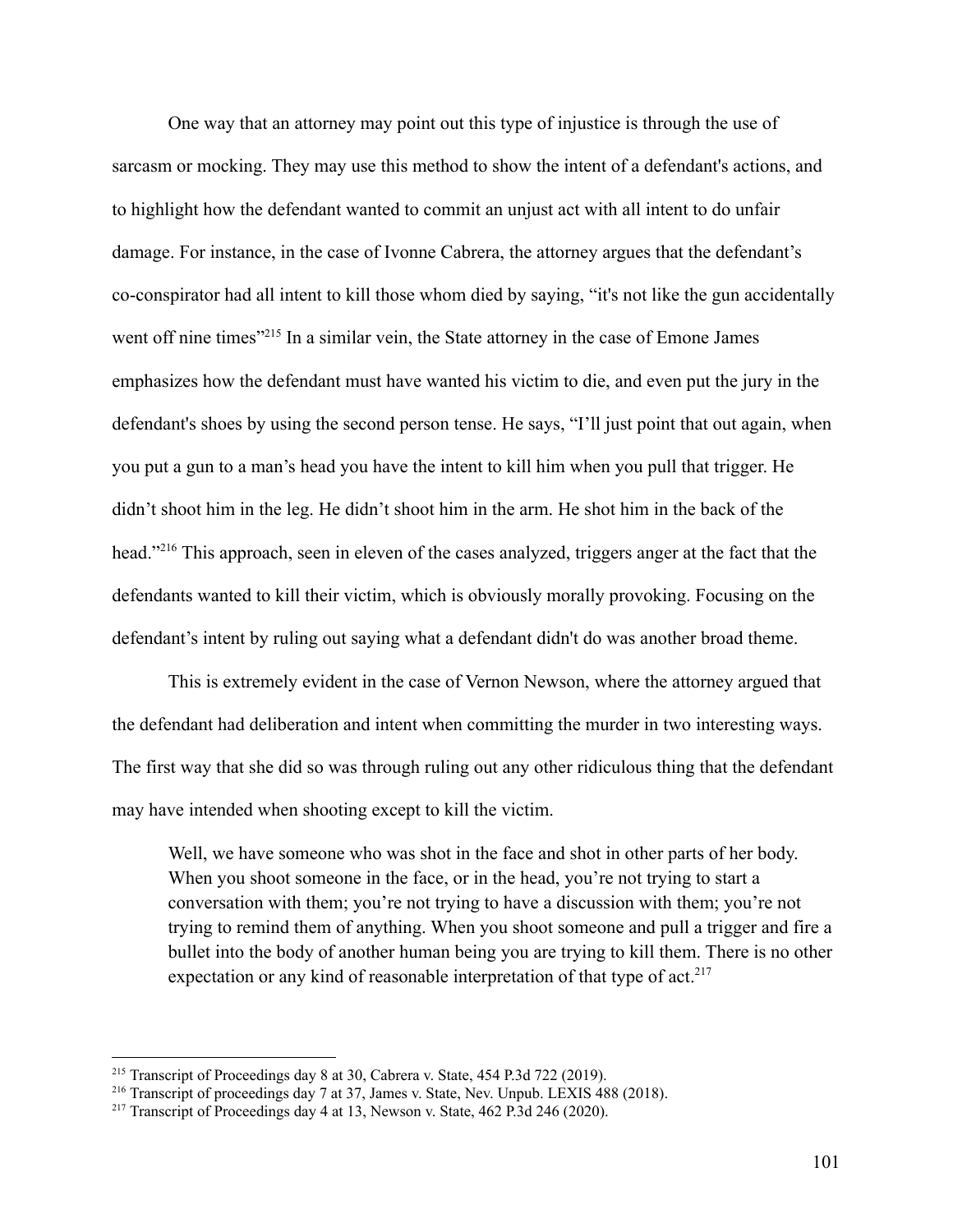One way that an attorney may point out this type of injustice is through the use of sarcasm or mocking. They may use this method to show the intent of a defendant's actions, and to highlight how the defendant wanted to commit an unjust act with all intent to do unfair damage. For instance, in the case of Ivonne Cabrera, the attorney argues that the defendant's co-conspirator had all intent to kill those whom died by saying, "it's not like the gun accidentally went off nine times"[215] In a similar vein, the State attorney in the case of Emone James emphasizes how the defendant must have wanted his victim to die, and even put the jury in the defendant's shoes by using the second person tense. He says, "I'll just point that out again, when you put a gun to a man's head you have the intent to kill him when you pull that trigger. He didn't shoot him in the leg. He didn't shoot him in the arm. He shot him in the back of the head."[216] This approach, seen in eleven of the cases analyzed, triggers anger at the fact that the defendants wanted to kill their victim, which is obviously morally provoking. Focusing on the defendant's intent by ruling out saying what a defendant didn't do was another broad theme.

This is extremely evident in the case of Vernon Newson, where the attorney argued that the defendant had deliberation and intent when committing the murder in two interesting ways. The first way that she did so was through ruling out any other ridiculous thing that the defendant may have intended when shooting except to kill the victim.

> Well, we have someone who was shot in the face and shot in other parts of her body. When you shoot someone in the face, or in the head, you're not trying to start a conversation with them; you're not trying to have a discussion with them; you're not trying to remind them of anything. When you shoot someone and pull a trigger and fire a bullet into the body of another human being you are trying to kill them. There is no other expectation or any kind of reasonable interpretation of that type of act.[217]

---

[215] Transcript of Proceedings day 8 at 30, Cabrera v. State, 454 P.3d 722 (2019).

[216] Transcript of proceedings day 7 at 37, James v. State, Nev. Unpub. LEXIS 488 (2018).

[217] Transcript of Proceedings day 4 at 13, Newson v. State, 462 P.3d 246 (2020).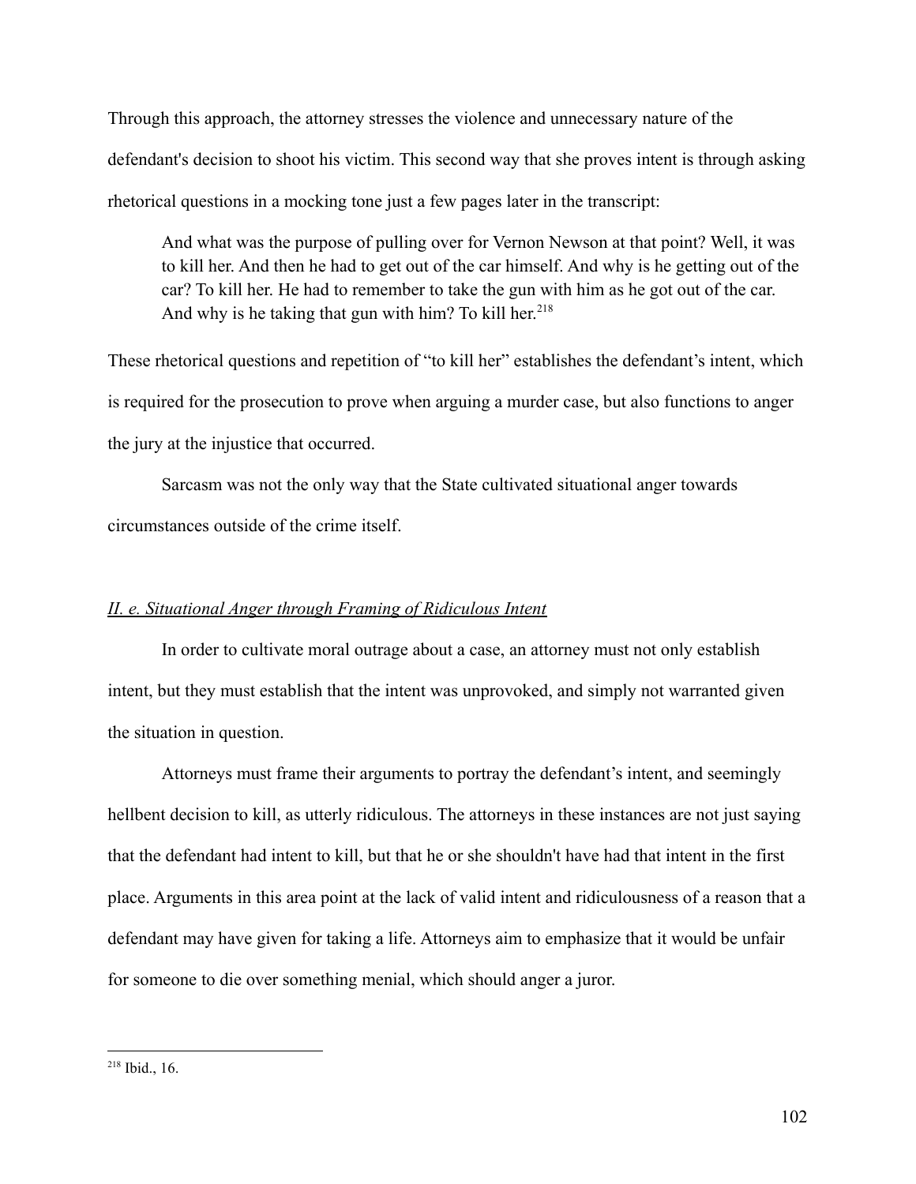Through this approach, the attorney stresses the violence and unnecessary nature of the defendant's decision to shoot his victim. This second way that she proves intent is through asking rhetorical questions in a mocking tone just a few pages later in the transcript:

> And what was the purpose of pulling over for Vernon Newson at that point? Well, it was to kill her. And then he had to get out of the car himself. And why is he getting out of the car? To kill her. He had to remember to take the gun with him as he got out of the car. And why is he taking that gun with him? To kill her.[218]

These rhetorical questions and repetition of "to kill her" establishes the defendant's intent, which is required for the prosecution to prove when arguing a murder case, but also functions to anger the jury at the injustice that occurred.

Sarcasm was not the only way that the State cultivated situational anger towards circumstances outside of the crime itself.

### *II. e. Situational Anger through Framing of Ridiculous Intent*

In order to cultivate moral outrage about a case, an attorney must not only establish intent, but they must establish that the intent was unprovoked, and simply not warranted given the situation in question.

Attorneys must frame their arguments to portray the defendant's intent, and seemingly hellbent decision to kill, as utterly ridiculous. The attorneys in these instances are not just saying that the defendant had intent to kill, but that he or she shouldn't have had that intent in the first place. Arguments in this area point at the lack of valid intent and ridiculousness of a reason that a defendant may have given for taking a life. Attorneys aim to emphasize that it would be unfair for someone to die over something menial, which should anger a juror.

---

[218] Ibid., 16.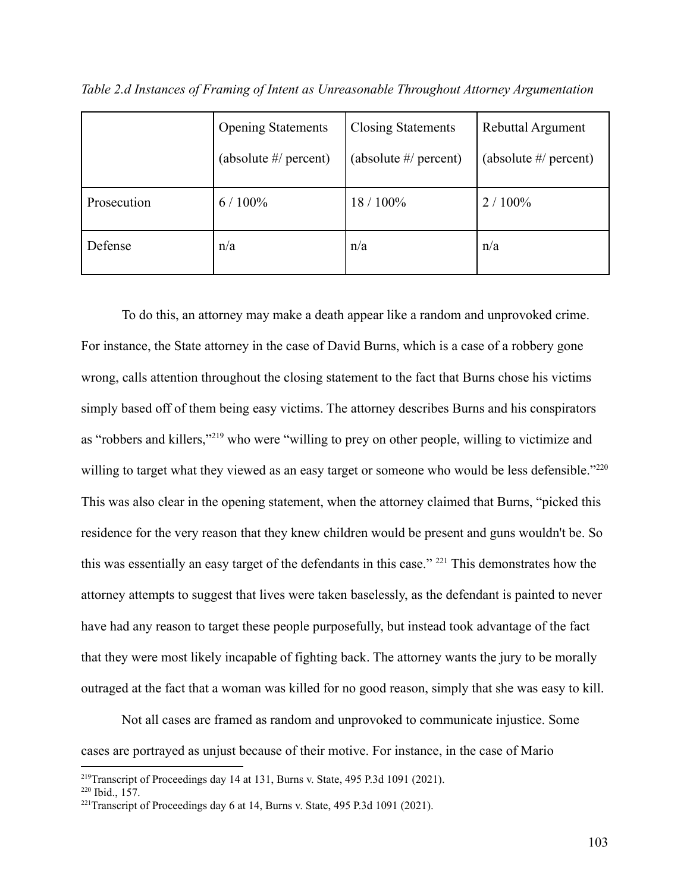*Table 2.d Instances of Framing of Intent as Unreasonable Throughout Attorney Argumentation*

| | Opening Statements (absolute #/ percent) | Closing Statements (absolute #/ percent) | Rebuttal Argument (absolute #/ percent) |
|---|---|---|---|
| Prosecution | 6 / 100% | 18 / 100% | 2 / 100% |
| Defense | n/a | n/a | n/a |

To do this, an attorney may make a death appear like a random and unprovoked crime. For instance, the State attorney in the case of David Burns, which is a case of a robbery gone wrong, calls attention throughout the closing statement to the fact that Burns chose his victims simply based off of them being easy victims. The attorney describes Burns and his conspirators as "robbers and killers,"[219] who were "willing to prey on other people, willing to victimize and willing to target what they viewed as an easy target or someone who would be less defensible."[220] This was also clear in the opening statement, when the attorney claimed that Burns, "picked this residence for the very reason that they knew children would be present and guns wouldn't be. So this was essentially an easy target of the defendants in this case." [221] This demonstrates how the attorney attempts to suggest that lives were taken baselessly, as the defendant is painted to never have had any reason to target these people purposefully, but instead took advantage of the fact that they were most likely incapable of fighting back. The attorney wants the jury to be morally outraged at the fact that a woman was killed for no good reason, simply that she was easy to kill.

Not all cases are framed as random and unprovoked to communicate injustice. Some cases are portrayed as unjust because of their motive. For instance, in the case of Mario

[219]Transcript of Proceedings day 14 at 131, Burns v. State, 495 P.3d 1091 (2021).

[220] Ibid., 157.

[221]Transcript of Proceedings day 6 at 14, Burns v. State, 495 P.3d 1091 (2021).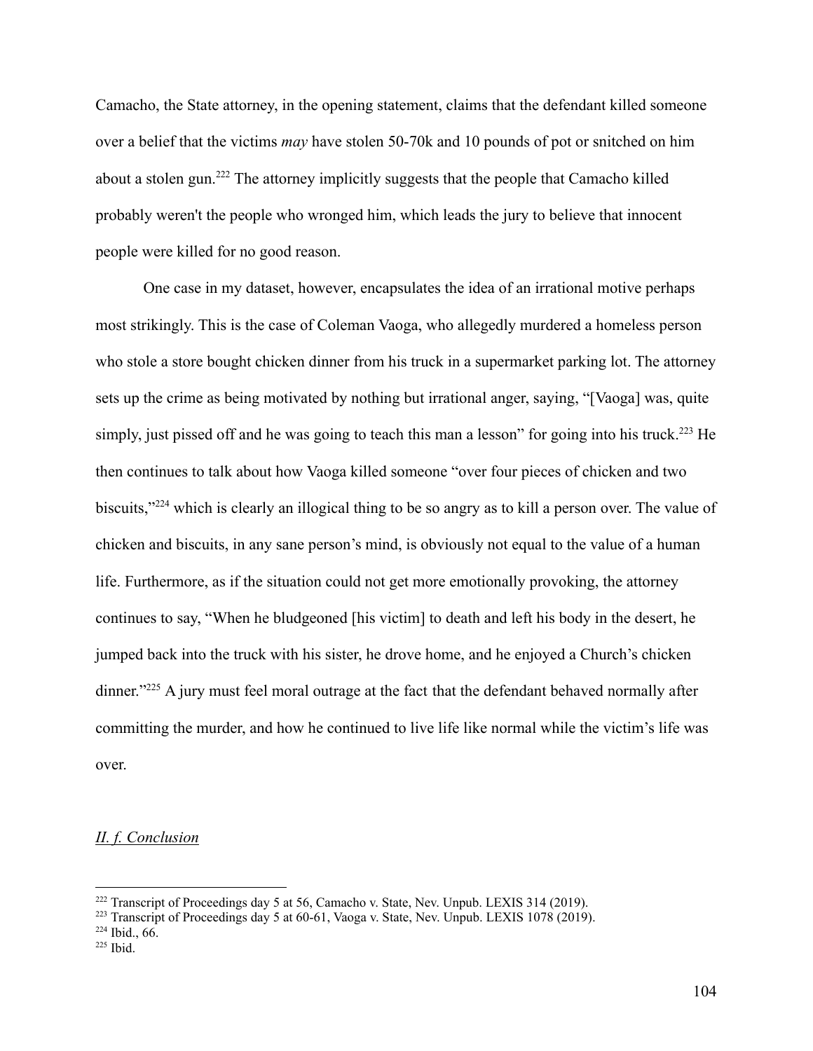Camacho, the State attorney, in the opening statement, claims that the defendant killed someone over a belief that the victims *may* have stolen 50-70k and 10 pounds of pot or snitched on him about a stolen gun.[222] The attorney implicitly suggests that the people that Camacho killed probably weren't the people who wronged him, which leads the jury to believe that innocent people were killed for no good reason.

One case in my dataset, however, encapsulates the idea of an irrational motive perhaps most strikingly. This is the case of Coleman Vaoga, who allegedly murdered a homeless person who stole a store bought chicken dinner from his truck in a supermarket parking lot. The attorney sets up the crime as being motivated by nothing but irrational anger, saying, "[Vaoga] was, quite simply, just pissed off and he was going to teach this man a lesson" for going into his truck.[223] He then continues to talk about how Vaoga killed someone "over four pieces of chicken and two biscuits,"[224] which is clearly an illogical thing to be so angry as to kill a person over. The value of chicken and biscuits, in any sane person's mind, is obviously not equal to the value of a human life. Furthermore, as if the situation could not get more emotionally provoking, the attorney continues to say, "When he bludgeoned [his victim] to death and left his body in the desert, he jumped back into the truck with his sister, he drove home, and he enjoyed a Church's chicken dinner."[225] A jury must feel moral outrage at the fact that the defendant behaved normally after committing the murder, and how he continued to live life like normal while the victim's life was over.

### *II. f. Conclusion*

---

[222] Transcript of Proceedings day 5 at 56, Camacho v. State, Nev. Unpub. LEXIS 314 (2019).

[223] Transcript of Proceedings day 5 at 60-61, Vaoga v. State, Nev. Unpub. LEXIS 1078 (2019).

[224] Ibid., 66.

[225] Ibid.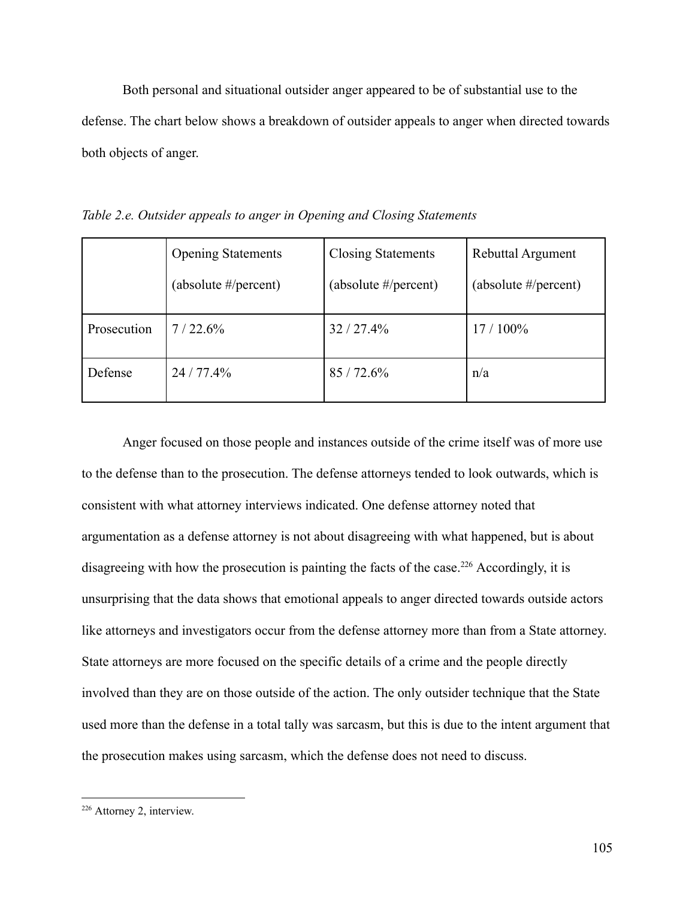Both personal and situational outsider anger appeared to be of substantial use to the defense. The chart below shows a breakdown of outsider appeals to anger when directed towards both objects of anger.

*Table 2.e. Outsider appeals to anger in Opening and Closing Statements*

| | Opening Statements (absolute #/percent) | Closing Statements (absolute #/percent) | Rebuttal Argument (absolute #/percent) |
|---|---|---|---|
| Prosecution | 7 / 22.6% | 32 / 27.4% | 17 / 100% |
| Defense | 24 / 77.4% | 85 / 72.6% | n/a |

Anger focused on those people and instances outside of the crime itself was of more use to the defense than to the prosecution. The defense attorneys tended to look outwards, which is consistent with what attorney interviews indicated. One defense attorney noted that argumentation as a defense attorney is not about disagreeing with what happened, but is about disagreeing with how the prosecution is painting the facts of the case.[226] Accordingly, it is unsurprising that the data shows that emotional appeals to anger directed towards outside actors like attorneys and investigators occur from the defense attorney more than from a State attorney. State attorneys are more focused on the specific details of a crime and the people directly involved than they are on those outside of the action. The only outsider technique that the State used more than the defense in a total tally was sarcasm, but this is due to the intent argument that the prosecution makes using sarcasm, which the defense does not need to discuss.

[226] Attorney 2, interview.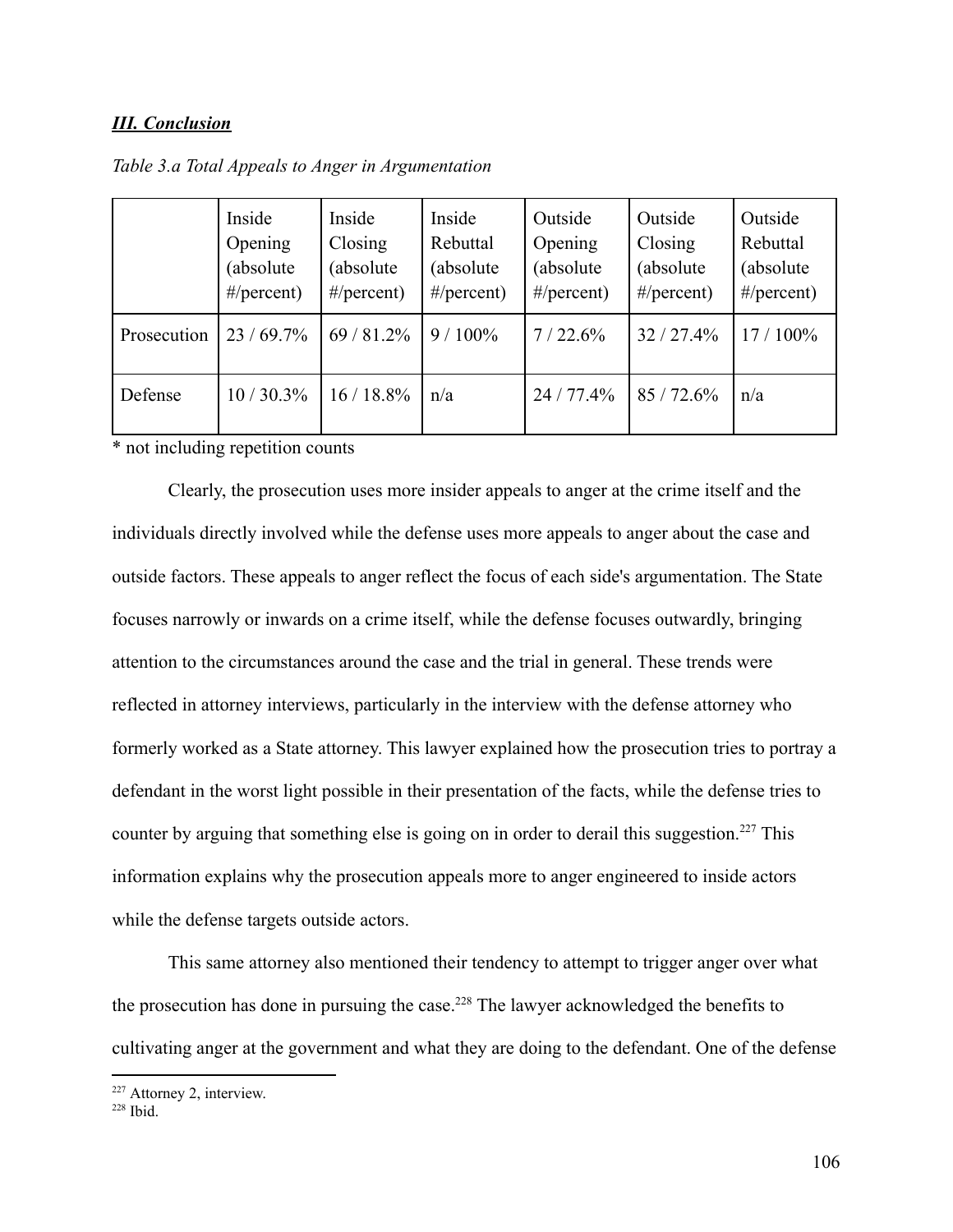### ***III. Conclusion***

*Table 3.a Total Appeals to Anger in Argumentation*

| | Inside Opening (absolute #/percent) | Inside Closing (absolute #/percent) | Inside Rebuttal (absolute #/percent) | Outside Opening (absolute #/percent) | Outside Closing (absolute #/percent) | Outside Rebuttal (absolute #/percent) |
|---|---|---|---|---|---|---|
| Prosecution | 23 / 69.7% | 69 / 81.2% | 9 / 100% | 7 / 22.6% | 32 / 27.4% | 17 / 100% |
| Defense | 10 / 30.3% | 16 / 18.8% | n/a | 24 / 77.4% | 85 / 72.6% | n/a |

* not including repetition counts

Clearly, the prosecution uses more insider appeals to anger at the crime itself and the individuals directly involved while the defense uses more appeals to anger about the case and outside factors. These appeals to anger reflect the focus of each side's argumentation. The State focuses narrowly or inwards on a crime itself, while the defense focuses outwardly, bringing attention to the circumstances around the case and the trial in general. These trends were reflected in attorney interviews, particularly in the interview with the defense attorney who formerly worked as a State attorney. This lawyer explained how the prosecution tries to portray a defendant in the worst light possible in their presentation of the facts, while the defense tries to counter by arguing that something else is going on in order to derail this suggestion.[227] This information explains why the prosecution appeals more to anger engineered to inside actors while the defense targets outside actors.

This same attorney also mentioned their tendency to attempt to trigger anger over what the prosecution has done in pursuing the case.[228] The lawyer acknowledged the benefits to cultivating anger at the government and what they are doing to the defendant. One of the defense

[227] Attorney 2, interview.

[228] Ibid.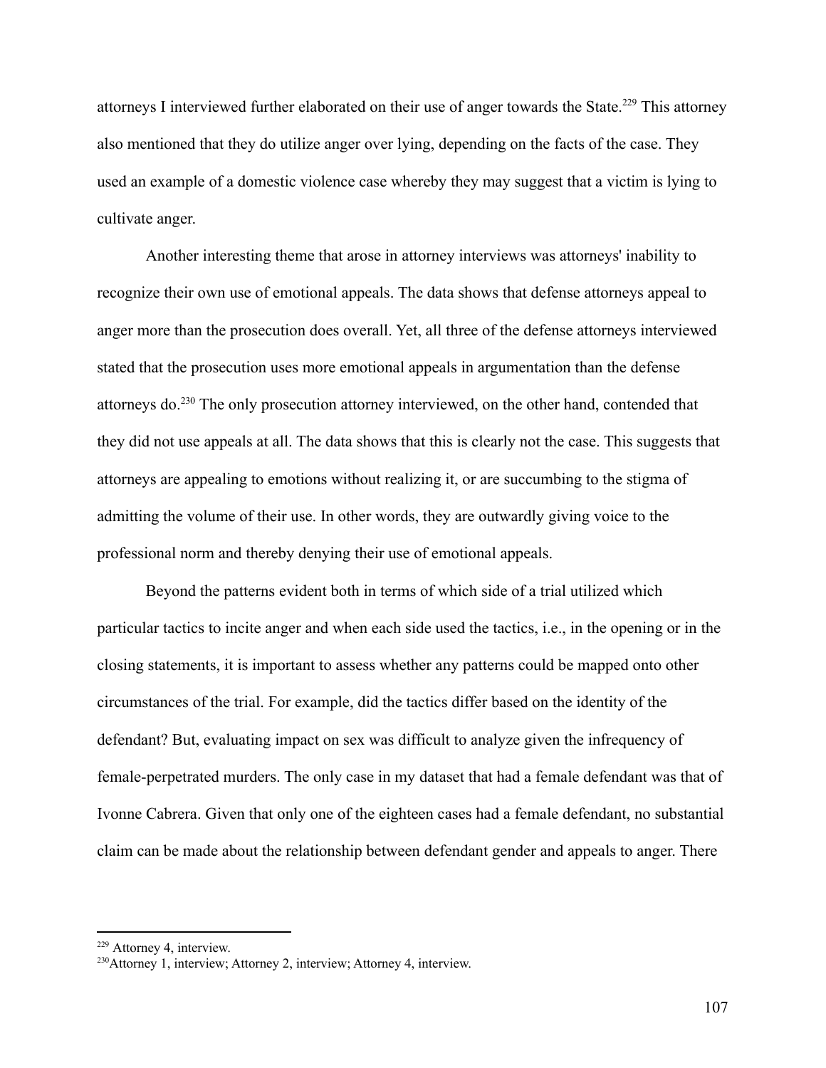attorneys I interviewed further elaborated on their use of anger towards the State.[229] This attorney also mentioned that they do utilize anger over lying, depending on the facts of the case. They used an example of a domestic violence case whereby they may suggest that a victim is lying to cultivate anger.

Another interesting theme that arose in attorney interviews was attorneys' inability to recognize their own use of emotional appeals. The data shows that defense attorneys appeal to anger more than the prosecution does overall. Yet, all three of the defense attorneys interviewed stated that the prosecution uses more emotional appeals in argumentation than the defense attorneys do.[230] The only prosecution attorney interviewed, on the other hand, contended that they did not use appeals at all. The data shows that this is clearly not the case. This suggests that attorneys are appealing to emotions without realizing it, or are succumbing to the stigma of admitting the volume of their use. In other words, they are outwardly giving voice to the professional norm and thereby denying their use of emotional appeals.

Beyond the patterns evident both in terms of which side of a trial utilized which particular tactics to incite anger and when each side used the tactics, i.e., in the opening or in the closing statements, it is important to assess whether any patterns could be mapped onto other circumstances of the trial. For example, did the tactics differ based on the identity of the defendant? But, evaluating impact on sex was difficult to analyze given the infrequency of female-perpetrated murders. The only case in my dataset that had a female defendant was that of Ivonne Cabrera. Given that only one of the eighteen cases had a female defendant, no substantial claim can be made about the relationship between defendant gender and appeals to anger. There

---

[229] Attorney 4, interview.

[230] Attorney 1, interview; Attorney 2, interview; Attorney 4, interview.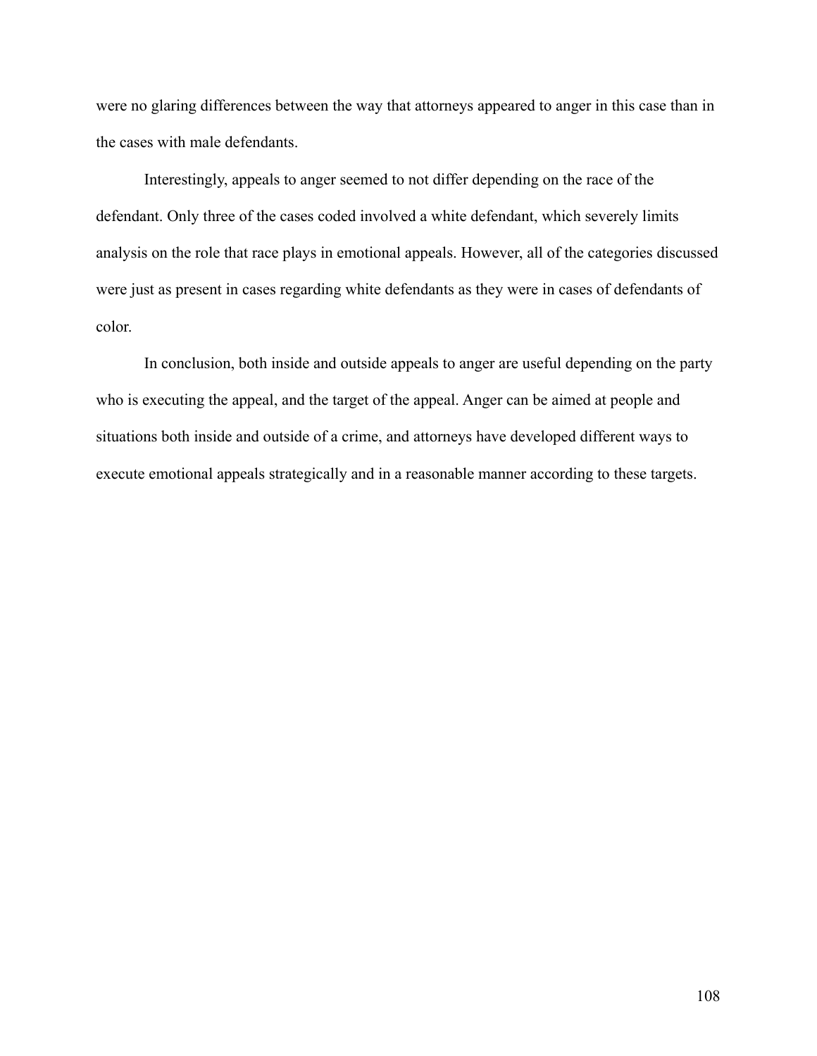were no glaring differences between the way that attorneys appeared to anger in this case than in the cases with male defendants.

Interestingly, appeals to anger seemed to not differ depending on the race of the defendant. Only three of the cases coded involved a white defendant, which severely limits analysis on the role that race plays in emotional appeals. However, all of the categories discussed were just as present in cases regarding white defendants as they were in cases of defendants of color.

In conclusion, both inside and outside appeals to anger are useful depending on the party who is executing the appeal, and the target of the appeal. Anger can be aimed at people and situations both inside and outside of a crime, and attorneys have developed different ways to execute emotional appeals strategically and in a reasonable manner according to these targets.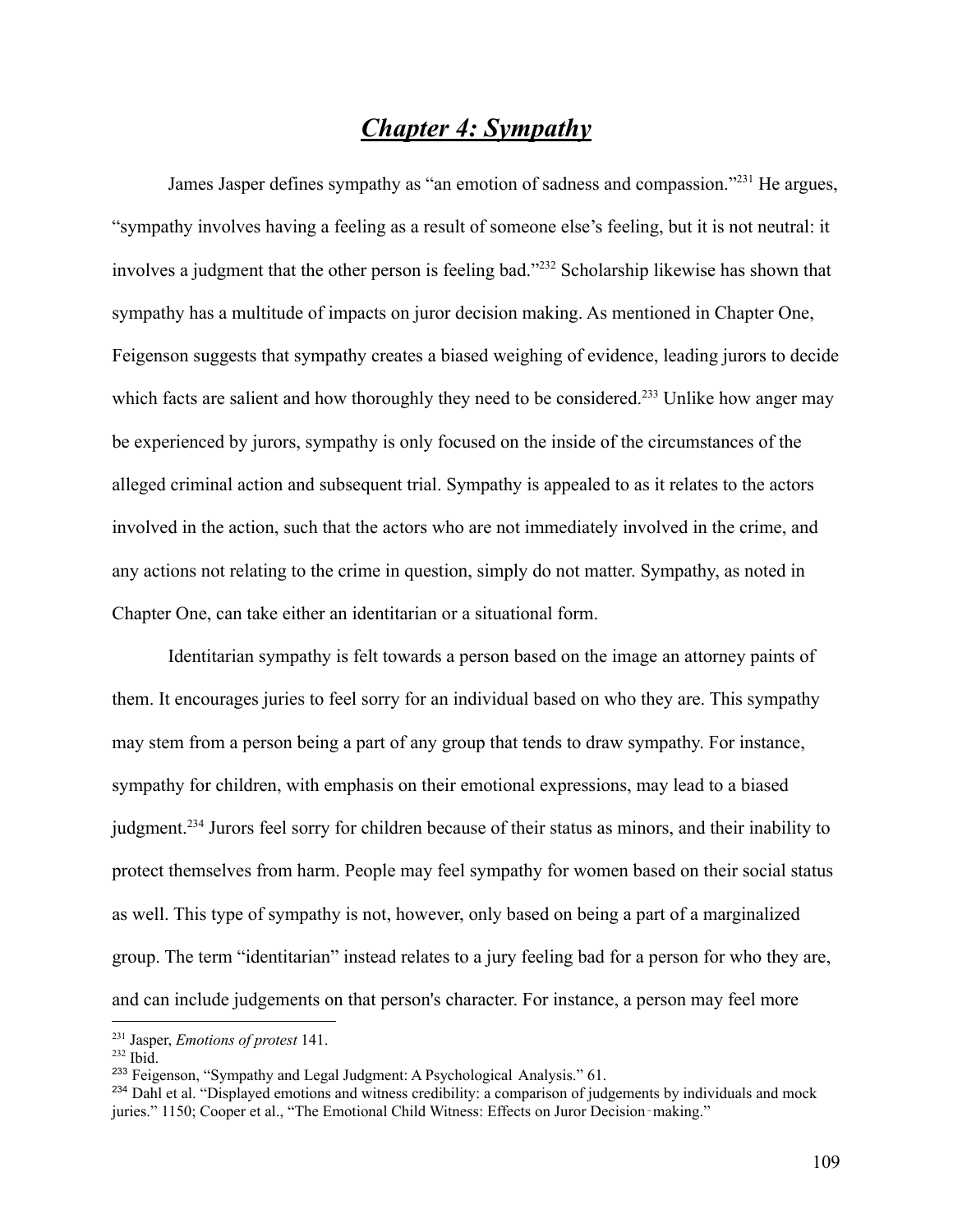# ***Chapter 4: Sympathy***

James Jasper defines sympathy as "an emotion of sadness and compassion."[231] He argues, "sympathy involves having a feeling as a result of someone else's feeling, but it is not neutral: it involves a judgment that the other person is feeling bad."[232] Scholarship likewise has shown that sympathy has a multitude of impacts on juror decision making. As mentioned in Chapter One, Feigenson suggests that sympathy creates a biased weighing of evidence, leading jurors to decide which facts are salient and how thoroughly they need to be considered.[233] Unlike how anger may be experienced by jurors, sympathy is only focused on the inside of the circumstances of the alleged criminal action and subsequent trial. Sympathy is appealed to as it relates to the actors involved in the action, such that the actors who are not immediately involved in the crime, and any actions not relating to the crime in question, simply do not matter. Sympathy, as noted in Chapter One, can take either an identitarian or a situational form.

Identitarian sympathy is felt towards a person based on the image an attorney paints of them. It encourages juries to feel sorry for an individual based on who they are. This sympathy may stem from a person being a part of any group that tends to draw sympathy. For instance, sympathy for children, with emphasis on their emotional expressions, may lead to a biased judgment.[234] Jurors feel sorry for children because of their status as minors, and their inability to protect themselves from harm. People may feel sympathy for women based on their social status as well. This type of sympathy is not, however, only based on being a part of a marginalized group. The term "identitarian" instead relates to a jury feeling bad for a person for who they are, and can include judgements on that person's character. For instance, a person may feel more

---

[231] Jasper, *Emotions of protest* 141.

[232] Ibid.

[233] Feigenson, "Sympathy and Legal Judgment: A Psychological Analysis." 61.

[234] Dahl et al. "Displayed emotions and witness credibility: a comparison of judgements by individuals and mock juries." 1150; Cooper et al., "The Emotional Child Witness: Effects on Juror Decision‑making."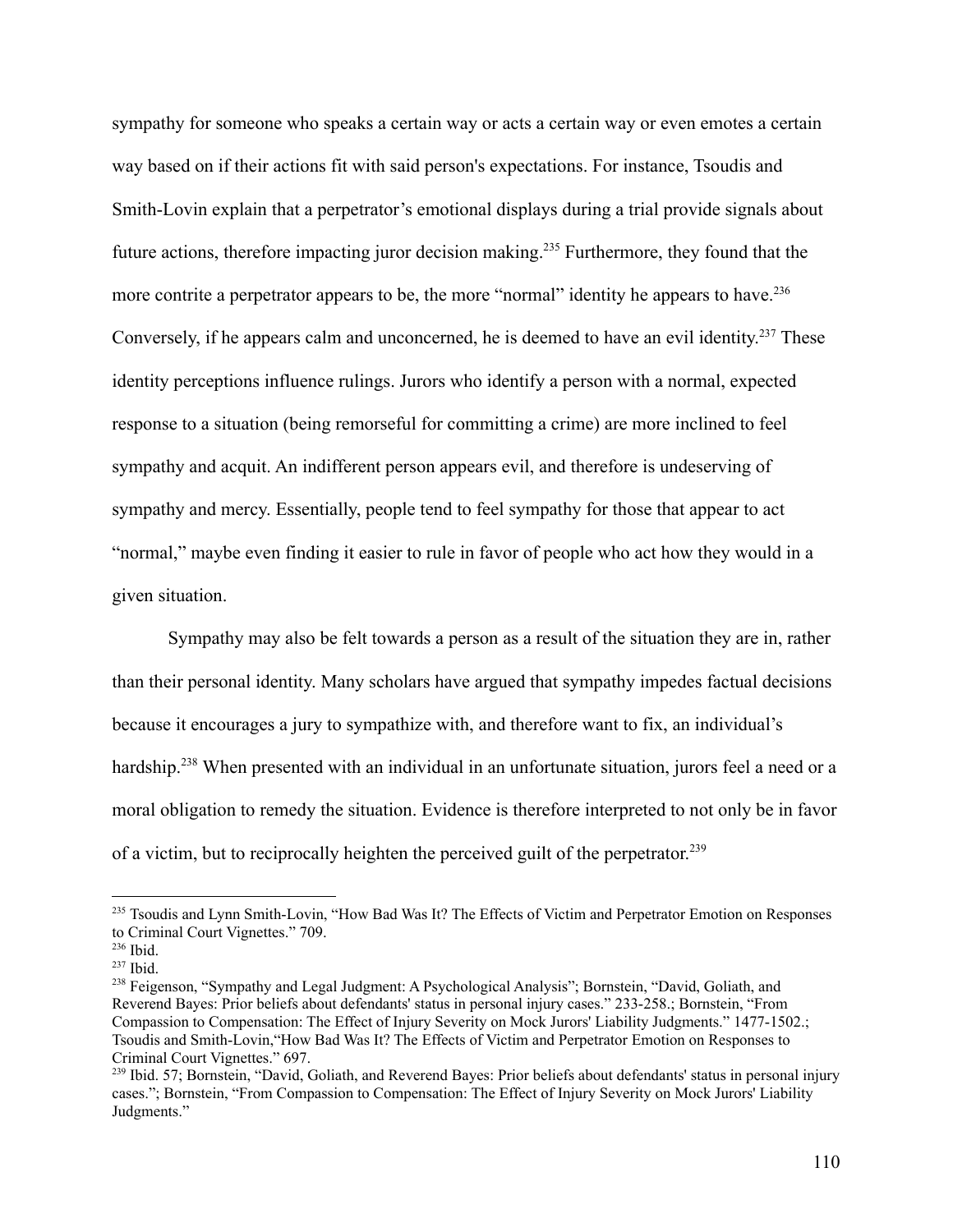sympathy for someone who speaks a certain way or acts a certain way or even emotes a certain way based on if their actions fit with said person's expectations. For instance, Tsoudis and Smith-Lovin explain that a perpetrator's emotional displays during a trial provide signals about future actions, therefore impacting juror decision making.[235] Furthermore, they found that the more contrite a perpetrator appears to be, the more "normal" identity he appears to have.[236] Conversely, if he appears calm and unconcerned, he is deemed to have an evil identity.[237] These identity perceptions influence rulings. Jurors who identify a person with a normal, expected response to a situation (being remorseful for committing a crime) are more inclined to feel sympathy and acquit. An indifferent person appears evil, and therefore is undeserving of sympathy and mercy. Essentially, people tend to feel sympathy for those that appear to act "normal," maybe even finding it easier to rule in favor of people who act how they would in a given situation.

Sympathy may also be felt towards a person as a result of the situation they are in, rather than their personal identity. Many scholars have argued that sympathy impedes factual decisions because it encourages a jury to sympathize with, and therefore want to fix, an individual's hardship.[238] When presented with an individual in an unfortunate situation, jurors feel a need or a moral obligation to remedy the situation. Evidence is therefore interpreted to not only be in favor of a victim, but to reciprocally heighten the perceived guilt of the perpetrator.[239]

---

[235] Tsoudis and Lynn Smith-Lovin, "How Bad Was It? The Effects of Victim and Perpetrator Emotion on Responses to Criminal Court Vignettes." 709.

[236] Ibid.

[237] Ibid.

[238] Feigenson, "Sympathy and Legal Judgment: A Psychological Analysis"; Bornstein, "David, Goliath, and Reverend Bayes: Prior beliefs about defendants' status in personal injury cases." 233-258.; Bornstein, "From Compassion to Compensation: The Effect of Injury Severity on Mock Jurors' Liability Judgments." 1477-1502.; Tsoudis and Smith-Lovin,"How Bad Was It? The Effects of Victim and Perpetrator Emotion on Responses to Criminal Court Vignettes." 697.

[239] Ibid. 57; Bornstein, "David, Goliath, and Reverend Bayes: Prior beliefs about defendants' status in personal injury cases."; Bornstein, "From Compassion to Compensation: The Effect of Injury Severity on Mock Jurors' Liability Judgments."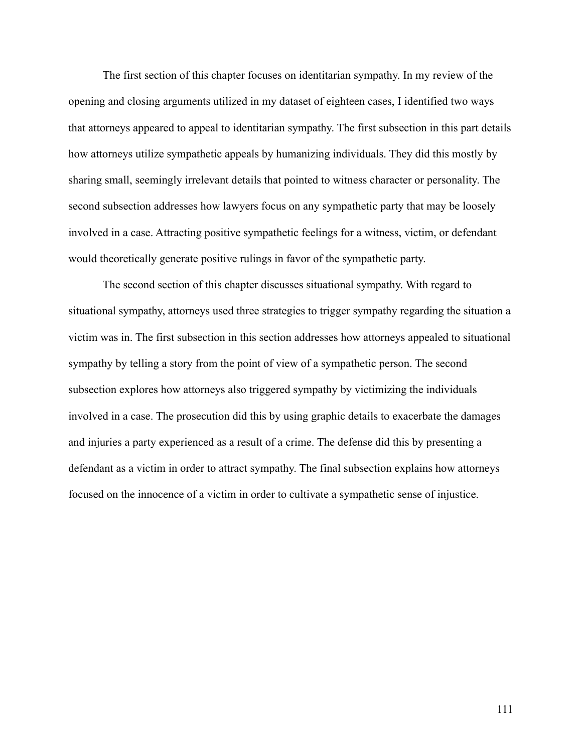The first section of this chapter focuses on identitarian sympathy. In my review of the opening and closing arguments utilized in my dataset of eighteen cases, I identified two ways that attorneys appeared to appeal to identitarian sympathy. The first subsection in this part details how attorneys utilize sympathetic appeals by humanizing individuals. They did this mostly by sharing small, seemingly irrelevant details that pointed to witness character or personality. The second subsection addresses how lawyers focus on any sympathetic party that may be loosely involved in a case. Attracting positive sympathetic feelings for a witness, victim, or defendant would theoretically generate positive rulings in favor of the sympathetic party.

The second section of this chapter discusses situational sympathy. With regard to situational sympathy, attorneys used three strategies to trigger sympathy regarding the situation a victim was in. The first subsection in this section addresses how attorneys appealed to situational sympathy by telling a story from the point of view of a sympathetic person. The second subsection explores how attorneys also triggered sympathy by victimizing the individuals involved in a case. The prosecution did this by using graphic details to exacerbate the damages and injuries a party experienced as a result of a crime. The defense did this by presenting a defendant as a victim in order to attract sympathy. The final subsection explains how attorneys focused on the innocence of a victim in order to cultivate a sympathetic sense of injustice.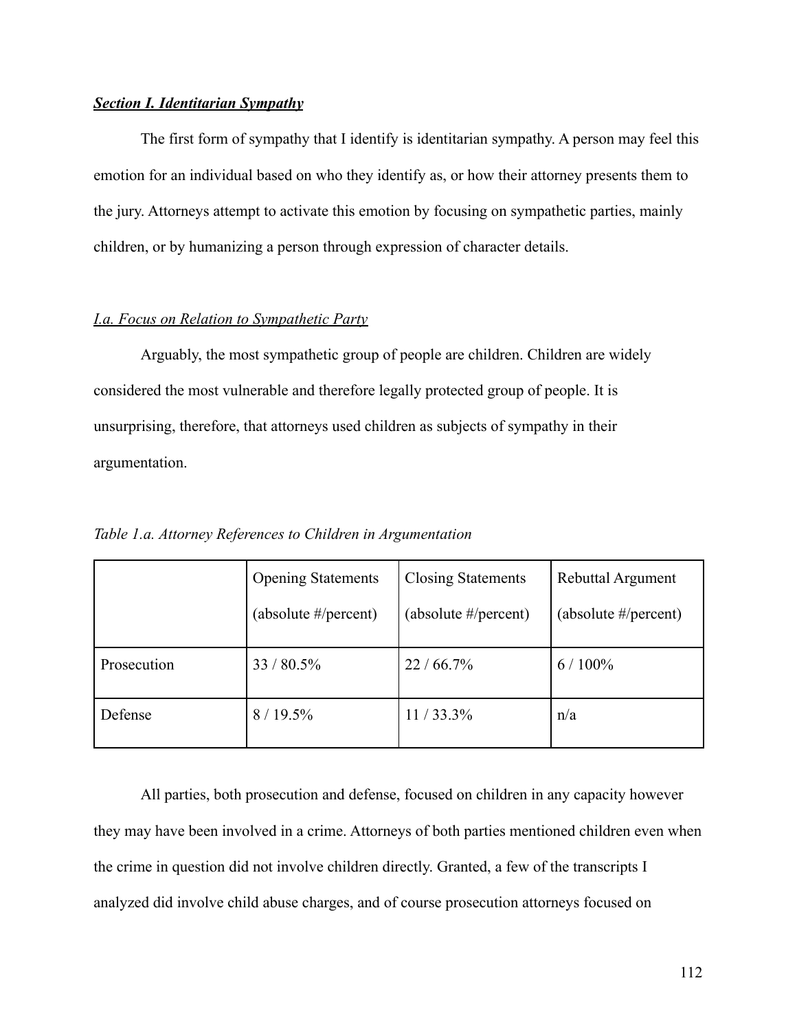***Section I. Identitarian Sympathy***

The first form of sympathy that I identify is identitarian sympathy. A person may feel this emotion for an individual based on who they identify as, or how their attorney presents them to the jury. Attorneys attempt to activate this emotion by focusing on sympathetic parties, mainly children, or by humanizing a person through expression of character details.

*I.a. Focus on Relation to Sympathetic Party*

Arguably, the most sympathetic group of people are children. Children are widely considered the most vulnerable and therefore legally protected group of people. It is unsurprising, therefore, that attorneys used children as subjects of sympathy in their argumentation.

*Table 1.a. Attorney References to Children in Argumentation*

| | Opening Statements (absolute #/percent) | Closing Statements (absolute #/percent) | Rebuttal Argument (absolute #/percent) |
|---|---|---|---|
| Prosecution | 33 / 80.5% | 22 / 66.7% | 6 / 100% |
| Defense | 8 / 19.5% | 11 / 33.3% | n/a |

All parties, both prosecution and defense, focused on children in any capacity however they may have been involved in a crime. Attorneys of both parties mentioned children even when the crime in question did not involve children directly. Granted, a few of the transcripts I analyzed did involve child abuse charges, and of course prosecution attorneys focused on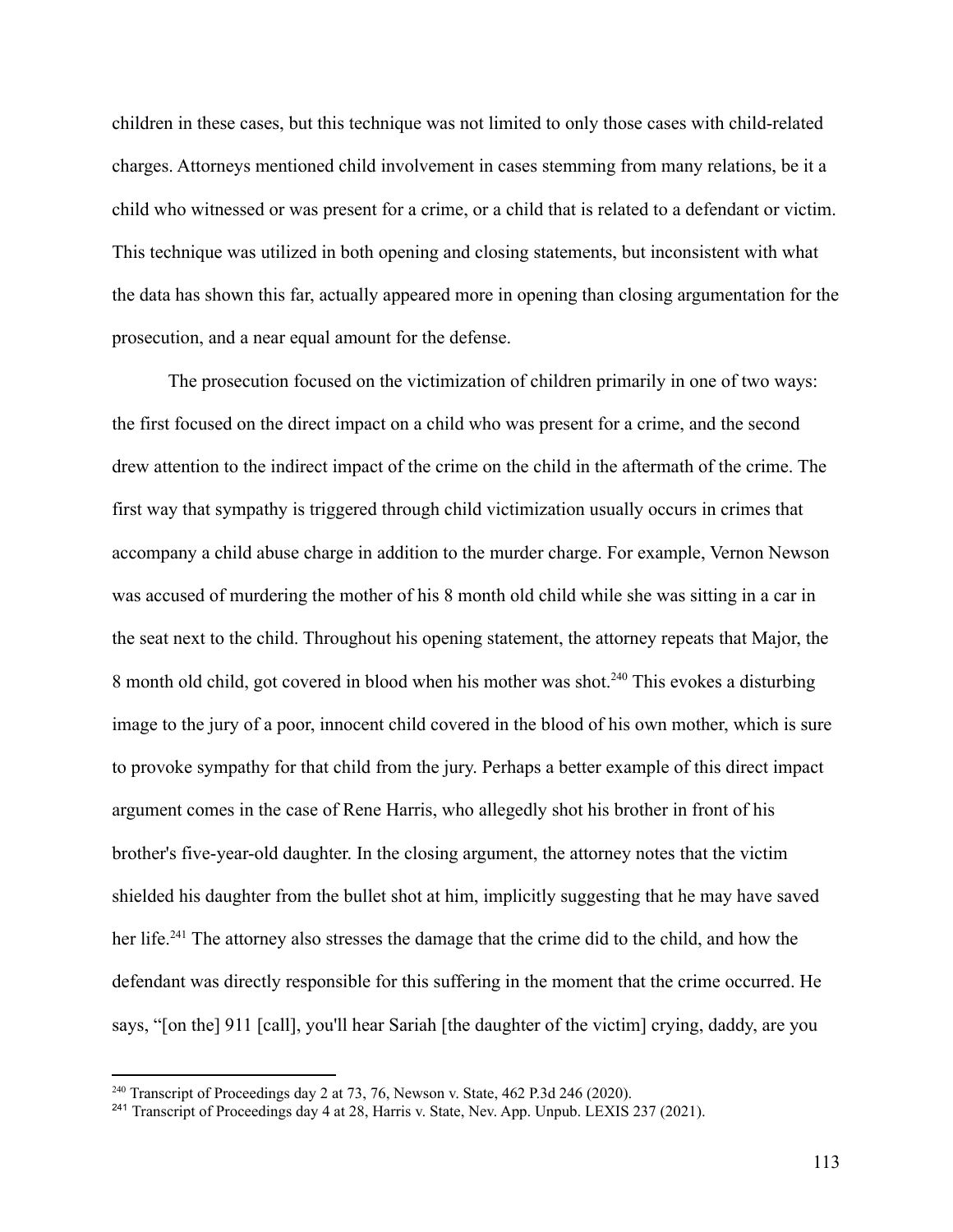children in these cases, but this technique was not limited to only those cases with child-related charges. Attorneys mentioned child involvement in cases stemming from many relations, be it a child who witnessed or was present for a crime, or a child that is related to a defendant or victim. This technique was utilized in both opening and closing statements, but inconsistent with what the data has shown this far, actually appeared more in opening than closing argumentation for the prosecution, and a near equal amount for the defense.

The prosecution focused on the victimization of children primarily in one of two ways: the first focused on the direct impact on a child who was present for a crime, and the second drew attention to the indirect impact of the crime on the child in the aftermath of the crime. The first way that sympathy is triggered through child victimization usually occurs in crimes that accompany a child abuse charge in addition to the murder charge. For example, Vernon Newson was accused of murdering the mother of his 8 month old child while she was sitting in a car in the seat next to the child. Throughout his opening statement, the attorney repeats that Major, the 8 month old child, got covered in blood when his mother was shot.[240] This evokes a disturbing image to the jury of a poor, innocent child covered in the blood of his own mother, which is sure to provoke sympathy for that child from the jury. Perhaps a better example of this direct impact argument comes in the case of Rene Harris, who allegedly shot his brother in front of his brother's five-year-old daughter. In the closing argument, the attorney notes that the victim shielded his daughter from the bullet shot at him, implicitly suggesting that he may have saved her life.[241] The attorney also stresses the damage that the crime did to the child, and how the defendant was directly responsible for this suffering in the moment that the crime occurred. He says, "[on the] 911 [call], you'll hear Sariah [the daughter of the victim] crying, daddy, are you

---

[240] Transcript of Proceedings day 2 at 73, 76, Newson v. State, 462 P.3d 246 (2020).

[241] Transcript of Proceedings day 4 at 28, Harris v. State, Nev. App. Unpub. LEXIS 237 (2021).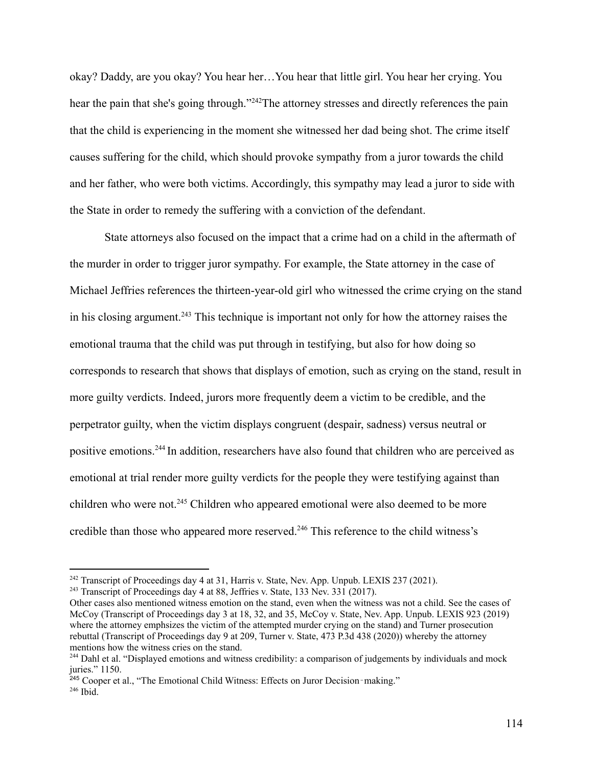okay? Daddy, are you okay? You hear her…You hear that little girl. You hear her crying. You hear the pain that she's going through."[242]The attorney stresses and directly references the pain that the child is experiencing in the moment she witnessed her dad being shot. The crime itself causes suffering for the child, which should provoke sympathy from a juror towards the child and her father, who were both victims. Accordingly, this sympathy may lead a juror to side with the State in order to remedy the suffering with a conviction of the defendant.

State attorneys also focused on the impact that a crime had on a child in the aftermath of the murder in order to trigger juror sympathy. For example, the State attorney in the case of Michael Jeffries references the thirteen-year-old girl who witnessed the crime crying on the stand in his closing argument.[243] This technique is important not only for how the attorney raises the emotional trauma that the child was put through in testifying, but also for how doing so corresponds to research that shows that displays of emotion, such as crying on the stand, result in more guilty verdicts. Indeed, jurors more frequently deem a victim to be credible, and the perpetrator guilty, when the victim displays congruent (despair, sadness) versus neutral or positive emotions.[244] In addition, researchers have also found that children who are perceived as emotional at trial render more guilty verdicts for the people they were testifying against than children who were not.[245] Children who appeared emotional were also deemed to be more credible than those who appeared more reserved.[246] This reference to the child witness's

---

[242] Transcript of Proceedings day 4 at 31, Harris v. State, Nev. App. Unpub. LEXIS 237 (2021).

[243] Transcript of Proceedings day 4 at 88, Jeffries v. State, 133 Nev. 331 (2017).

Other cases also mentioned witness emotion on the stand, even when the witness was not a child. See the cases of McCoy (Transcript of Proceedings day 3 at 18, 32, and 35, McCoy v. State, Nev. App. Unpub. LEXIS 923 (2019) where the attorney emphsizes the victim of the attempted murder crying on the stand) and Turner prosecution rebuttal (Transcript of Proceedings day 9 at 209, Turner v. State, 473 P.3d 438 (2020)) whereby the attorney mentions how the witness cries on the stand.

[244] Dahl et al. "Displayed emotions and witness credibility: a comparison of judgements by individuals and mock juries." 1150.

[245] Cooper et al., "The Emotional Child Witness: Effects on Juror Decision‑making."

[246] Ibid.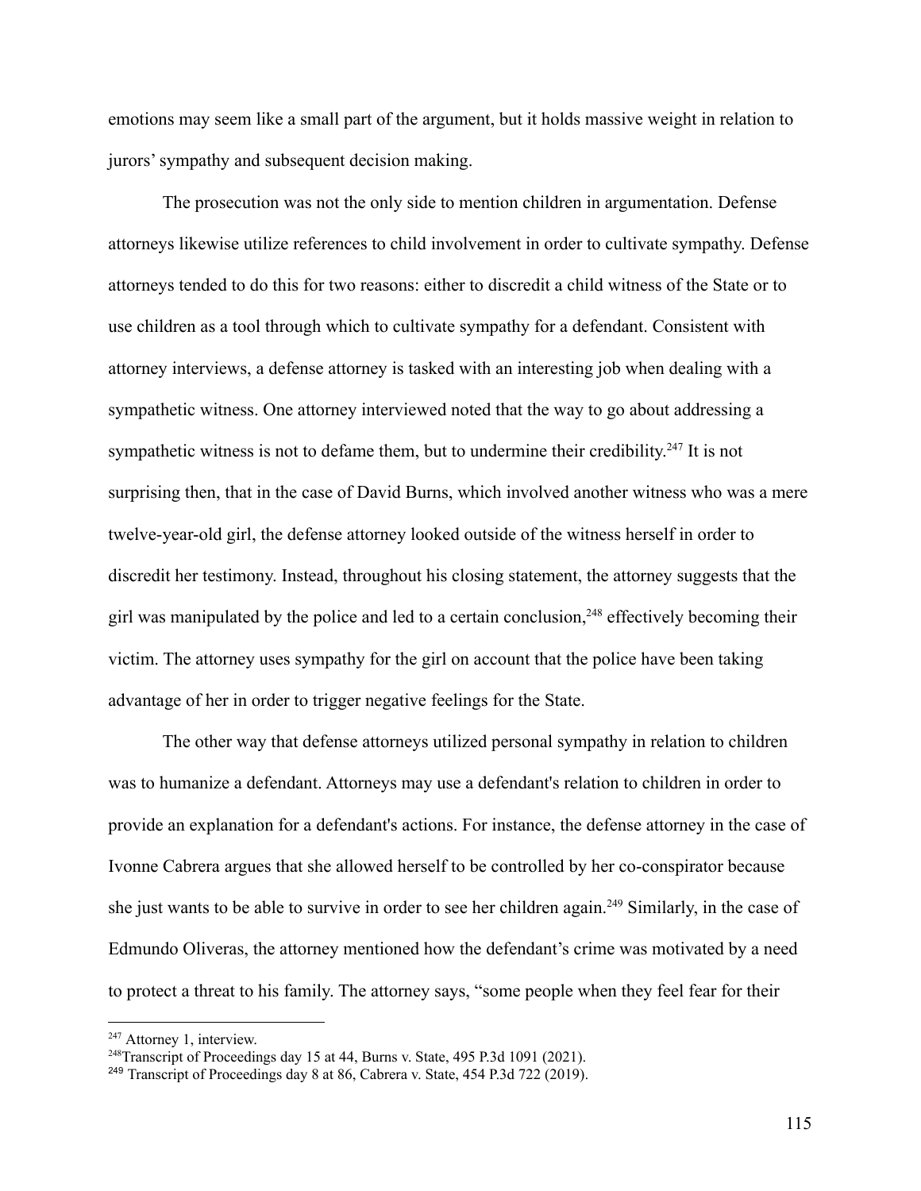emotions may seem like a small part of the argument, but it holds massive weight in relation to jurors' sympathy and subsequent decision making.

The prosecution was not the only side to mention children in argumentation. Defense attorneys likewise utilize references to child involvement in order to cultivate sympathy. Defense attorneys tended to do this for two reasons: either to discredit a child witness of the State or to use children as a tool through which to cultivate sympathy for a defendant. Consistent with attorney interviews, a defense attorney is tasked with an interesting job when dealing with a sympathetic witness. One attorney interviewed noted that the way to go about addressing a sympathetic witness is not to defame them, but to undermine their credibility.[247] It is not surprising then, that in the case of David Burns, which involved another witness who was a mere twelve-year-old girl, the defense attorney looked outside of the witness herself in order to discredit her testimony. Instead, throughout his closing statement, the attorney suggests that the girl was manipulated by the police and led to a certain conclusion,[248] effectively becoming their victim. The attorney uses sympathy for the girl on account that the police have been taking advantage of her in order to trigger negative feelings for the State.

The other way that defense attorneys utilized personal sympathy in relation to children was to humanize a defendant. Attorneys may use a defendant's relation to children in order to provide an explanation for a defendant's actions. For instance, the defense attorney in the case of Ivonne Cabrera argues that she allowed herself to be controlled by her co-conspirator because she just wants to be able to survive in order to see her children again.[249] Similarly, in the case of Edmundo Oliveras, the attorney mentioned how the defendant's crime was motivated by a need to protect a threat to his family. The attorney says, "some people when they feel fear for their

---

[247] Attorney 1, interview.

[248] Transcript of Proceedings day 15 at 44, Burns v. State, 495 P.3d 1091 (2021).

[249] Transcript of Proceedings day 8 at 86, Cabrera v. State, 454 P.3d 722 (2019).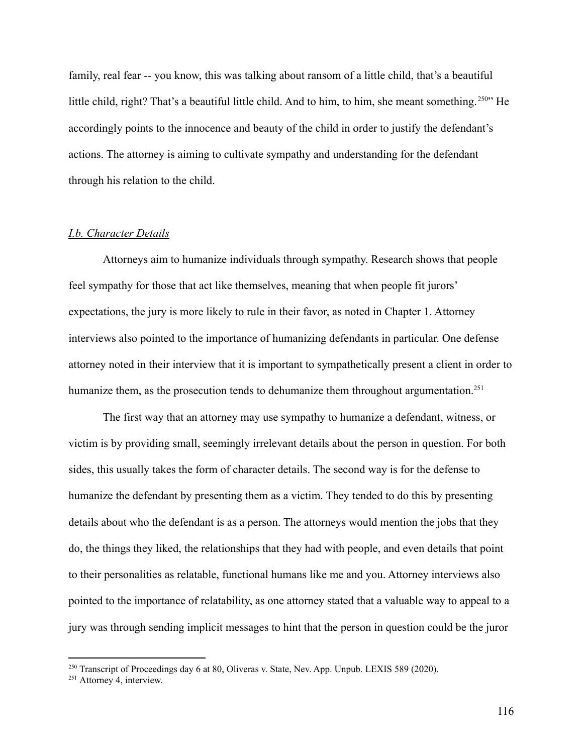family, real fear -- you know, this was talking about ransom of a little child, that's a beautiful little child, right? That's a beautiful little child. And to him, to him, she meant something.[250]" He accordingly points to the innocence and beauty of the child in order to justify the defendant's actions. The attorney is aiming to cultivate sympathy and understanding for the defendant through his relation to the child.

### *I.b. Character Details*

Attorneys aim to humanize individuals through sympathy. Research shows that people feel sympathy for those that act like themselves, meaning that when people fit jurors' expectations, the jury is more likely to rule in their favor, as noted in Chapter 1. Attorney interviews also pointed to the importance of humanizing defendants in particular. One defense attorney noted in their interview that it is important to sympathetically present a client in order to humanize them, as the prosecution tends to dehumanize them throughout argumentation.[251]

The first way that an attorney may use sympathy to humanize a defendant, witness, or victim is by providing small, seemingly irrelevant details about the person in question. For both sides, this usually takes the form of character details. The second way is for the defense to humanize the defendant by presenting them as a victim. They tended to do this by presenting details about who the defendant is as a person. The attorneys would mention the jobs that they do, the things they liked, the relationships that they had with people, and even details that point to their personalities as relatable, functional humans like me and you. Attorney interviews also pointed to the importance of relatability, as one attorney stated that a valuable way to appeal to a jury was through sending implicit messages to hint that the person in question could be the juror

---

[250] Transcript of Proceedings day 6 at 80, Oliveras v. State, Nev. App. Unpub. LEXIS 589 (2020).

[251] Attorney 4, interview.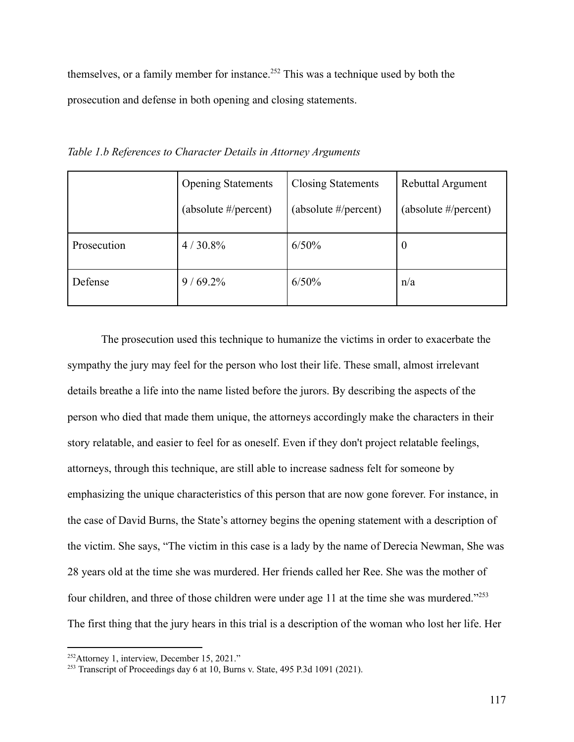themselves, or a family member for instance.[252] This was a technique used by both the prosecution and defense in both opening and closing statements.

*Table 1.b References to Character Details in Attorney Arguments*

| | Opening Statements (absolute #/percent) | Closing Statements (absolute #/percent) | Rebuttal Argument (absolute #/percent) |
|---|---|---|---|
| Prosecution | 4 / 30.8% | 6/50% | 0 |
| Defense | 9 / 69.2% | 6/50% | n/a |

The prosecution used this technique to humanize the victims in order to exacerbate the sympathy the jury may feel for the person who lost their life. These small, almost irrelevant details breathe a life into the name listed before the jurors. By describing the aspects of the person who died that made them unique, the attorneys accordingly make the characters in their story relatable, and easier to feel for as oneself. Even if they don't project relatable feelings, attorneys, through this technique, are still able to increase sadness felt for someone by emphasizing the unique characteristics of this person that are now gone forever. For instance, in the case of David Burns, the State's attorney begins the opening statement with a description of the victim. She says, "The victim in this case is a lady by the name of Derecia Newman, She was 28 years old at the time she was murdered. Her friends called her Ree. She was the mother of four children, and three of those children were under age 11 at the time she was murdered."[253] The first thing that the jury hears in this trial is a description of the woman who lost her life. Her

---

[252] Attorney 1, interview, December 15, 2021."

[253] Transcript of Proceedings day 6 at 10, Burns v. State, 495 P.3d 1091 (2021).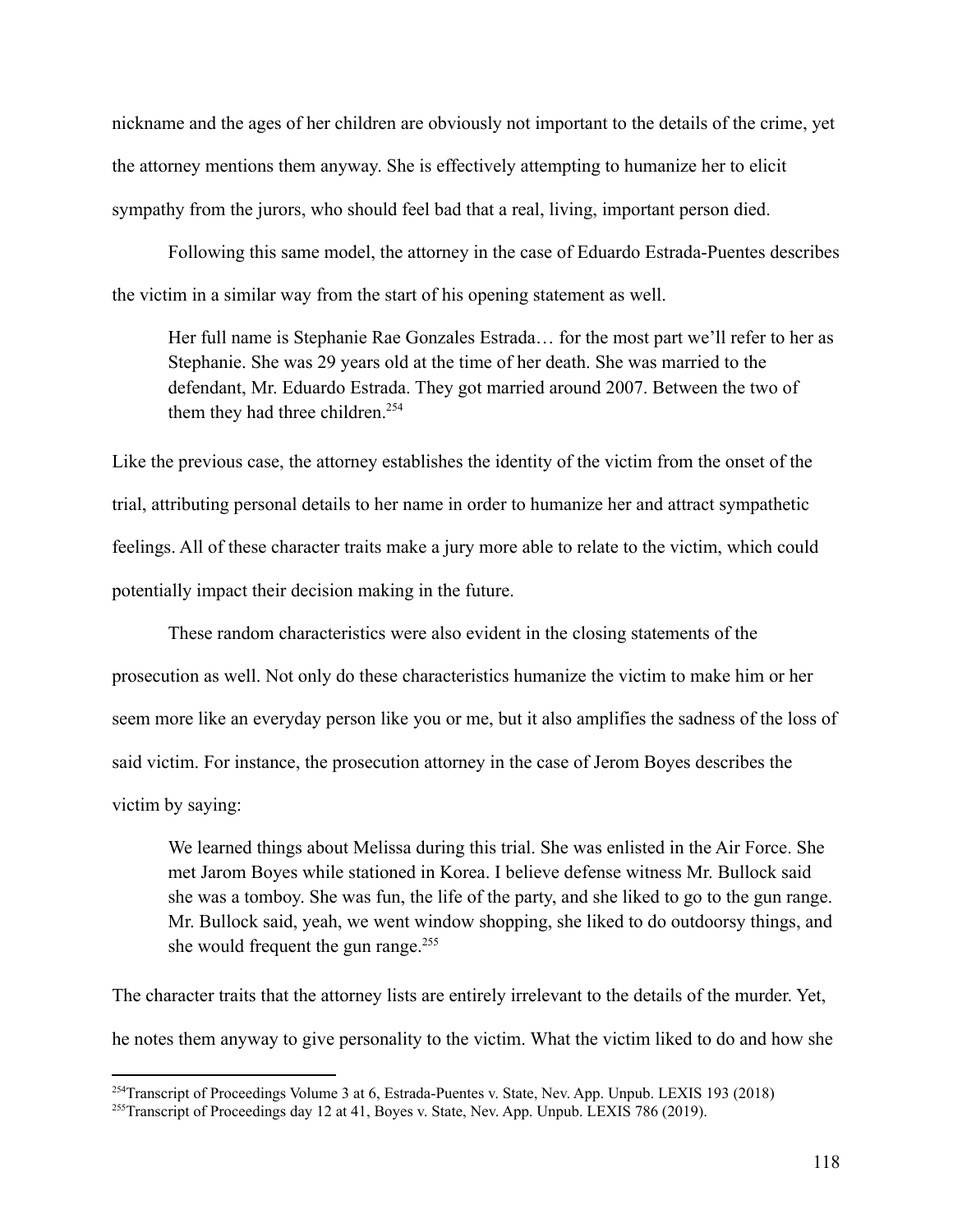nickname and the ages of her children are obviously not important to the details of the crime, yet the attorney mentions them anyway. She is effectively attempting to humanize her to elicit sympathy from the jurors, who should feel bad that a real, living, important person died.

Following this same model, the attorney in the case of Eduardo Estrada-Puentes describes the victim in a similar way from the start of his opening statement as well.

> Her full name is Stephanie Rae Gonzales Estrada… for the most part we'll refer to her as Stephanie. She was 29 years old at the time of her death. She was married to the defendant, Mr. Eduardo Estrada. They got married around 2007. Between the two of them they had three children.[254]

Like the previous case, the attorney establishes the identity of the victim from the onset of the trial, attributing personal details to her name in order to humanize her and attract sympathetic feelings. All of these character traits make a jury more able to relate to the victim, which could potentially impact their decision making in the future.

These random characteristics were also evident in the closing statements of the prosecution as well. Not only do these characteristics humanize the victim to make him or her seem more like an everyday person like you or me, but it also amplifies the sadness of the loss of said victim. For instance, the prosecution attorney in the case of Jerom Boyes describes the victim by saying:

> We learned things about Melissa during this trial. She was enlisted in the Air Force. She met Jarom Boyes while stationed in Korea. I believe defense witness Mr. Bullock said she was a tomboy. She was fun, the life of the party, and she liked to go to the gun range. Mr. Bullock said, yeah, we went window shopping, she liked to do outdoorsy things, and she would frequent the gun range.[255]

The character traits that the attorney lists are entirely irrelevant to the details of the murder. Yet, he notes them anyway to give personality to the victim. What the victim liked to do and how she

---

[254] Transcript of Proceedings Volume 3 at 6, Estrada-Puentes v. State, Nev. App. Unpub. LEXIS 193 (2018)

[255] Transcript of Proceedings day 12 at 41, Boyes v. State, Nev. App. Unpub. LEXIS 786 (2019).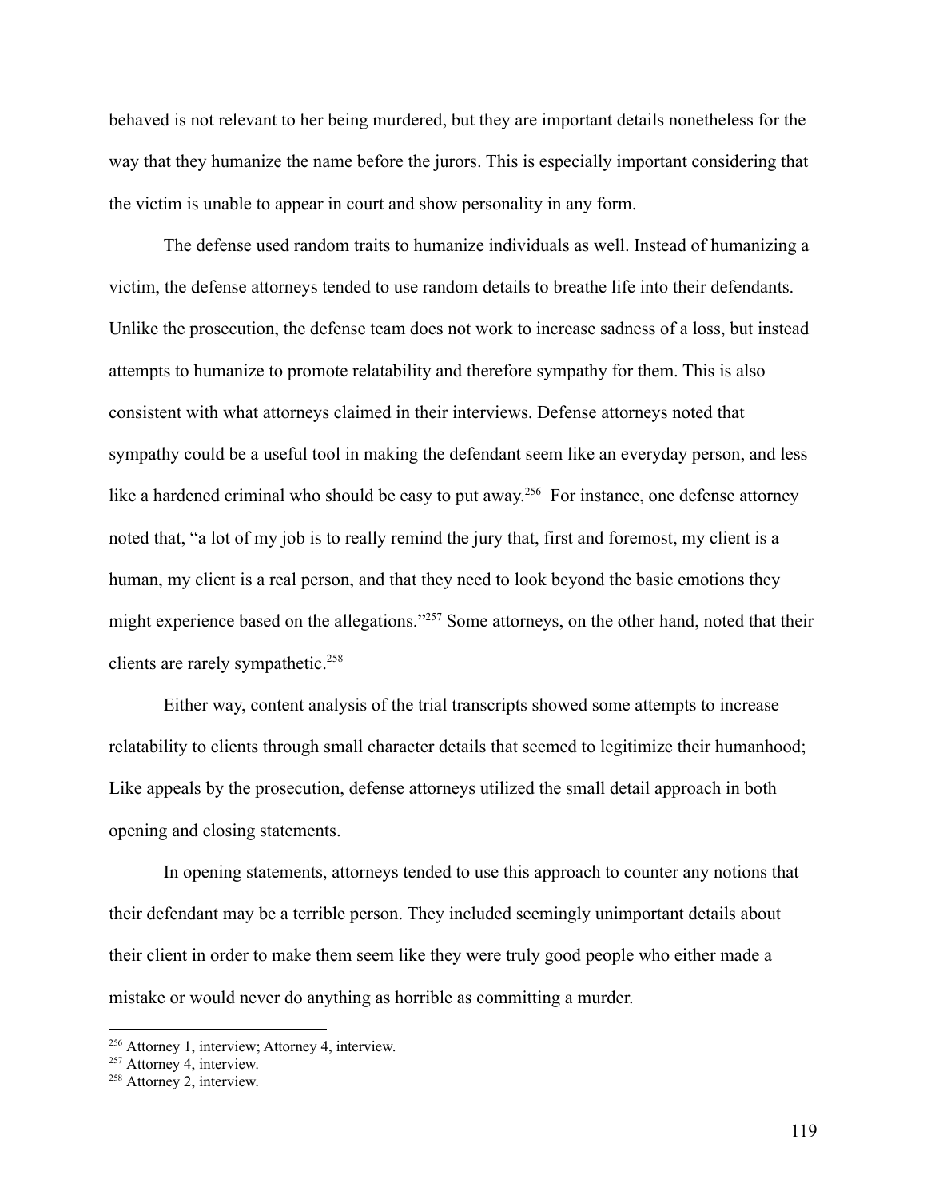behaved is not relevant to her being murdered, but they are important details nonetheless for the way that they humanize the name before the jurors. This is especially important considering that the victim is unable to appear in court and show personality in any form.

The defense used random traits to humanize individuals as well. Instead of humanizing a victim, the defense attorneys tended to use random details to breathe life into their defendants. Unlike the prosecution, the defense team does not work to increase sadness of a loss, but instead attempts to humanize to promote relatability and therefore sympathy for them. This is also consistent with what attorneys claimed in their interviews. Defense attorneys noted that sympathy could be a useful tool in making the defendant seem like an everyday person, and less like a hardened criminal who should be easy to put away.[256] For instance, one defense attorney noted that, "a lot of my job is to really remind the jury that, first and foremost, my client is a human, my client is a real person, and that they need to look beyond the basic emotions they might experience based on the allegations."[257] Some attorneys, on the other hand, noted that their clients are rarely sympathetic.[258]

Either way, content analysis of the trial transcripts showed some attempts to increase relatability to clients through small character details that seemed to legitimize their humanhood; Like appeals by the prosecution, defense attorneys utilized the small detail approach in both opening and closing statements.

In opening statements, attorneys tended to use this approach to counter any notions that their defendant may be a terrible person. They included seemingly unimportant details about their client in order to make them seem like they were truly good people who either made a mistake or would never do anything as horrible as committing a murder.

---

[256] Attorney 1, interview; Attorney 4, interview.

[257] Attorney 4, interview.

[258] Attorney 2, interview.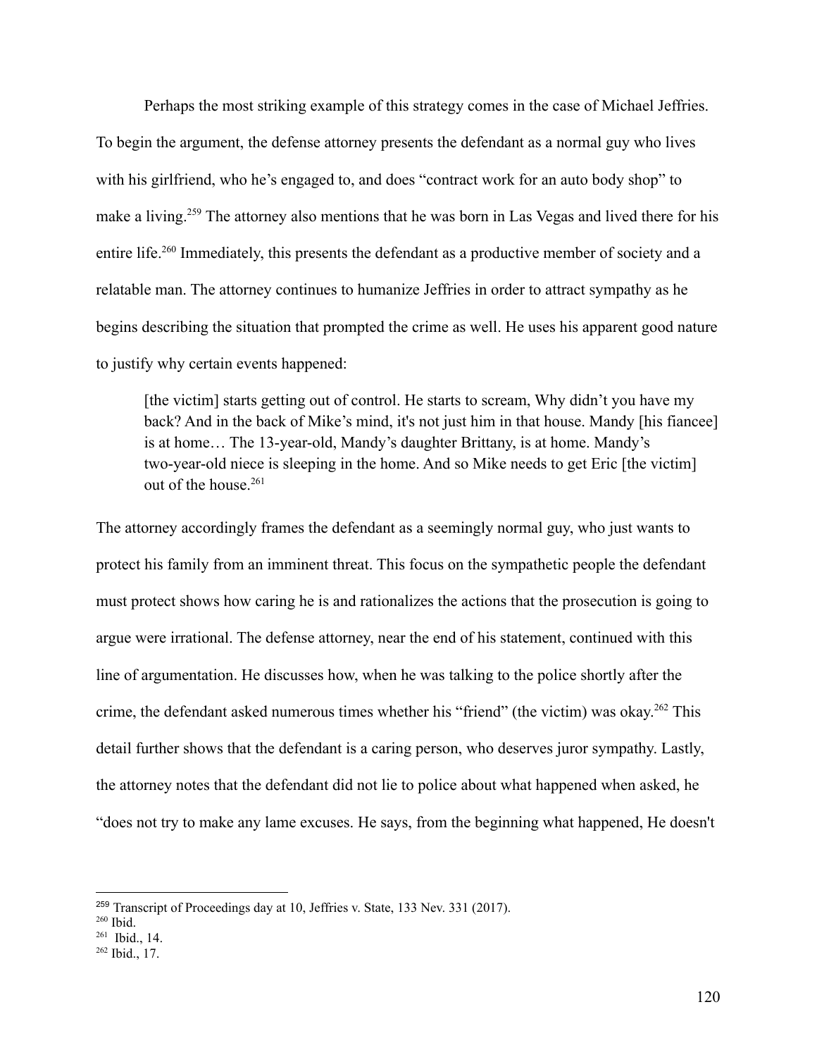Perhaps the most striking example of this strategy comes in the case of Michael Jeffries. To begin the argument, the defense attorney presents the defendant as a normal guy who lives with his girlfriend, who he's engaged to, and does "contract work for an auto body shop" to make a living.[259] The attorney also mentions that he was born in Las Vegas and lived there for his entire life.[260] Immediately, this presents the defendant as a productive member of society and a relatable man. The attorney continues to humanize Jeffries in order to attract sympathy as he begins describing the situation that prompted the crime as well. He uses his apparent good nature to justify why certain events happened:

> [the victim] starts getting out of control. He starts to scream, Why didn't you have my back? And in the back of Mike's mind, it's not just him in that house. Mandy [his fiancee] is at home… The 13-year-old, Mandy's daughter Brittany, is at home. Mandy's two-year-old niece is sleeping in the home. And so Mike needs to get Eric [the victim] out of the house.[261]

The attorney accordingly frames the defendant as a seemingly normal guy, who just wants to protect his family from an imminent threat. This focus on the sympathetic people the defendant must protect shows how caring he is and rationalizes the actions that the prosecution is going to argue were irrational. The defense attorney, near the end of his statement, continued with this line of argumentation. He discusses how, when he was talking to the police shortly after the crime, the defendant asked numerous times whether his "friend" (the victim) was okay.[262] This detail further shows that the defendant is a caring person, who deserves juror sympathy. Lastly, the attorney notes that the defendant did not lie to police about what happened when asked, he "does not try to make any lame excuses. He says, from the beginning what happened, He doesn't

---

[259] Transcript of Proceedings day at 10, Jeffries v. State, 133 Nev. 331 (2017).
[260] Ibid.
[261] Ibid., 14.
[262] Ibid., 17.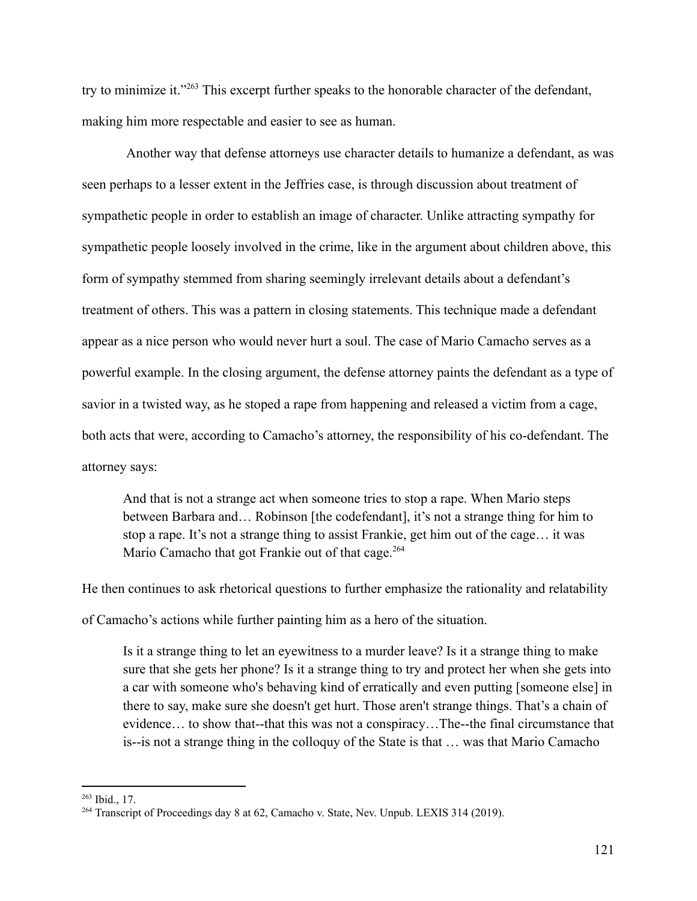try to minimize it."[263] This excerpt further speaks to the honorable character of the defendant, making him more respectable and easier to see as human.

Another way that defense attorneys use character details to humanize a defendant, as was seen perhaps to a lesser extent in the Jeffries case, is through discussion about treatment of sympathetic people in order to establish an image of character. Unlike attracting sympathy for sympathetic people loosely involved in the crime, like in the argument about children above, this form of sympathy stemmed from sharing seemingly irrelevant details about a defendant's treatment of others. This was a pattern in closing statements. This technique made a defendant appear as a nice person who would never hurt a soul. The case of Mario Camacho serves as a powerful example. In the closing argument, the defense attorney paints the defendant as a type of savior in a twisted way, as he stoped a rape from happening and released a victim from a cage, both acts that were, according to Camacho's attorney, the responsibility of his co-defendant. The attorney says:

> And that is not a strange act when someone tries to stop a rape. When Mario steps between Barbara and… Robinson [the codefendant], it's not a strange thing for him to stop a rape. It's not a strange thing to assist Frankie, get him out of the cage… it was Mario Camacho that got Frankie out of that cage.[264]

He then continues to ask rhetorical questions to further emphasize the rationality and relatability of Camacho's actions while further painting him as a hero of the situation.

> Is it a strange thing to let an eyewitness to a murder leave? Is it a strange thing to make sure that she gets her phone? Is it a strange thing to try and protect her when she gets into a car with someone who's behaving kind of erratically and even putting [someone else] in there to say, make sure she doesn't get hurt. Those aren't strange things. That's a chain of evidence… to show that--that this was not a conspiracy…The--the final circumstance that is--is not a strange thing in the colloquy of the State is that … was that Mario Camacho

[263] Ibid., 17.

[264] Transcript of Proceedings day 8 at 62, Camacho v. State, Nev. Unpub. LEXIS 314 (2019).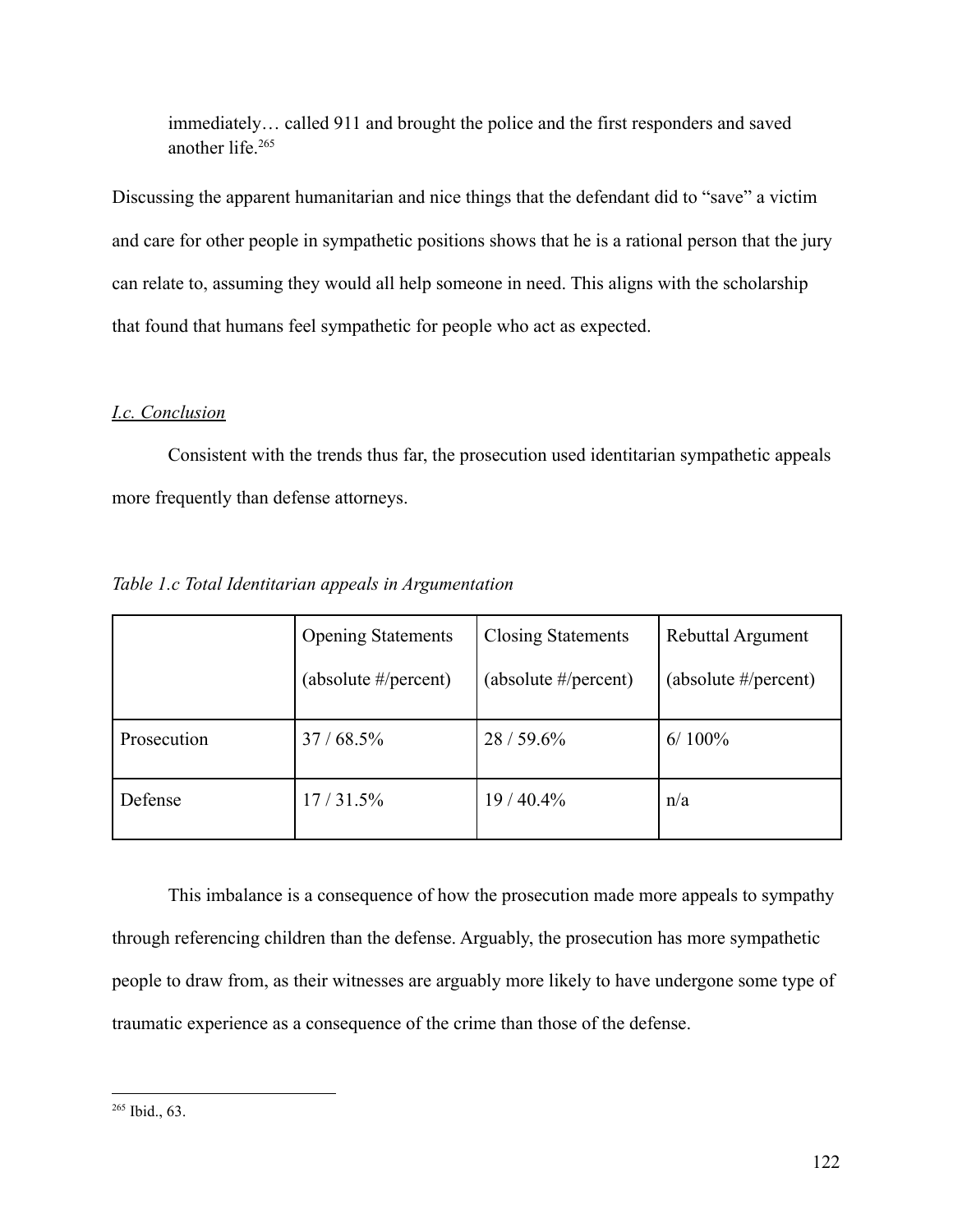> immediately… called 911 and brought the police and the first responders and saved another life.[265]

Discussing the apparent humanitarian and nice things that the defendant did to "save" a victim and care for other people in sympathetic positions shows that he is a rational person that the jury can relate to, assuming they would all help someone in need. This aligns with the scholarship that found that humans feel sympathetic for people who act as expected.

*I.c. Conclusion*

Consistent with the trends thus far, the prosecution used identitarian sympathetic appeals more frequently than defense attorneys.

*Table 1.c Total Identitarian appeals in Argumentation*

| | Opening Statements (absolute #/percent) | Closing Statements (absolute #/percent) | Rebuttal Argument (absolute #/percent) |
|---|---|---|---|
| Prosecution | 37 / 68.5% | 28 / 59.6% | 6/ 100% |
| Defense | 17 / 31.5% | 19 / 40.4% | n/a |

This imbalance is a consequence of how the prosecution made more appeals to sympathy through referencing children than the defense. Arguably, the prosecution has more sympathetic people to draw from, as their witnesses are arguably more likely to have undergone some type of traumatic experience as a consequence of the crime than those of the defense.

---

[265] Ibid., 63.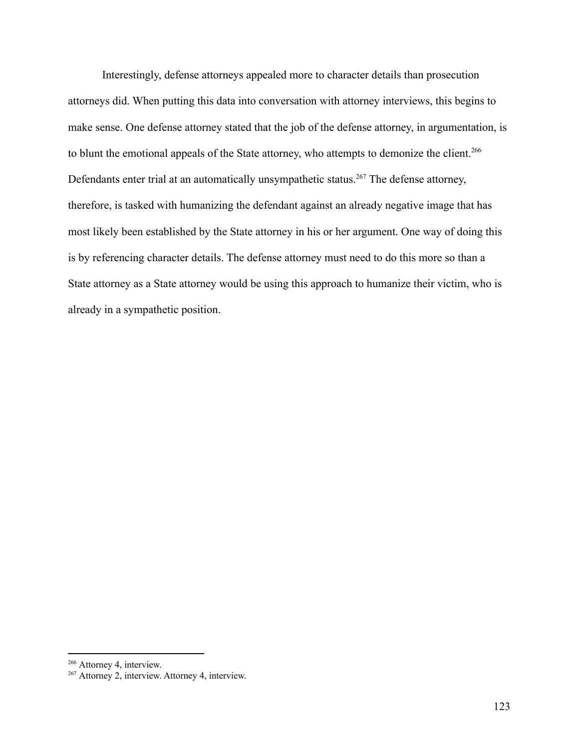Interestingly, defense attorneys appealed more to character details than prosecution attorneys did. When putting this data into conversation with attorney interviews, this begins to make sense. One defense attorney stated that the job of the defense attorney, in argumentation, is to blunt the emotional appeals of the State attorney, who attempts to demonize the client.[266] Defendants enter trial at an automatically unsympathetic status.[267] The defense attorney, therefore, is tasked with humanizing the defendant against an already negative image that has most likely been established by the State attorney in his or her argument. One way of doing this is by referencing character details. The defense attorney must need to do this more so than a State attorney as a State attorney would be using this approach to humanize their victim, who is already in a sympathetic position.

---

[266] Attorney 4, interview.

[267] Attorney 2, interview. Attorney 4, interview.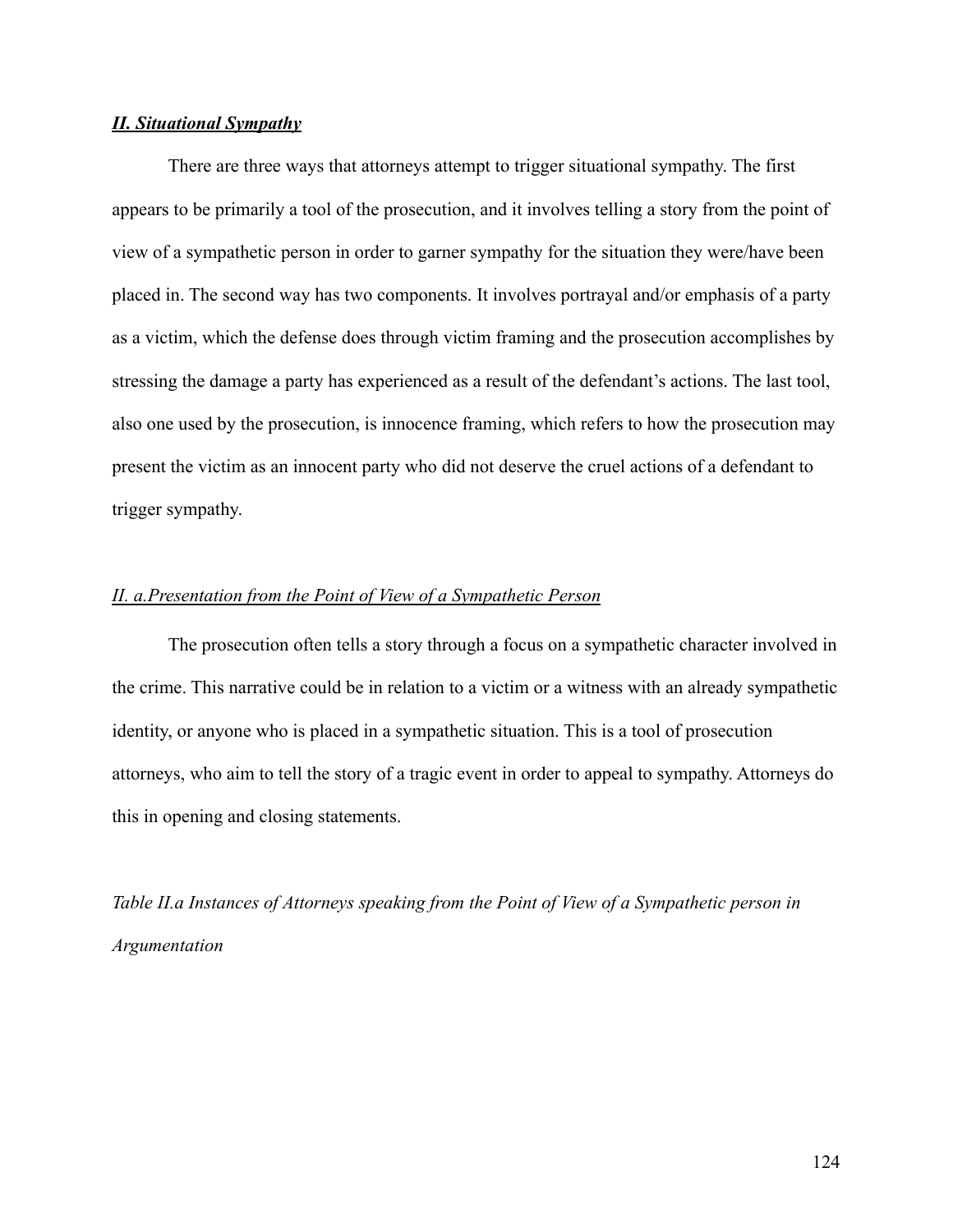## ***II. Situational Sympathy***

There are three ways that attorneys attempt to trigger situational sympathy. The first appears to be primarily a tool of the prosecution, and it involves telling a story from the point of view of a sympathetic person in order to garner sympathy for the situation they were/have been placed in. The second way has two components. It involves portrayal and/or emphasis of a party as a victim, which the defense does through victim framing and the prosecution accomplishes by stressing the damage a party has experienced as a result of the defendant's actions. The last tool, also one used by the prosecution, is innocence framing, which refers to how the prosecution may present the victim as an innocent party who did not deserve the cruel actions of a defendant to trigger sympathy.

### *II. a.Presentation from the Point of View of a Sympathetic Person*

The prosecution often tells a story through a focus on a sympathetic character involved in the crime. This narrative could be in relation to a victim or a witness with an already sympathetic identity, or anyone who is placed in a sympathetic situation. This is a tool of prosecution attorneys, who aim to tell the story of a tragic event in order to appeal to sympathy. Attorneys do this in opening and closing statements.

*Table II.a Instances of Attorneys speaking from the Point of View of a Sympathetic person in Argumentation*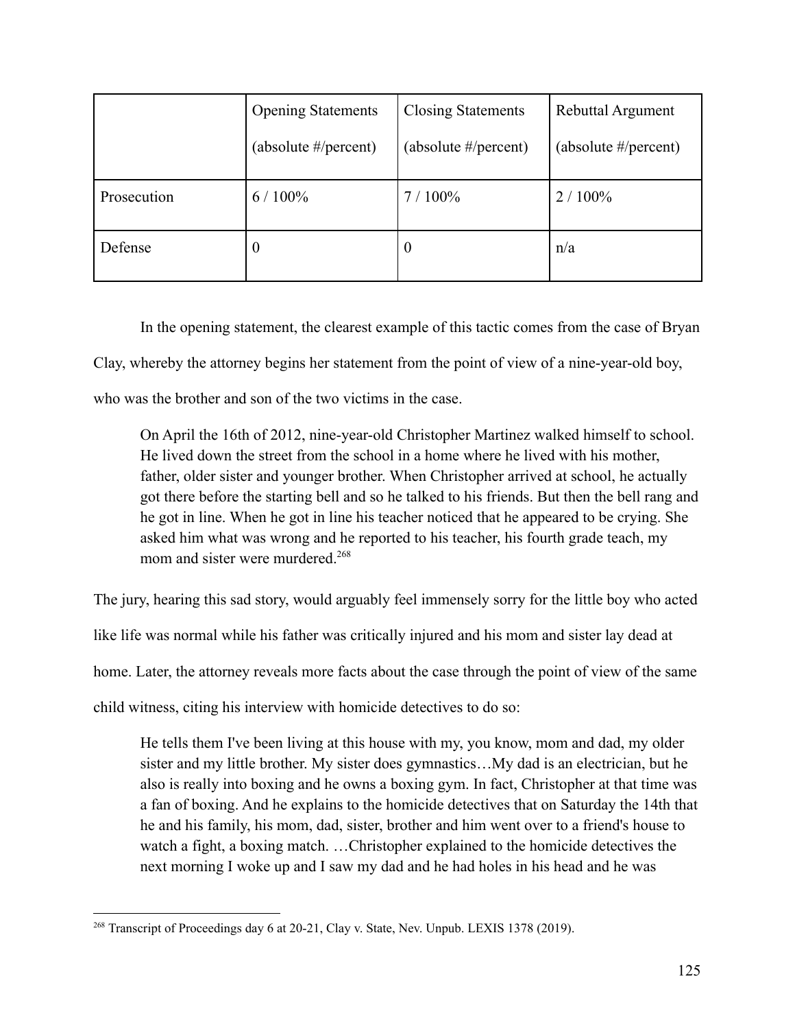| | Opening Statements (absolute #/percent) | Closing Statements (absolute #/percent) | Rebuttal Argument (absolute #/percent) |
|---|---|---|---|
| Prosecution | 6 / 100% | 7 / 100% | 2 / 100% |
| Defense | 0 | 0 | n/a |

In the opening statement, the clearest example of this tactic comes from the case of Bryan Clay, whereby the attorney begins her statement from the point of view of a nine-year-old boy, who was the brother and son of the two victims in the case.

> On April the 16th of 2012, nine-year-old Christopher Martinez walked himself to school. He lived down the street from the school in a home where he lived with his mother, father, older sister and younger brother. When Christopher arrived at school, he actually got there before the starting bell and so he talked to his friends. But then the bell rang and he got in line. When he got in line his teacher noticed that he appeared to be crying. She asked him what was wrong and he reported to his teacher, his fourth grade teach, my mom and sister were murdered.[268]

The jury, hearing this sad story, would arguably feel immensely sorry for the little boy who acted like life was normal while his father was critically injured and his mom and sister lay dead at home. Later, the attorney reveals more facts about the case through the point of view of the same child witness, citing his interview with homicide detectives to do so:

> He tells them I've been living at this house with my, you know, mom and dad, my older sister and my little brother. My sister does gymnastics…My dad is an electrician, but he also is really into boxing and he owns a boxing gym. In fact, Christopher at that time was a fan of boxing. And he explains to the homicide detectives that on Saturday the 14th that he and his family, his mom, dad, sister, brother and him went over to a friend's house to watch a fight, a boxing match. …Christopher explained to the homicide detectives the next morning I woke up and I saw my dad and he had holes in his head and he was

[268] Transcript of Proceedings day 6 at 20-21, Clay v. State, Nev. Unpub. LEXIS 1378 (2019).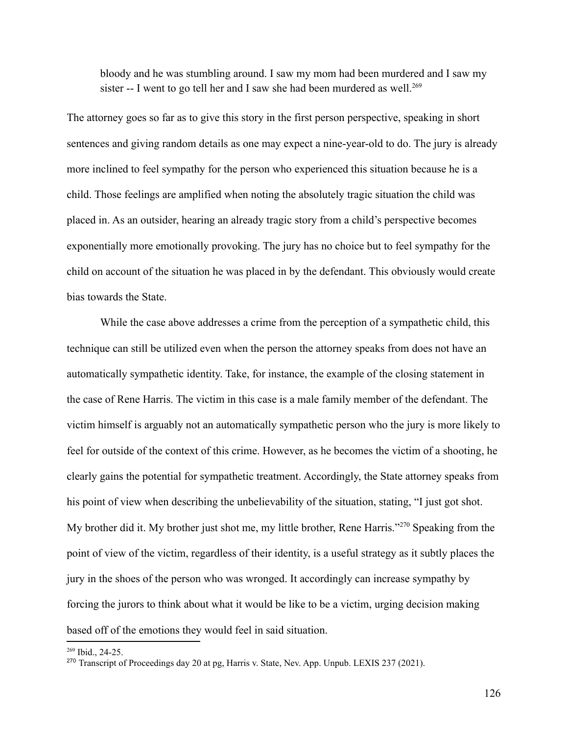> bloody and he was stumbling around. I saw my mom had been murdered and I saw my sister -- I went to go tell her and I saw she had been murdered as well.[269]

The attorney goes so far as to give this story in the first person perspective, speaking in short sentences and giving random details as one may expect a nine-year-old to do. The jury is already more inclined to feel sympathy for the person who experienced this situation because he is a child. Those feelings are amplified when noting the absolutely tragic situation the child was placed in. As an outsider, hearing an already tragic story from a child's perspective becomes exponentially more emotionally provoking. The jury has no choice but to feel sympathy for the child on account of the situation he was placed in by the defendant. This obviously would create bias towards the State.

While the case above addresses a crime from the perception of a sympathetic child, this technique can still be utilized even when the person the attorney speaks from does not have an automatically sympathetic identity. Take, for instance, the example of the closing statement in the case of Rene Harris. The victim in this case is a male family member of the defendant. The victim himself is arguably not an automatically sympathetic person who the jury is more likely to feel for outside of the context of this crime. However, as he becomes the victim of a shooting, he clearly gains the potential for sympathetic treatment. Accordingly, the State attorney speaks from his point of view when describing the unbelievability of the situation, stating, "I just got shot. My brother did it. My brother just shot me, my little brother, Rene Harris."[270] Speaking from the point of view of the victim, regardless of their identity, is a useful strategy as it subtly places the jury in the shoes of the person who was wronged. It accordingly can increase sympathy by forcing the jurors to think about what it would be like to be a victim, urging decision making based off of the emotions they would feel in said situation.

---

[269] Ibid., 24-25.

[270] Transcript of Proceedings day 20 at pg, Harris v. State, Nev. App. Unpub. LEXIS 237 (2021).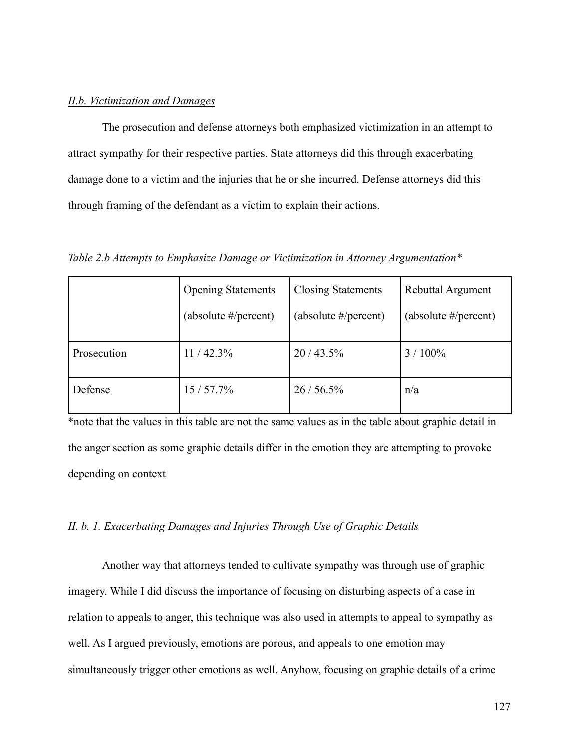*II.b. Victimization and Damages*

The prosecution and defense attorneys both emphasized victimization in an attempt to attract sympathy for their respective parties. State attorneys did this through exacerbating damage done to a victim and the injuries that he or she incurred. Defense attorneys did this through framing of the defendant as a victim to explain their actions.

*Table 2.b Attempts to Emphasize Damage or Victimization in Attorney Argumentation**

| | Opening Statements (absolute #/percent) | Closing Statements (absolute #/percent) | Rebuttal Argument (absolute #/percent) |
|---|---|---|---|
| Prosecution | 11 / 42.3% | 20 / 43.5% | 3 / 100% |
| Defense | 15 / 57.7% | 26 / 56.5% | n/a |

*note that the values in this table are not the same values as in the table about graphic detail in the anger section as some graphic details differ in the emotion they are attempting to provoke depending on context

*II. b. 1. Exacerbating Damages and Injuries Through Use of Graphic Details*

Another way that attorneys tended to cultivate sympathy was through use of graphic imagery. While I did discuss the importance of focusing on disturbing aspects of a case in relation to appeals to anger, this technique was also used in attempts to appeal to sympathy as well. As I argued previously, emotions are porous, and appeals to one emotion may simultaneously trigger other emotions as well. Anyhow, focusing on graphic details of a crime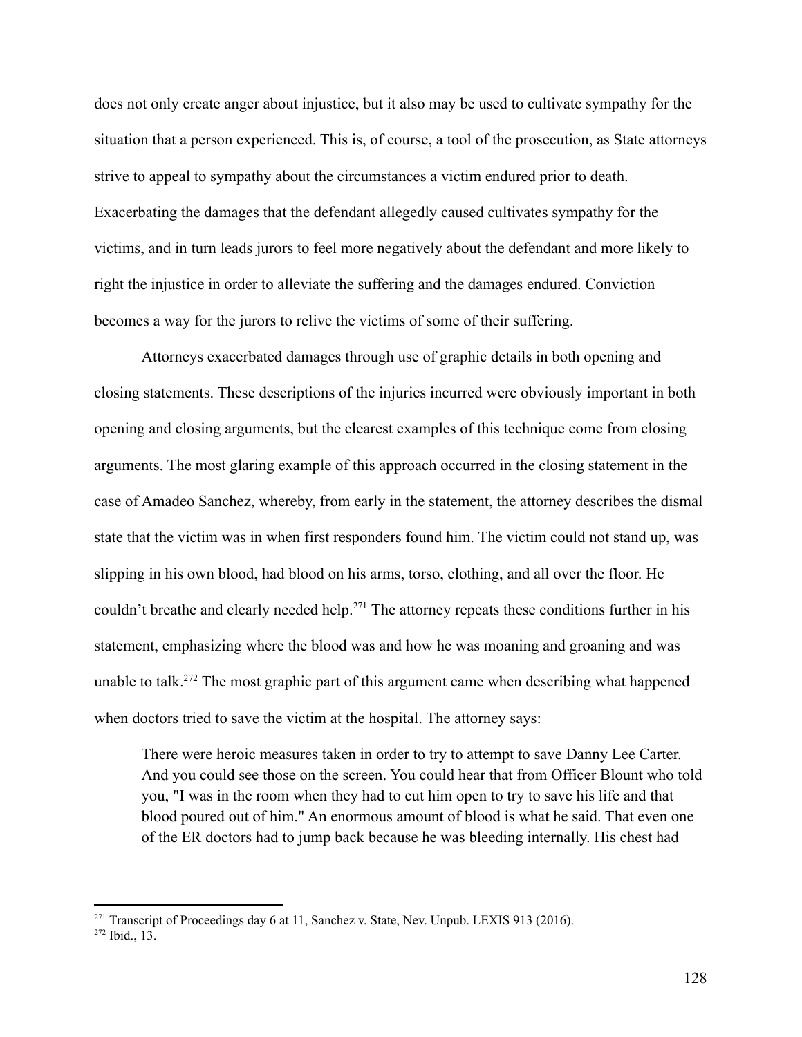does not only create anger about injustice, but it also may be used to cultivate sympathy for the situation that a person experienced. This is, of course, a tool of the prosecution, as State attorneys strive to appeal to sympathy about the circumstances a victim endured prior to death. Exacerbating the damages that the defendant allegedly caused cultivates sympathy for the victims, and in turn leads jurors to feel more negatively about the defendant and more likely to right the injustice in order to alleviate the suffering and the damages endured. Conviction becomes a way for the jurors to relive the victims of some of their suffering.

Attorneys exacerbated damages through use of graphic details in both opening and closing statements. These descriptions of the injuries incurred were obviously important in both opening and closing arguments, but the clearest examples of this technique come from closing arguments. The most glaring example of this approach occurred in the closing statement in the case of Amadeo Sanchez, whereby, from early in the statement, the attorney describes the dismal state that the victim was in when first responders found him. The victim could not stand up, was slipping in his own blood, had blood on his arms, torso, clothing, and all over the floor. He couldn't breathe and clearly needed help.[271] The attorney repeats these conditions further in his statement, emphasizing where the blood was and how he was moaning and groaning and was unable to talk.[272] The most graphic part of this argument came when describing what happened when doctors tried to save the victim at the hospital. The attorney says:

> There were heroic measures taken in order to try to attempt to save Danny Lee Carter. And you could see those on the screen. You could hear that from Officer Blount who told you, "I was in the room when they had to cut him open to try to save his life and that blood poured out of him." An enormous amount of blood is what he said. That even one of the ER doctors had to jump back because he was bleeding internally. His chest had

---

[271] Transcript of Proceedings day 6 at 11, Sanchez v. State, Nev. Unpub. LEXIS 913 (2016).

[272] Ibid., 13.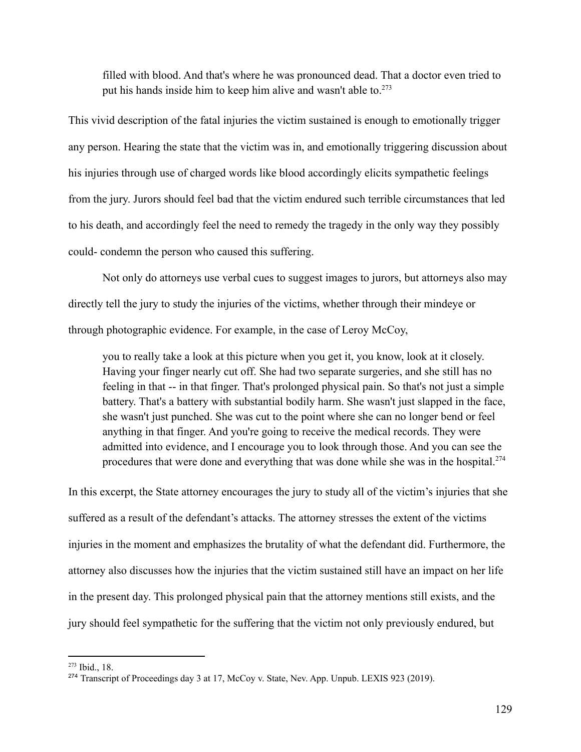> filled with blood. And that's where he was pronounced dead. That a doctor even tried to put his hands inside him to keep him alive and wasn't able to.[273]

This vivid description of the fatal injuries the victim sustained is enough to emotionally trigger any person. Hearing the state that the victim was in, and emotionally triggering discussion about his injuries through use of charged words like blood accordingly elicits sympathetic feelings from the jury. Jurors should feel bad that the victim endured such terrible circumstances that led to his death, and accordingly feel the need to remedy the tragedy in the only way they possibly could- condemn the person who caused this suffering.

Not only do attorneys use verbal cues to suggest images to jurors, but attorneys also may directly tell the jury to study the injuries of the victims, whether through their mindeye or through photographic evidence. For example, in the case of Leroy McCoy,

> you to really take a look at this picture when you get it, you know, look at it closely. Having your finger nearly cut off. She had two separate surgeries, and she still has no feeling in that -- in that finger. That's prolonged physical pain. So that's not just a simple battery. That's a battery with substantial bodily harm. She wasn't just slapped in the face, she wasn't just punched. She was cut to the point where she can no longer bend or feel anything in that finger. And you're going to receive the medical records. They were admitted into evidence, and I encourage you to look through those. And you can see the procedures that were done and everything that was done while she was in the hospital.[274]

In this excerpt, the State attorney encourages the jury to study all of the victim's injuries that she suffered as a result of the defendant's attacks. The attorney stresses the extent of the victims injuries in the moment and emphasizes the brutality of what the defendant did. Furthermore, the attorney also discusses how the injuries that the victim sustained still have an impact on her life in the present day. This prolonged physical pain that the attorney mentions still exists, and the jury should feel sympathetic for the suffering that the victim not only previously endured, but

---

[273] Ibid., 18.

[274] Transcript of Proceedings day 3 at 17, McCoy v. State, Nev. App. Unpub. LEXIS 923 (2019).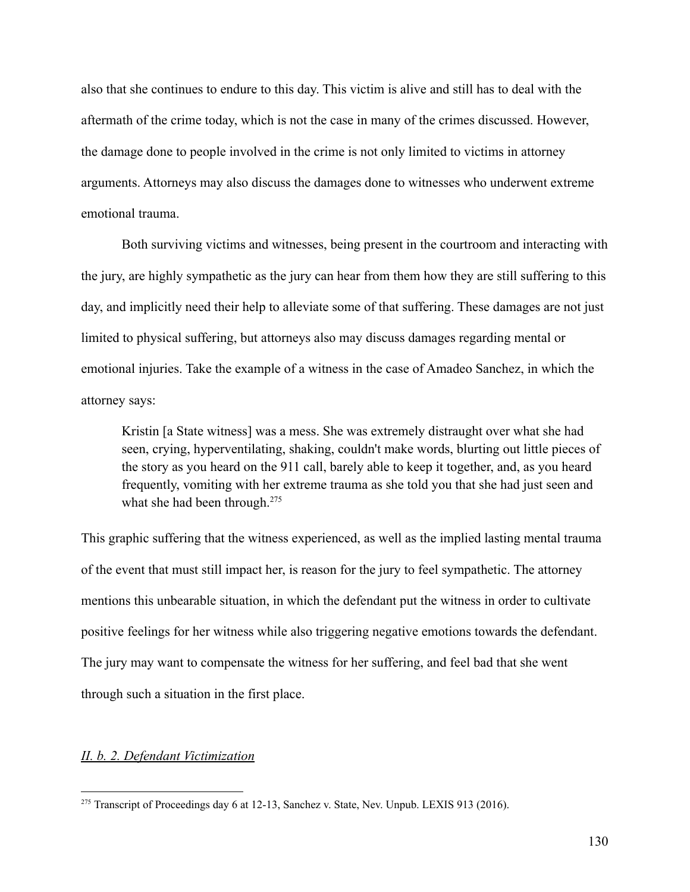also that she continues to endure to this day. This victim is alive and still has to deal with the aftermath of the crime today, which is not the case in many of the crimes discussed. However, the damage done to people involved in the crime is not only limited to victims in attorney arguments. Attorneys may also discuss the damages done to witnesses who underwent extreme emotional trauma.

Both surviving victims and witnesses, being present in the courtroom and interacting with the jury, are highly sympathetic as the jury can hear from them how they are still suffering to this day, and implicitly need their help to alleviate some of that suffering. These damages are not just limited to physical suffering, but attorneys also may discuss damages regarding mental or emotional injuries. Take the example of a witness in the case of Amadeo Sanchez, in which the attorney says:

> Kristin [a State witness] was a mess. She was extremely distraught over what she had seen, crying, hyperventilating, shaking, couldn't make words, blurting out little pieces of the story as you heard on the 911 call, barely able to keep it together, and, as you heard frequently, vomiting with her extreme trauma as she told you that she had just seen and what she had been through.[275]

This graphic suffering that the witness experienced, as well as the implied lasting mental trauma of the event that must still impact her, is reason for the jury to feel sympathetic. The attorney mentions this unbearable situation, in which the defendant put the witness in order to cultivate positive feelings for her witness while also triggering negative emotions towards the defendant. The jury may want to compensate the witness for her suffering, and feel bad that she went through such a situation in the first place.

### *II. b. 2. Defendant Victimization*

[275] Transcript of Proceedings day 6 at 12-13, Sanchez v. State, Nev. Unpub. LEXIS 913 (2016).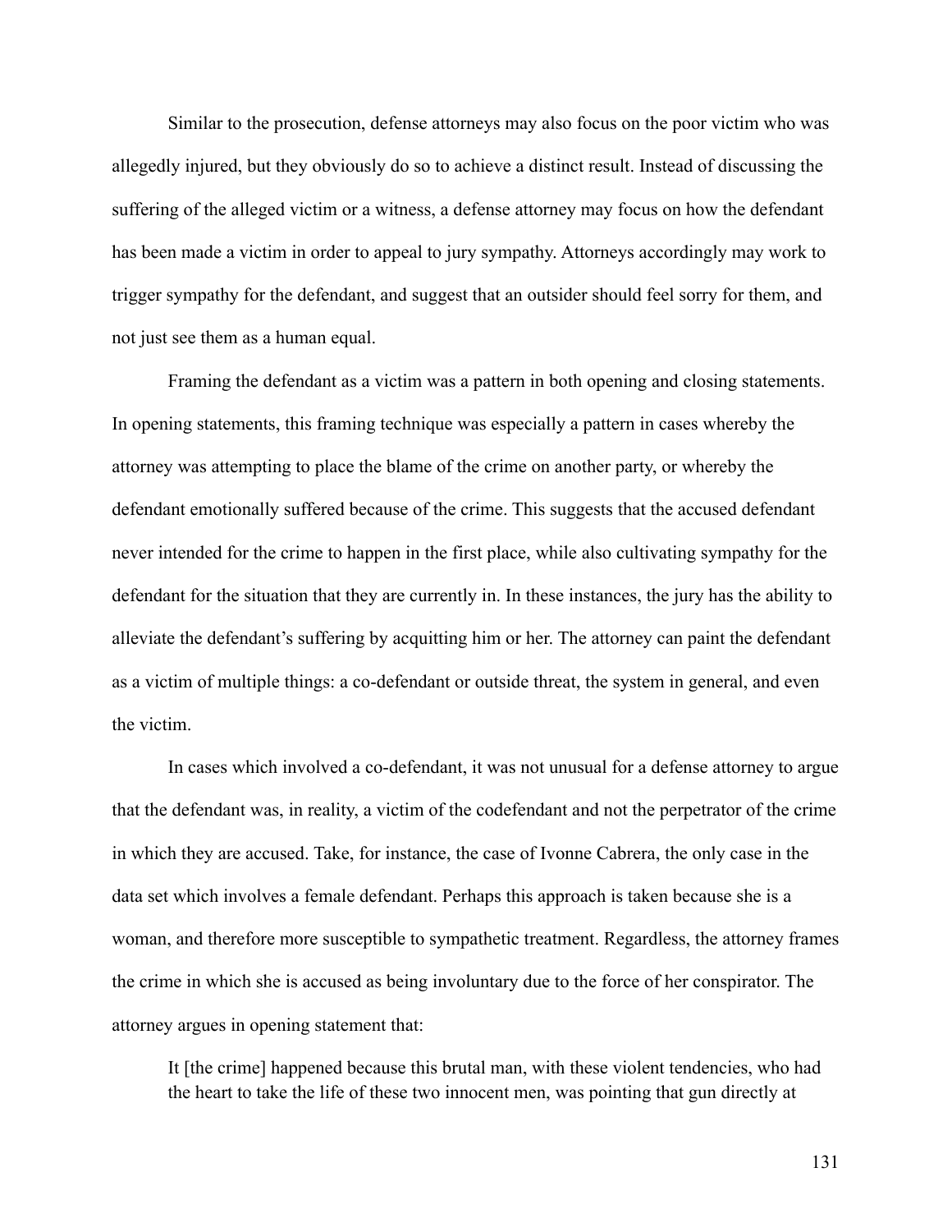Similar to the prosecution, defense attorneys may also focus on the poor victim who was allegedly injured, but they obviously do so to achieve a distinct result. Instead of discussing the suffering of the alleged victim or a witness, a defense attorney may focus on how the defendant has been made a victim in order to appeal to jury sympathy. Attorneys accordingly may work to trigger sympathy for the defendant, and suggest that an outsider should feel sorry for them, and not just see them as a human equal.

Framing the defendant as a victim was a pattern in both opening and closing statements. In opening statements, this framing technique was especially a pattern in cases whereby the attorney was attempting to place the blame of the crime on another party, or whereby the defendant emotionally suffered because of the crime. This suggests that the accused defendant never intended for the crime to happen in the first place, while also cultivating sympathy for the defendant for the situation that they are currently in. In these instances, the jury has the ability to alleviate the defendant's suffering by acquitting him or her. The attorney can paint the defendant as a victim of multiple things: a co-defendant or outside threat, the system in general, and even the victim.

In cases which involved a co-defendant, it was not unusual for a defense attorney to argue that the defendant was, in reality, a victim of the codefendant and not the perpetrator of the crime in which they are accused. Take, for instance, the case of Ivonne Cabrera, the only case in the data set which involves a female defendant. Perhaps this approach is taken because she is a woman, and therefore more susceptible to sympathetic treatment. Regardless, the attorney frames the crime in which she is accused as being involuntary due to the force of her conspirator. The attorney argues in opening statement that:

> It [the crime] happened because this brutal man, with these violent tendencies, who had the heart to take the life of these two innocent men, was pointing that gun directly at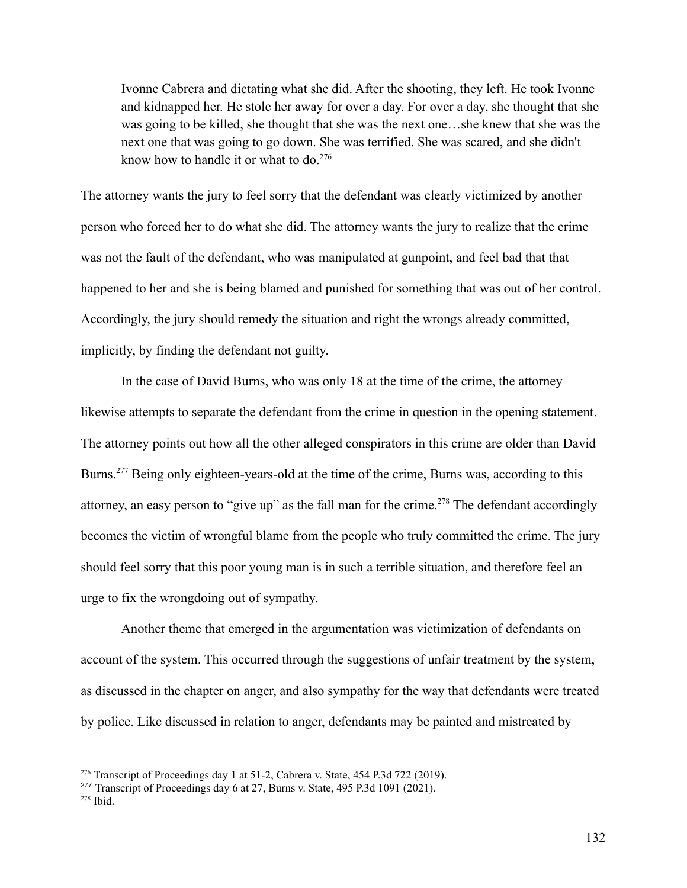> Ivonne Cabrera and dictating what she did. After the shooting, they left. He took Ivonne and kidnapped her. He stole her away for over a day. For over a day, she thought that she was going to be killed, she thought that she was the next one…she knew that she was the next one that was going to go down. She was terrified. She was scared, and she didn't know how to handle it or what to do.[276]

The attorney wants the jury to feel sorry that the defendant was clearly victimized by another person who forced her to do what she did. The attorney wants the jury to realize that the crime was not the fault of the defendant, who was manipulated at gunpoint, and feel bad that that happened to her and she is being blamed and punished for something that was out of her control. Accordingly, the jury should remedy the situation and right the wrongs already committed, implicitly, by finding the defendant not guilty.

In the case of David Burns, who was only 18 at the time of the crime, the attorney likewise attempts to separate the defendant from the crime in question in the opening statement. The attorney points out how all the other alleged conspirators in this crime are older than David Burns.[277] Being only eighteen-years-old at the time of the crime, Burns was, according to this attorney, an easy person to "give up" as the fall man for the crime.[278] The defendant accordingly becomes the victim of wrongful blame from the people who truly committed the crime. The jury should feel sorry that this poor young man is in such a terrible situation, and therefore feel an urge to fix the wrongdoing out of sympathy.

Another theme that emerged in the argumentation was victimization of defendants on account of the system. This occurred through the suggestions of unfair treatment by the system, as discussed in the chapter on anger, and also sympathy for the way that defendants were treated by police. Like discussed in relation to anger, defendants may be painted and mistreated by

---

[276] Transcript of Proceedings day 1 at 51-2, Cabrera v. State, 454 P.3d 722 (2019).

[277] Transcript of Proceedings day 6 at 27, Burns v. State, 495 P.3d 1091 (2021).

[278] Ibid.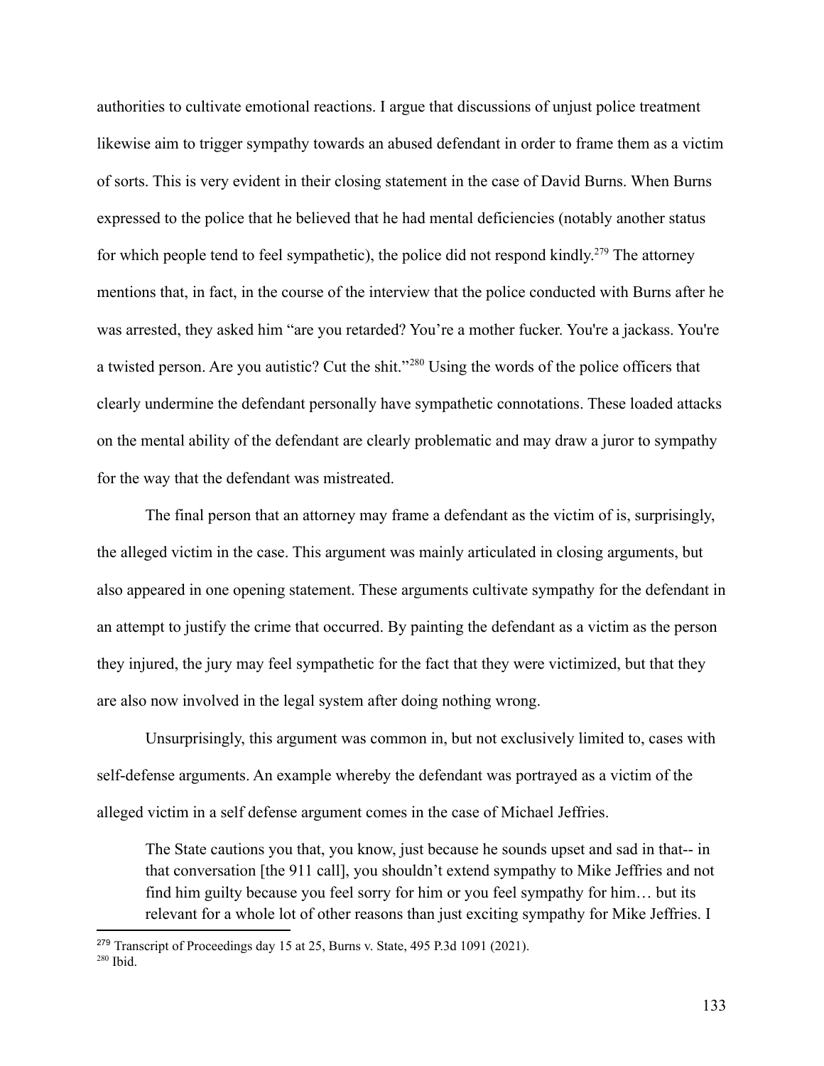authorities to cultivate emotional reactions. I argue that discussions of unjust police treatment likewise aim to trigger sympathy towards an abused defendant in order to frame them as a victim of sorts. This is very evident in their closing statement in the case of David Burns. When Burns expressed to the police that he believed that he had mental deficiencies (notably another status for which people tend to feel sympathetic), the police did not respond kindly.[279] The attorney mentions that, in fact, in the course of the interview that the police conducted with Burns after he was arrested, they asked him "are you retarded? You're a mother fucker. You're a jackass. You're a twisted person. Are you autistic? Cut the shit."[280] Using the words of the police officers that clearly undermine the defendant personally have sympathetic connotations. These loaded attacks on the mental ability of the defendant are clearly problematic and may draw a juror to sympathy for the way that the defendant was mistreated.

The final person that an attorney may frame a defendant as the victim of is, surprisingly, the alleged victim in the case. This argument was mainly articulated in closing arguments, but also appeared in one opening statement. These arguments cultivate sympathy for the defendant in an attempt to justify the crime that occurred. By painting the defendant as a victim as the person they injured, the jury may feel sympathetic for the fact that they were victimized, but that they are also now involved in the legal system after doing nothing wrong.

Unsurprisingly, this argument was common in, but not exclusively limited to, cases with self-defense arguments. An example whereby the defendant was portrayed as a victim of the alleged victim in a self defense argument comes in the case of Michael Jeffries.

> The State cautions you that, you know, just because he sounds upset and sad in that-- in that conversation [the 911 call], you shouldn't extend sympathy to Mike Jeffries and not find him guilty because you feel sorry for him or you feel sympathy for him… but its relevant for a whole lot of other reasons than just exciting sympathy for Mike Jeffries. I

[279] Transcript of Proceedings day 15 at 25, Burns v. State, 495 P.3d 1091 (2021).
[280] Ibid.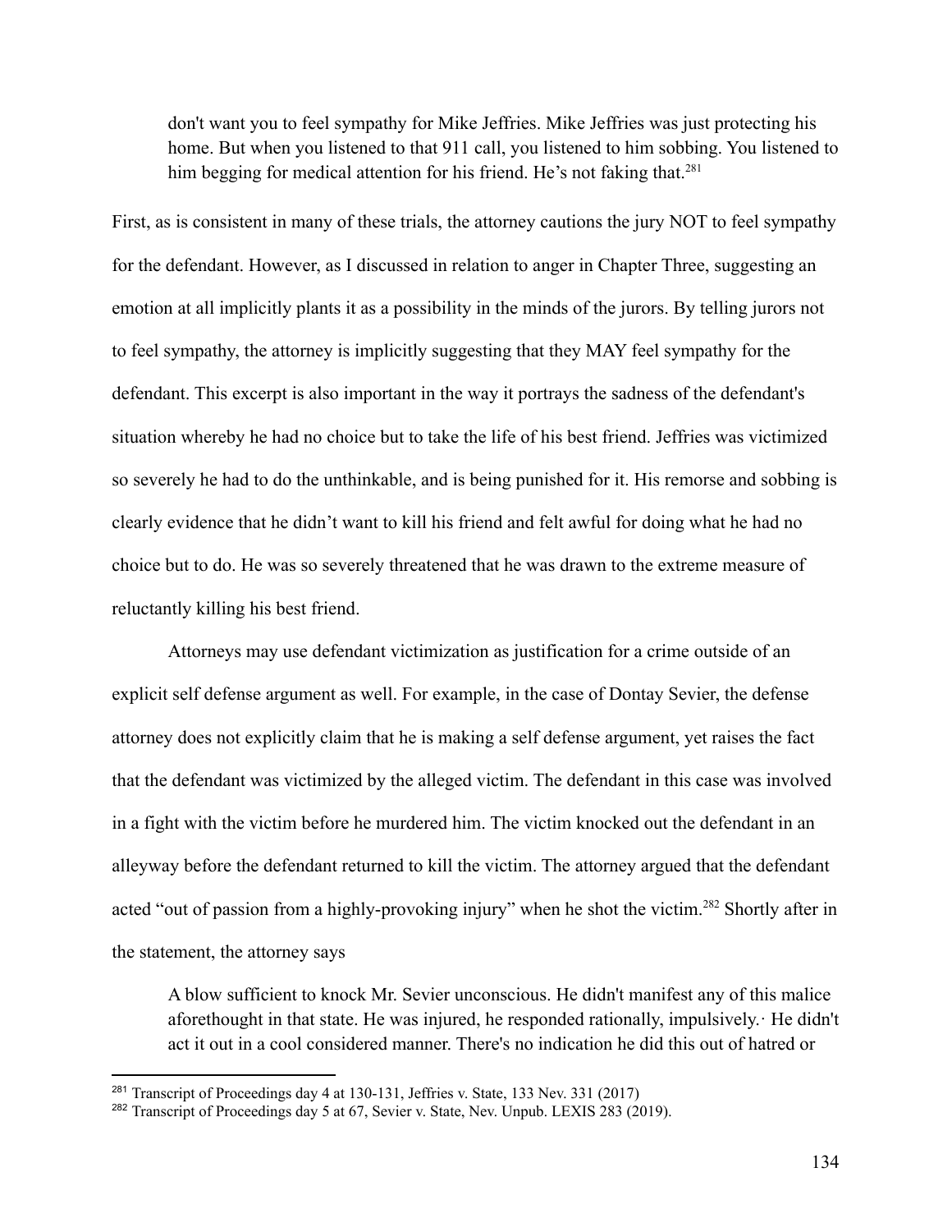> don't want you to feel sympathy for Mike Jeffries. Mike Jeffries was just protecting his home. But when you listened to that 911 call, you listened to him sobbing. You listened to him begging for medical attention for his friend. He's not faking that.[281]

First, as is consistent in many of these trials, the attorney cautions the jury NOT to feel sympathy for the defendant. However, as I discussed in relation to anger in Chapter Three, suggesting an emotion at all implicitly plants it as a possibility in the minds of the jurors. By telling jurors not to feel sympathy, the attorney is implicitly suggesting that they MAY feel sympathy for the defendant. This excerpt is also important in the way it portrays the sadness of the defendant's situation whereby he had no choice but to take the life of his best friend. Jeffries was victimized so severely he had to do the unthinkable, and is being punished for it. His remorse and sobbing is clearly evidence that he didn't want to kill his friend and felt awful for doing what he had no choice but to do. He was so severely threatened that he was drawn to the extreme measure of reluctantly killing his best friend.

Attorneys may use defendant victimization as justification for a crime outside of an explicit self defense argument as well. For example, in the case of Dontay Sevier, the defense attorney does not explicitly claim that he is making a self defense argument, yet raises the fact that the defendant was victimized by the alleged victim. The defendant in this case was involved in a fight with the victim before he murdered him. The victim knocked out the defendant in an alleyway before the defendant returned to kill the victim. The attorney argued that the defendant acted "out of passion from a highly-provoking injury" when he shot the victim.[282] Shortly after in the statement, the attorney says

> A blow sufficient to knock Mr. Sevier unconscious. He didn't manifest any of this malice aforethought in that state. He was injured, he responded rationally, impulsively.· He didn't act it out in a cool considered manner. There's no indication he did this out of hatred or

[281] Transcript of Proceedings day 4 at 130-131, Jeffries v. State, 133 Nev. 331 (2017)

[282] Transcript of Proceedings day 5 at 67, Sevier v. State, Nev. Unpub. LEXIS 283 (2019).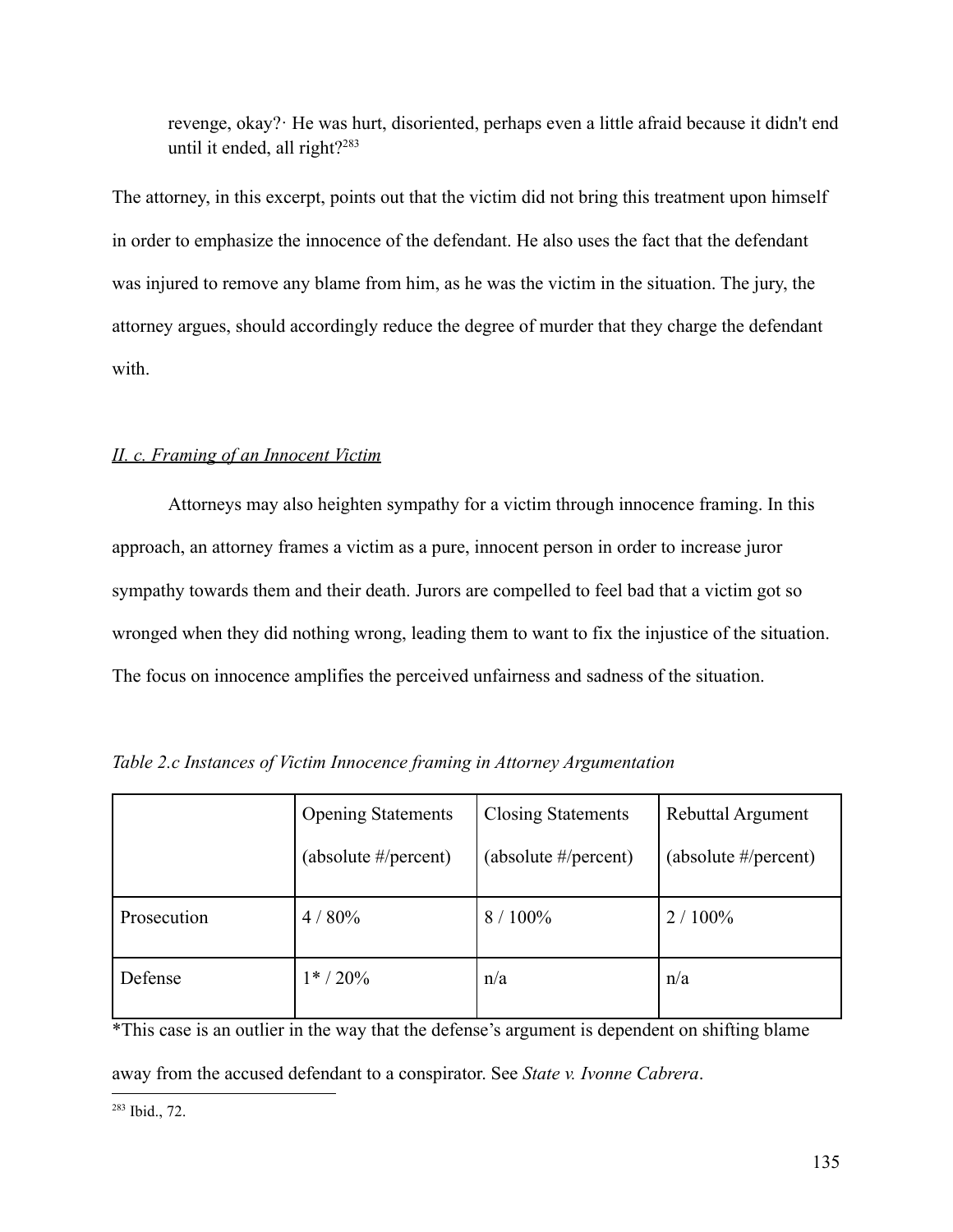> revenge, okay?· He was hurt, disoriented, perhaps even a little afraid because it didn't end until it ended, all right?[283]

The attorney, in this excerpt, points out that the victim did not bring this treatment upon himself in order to emphasize the innocence of the defendant. He also uses the fact that the defendant was injured to remove any blame from him, as he was the victim in the situation. The jury, the attorney argues, should accordingly reduce the degree of murder that they charge the defendant with.

### *II. c. Framing of an Innocent Victim*

Attorneys may also heighten sympathy for a victim through innocence framing. In this approach, an attorney frames a victim as a pure, innocent person in order to increase juror sympathy towards them and their death. Jurors are compelled to feel bad that a victim got so wronged when they did nothing wrong, leading them to want to fix the injustice of the situation. The focus on innocence amplifies the perceived unfairness and sadness of the situation.

*Table 2.c Instances of Victim Innocence framing in Attorney Argumentation*

| | Opening Statements (absolute #/percent) | Closing Statements (absolute #/percent) | Rebuttal Argument (absolute #/percent) |
|---|---|---|---|
| Prosecution | 4 / 80% | 8 / 100% | 2 / 100% |
| Defense | 1* / 20% | n/a | n/a |

*This case is an outlier in the way that the defense's argument is dependent on shifting blame away from the accused defendant to a conspirator. See *State v. Ivonne Cabrera*.

[283] Ibid., 72.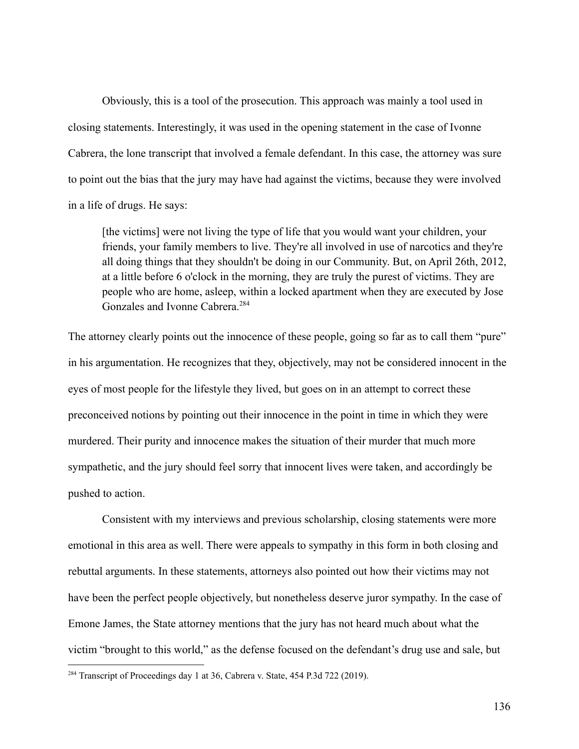Obviously, this is a tool of the prosecution. This approach was mainly a tool used in closing statements. Interestingly, it was used in the opening statement in the case of Ivonne Cabrera, the lone transcript that involved a female defendant. In this case, the attorney was sure to point out the bias that the jury may have had against the victims, because they were involved in a life of drugs. He says:

> [the victims] were not living the type of life that you would want your children, your friends, your family members to live. They're all involved in use of narcotics and they're all doing things that they shouldn't be doing in our Community. But, on April 26th, 2012, at a little before 6 o'clock in the morning, they are truly the purest of victims. They are people who are home, asleep, within a locked apartment when they are executed by Jose Gonzales and Ivonne Cabrera.[284]

The attorney clearly points out the innocence of these people, going so far as to call them "pure" in his argumentation. He recognizes that they, objectively, may not be considered innocent in the eyes of most people for the lifestyle they lived, but goes on in an attempt to correct these preconceived notions by pointing out their innocence in the point in time in which they were murdered. Their purity and innocence makes the situation of their murder that much more sympathetic, and the jury should feel sorry that innocent lives were taken, and accordingly be pushed to action.

Consistent with my interviews and previous scholarship, closing statements were more emotional in this area as well. There were appeals to sympathy in this form in both closing and rebuttal arguments. In these statements, attorneys also pointed out how their victims may not have been the perfect people objectively, but nonetheless deserve juror sympathy. In the case of Emone James, the State attorney mentions that the jury has not heard much about what the victim "brought to this world," as the defense focused on the defendant's drug use and sale, but

---

[284] Transcript of Proceedings day 1 at 36, Cabrera v. State, 454 P.3d 722 (2019).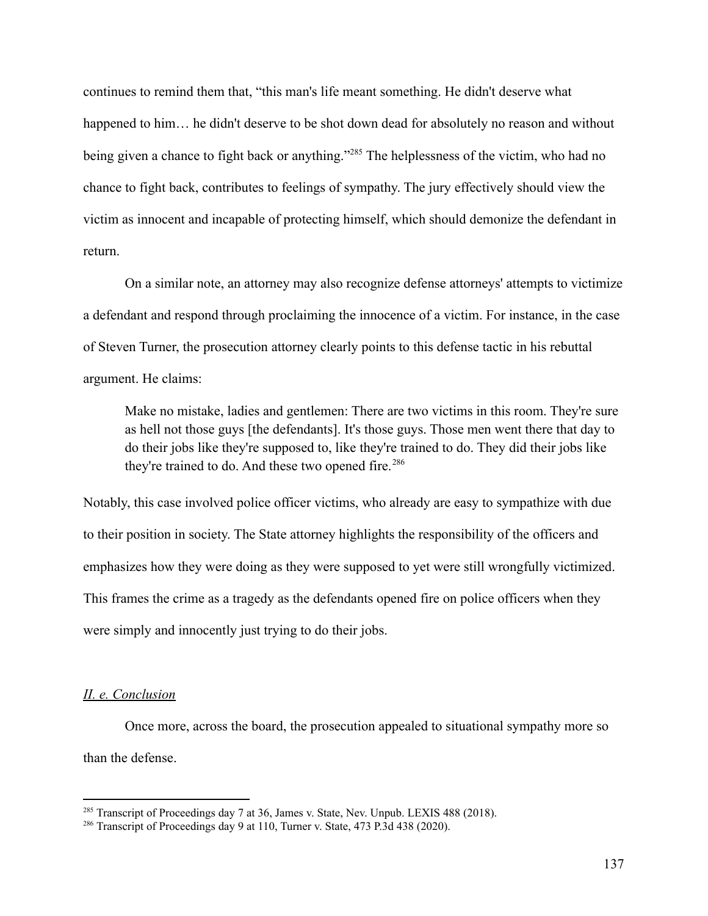continues to remind them that, “this man's life meant something. He didn't deserve what happened to him… he didn't deserve to be shot down dead for absolutely no reason and without being given a chance to fight back or anything.”[285] The helplessness of the victim, who had no chance to fight back, contributes to feelings of sympathy. The jury effectively should view the victim as innocent and incapable of protecting himself, which should demonize the defendant in return.

On a similar note, an attorney may also recognize defense attorneys' attempts to victimize a defendant and respond through proclaiming the innocence of a victim. For instance, in the case of Steven Turner, the prosecution attorney clearly points to this defense tactic in his rebuttal argument. He claims:

> Make no mistake, ladies and gentlemen: There are two victims in this room. They're sure as hell not those guys [the defendants]. It's those guys. Those men went there that day to do their jobs like they're supposed to, like they're trained to do. They did their jobs like they're trained to do. And these two opened fire.[286]

Notably, this case involved police officer victims, who already are easy to sympathize with due to their position in society. The State attorney highlights the responsibility of the officers and emphasizes how they were doing as they were supposed to yet were still wrongfully victimized. This frames the crime as a tragedy as the defendants opened fire on police officers when they were simply and innocently just trying to do their jobs.

### *II. e. Conclusion*

Once more, across the board, the prosecution appealed to situational sympathy more so than the defense.

---

[285] Transcript of Proceedings day 7 at 36, James v. State, Nev. Unpub. LEXIS 488 (2018).

[286] Transcript of Proceedings day 9 at 110, Turner v. State, 473 P.3d 438 (2020).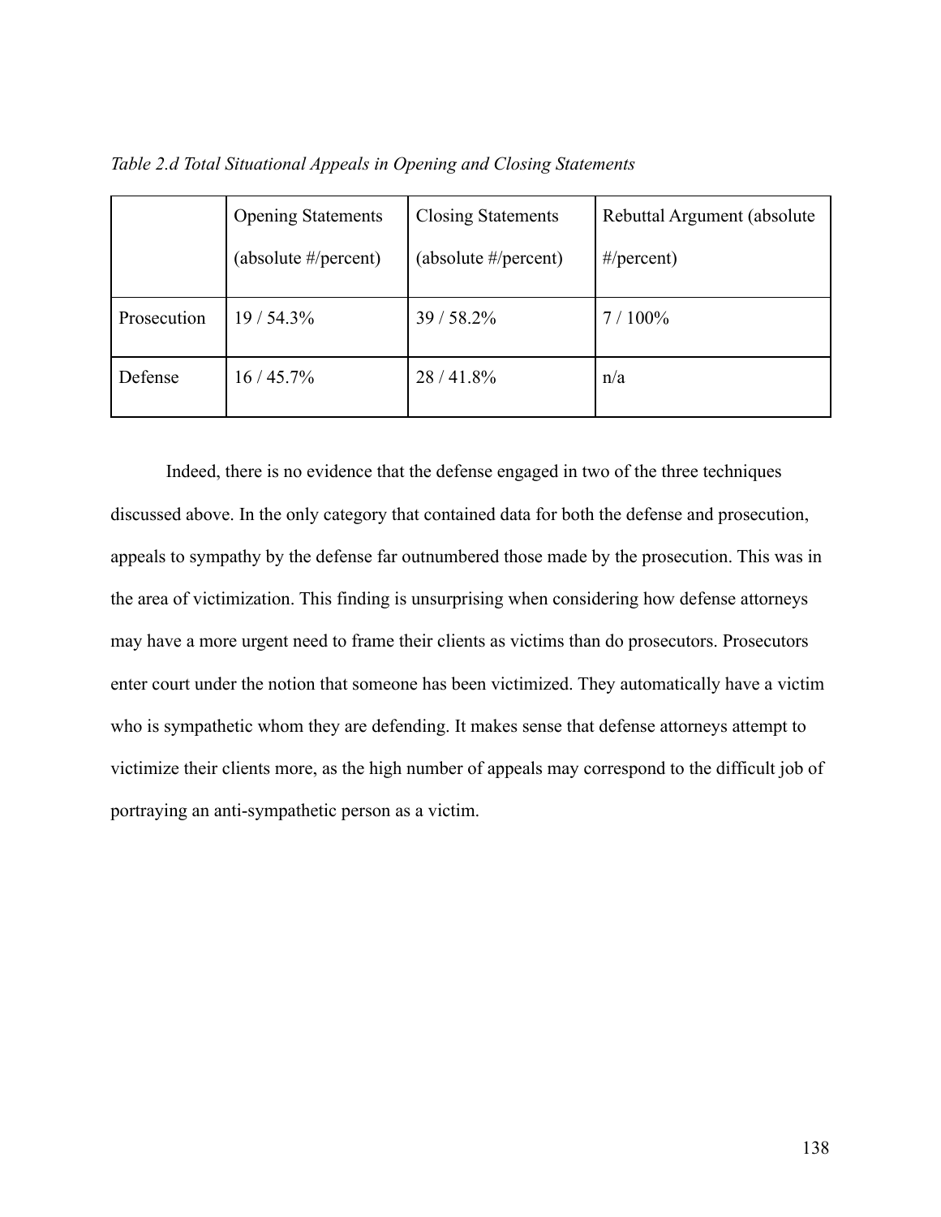*Table 2.d Total Situational Appeals in Opening and Closing Statements*

| | Opening Statements (absolute #/percent) | Closing Statements (absolute #/percent) | Rebuttal Argument (absolute #/percent) |
|---|---|---|---|
| Prosecution | 19 / 54.3% | 39 / 58.2% | 7 / 100% |
| Defense | 16 / 45.7% | 28 / 41.8% | n/a |

Indeed, there is no evidence that the defense engaged in two of the three techniques discussed above. In the only category that contained data for both the defense and prosecution, appeals to sympathy by the defense far outnumbered those made by the prosecution. This was in the area of victimization. This finding is unsurprising when considering how defense attorneys may have a more urgent need to frame their clients as victims than do prosecutors. Prosecutors enter court under the notion that someone has been victimized. They automatically have a victim who is sympathetic whom they are defending. It makes sense that defense attorneys attempt to victimize their clients more, as the high number of appeals may correspond to the difficult job of portraying an anti-sympathetic person as a victim.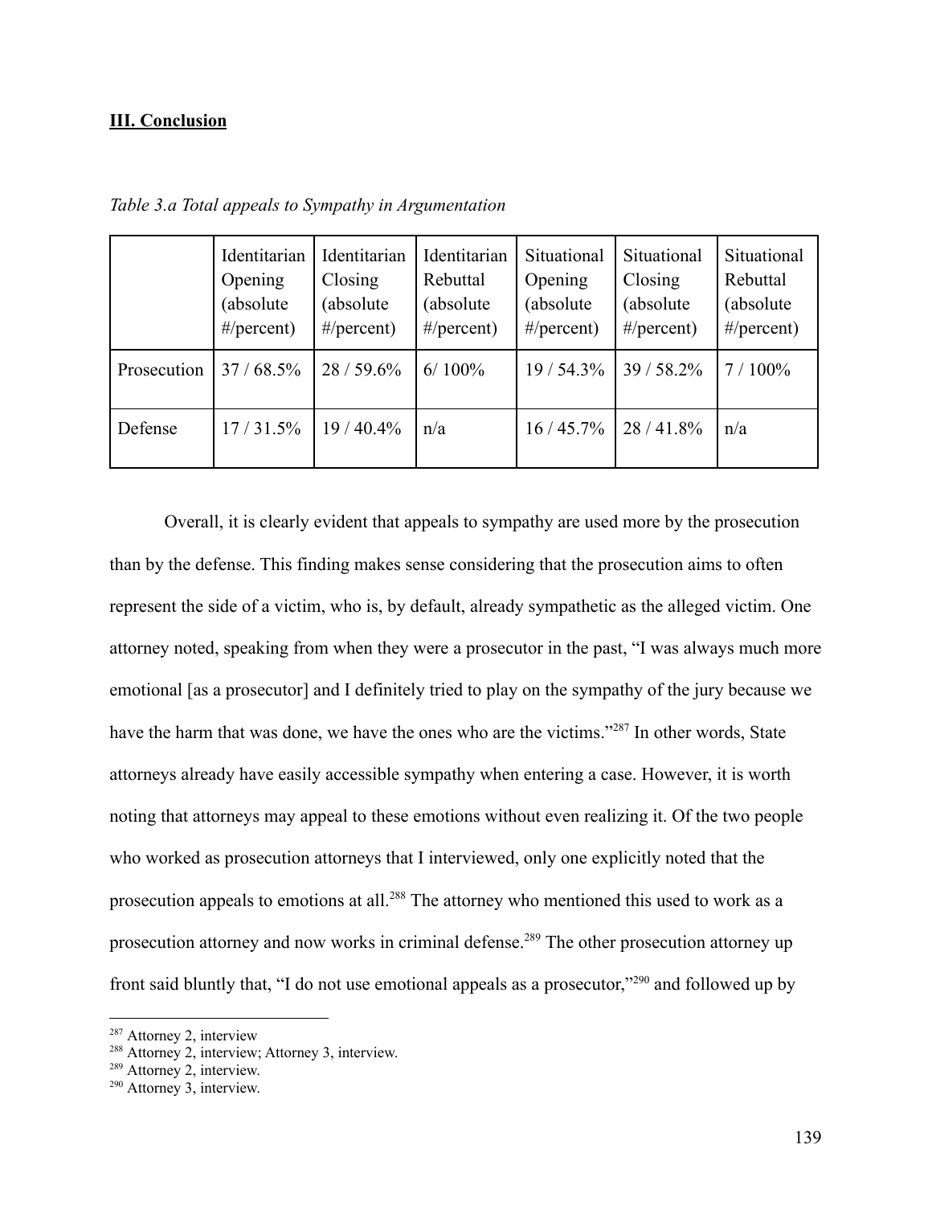## III. Conclusion

*Table 3.a Total appeals to Sympathy in Argumentation*

| | Identitarian Opening (absolute #/percent) | Identitarian Closing (absolute #/percent) | Identitarian Rebuttal (absolute #/percent) | Situational Opening (absolute #/percent) | Situational Closing (absolute #/percent) | Situational Rebuttal (absolute #/percent) |
|---|---|---|---|---|---|---|
| Prosecution | 37 / 68.5% | 28 / 59.6% | 6/ 100% | 19 / 54.3% | 39 / 58.2% | 7 / 100% |
| Defense | 17 / 31.5% | 19 / 40.4% | n/a | 16 / 45.7% | 28 / 41.8% | n/a |

Overall, it is clearly evident that appeals to sympathy are used more by the prosecution than by the defense. This finding makes sense considering that the prosecution aims to often represent the side of a victim, who is, by default, already sympathetic as the alleged victim. One attorney noted, speaking from when they were a prosecutor in the past, "I was always much more emotional [as a prosecutor] and I definitely tried to play on the sympathy of the jury because we have the harm that was done, we have the ones who are the victims."[287] In other words, State attorneys already have easily accessible sympathy when entering a case. However, it is worth noting that attorneys may appeal to these emotions without even realizing it. Of the two people who worked as prosecution attorneys that I interviewed, only one explicitly noted that the prosecution appeals to emotions at all.[288] The attorney who mentioned this used to work as a prosecution attorney and now works in criminal defense.[289] The other prosecution attorney up front said bluntly that, "I do not use emotional appeals as a prosecutor,"[290] and followed up by

[287] Attorney 2, interview

[288] Attorney 2, interview; Attorney 3, interview.

[289] Attorney 2, interview.

[290] Attorney 3, interview.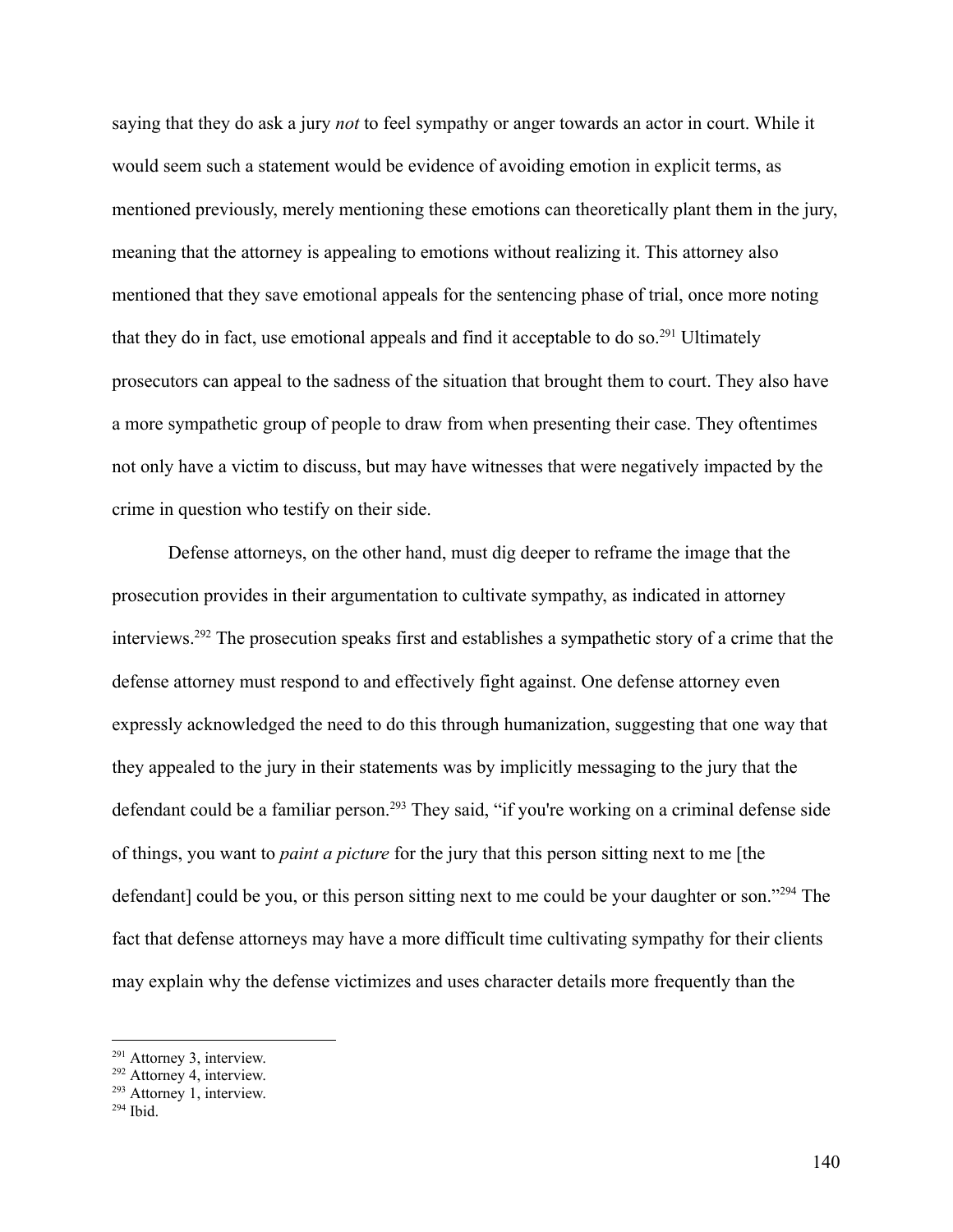saying that they do ask a jury *not* to feel sympathy or anger towards an actor in court. While it would seem such a statement would be evidence of avoiding emotion in explicit terms, as mentioned previously, merely mentioning these emotions can theoretically plant them in the jury, meaning that the attorney is appealing to emotions without realizing it. This attorney also mentioned that they save emotional appeals for the sentencing phase of trial, once more noting that they do in fact, use emotional appeals and find it acceptable to do so.[291] Ultimately prosecutors can appeal to the sadness of the situation that brought them to court. They also have a more sympathetic group of people to draw from when presenting their case. They oftentimes not only have a victim to discuss, but may have witnesses that were negatively impacted by the crime in question who testify on their side.

Defense attorneys, on the other hand, must dig deeper to reframe the image that the prosecution provides in their argumentation to cultivate sympathy, as indicated in attorney interviews.[292] The prosecution speaks first and establishes a sympathetic story of a crime that the defense attorney must respond to and effectively fight against. One defense attorney even expressly acknowledged the need to do this through humanization, suggesting that one way that they appealed to the jury in their statements was by implicitly messaging to the jury that the defendant could be a familiar person.[293] They said, "if you're working on a criminal defense side of things, you want to *paint a picture* for the jury that this person sitting next to me [the defendant] could be you, or this person sitting next to me could be your daughter or son."[294] The fact that defense attorneys may have a more difficult time cultivating sympathy for their clients may explain why the defense victimizes and uses character details more frequently than the

---

[291] Attorney 3, interview.

[292] Attorney 4, interview.

[293] Attorney 1, interview.

[294] Ibid.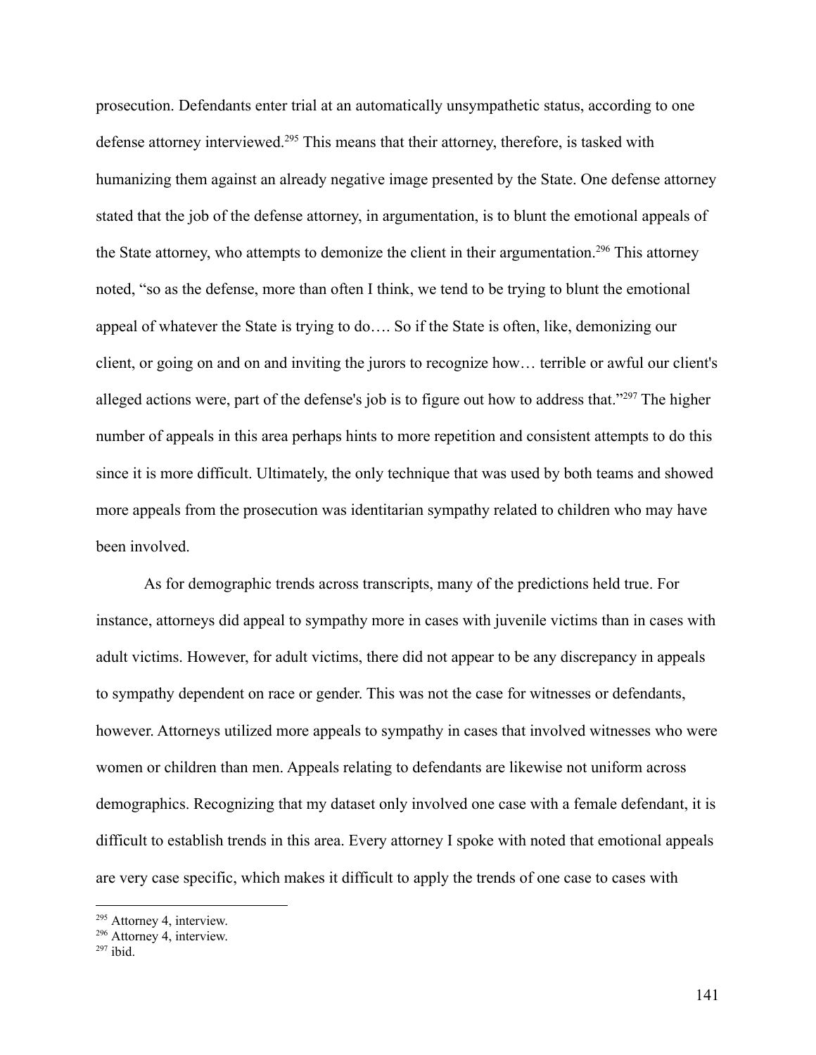prosecution. Defendants enter trial at an automatically unsympathetic status, according to one defense attorney interviewed.[295] This means that their attorney, therefore, is tasked with humanizing them against an already negative image presented by the State. One defense attorney stated that the job of the defense attorney, in argumentation, is to blunt the emotional appeals of the State attorney, who attempts to demonize the client in their argumentation.[296] This attorney noted, "so as the defense, more than often I think, we tend to be trying to blunt the emotional appeal of whatever the State is trying to do…. So if the State is often, like, demonizing our client, or going on and on and inviting the jurors to recognize how… terrible or awful our client's alleged actions were, part of the defense's job is to figure out how to address that."[297] The higher number of appeals in this area perhaps hints to more repetition and consistent attempts to do this since it is more difficult. Ultimately, the only technique that was used by both teams and showed more appeals from the prosecution was identitarian sympathy related to children who may have been involved.

As for demographic trends across transcripts, many of the predictions held true. For instance, attorneys did appeal to sympathy more in cases with juvenile victims than in cases with adult victims. However, for adult victims, there did not appear to be any discrepancy in appeals to sympathy dependent on race or gender. This was not the case for witnesses or defendants, however. Attorneys utilized more appeals to sympathy in cases that involved witnesses who were women or children than men. Appeals relating to defendants are likewise not uniform across demographics. Recognizing that my dataset only involved one case with a female defendant, it is difficult to establish trends in this area. Every attorney I spoke with noted that emotional appeals are very case specific, which makes it difficult to apply the trends of one case to cases with

[295] Attorney 4, interview.
[296] Attorney 4, interview.
[297] ibid.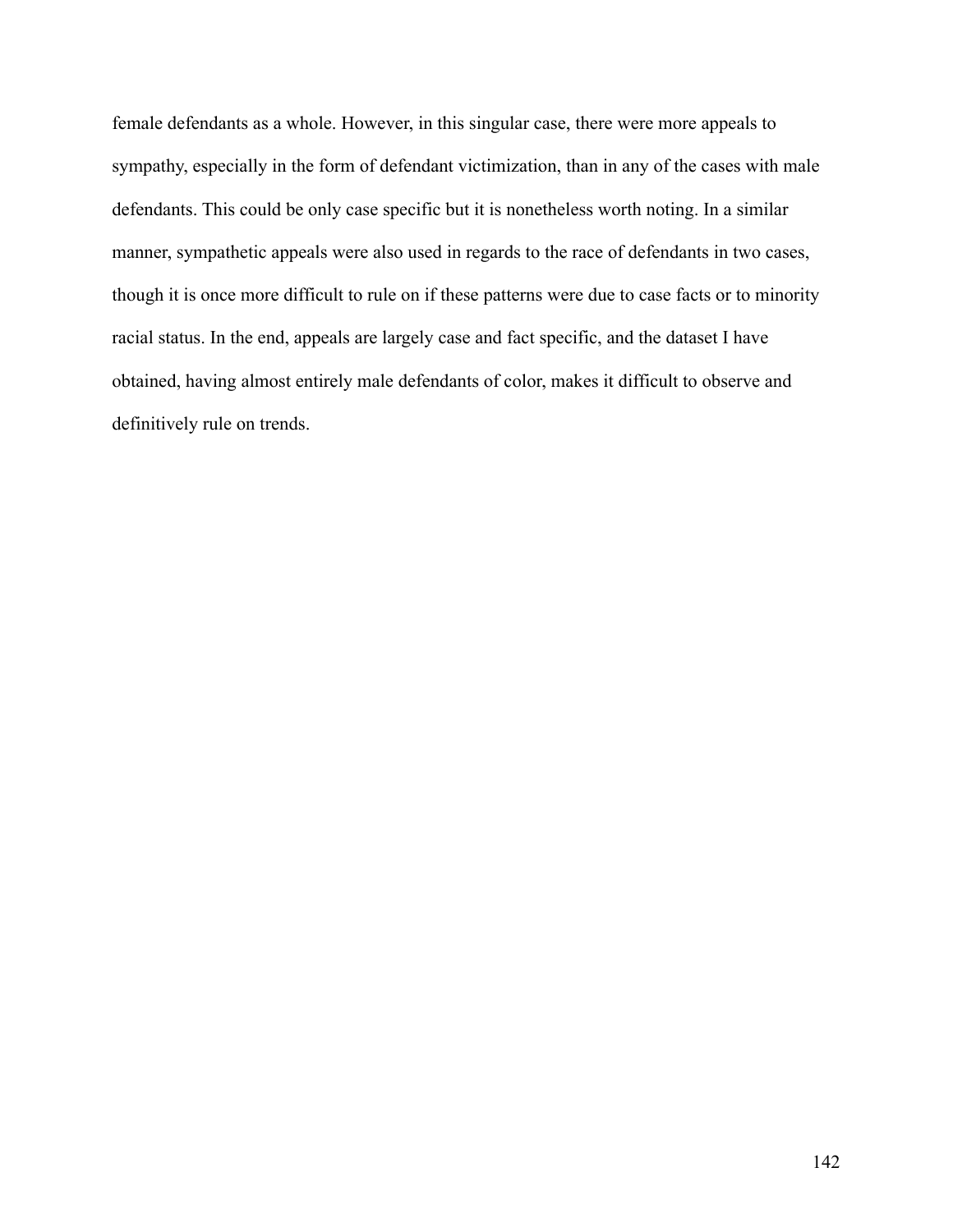female defendants as a whole. However, in this singular case, there were more appeals to sympathy, especially in the form of defendant victimization, than in any of the cases with male defendants. This could be only case specific but it is nonetheless worth noting. In a similar manner, sympathetic appeals were also used in regards to the race of defendants in two cases, though it is once more difficult to rule on if these patterns were due to case facts or to minority racial status. In the end, appeals are largely case and fact specific, and the dataset I have obtained, having almost entirely male defendants of color, makes it difficult to observe and definitively rule on trends.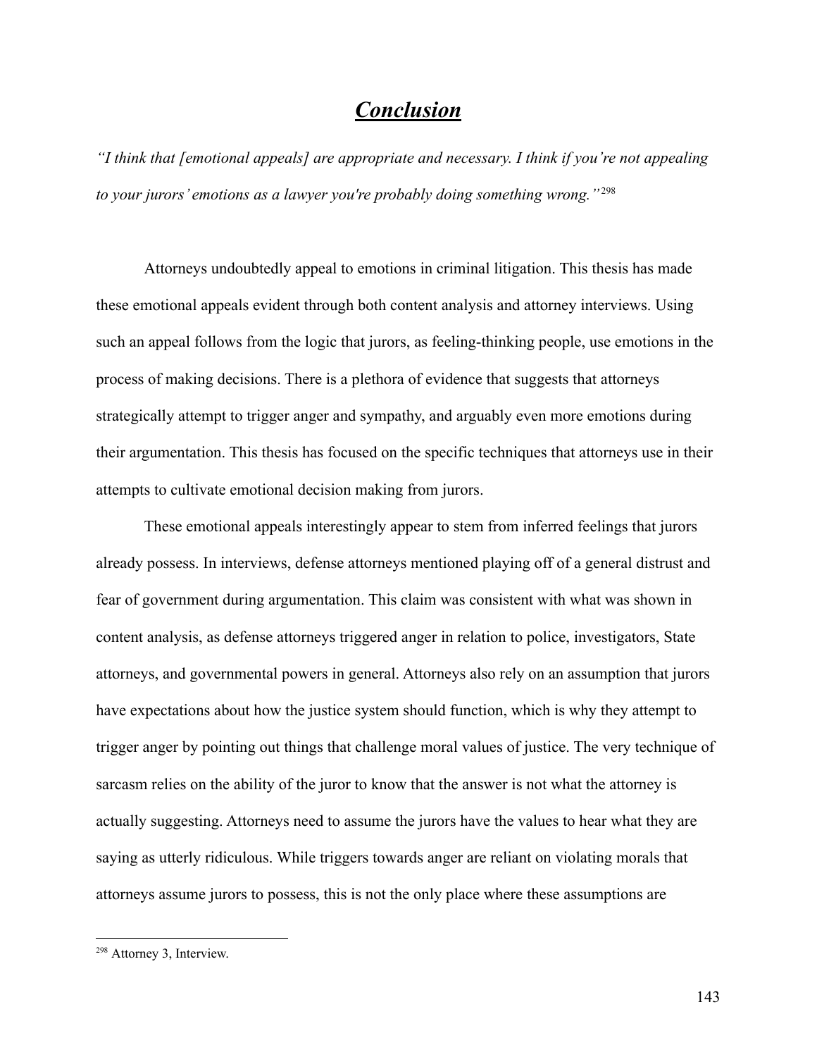# ***Conclusion***

*"I think that [emotional appeals] are appropriate and necessary. I think if you're not appealing to your jurors' emotions as a lawyer you're probably doing something wrong."*[298]

Attorneys undoubtedly appeal to emotions in criminal litigation. This thesis has made these emotional appeals evident through both content analysis and attorney interviews. Using such an appeal follows from the logic that jurors, as feeling-thinking people, use emotions in the process of making decisions. There is a plethora of evidence that suggests that attorneys strategically attempt to trigger anger and sympathy, and arguably even more emotions during their argumentation. This thesis has focused on the specific techniques that attorneys use in their attempts to cultivate emotional decision making from jurors.

These emotional appeals interestingly appear to stem from inferred feelings that jurors already possess. In interviews, defense attorneys mentioned playing off of a general distrust and fear of government during argumentation. This claim was consistent with what was shown in content analysis, as defense attorneys triggered anger in relation to police, investigators, State attorneys, and governmental powers in general. Attorneys also rely on an assumption that jurors have expectations about how the justice system should function, which is why they attempt to trigger anger by pointing out things that challenge moral values of justice. The very technique of sarcasm relies on the ability of the juror to know that the answer is not what the attorney is actually suggesting. Attorneys need to assume the jurors have the values to hear what they are saying as utterly ridiculous. While triggers towards anger are reliant on violating morals that attorneys assume jurors to possess, this is not the only place where these assumptions are

[298] Attorney 3, Interview.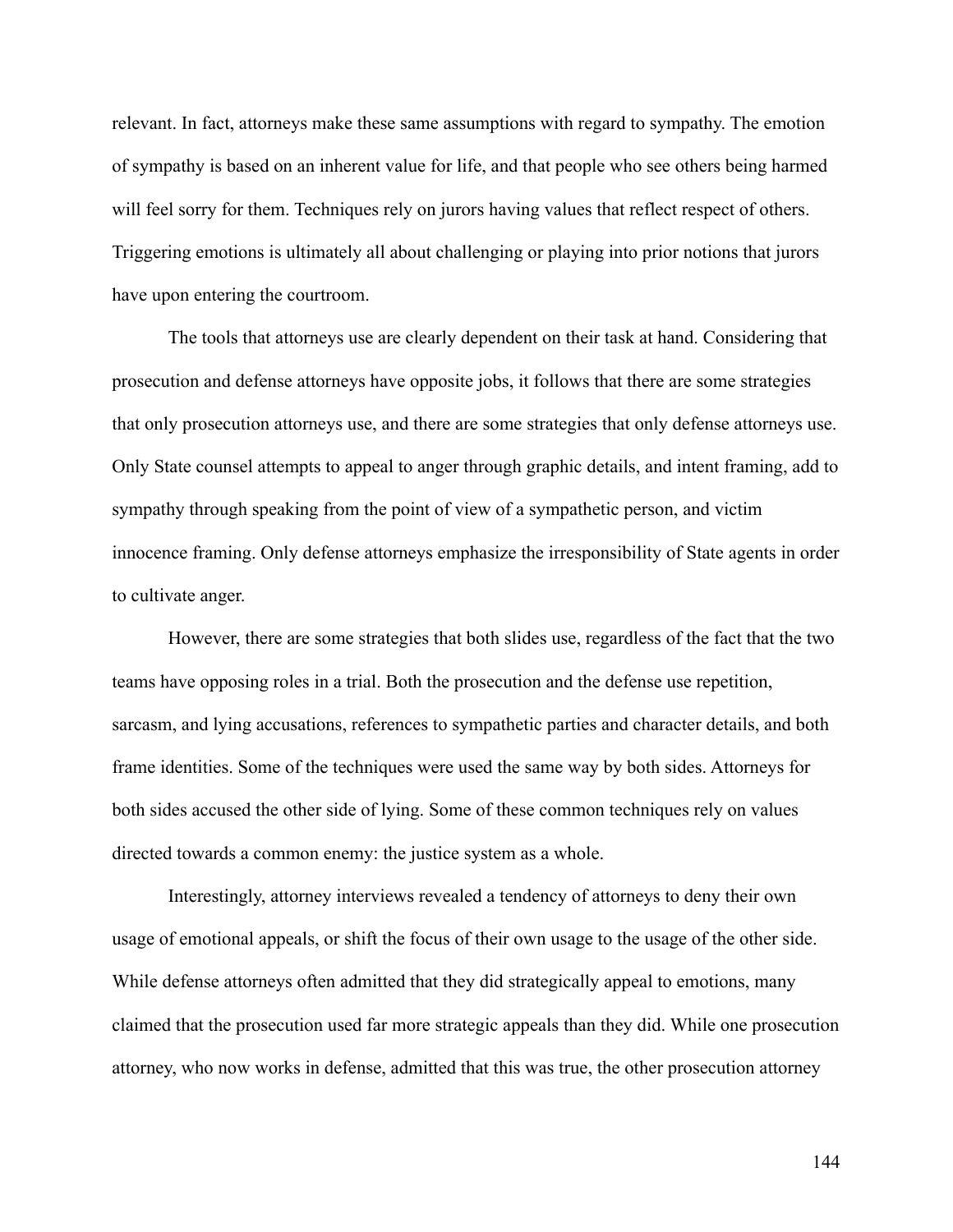relevant. In fact, attorneys make these same assumptions with regard to sympathy. The emotion of sympathy is based on an inherent value for life, and that people who see others being harmed will feel sorry for them. Techniques rely on jurors having values that reflect respect of others. Triggering emotions is ultimately all about challenging or playing into prior notions that jurors have upon entering the courtroom.

The tools that attorneys use are clearly dependent on their task at hand. Considering that prosecution and defense attorneys have opposite jobs, it follows that there are some strategies that only prosecution attorneys use, and there are some strategies that only defense attorneys use. Only State counsel attempts to appeal to anger through graphic details, and intent framing, add to sympathy through speaking from the point of view of a sympathetic person, and victim innocence framing. Only defense attorneys emphasize the irresponsibility of State agents in order to cultivate anger.

However, there are some strategies that both slides use, regardless of the fact that the two teams have opposing roles in a trial. Both the prosecution and the defense use repetition, sarcasm, and lying accusations, references to sympathetic parties and character details, and both frame identities. Some of the techniques were used the same way by both sides. Attorneys for both sides accused the other side of lying. Some of these common techniques rely on values directed towards a common enemy: the justice system as a whole.

Interestingly, attorney interviews revealed a tendency of attorneys to deny their own usage of emotional appeals, or shift the focus of their own usage to the usage of the other side. While defense attorneys often admitted that they did strategically appeal to emotions, many claimed that the prosecution used far more strategic appeals than they did. While one prosecution attorney, who now works in defense, admitted that this was true, the other prosecution attorney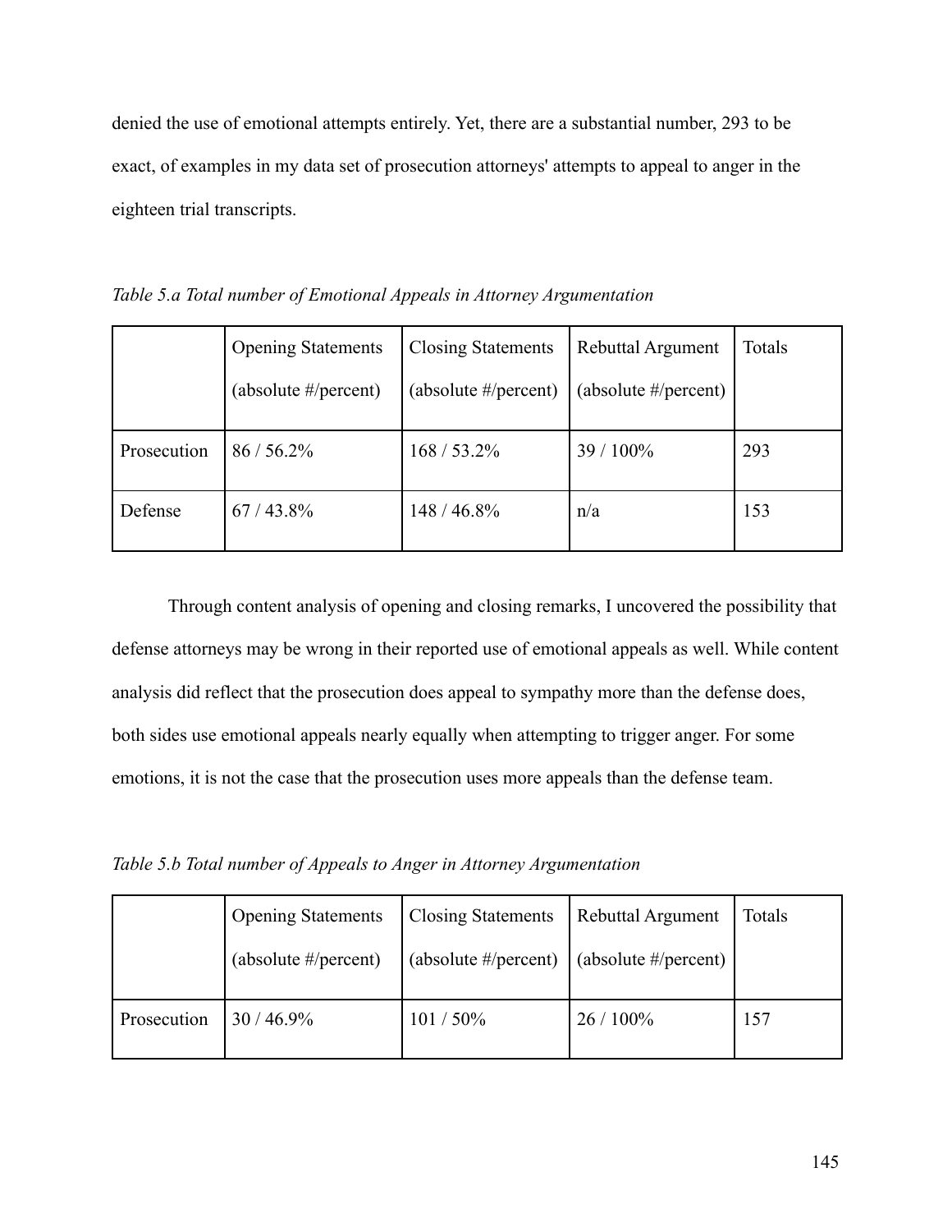denied the use of emotional attempts entirely. Yet, there are a substantial number, 293 to be exact, of examples in my data set of prosecution attorneys' attempts to appeal to anger in the eighteen trial transcripts.

*Table 5.a Total number of Emotional Appeals in Attorney Argumentation*

| | Opening Statements (absolute #/percent) | Closing Statements (absolute #/percent) | Rebuttal Argument (absolute #/percent) | Totals |
|---|---|---|---|---|
| Prosecution | 86 / 56.2% | 168 / 53.2% | 39 / 100% | 293 |
| Defense | 67 / 43.8% | 148 / 46.8% | n/a | 153 |

Through content analysis of opening and closing remarks, I uncovered the possibility that defense attorneys may be wrong in their reported use of emotional appeals as well. While content analysis did reflect that the prosecution does appeal to sympathy more than the defense does, both sides use emotional appeals nearly equally when attempting to trigger anger. For some emotions, it is not the case that the prosecution uses more appeals than the defense team.

*Table 5.b Total number of Appeals to Anger in Attorney Argumentation*

| | Opening Statements (absolute #/percent) | Closing Statements (absolute #/percent) | Rebuttal Argument (absolute #/percent) | Totals |
|---|---|---|---|---|
| Prosecution | 30 / 46.9% | 101 / 50% | 26 / 100% | 157 |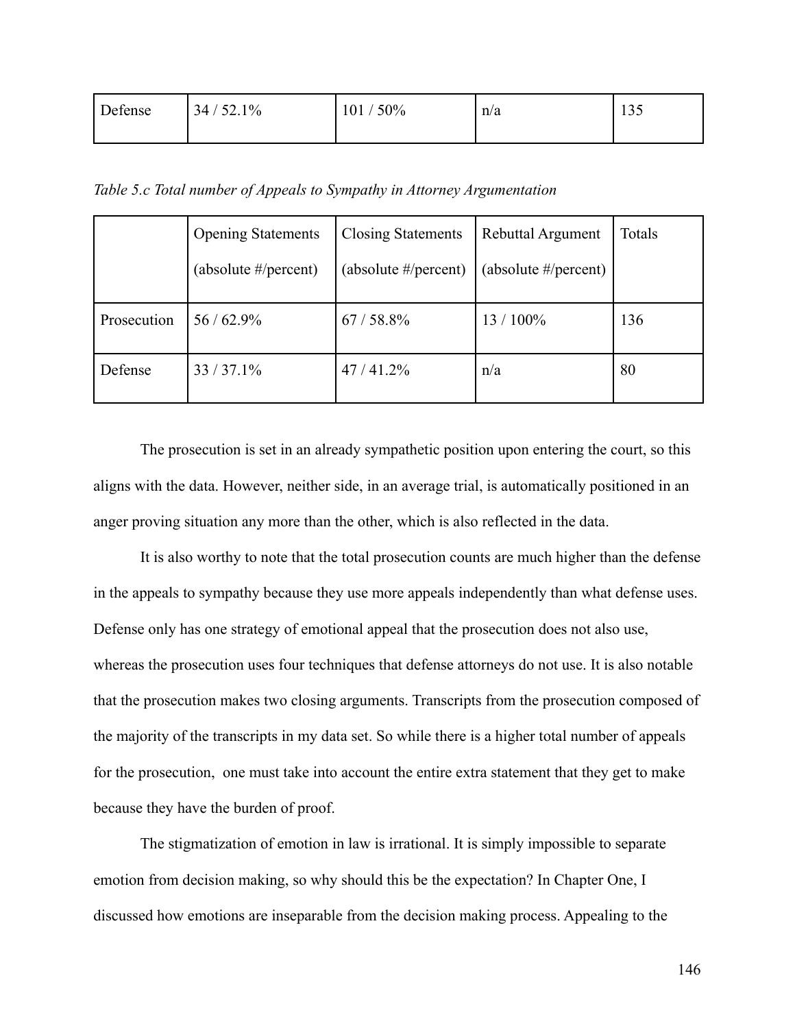| Defense | 34 / 52.1% | 101 / 50% | n/a | 135 |
|---|---|---|---|---|

*Table 5.c Total number of Appeals to Sympathy in Attorney Argumentation*

| | Opening Statements (absolute #/percent) | Closing Statements (absolute #/percent) | Rebuttal Argument (absolute #/percent) | Totals |
|---|---|---|---|---|
| Prosecution | 56 / 62.9% | 67 / 58.8% | 13 / 100% | 136 |
| Defense | 33 / 37.1% | 47 / 41.2% | n/a | 80 |

The prosecution is set in an already sympathetic position upon entering the court, so this aligns with the data. However, neither side, in an average trial, is automatically positioned in an anger proving situation any more than the other, which is also reflected in the data.

It is also worthy to note that the total prosecution counts are much higher than the defense in the appeals to sympathy because they use more appeals independently than what defense uses. Defense only has one strategy of emotional appeal that the prosecution does not also use, whereas the prosecution uses four techniques that defense attorneys do not use. It is also notable that the prosecution makes two closing arguments. Transcripts from the prosecution composed of the majority of the transcripts in my data set. So while there is a higher total number of appeals for the prosecution, one must take into account the entire extra statement that they get to make because they have the burden of proof.

The stigmatization of emotion in law is irrational. It is simply impossible to separate emotion from decision making, so why should this be the expectation? In Chapter One, I discussed how emotions are inseparable from the decision making process. Appealing to the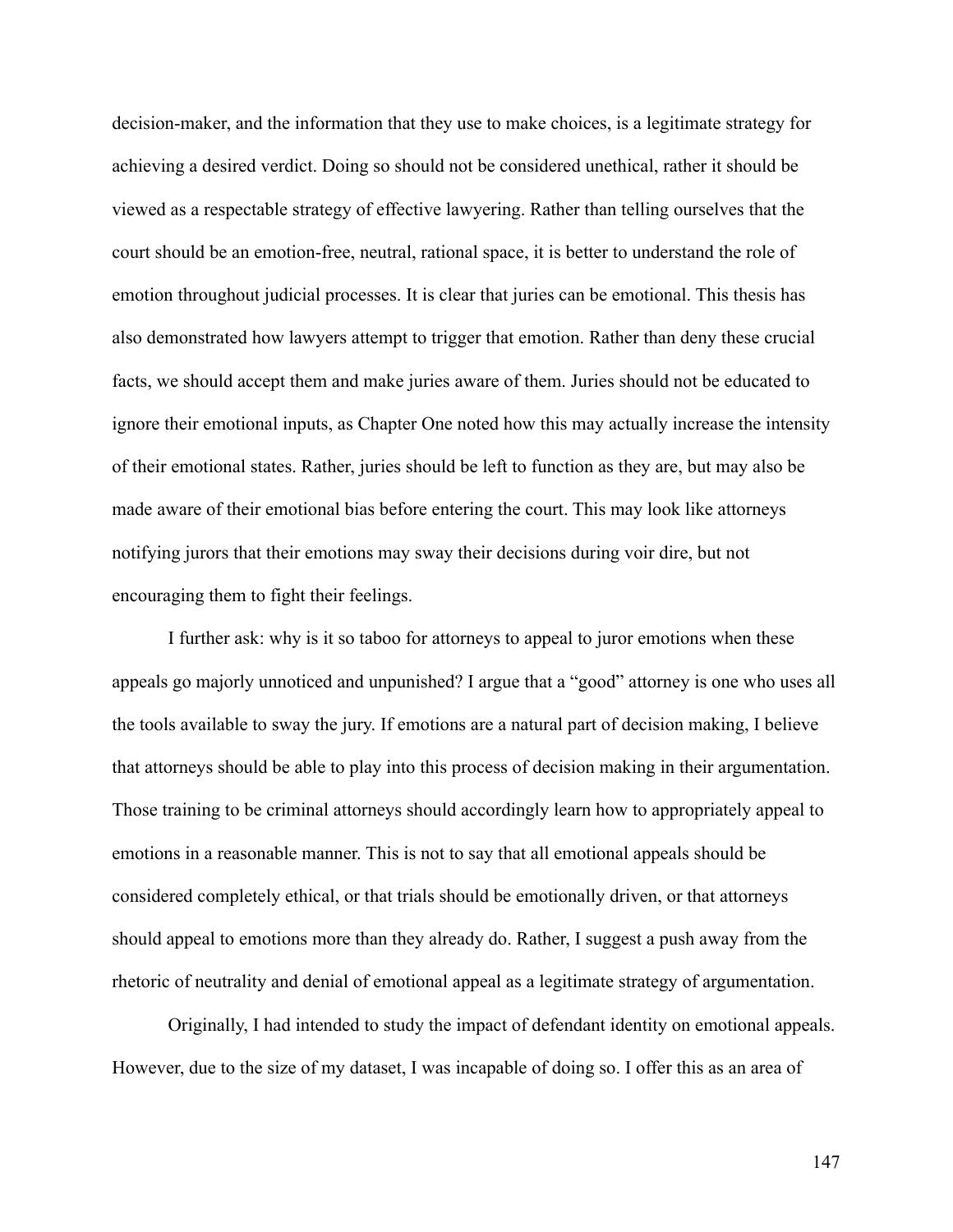decision-maker, and the information that they use to make choices, is a legitimate strategy for achieving a desired verdict. Doing so should not be considered unethical, rather it should be viewed as a respectable strategy of effective lawyering. Rather than telling ourselves that the court should be an emotion-free, neutral, rational space, it is better to understand the role of emotion throughout judicial processes. It is clear that juries can be emotional. This thesis has also demonstrated how lawyers attempt to trigger that emotion. Rather than deny these crucial facts, we should accept them and make juries aware of them. Juries should not be educated to ignore their emotional inputs, as Chapter One noted how this may actually increase the intensity of their emotional states. Rather, juries should be left to function as they are, but may also be made aware of their emotional bias before entering the court. This may look like attorneys notifying jurors that their emotions may sway their decisions during voir dire, but not encouraging them to fight their feelings.

I further ask: why is it so taboo for attorneys to appeal to juror emotions when these appeals go majorly unnoticed and unpunished? I argue that a "good" attorney is one who uses all the tools available to sway the jury. If emotions are a natural part of decision making, I believe that attorneys should be able to play into this process of decision making in their argumentation. Those training to be criminal attorneys should accordingly learn how to appropriately appeal to emotions in a reasonable manner. This is not to say that all emotional appeals should be considered completely ethical, or that trials should be emotionally driven, or that attorneys should appeal to emotions more than they already do. Rather, I suggest a push away from the rhetoric of neutrality and denial of emotional appeal as a legitimate strategy of argumentation.

Originally, I had intended to study the impact of defendant identity on emotional appeals. However, due to the size of my dataset, I was incapable of doing so. I offer this as an area of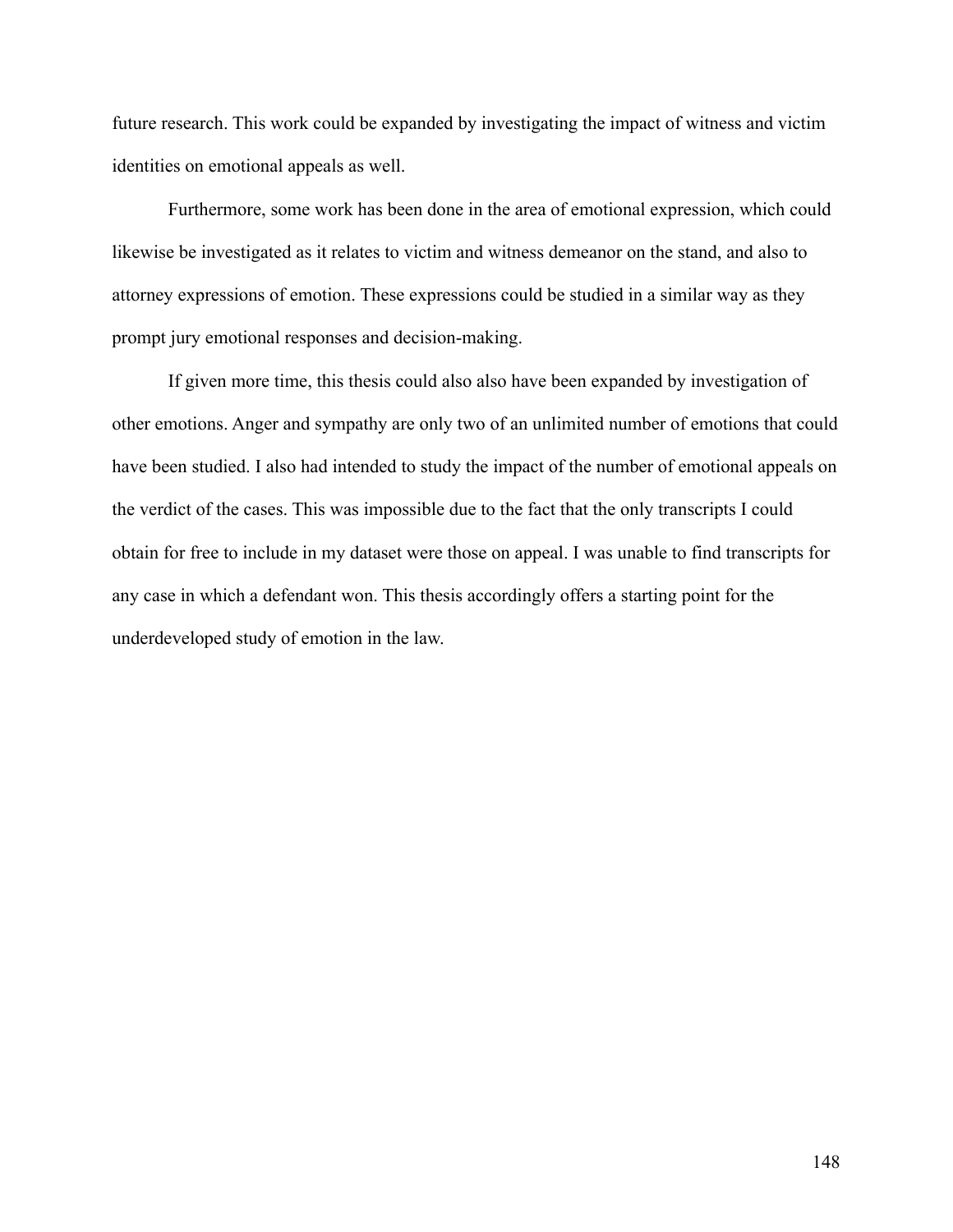future research. This work could be expanded by investigating the impact of witness and victim identities on emotional appeals as well.

Furthermore, some work has been done in the area of emotional expression, which could likewise be investigated as it relates to victim and witness demeanor on the stand, and also to attorney expressions of emotion. These expressions could be studied in a similar way as they prompt jury emotional responses and decision-making.

If given more time, this thesis could also also have been expanded by investigation of other emotions. Anger and sympathy are only two of an unlimited number of emotions that could have been studied. I also had intended to study the impact of the number of emotional appeals on the verdict of the cases. This was impossible due to the fact that the only transcripts I could obtain for free to include in my dataset were those on appeal. I was unable to find transcripts for any case in which a defendant won. This thesis accordingly offers a starting point for the underdeveloped study of emotion in the law.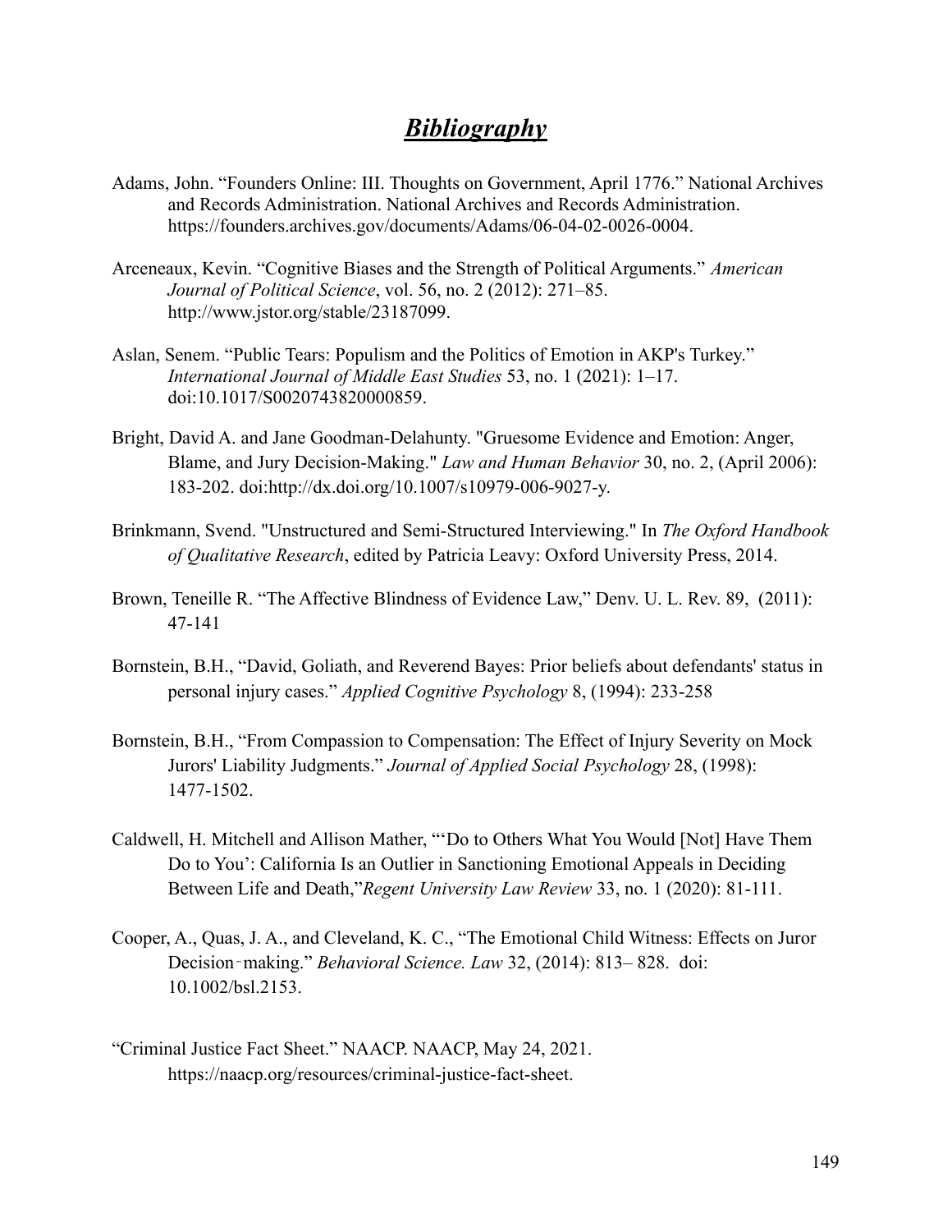# ***Bibliography***

Adams, John. "Founders Online: III. Thoughts on Government, April 1776." National Archives and Records Administration. National Archives and Records Administration. https://founders.archives.gov/documents/Adams/06-04-02-0026-0004.

Arceneaux, Kevin. "Cognitive Biases and the Strength of Political Arguments." *American Journal of Political Science*, vol. 56, no. 2 (2012): 271–85. http://www.jstor.org/stable/23187099.

Aslan, Senem. "Public Tears: Populism and the Politics of Emotion in AKP's Turkey." *International Journal of Middle East Studies* 53, no. 1 (2021): 1–17. doi:10.1017/S0020743820000859.

Bright, David A. and Jane Goodman-Delahunty. "Gruesome Evidence and Emotion: Anger, Blame, and Jury Decision-Making." *Law and Human Behavior* 30, no. 2, (April 2006): 183-202. doi:http://dx.doi.org/10.1007/s10979-006-9027-y.

Brinkmann, Svend. "Unstructured and Semi-Structured Interviewing." In *The Oxford Handbook of Qualitative Research*, edited by Patricia Leavy: Oxford University Press, 2014.

Brown, Teneille R. "The Affective Blindness of Evidence Law," Denv. U. L. Rev. 89, (2011): 47-141

Bornstein, B.H., "David, Goliath, and Reverend Bayes: Prior beliefs about defendants' status in personal injury cases." *Applied Cognitive Psychology* 8, (1994): 233-258

Bornstein, B.H., "From Compassion to Compensation: The Effect of Injury Severity on Mock Jurors' Liability Judgments." *Journal of Applied Social Psychology* 28, (1998): 1477-1502.

Caldwell, H. Mitchell and Allison Mather, "'Do to Others What You Would [Not] Have Them Do to You': California Is an Outlier in Sanctioning Emotional Appeals in Deciding Between Life and Death,"*Regent University Law Review* 33, no. 1 (2020): 81-111.

Cooper, A., Quas, J. A., and Cleveland, K. C., "The Emotional Child Witness: Effects on Juror Decision‐making." *Behavioral Science. Law* 32, (2014): 813– 828. doi: 10.1002/bsl.2153.

"Criminal Justice Fact Sheet." NAACP. NAACP, May 24, 2021. https://naacp.org/resources/criminal-justice-fact-sheet.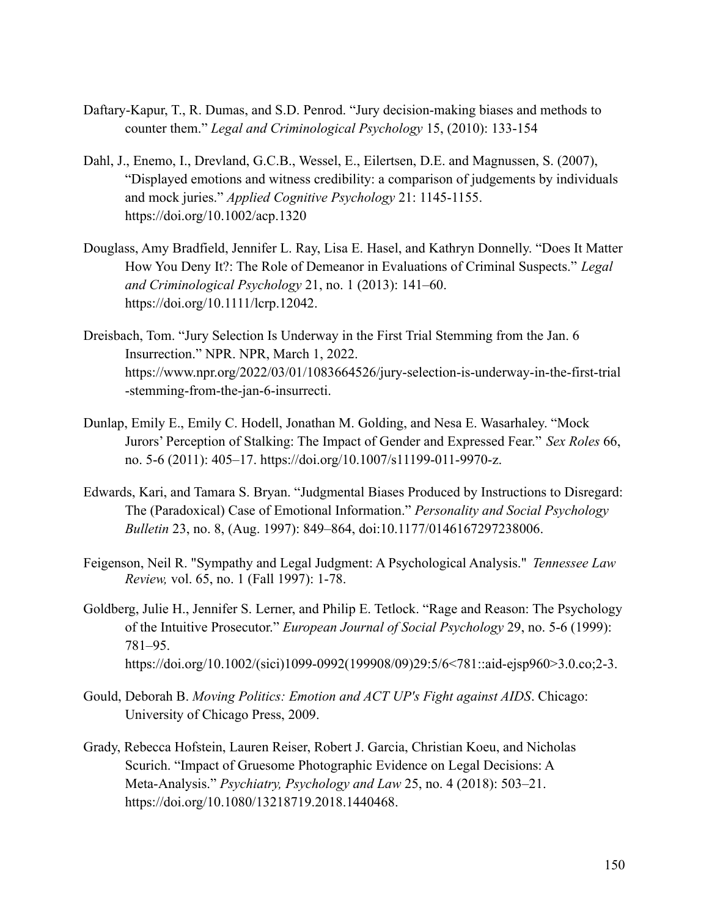Daftary-Kapur, T., R. Dumas, and S.D. Penrod. "Jury decision-making biases and methods to counter them." *Legal and Criminological Psychology* 15, (2010): 133-154

Dahl, J., Enemo, I., Drevland, G.C.B., Wessel, E., Eilertsen, D.E. and Magnussen, S. (2007), "Displayed emotions and witness credibility: a comparison of judgements by individuals and mock juries." *Applied Cognitive Psychology* 21: 1145-1155. https://doi.org/10.1002/acp.1320

Douglass, Amy Bradfield, Jennifer L. Ray, Lisa E. Hasel, and Kathryn Donnelly. "Does It Matter How You Deny It?: The Role of Demeanor in Evaluations of Criminal Suspects." *Legal and Criminological Psychology* 21, no. 1 (2013): 141–60. https://doi.org/10.1111/lcrp.12042.

Dreisbach, Tom. "Jury Selection Is Underway in the First Trial Stemming from the Jan. 6 Insurrection." NPR. NPR, March 1, 2022. https://www.npr.org/2022/03/01/1083664526/jury-selection-is-underway-in-the-first-trial-stemming-from-the-jan-6-insurrecti.

Dunlap, Emily E., Emily C. Hodell, Jonathan M. Golding, and Nesa E. Wasarhaley. "Mock Jurors' Perception of Stalking: The Impact of Gender and Expressed Fear." *Sex Roles* 66, no. 5-6 (2011): 405–17. https://doi.org/10.1007/s11199-011-9970-z.

Edwards, Kari, and Tamara S. Bryan. "Judgmental Biases Produced by Instructions to Disregard: The (Paradoxical) Case of Emotional Information." *Personality and Social Psychology Bulletin* 23, no. 8, (Aug. 1997): 849–864, doi:10.1177/0146167297238006.

Feigenson, Neil R. "Sympathy and Legal Judgment: A Psychological Analysis." *Tennessee Law Review,* vol. 65, no. 1 (Fall 1997): 1-78.

Goldberg, Julie H., Jennifer S. Lerner, and Philip E. Tetlock. "Rage and Reason: The Psychology of the Intuitive Prosecutor." *European Journal of Social Psychology* 29, no. 5-6 (1999): 781–95. https://doi.org/10.1002/(sici)1099-0992(199908/09)29:5/6<781::aid-ejsp960>3.0.co;2-3.

Gould, Deborah B. *Moving Politics: Emotion and ACT UP's Fight against AIDS*. Chicago: University of Chicago Press, 2009.

Grady, Rebecca Hofstein, Lauren Reiser, Robert J. Garcia, Christian Koeu, and Nicholas Scurich. "Impact of Gruesome Photographic Evidence on Legal Decisions: A Meta-Analysis." *Psychiatry, Psychology and Law* 25, no. 4 (2018): 503–21. https://doi.org/10.1080/13218719.2018.1440468.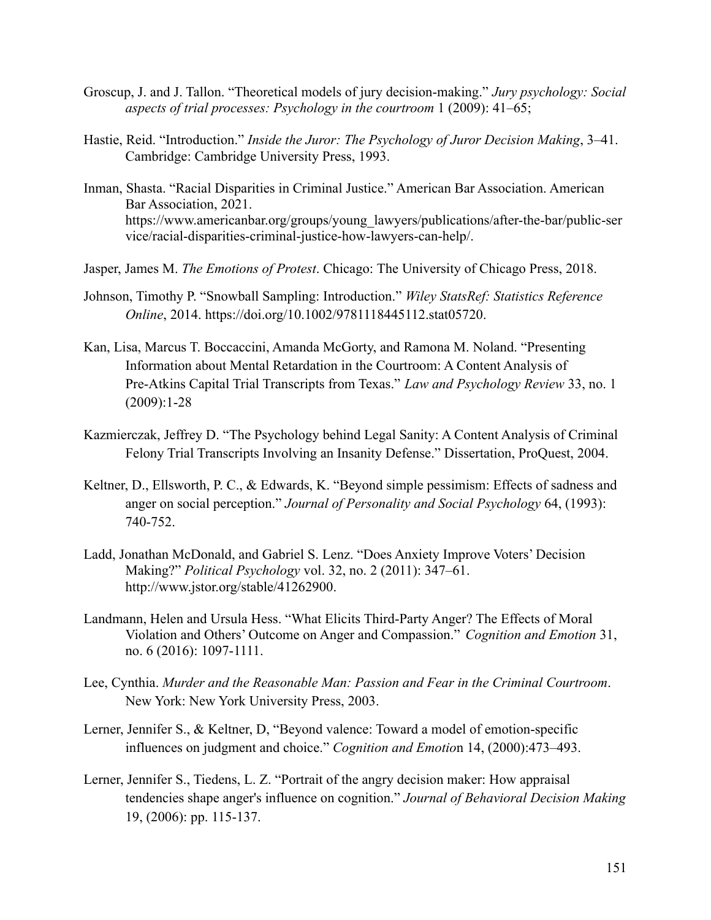Groscup, J. and J. Tallon. "Theoretical models of jury decision-making." *Jury psychology: Social aspects of trial processes: Psychology in the courtroom* 1 (2009): 41–65;

Hastie, Reid. "Introduction." *Inside the Juror: The Psychology of Juror Decision Making*, 3–41. Cambridge: Cambridge University Press, 1993.

Inman, Shasta. "Racial Disparities in Criminal Justice." American Bar Association. American Bar Association, 2021. https://www.americanbar.org/groups/young_lawyers/publications/after-the-bar/public-service/racial-disparities-criminal-justice-how-lawyers-can-help/.

Jasper, James M. *The Emotions of Protest*. Chicago: The University of Chicago Press, 2018.

Johnson, Timothy P. "Snowball Sampling: Introduction." *Wiley StatsRef: Statistics Reference Online*, 2014. https://doi.org/10.1002/9781118445112.stat05720.

Kan, Lisa, Marcus T. Boccaccini, Amanda McGorty, and Ramona M. Noland. "Presenting Information about Mental Retardation in the Courtroom: A Content Analysis of Pre-Atkins Capital Trial Transcripts from Texas." *Law and Psychology Review* 33, no. 1 (2009):1-28

Kazmierczak, Jeffrey D. "The Psychology behind Legal Sanity: A Content Analysis of Criminal Felony Trial Transcripts Involving an Insanity Defense." Dissertation, ProQuest, 2004.

Keltner, D., Ellsworth, P. C., & Edwards, K. "Beyond simple pessimism: Effects of sadness and anger on social perception." *Journal of Personality and Social Psychology* 64, (1993): 740-752.

Ladd, Jonathan McDonald, and Gabriel S. Lenz. "Does Anxiety Improve Voters' Decision Making?" *Political Psychology* vol. 32, no. 2 (2011): 347–61. http://www.jstor.org/stable/41262900.

Landmann, Helen and Ursula Hess. "What Elicits Third-Party Anger? The Effects of Moral Violation and Others' Outcome on Anger and Compassion." *Cognition and Emotion* 31, no. 6 (2016): 1097-1111.

Lee, Cynthia. *Murder and the Reasonable Man: Passion and Fear in the Criminal Courtroom*. New York: New York University Press, 2003.

Lerner, Jennifer S., & Keltner, D, "Beyond valence: Toward a model of emotion-specific influences on judgment and choice." *Cognition and Emotio*n 14, (2000):473–493.

Lerner, Jennifer S., Tiedens, L. Z. "Portrait of the angry decision maker: How appraisal tendencies shape anger's influence on cognition." *Journal of Behavioral Decision Making* 19, (2006): pp. 115-137.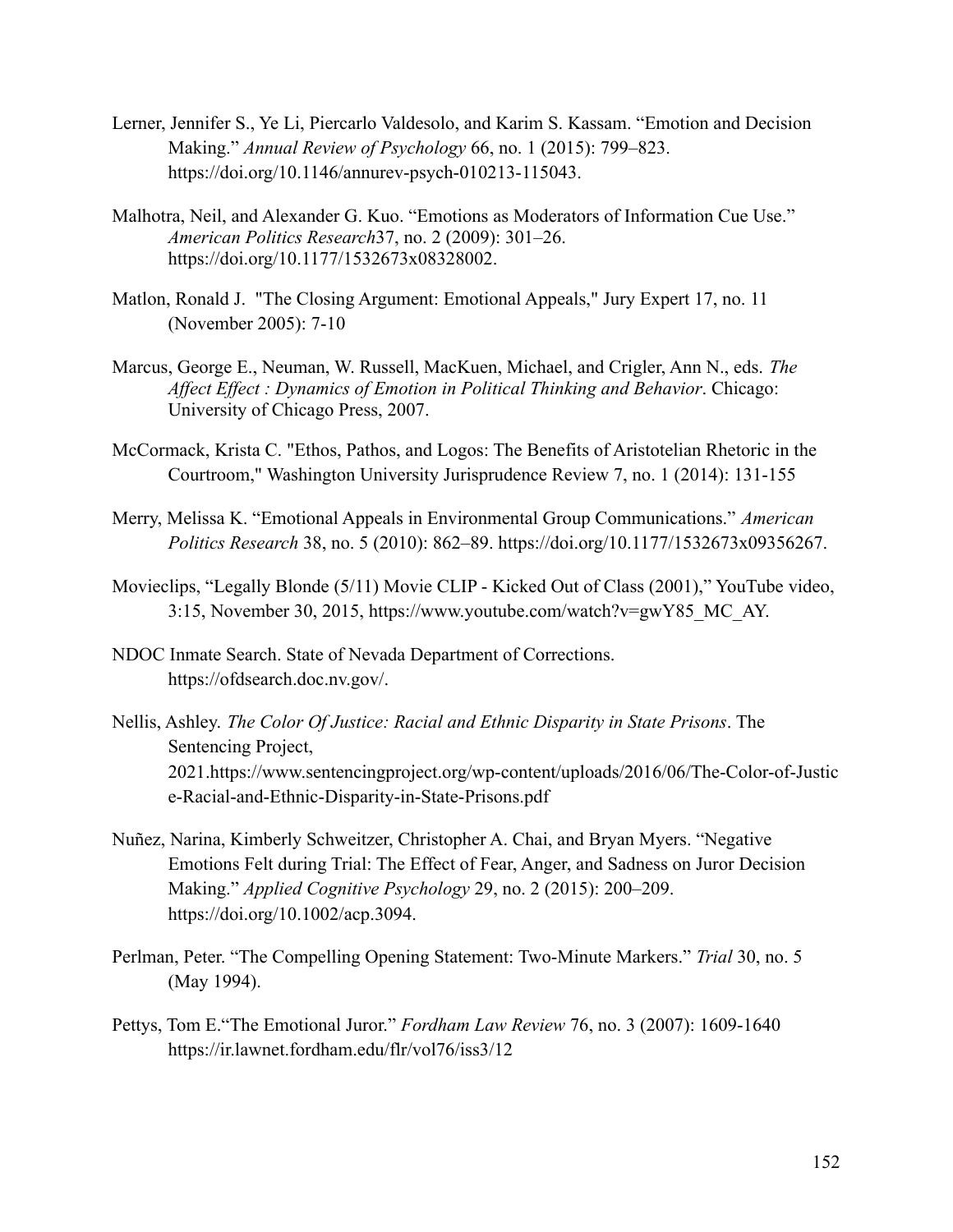Lerner, Jennifer S., Ye Li, Piercarlo Valdesolo, and Karim S. Kassam. "Emotion and Decision Making." *Annual Review of Psychology* 66, no. 1 (2015): 799–823. https://doi.org/10.1146/annurev-psych-010213-115043.

Malhotra, Neil, and Alexander G. Kuo. "Emotions as Moderators of Information Cue Use." *American Politics Research*37, no. 2 (2009): 301–26. https://doi.org/10.1177/1532673x08328002.

Matlon, Ronald J. "The Closing Argument: Emotional Appeals," Jury Expert 17, no. 11 (November 2005): 7-10

Marcus, George E., Neuman, W. Russell, MacKuen, Michael, and Crigler, Ann N., eds. *The Affect Effect : Dynamics of Emotion in Political Thinking and Behavior*. Chicago: University of Chicago Press, 2007.

McCormack, Krista C. "Ethos, Pathos, and Logos: The Benefits of Aristotelian Rhetoric in the Courtroom," Washington University Jurisprudence Review 7, no. 1 (2014): 131-155

Merry, Melissa K. "Emotional Appeals in Environmental Group Communications." *American Politics Research* 38, no. 5 (2010): 862–89. https://doi.org/10.1177/1532673x09356267.

Movieclips, "Legally Blonde (5/11) Movie CLIP - Kicked Out of Class (2001)," YouTube video, 3:15, November 30, 2015, https://www.youtube.com/watch?v=gwY85_MC_AY.

NDOC Inmate Search. State of Nevada Department of Corrections. https://ofdsearch.doc.nv.gov/.

Nellis, Ashley. *The Color Of Justice: Racial and Ethnic Disparity in State Prisons*. The Sentencing Project, 2021.https://www.sentencingproject.org/wp-content/uploads/2016/06/The-Color-of-Justice-Racial-and-Ethnic-Disparity-in-State-Prisons.pdf

Nuñez, Narina, Kimberly Schweitzer, Christopher A. Chai, and Bryan Myers. "Negative Emotions Felt during Trial: The Effect of Fear, Anger, and Sadness on Juror Decision Making." *Applied Cognitive Psychology* 29, no. 2 (2015): 200–209. https://doi.org/10.1002/acp.3094.

Perlman, Peter. "The Compelling Opening Statement: Two-Minute Markers." *Trial* 30, no. 5 (May 1994).

Pettys, Tom E."The Emotional Juror." *Fordham Law Review* 76, no. 3 (2007): 1609-1640 https://ir.lawnet.fordham.edu/flr/vol76/iss3/12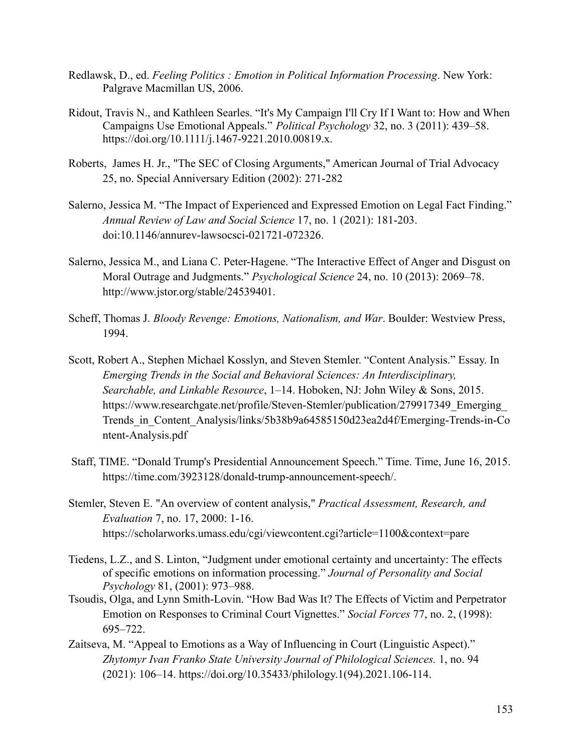Redlawsk, D., ed. *Feeling Politics : Emotion in Political Information Processing*. New York: Palgrave Macmillan US, 2006.

Ridout, Travis N., and Kathleen Searles. "It's My Campaign I'll Cry If I Want to: How and When Campaigns Use Emotional Appeals." *Political Psychology* 32, no. 3 (2011): 439–58. https://doi.org/10.1111/j.1467-9221.2010.00819.x.

Roberts, James H. Jr., "The SEC of Closing Arguments," American Journal of Trial Advocacy 25, no. Special Anniversary Edition (2002): 271-282

Salerno, Jessica M. "The Impact of Experienced and Expressed Emotion on Legal Fact Finding." *Annual Review of Law and Social Science* 17, no. 1 (2021): 181-203. doi:10.1146/annurev-lawsocsci-021721-072326.

Salerno, Jessica M., and Liana C. Peter-Hagene. "The Interactive Effect of Anger and Disgust on Moral Outrage and Judgments." *Psychological Science* 24, no. 10 (2013): 2069–78. http://www.jstor.org/stable/24539401.

Scheff, Thomas J. *Bloody Revenge: Emotions, Nationalism, and War*. Boulder: Westview Press, 1994.

Scott, Robert A., Stephen Michael Kosslyn, and Steven Stemler. "Content Analysis." Essay. In *Emerging Trends in the Social and Behavioral Sciences: An Interdisciplinary, Searchable, and Linkable Resource*, 1–14. Hoboken, NJ: John Wiley & Sons, 2015. https://www.researchgate.net/profile/Steven-Stemler/publication/279917349_Emerging_Trends_in_Content_Analysis/links/5b38b9a64585150d23ea2d4f/Emerging-Trends-in-Content-Analysis.pdf

Staff, TIME. "Donald Trump's Presidential Announcement Speech." Time. Time, June 16, 2015. https://time.com/3923128/donald-trump-announcement-speech/.

Stemler, Steven E. "An overview of content analysis," *Practical Assessment, Research, and Evaluation* 7, no. 17, 2000: 1-16. https://scholarworks.umass.edu/cgi/viewcontent.cgi?article=1100&context=pare

Tiedens, L.Z., and S. Linton, "Judgment under emotional certainty and uncertainty: The effects of specific emotions on information processing." *Journal of Personality and Social Psychology* 81, (2001): 973–988.

Tsoudis, Olga, and Lynn Smith-Lovin. "How Bad Was It? The Effects of Victim and Perpetrator Emotion on Responses to Criminal Court Vignettes." *Social Forces* 77, no. 2, (1998): 695–722.

Zaitseva, M. "Appeal to Emotions as a Way of Influencing in Court (Linguistic Aspect)." *Zhytomyr Ivan Franko State University Journal of Philological Sciences.* 1, no. 94 (2021): 106–14. https://doi.org/10.35433/philology.1(94).2021.106-114.